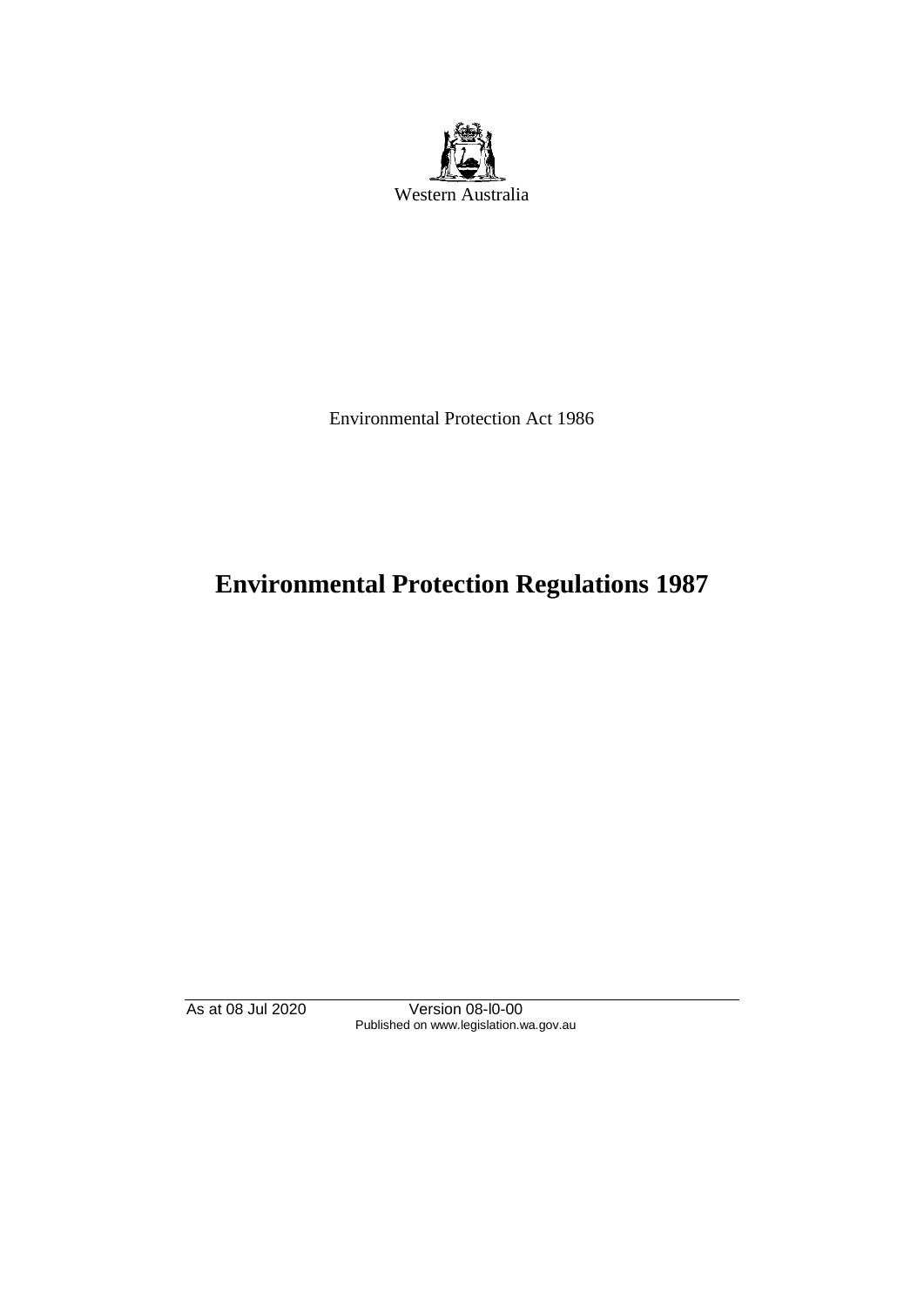Western Australia

Environmental Protection Act 1986

# Environmental Protection Regulations 1987

As at 08 Jul 2020 Version 08-l0-00
Published on www.legislation.wa.gov.au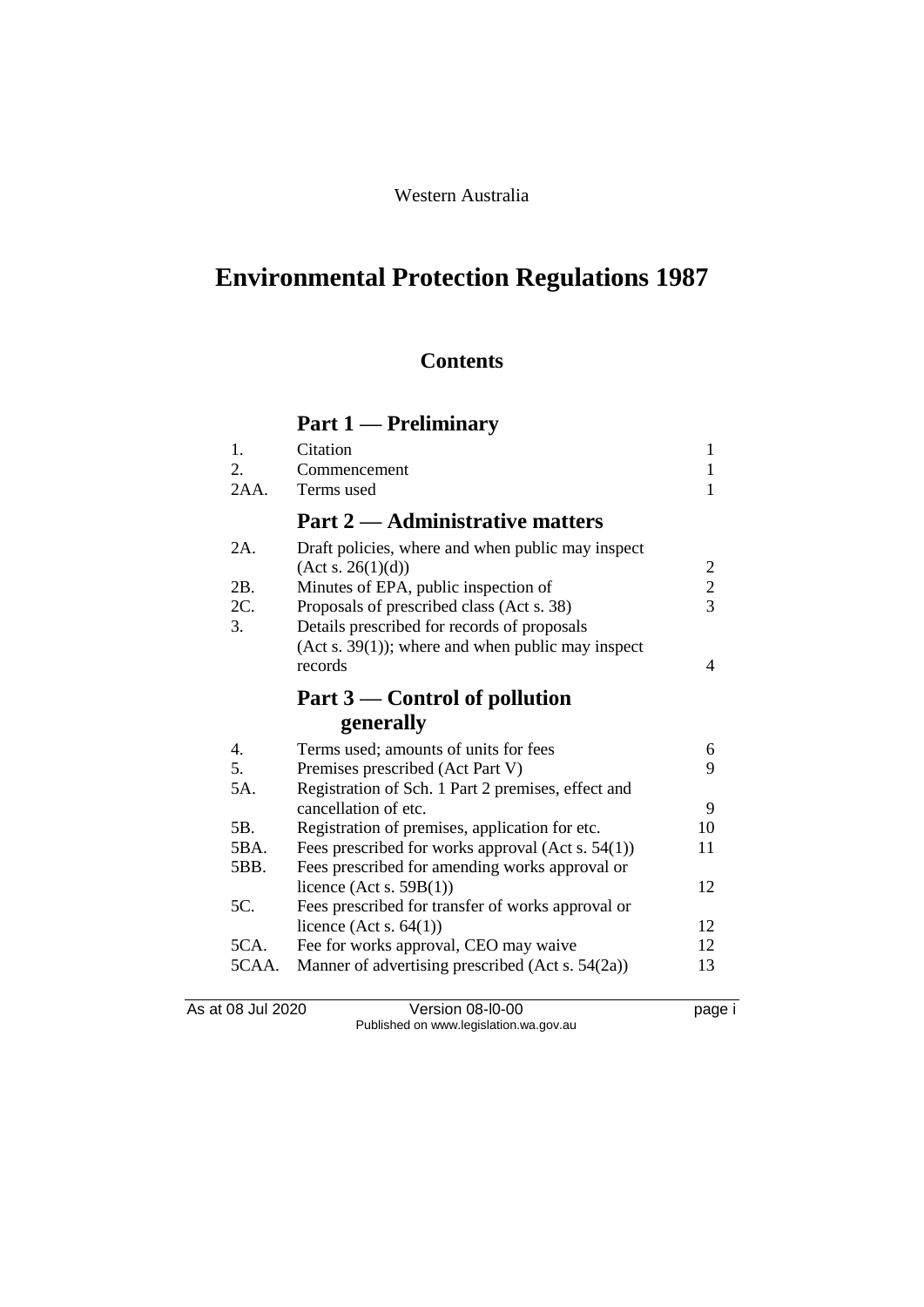Western Australia

# Environmental Protection Regulations 1987

## Contents

## Part 1 — Preliminary

| | | |
|---|---|---|
| 1. | Citation | 1 |
| 2. | Commencement | 1 |
| 2AA. | Terms used | 1 |

## Part 2 — Administrative matters

| | | |
|---|---|---|
| 2A. | Draft policies, where and when public may inspect (Act s. 26(1)(d)) | 2 |
| 2B. | Minutes of EPA, public inspection of | 2 |
| 2C. | Proposals of prescribed class (Act s. 38) | 3 |
| 3. | Details prescribed for records of proposals (Act s. 39(1)); where and when public may inspect records | 4 |

## Part 3 — Control of pollution generally

| | | |
|---|---|---|
| 4. | Terms used; amounts of units for fees | 6 |
| 5. | Premises prescribed (Act Part V) | 9 |
| 5A. | Registration of Sch. 1 Part 2 premises, effect and cancellation of etc. | 9 |
| 5B. | Registration of premises, application for etc. | 10 |
| 5BA. | Fees prescribed for works approval (Act s. 54(1)) | 11 |
| 5BB. | Fees prescribed for amending works approval or licence (Act s. 59B(1)) | 12 |
| 5C. | Fees prescribed for transfer of works approval or licence (Act s. 64(1)) | 12 |
| 5CA. | Fee for works approval, CEO may waive | 12 |
| 5CAA. | Manner of advertising prescribed (Act s. 54(2a)) | 13 |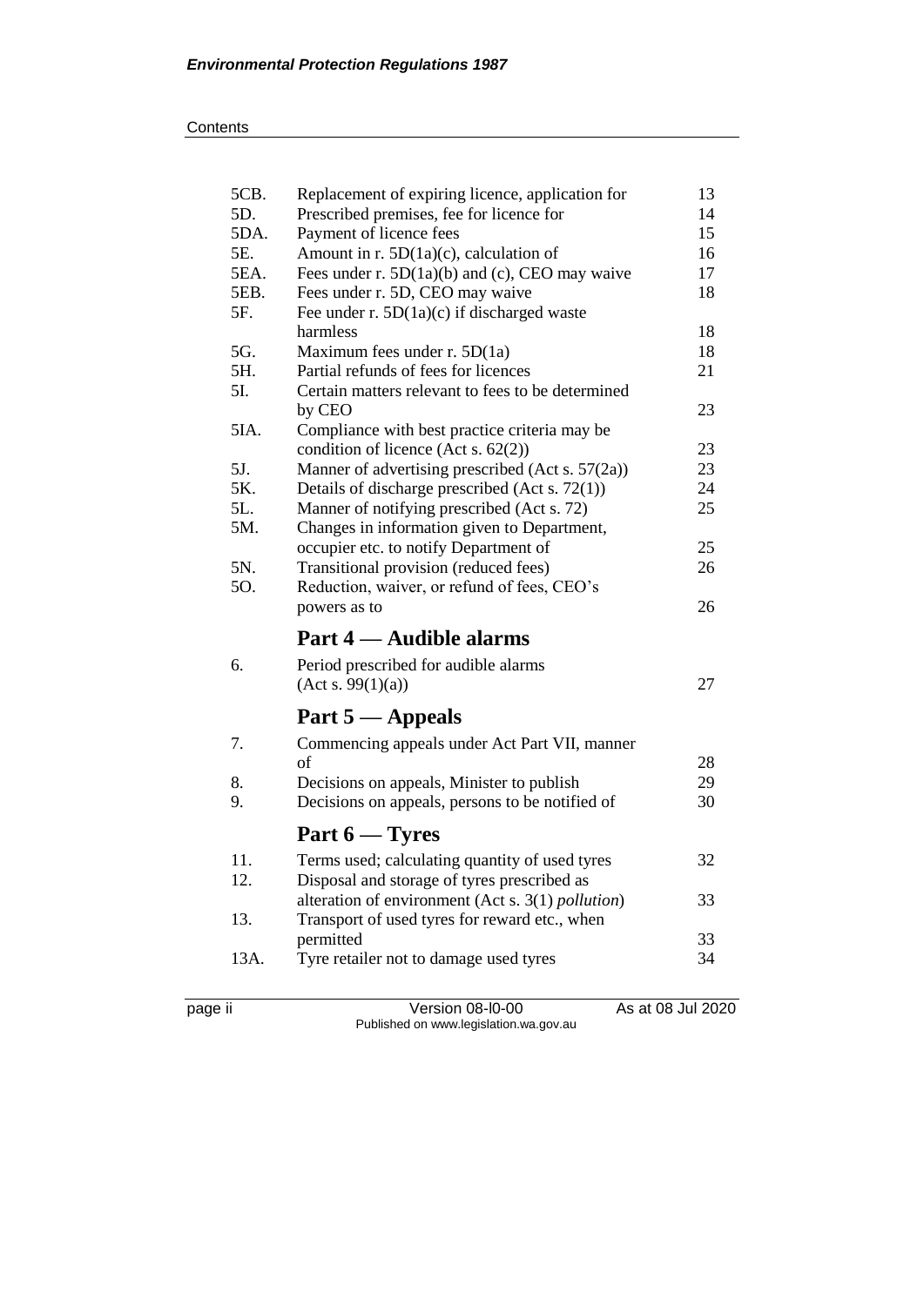| | | |
|---|---|---|
| 5CB. | Replacement of expiring licence, application for | 13 |
| 5D. | Prescribed premises, fee for licence for | 14 |
| 5DA. | Payment of licence fees | 15 |
| 5E. | Amount in r. 5D(1a)(c), calculation of | 16 |
| 5EA. | Fees under r. 5D(1a)(b) and (c), CEO may waive | 17 |
| 5EB. | Fees under r. 5D, CEO may waive | 18 |
| 5F. | Fee under r. 5D(1a)(c) if discharged waste harmless | 18 |
| 5G. | Maximum fees under r. 5D(1a) | 18 |
| 5H. | Partial refunds of fees for licences | 21 |
| 5I. | Certain matters relevant to fees to be determined by CEO | 23 |
| 5IA. | Compliance with best practice criteria may be condition of licence (Act s. 62(2)) | 23 |
| 5J. | Manner of advertising prescribed (Act s. 57(2a)) | 23 |
| 5K. | Details of discharge prescribed (Act s. 72(1)) | 24 |
| 5L. | Manner of notifying prescribed (Act s. 72) | 25 |
| 5M. | Changes in information given to Department, occupier etc. to notify Department of | 25 |
| 5N. | Transitional provision (reduced fees) | 26 |
| 5O. | Reduction, waiver, or refund of fees, CEO's powers as to | 26 |

## Part 4 — Audible alarms

| | | |
|---|---|---|
| 6. | Period prescribed for audible alarms (Act s. 99(1)(a)) | 27 |

## Part 5 — Appeals

| | | |
|---|---|---|
| 7. | Commencing appeals under Act Part VII, manner of | 28 |
| 8. | Decisions on appeals, Minister to publish | 29 |
| 9. | Decisions on appeals, persons to be notified of | 30 |

## Part 6 — Tyres

| | | |
|---|---|---|
| 11. | Terms used; calculating quantity of used tyres | 32 |
| 12. | Disposal and storage of tyres prescribed as alteration of environment (Act s. 3(1) *pollution*) | 33 |
| 13. | Transport of used tyres for reward etc., when permitted | 33 |
| 13A. | Tyre retailer not to damage used tyres | 34 |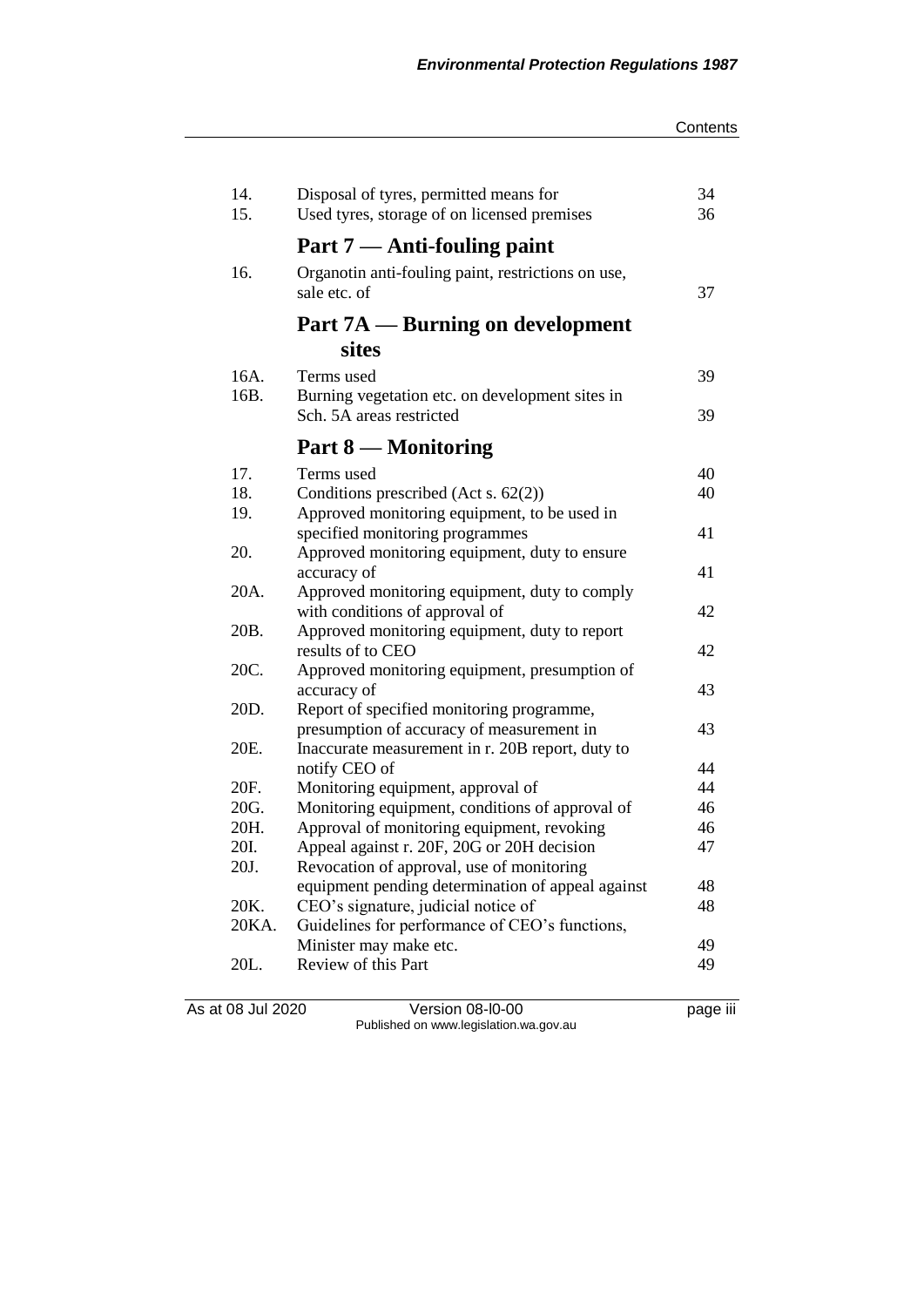| | | |
|---|---|---|
| 14. | Disposal of tyres, permitted means for | 34 |
| 15. | Used tyres, storage of on licensed premises | 36 |

## Part 7 — Anti-fouling paint

| | | |
|---|---|---|
| 16. | Organotin anti-fouling paint, restrictions on use, sale etc. of | 37 |

## Part 7A — Burning on development sites

| | | |
|---|---|---|
| 16A. | Terms used | 39 |
| 16B. | Burning vegetation etc. on development sites in Sch. 5A areas restricted | 39 |

## Part 8 — Monitoring

| | | |
|---|---|---|
| 17. | Terms used | 40 |
| 18. | Conditions prescribed (Act s. 62(2)) | 40 |
| 19. | Approved monitoring equipment, to be used in specified monitoring programmes | 41 |
| 20. | Approved monitoring equipment, duty to ensure accuracy of | 41 |
| 20A. | Approved monitoring equipment, duty to comply with conditions of approval of | 42 |
| 20B. | Approved monitoring equipment, duty to report results of to CEO | 42 |
| 20C. | Approved monitoring equipment, presumption of accuracy of | 43 |
| 20D. | Report of specified monitoring programme, presumption of accuracy of measurement in | 43 |
| 20E. | Inaccurate measurement in r. 20B report, duty to notify CEO of | 44 |
| 20F. | Monitoring equipment, approval of | 44 |
| 20G. | Monitoring equipment, conditions of approval of | 46 |
| 20H. | Approval of monitoring equipment, revoking | 46 |
| 20I. | Appeal against r. 20F, 20G or 20H decision | 47 |
| 20J. | Revocation of approval, use of monitoring equipment pending determination of appeal against | 48 |
| 20K. | CEO's signature, judicial notice of | 48 |
| 20KA. | Guidelines for performance of CEO's functions, Minister may make etc. | 49 |
| 20L. | Review of this Part | 49 |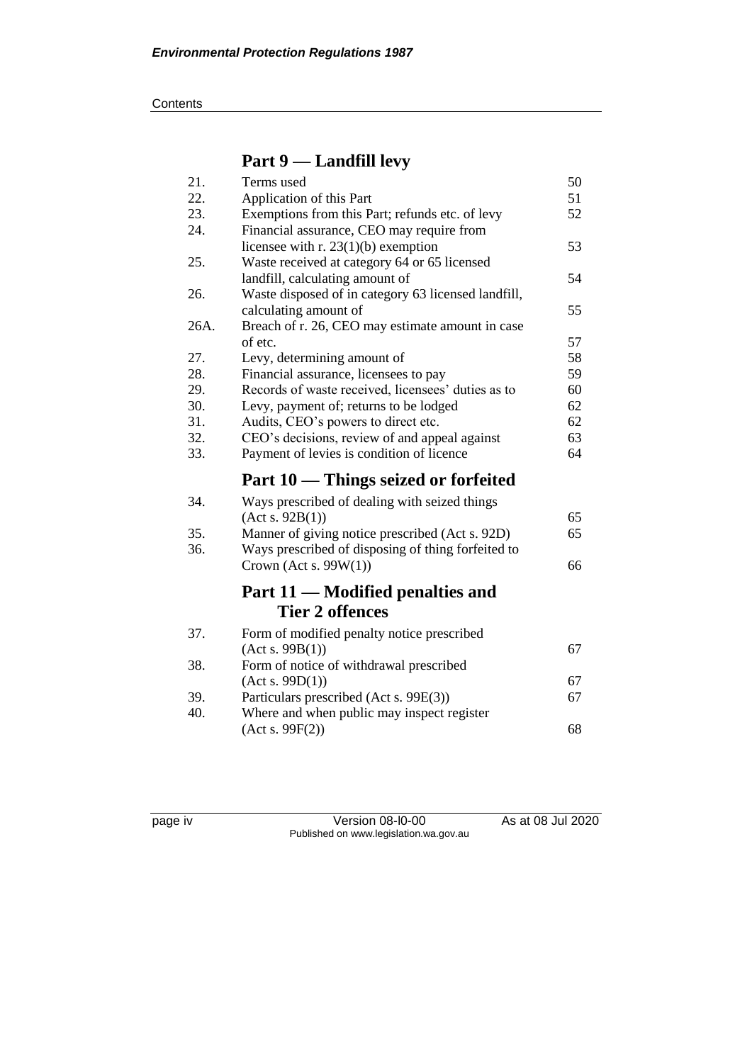## Part 9 — Landfill levy

| | | |
|---|---|---|
| 21. | Terms used | 50 |
| 22. | Application of this Part | 51 |
| 23. | Exemptions from this Part; refunds etc. of levy | 52 |
| 24. | Financial assurance, CEO may require from licensee with r. 23(1)(b) exemption | 53 |
| 25. | Waste received at category 64 or 65 licensed landfill, calculating amount of | 54 |
| 26. | Waste disposed of in category 63 licensed landfill, calculating amount of | 55 |
| 26A. | Breach of r. 26, CEO may estimate amount in case of etc. | 57 |
| 27. | Levy, determining amount of | 58 |
| 28. | Financial assurance, licensees to pay | 59 |
| 29. | Records of waste received, licensees' duties as to | 60 |
| 30. | Levy, payment of; returns to be lodged | 62 |
| 31. | Audits, CEO's powers to direct etc. | 62 |
| 32. | CEO's decisions, review of and appeal against | 63 |
| 33. | Payment of levies is condition of licence | 64 |

## Part 10 — Things seized or forfeited

| | | |
|---|---|---|
| 34. | Ways prescribed of dealing with seized things (Act s. 92B(1)) | 65 |
| 35. | Manner of giving notice prescribed (Act s. 92D) | 65 |
| 36. | Ways prescribed of disposing of thing forfeited to Crown (Act s. 99W(1)) | 66 |

## Part 11 — Modified penalties and Tier 2 offences

| | | |
|---|---|---|
| 37. | Form of modified penalty notice prescribed (Act s. 99B(1)) | 67 |
| 38. | Form of notice of withdrawal prescribed (Act s. 99D(1)) | 67 |
| 39. | Particulars prescribed (Act s. 99E(3)) | 67 |
| 40. | Where and when public may inspect register (Act s. 99F(2)) | 68 |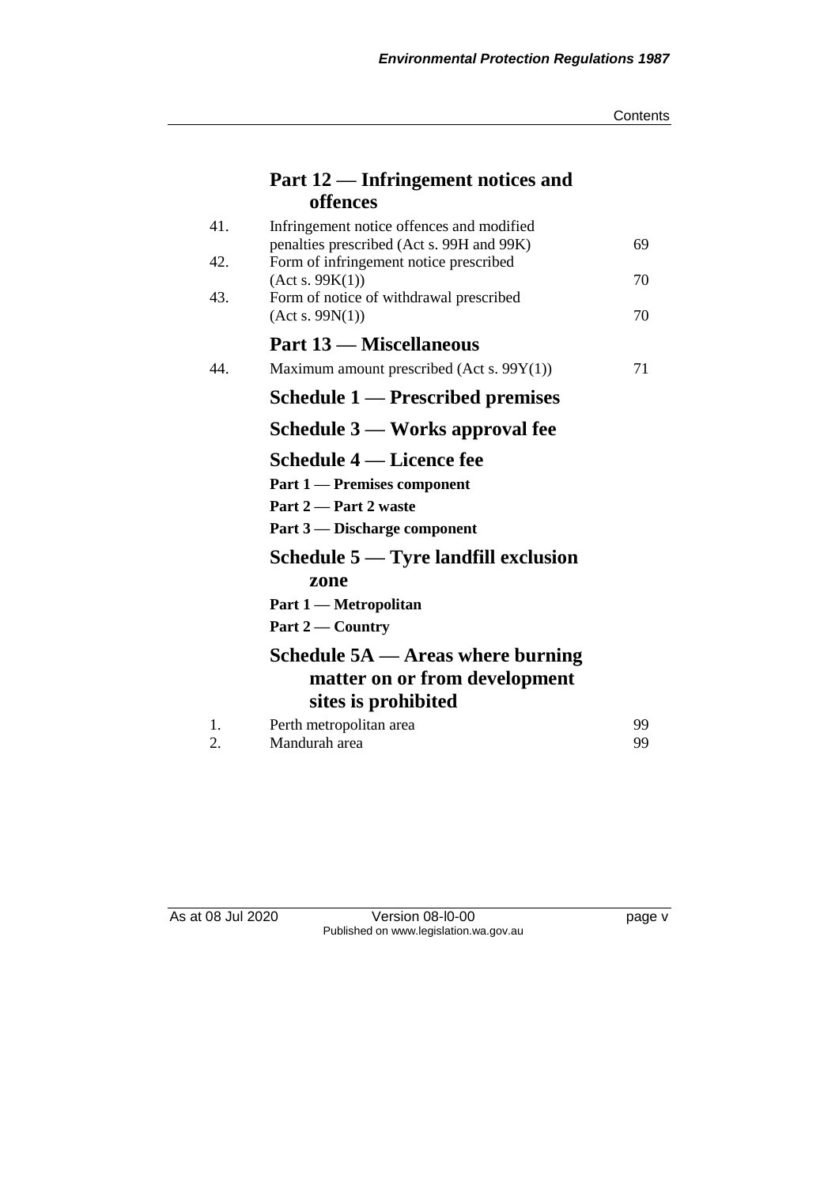## Part 12 — Infringement notices and offences

| | | |
|---|---|---|
| 41. | Infringement notice offences and modified penalties prescribed (Act s. 99H and 99K) | 69 |
| 42. | Form of infringement notice prescribed (Act s. 99K(1)) | 70 |
| 43. | Form of notice of withdrawal prescribed (Act s. 99N(1)) | 70 |

## Part 13 — Miscellaneous

| | | |
|---|---|---|
| 44. | Maximum amount prescribed (Act s. 99Y(1)) | 71 |

## Schedule 1 — Prescribed premises

## Schedule 3 — Works approval fee

## Schedule 4 — Licence fee

**Part 1 — Premises component**

**Part 2 — Part 2 waste**

**Part 3 — Discharge component**

## Schedule 5 — Tyre landfill exclusion zone

**Part 1 — Metropolitan**

**Part 2 — Country**

## Schedule 5A — Areas where burning matter on or from development sites is prohibited

| | | |
|---|---|---|
| 1. | Perth metropolitan area | 99 |
| 2. | Mandurah area | 99 |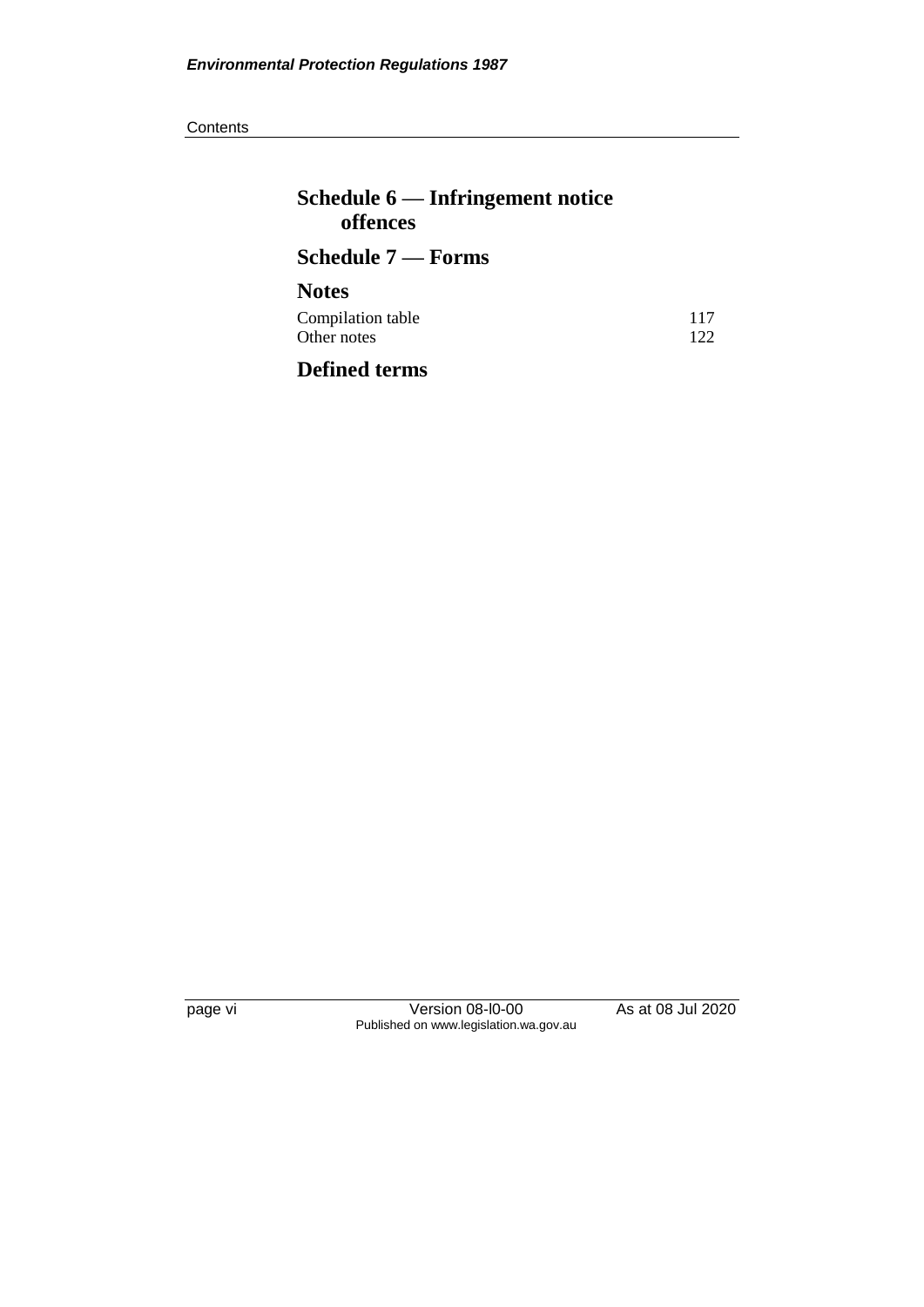## Schedule 6 — Infringement notice offences

## Schedule 7 — Forms

## Notes

| | |
|---|---|
| Compilation table | 117 |
| Other notes | 122 |

## Defined terms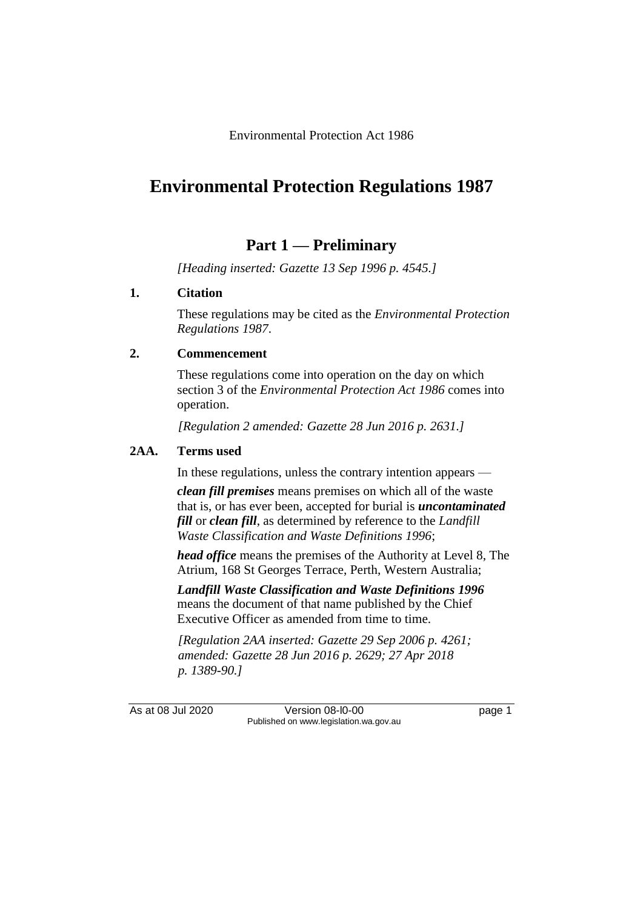Environmental Protection Act 1986

# Environmental Protection Regulations 1987

## Part 1 — Preliminary

*[Heading inserted: Gazette 13 Sep 1996 p. 4545.]*

### 1. Citation

These regulations may be cited as the *Environmental Protection Regulations 1987*.

### 2. Commencement

These regulations come into operation on the day on which section 3 of the *Environmental Protection Act 1986* comes into operation.

*[Regulation 2 amended: Gazette 28 Jun 2016 p. 2631.]*

### 2AA. Terms used

In these regulations, unless the contrary intention appears —

***clean fill premises*** means premises on which all of the waste that is, or has ever been, accepted for burial is ***uncontaminated fill*** or ***clean fill***, as determined by reference to the *Landfill Waste Classification and Waste Definitions 1996*;

***head office*** means the premises of the Authority at Level 8, The Atrium, 168 St Georges Terrace, Perth, Western Australia;

***Landfill Waste Classification and Waste Definitions 1996*** means the document of that name published by the Chief Executive Officer as amended from time to time.

*[Regulation 2AA inserted: Gazette 29 Sep 2006 p. 4261; amended: Gazette 28 Jun 2016 p. 2629; 27 Apr 2018 p. 1389-90.]*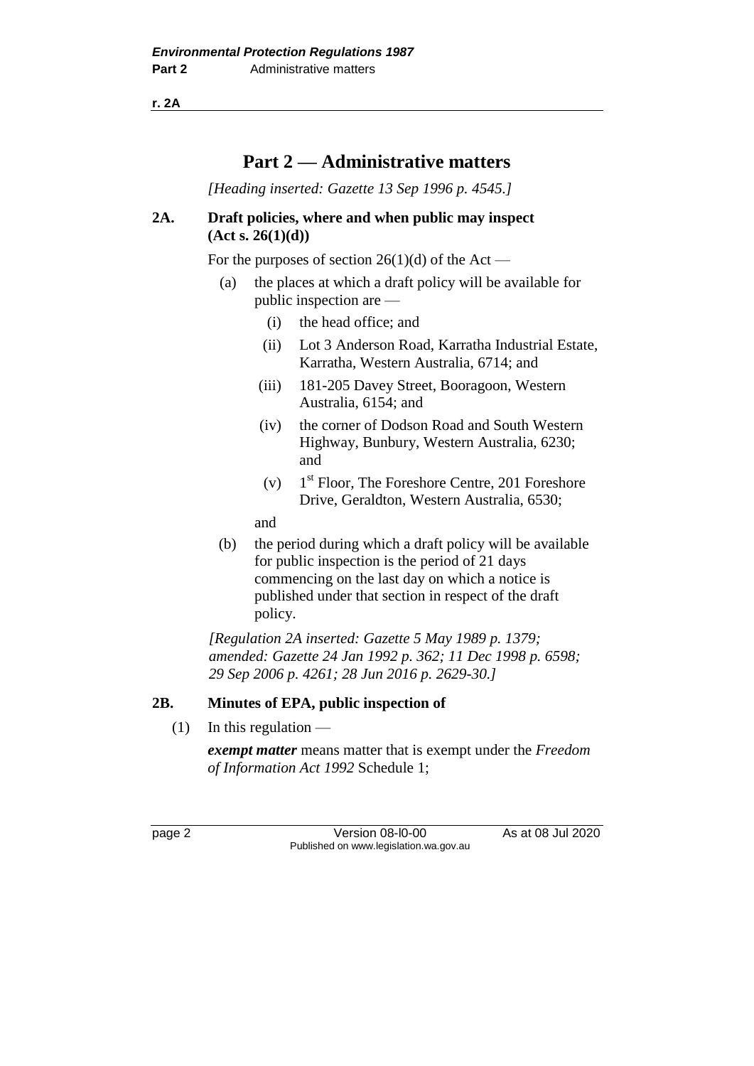# Part 2 — Administrative matters

*[Heading inserted: Gazette 13 Sep 1996 p. 4545.]*

### 2A. Draft policies, where and when public may inspect (Act s. 26(1)(d))

For the purposes of section 26(1)(d) of the Act —

(a) the places at which a draft policy will be available for public inspection are —

  (i) the head office; and

  (ii) Lot 3 Anderson Road, Karratha Industrial Estate, Karratha, Western Australia, 6714; and

  (iii) 181-205 Davey Street, Booragoon, Western Australia, 6154; and

  (iv) the corner of Dodson Road and South Western Highway, Bunbury, Western Australia, 6230; and

  (v) 1st Floor, The Foreshore Centre, 201 Foreshore Drive, Geraldton, Western Australia, 6530;

and

(b) the period during which a draft policy will be available for public inspection is the period of 21 days commencing on the last day on which a notice is published under that section in respect of the draft policy.

*[Regulation 2A inserted: Gazette 5 May 1989 p. 1379; amended: Gazette 24 Jan 1992 p. 362; 11 Dec 1998 p. 6598; 29 Sep 2006 p. 4261; 28 Jun 2016 p. 2629-30.]*

### 2B. Minutes of EPA, public inspection of

(1) In this regulation —

***exempt matter*** means matter that is exempt under the *Freedom of Information Act 1992* Schedule 1;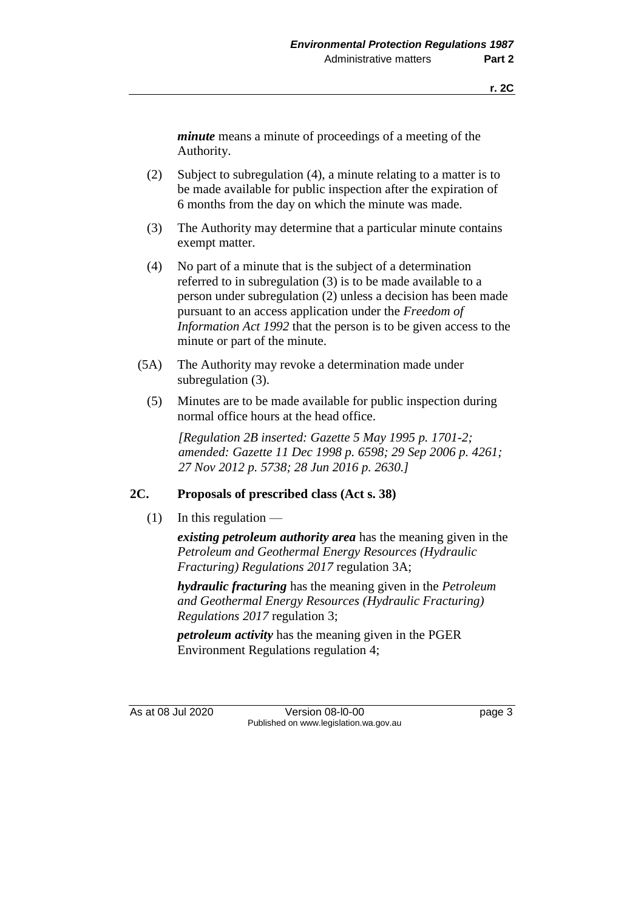***minute*** means a minute of proceedings of a meeting of the Authority.

(2) Subject to subregulation (4), a minute relating to a matter is to be made available for public inspection after the expiration of 6 months from the day on which the minute was made.

(3) The Authority may determine that a particular minute contains exempt matter.

(4) No part of a minute that is the subject of a determination referred to in subregulation (3) is to be made available to a person under subregulation (2) unless a decision has been made pursuant to an access application under the *Freedom of Information Act 1992* that the person is to be given access to the minute or part of the minute.

(5A) The Authority may revoke a determination made under subregulation (3).

(5) Minutes are to be made available for public inspection during normal office hours at the head office.

*[Regulation 2B inserted: Gazette 5 May 1995 p. 1701-2; amended: Gazette 11 Dec 1998 p. 6598; 29 Sep 2006 p. 4261; 27 Nov 2012 p. 5738; 28 Jun 2016 p. 2630.]*

## 2C. Proposals of prescribed class (Act s. 38)

(1) In this regulation —

***existing petroleum authority area*** has the meaning given in the *Petroleum and Geothermal Energy Resources (Hydraulic Fracturing) Regulations 2017* regulation 3A;

***hydraulic fracturing*** has the meaning given in the *Petroleum and Geothermal Energy Resources (Hydraulic Fracturing) Regulations 2017* regulation 3;

***petroleum activity*** has the meaning given in the PGER Environment Regulations regulation 4;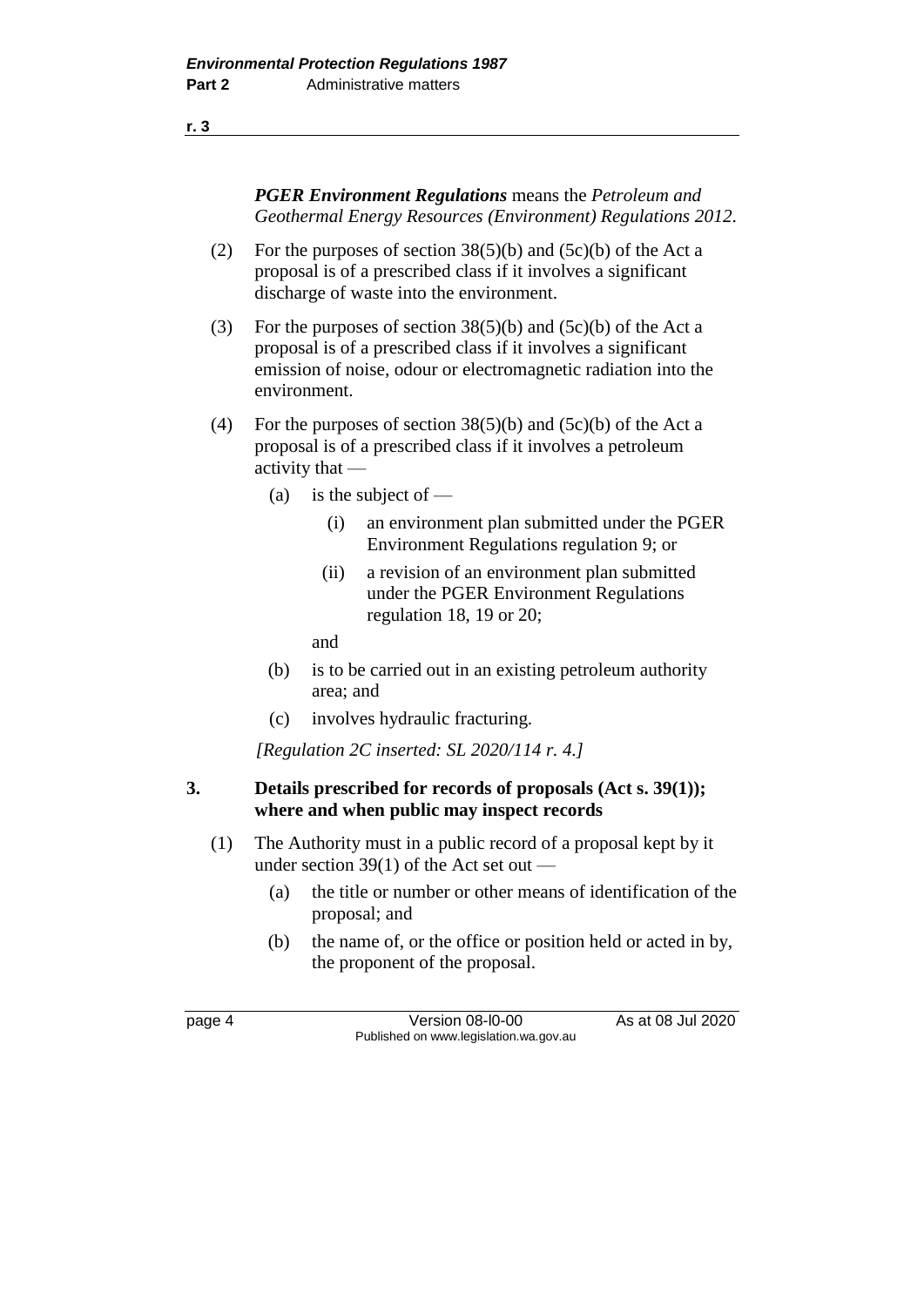***PGER Environment Regulations*** means the *Petroleum and Geothermal Energy Resources (Environment) Regulations 2012*.

(2) For the purposes of section 38(5)(b) and (5c)(b) of the Act a proposal is of a prescribed class if it involves a significant discharge of waste into the environment.

(3) For the purposes of section 38(5)(b) and (5c)(b) of the Act a proposal is of a prescribed class if it involves a significant emission of noise, odour or electromagnetic radiation into the environment.

(4) For the purposes of section 38(5)(b) and (5c)(b) of the Act a proposal is of a prescribed class if it involves a petroleum activity that —

(a) is the subject of —

(i) an environment plan submitted under the PGER Environment Regulations regulation 9; or

(ii) a revision of an environment plan submitted under the PGER Environment Regulations regulation 18, 19 or 20;

and

(b) is to be carried out in an existing petroleum authority area; and

(c) involves hydraulic fracturing.

*[Regulation 2C inserted: SL 2020/114 r. 4.]*

**3. Details prescribed for records of proposals (Act s. 39(1)); where and when public may inspect records**

(1) The Authority must in a public record of a proposal kept by it under section 39(1) of the Act set out —

(a) the title or number or other means of identification of the proposal; and

(b) the name of, or the office or position held or acted in by, the proponent of the proposal.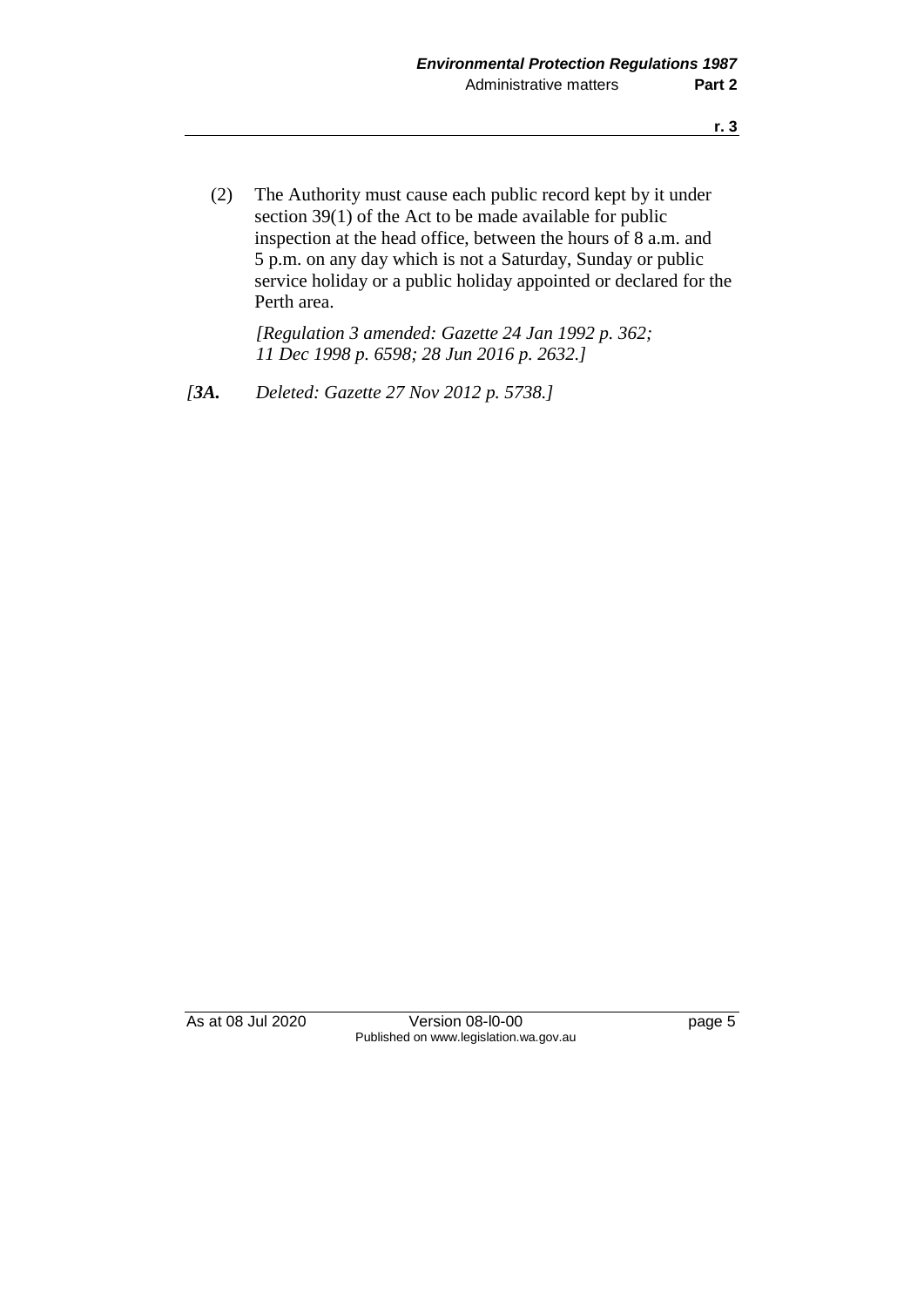(2) The Authority must cause each public record kept by it under section 39(1) of the Act to be made available for public inspection at the head office, between the hours of 8 a.m. and 5 p.m. on any day which is not a Saturday, Sunday or public service holiday or a public holiday appointed or declared for the Perth area.

*[Regulation 3 amended: Gazette 24 Jan 1992 p. 362; 11 Dec 1998 p. 6598; 28 Jun 2016 p. 2632.]*

*[**3A.** Deleted: Gazette 27 Nov 2012 p. 5738.]*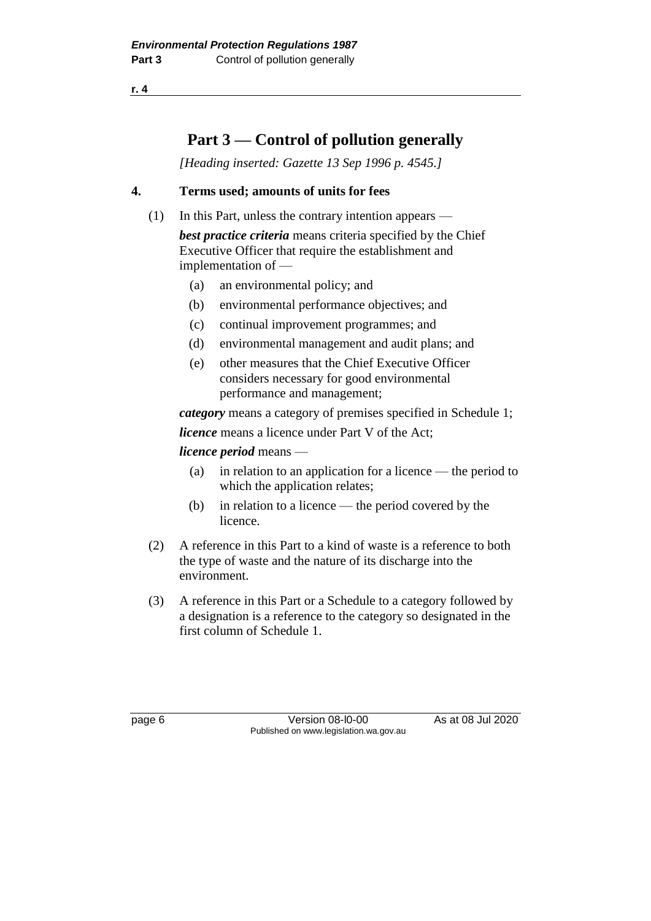# Part 3 — Control of pollution generally

*[Heading inserted: Gazette 13 Sep 1996 p. 4545.]*

## 4. Terms used; amounts of units for fees

(1) In this Part, unless the contrary intention appears —

***best practice criteria*** means criteria specified by the Chief Executive Officer that require the establishment and implementation of —

- (a) an environmental policy; and
- (b) environmental performance objectives; and
- (c) continual improvement programmes; and
- (d) environmental management and audit plans; and
- (e) other measures that the Chief Executive Officer considers necessary for good environmental performance and management;

***category*** means a category of premises specified in Schedule 1;

***licence*** means a licence under Part V of the Act;

***licence period*** means —

- (a) in relation to an application for a licence — the period to which the application relates;
- (b) in relation to a licence — the period covered by the licence.

(2) A reference in this Part to a kind of waste is a reference to both the type of waste and the nature of its discharge into the environment.

(3) A reference in this Part or a Schedule to a category followed by a designation is a reference to the category so designated in the first column of Schedule 1.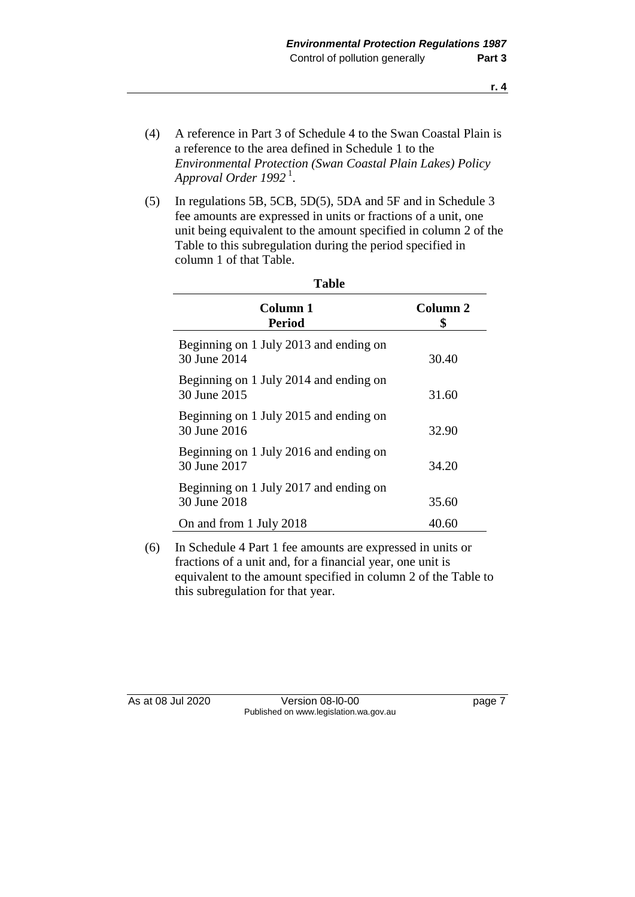(4) A reference in Part 3 of Schedule 4 to the Swan Coastal Plain is a reference to the area defined in Schedule 1 to the *Environmental Protection (Swan Coastal Plain Lakes) Policy Approval Order 1992* [1].

(5) In regulations 5B, 5CB, 5D(5), 5DA and 5F and in Schedule 3 fee amounts are expressed in units or fractions of a unit, one unit being equivalent to the amount specified in column 2 of the Table to this subregulation during the period specified in column 1 of that Table.

**Table**

| Column 1<br>Period | Column 2<br>$ |
|---|---|
| Beginning on 1 July 2013 and ending on 30 June 2014 | 30.40 |
| Beginning on 1 July 2014 and ending on 30 June 2015 | 31.60 |
| Beginning on 1 July 2015 and ending on 30 June 2016 | 32.90 |
| Beginning on 1 July 2016 and ending on 30 June 2017 | 34.20 |
| Beginning on 1 July 2017 and ending on 30 June 2018 | 35.60 |
| On and from 1 July 2018 | 40.60 |

(6) In Schedule 4 Part 1 fee amounts are expressed in units or fractions of a unit and, for a financial year, one unit is equivalent to the amount specified in column 2 of the Table to this subregulation for that year.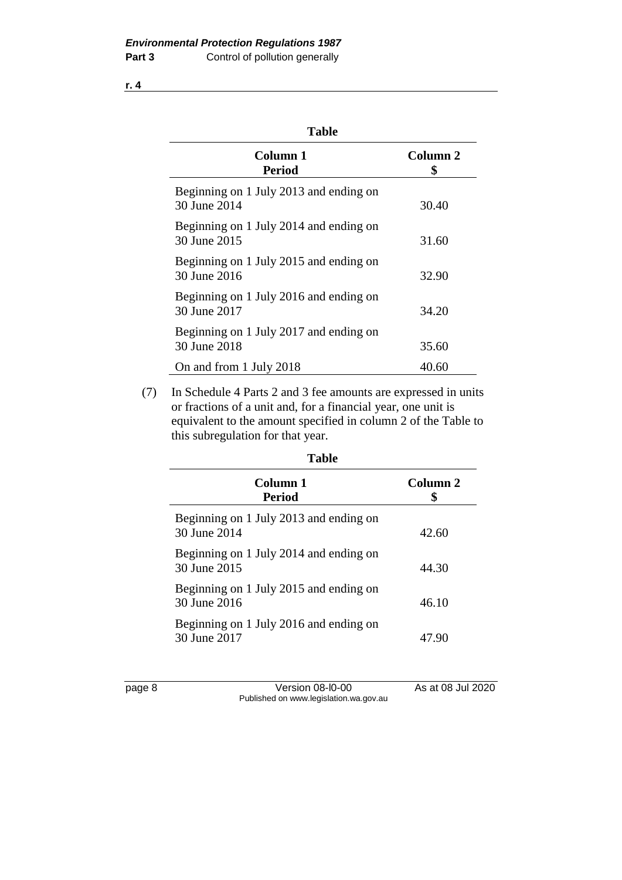**Table**

| Column 1<br>Period | Column 2<br>$ |
|---|---|
| Beginning on 1 July 2013 and ending on 30 June 2014 | 30.40 |
| Beginning on 1 July 2014 and ending on 30 June 2015 | 31.60 |
| Beginning on 1 July 2015 and ending on 30 June 2016 | 32.90 |
| Beginning on 1 July 2016 and ending on 30 June 2017 | 34.20 |
| Beginning on 1 July 2017 and ending on 30 June 2018 | 35.60 |
| On and from 1 July 2018 | 40.60 |

(7) In Schedule 4 Parts 2 and 3 fee amounts are expressed in units or fractions of a unit and, for a financial year, one unit is equivalent to the amount specified in column 2 of the Table to this subregulation for that year.

**Table**

| Column 1<br>Period | Column 2<br>$ |
|---|---|
| Beginning on 1 July 2013 and ending on 30 June 2014 | 42.60 |
| Beginning on 1 July 2014 and ending on 30 June 2015 | 44.30 |
| Beginning on 1 July 2015 and ending on 30 June 2016 | 46.10 |
| Beginning on 1 July 2016 and ending on 30 June 2017 | 47.90 |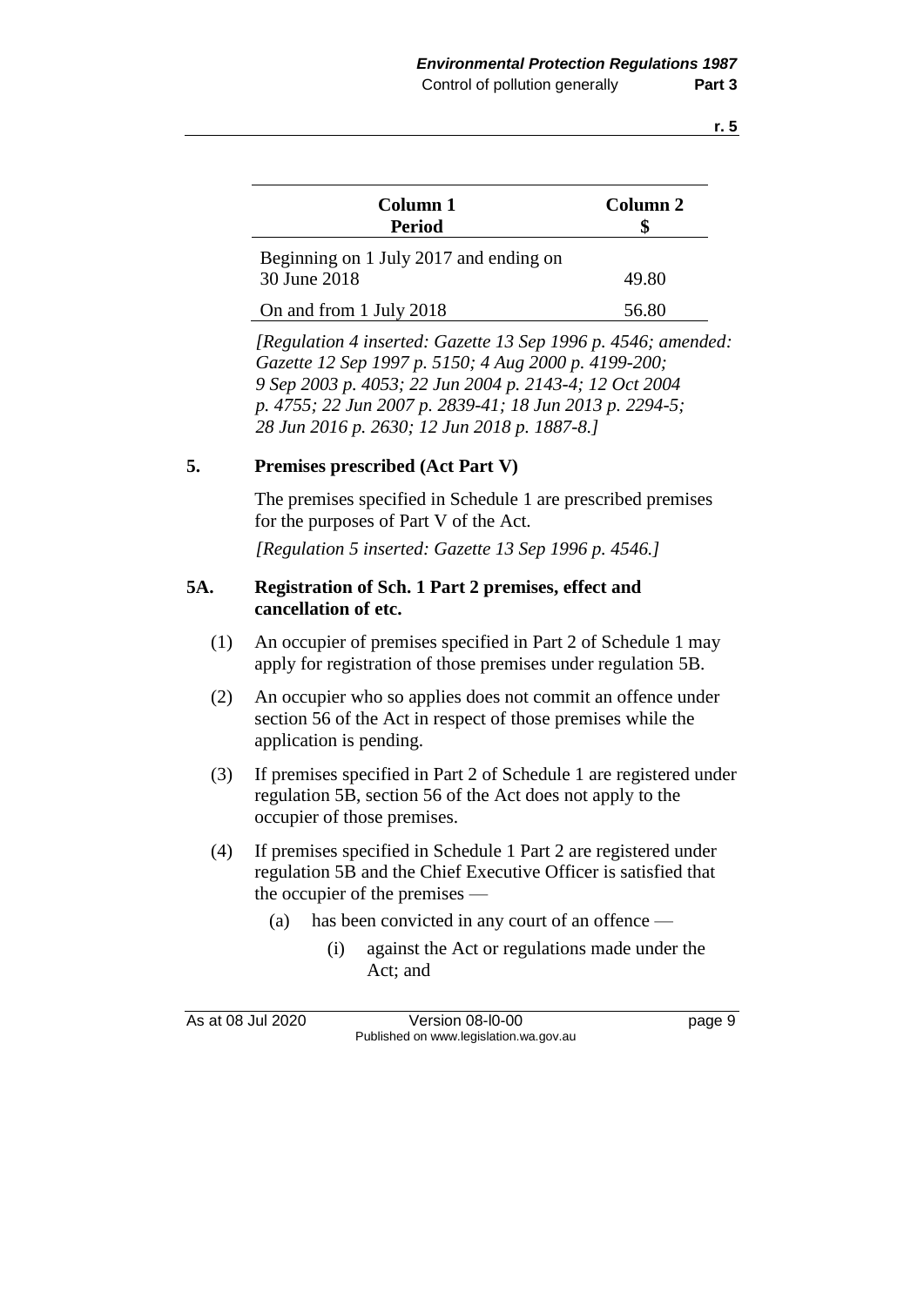| Column 1<br>Period | Column 2<br>$ |
|---|---|
| Beginning on 1 July 2017 and ending on 30 June 2018 | 49.80 |
| On and from 1 July 2018 | 56.80 |

*[Regulation 4 inserted: Gazette 13 Sep 1996 p. 4546; amended: Gazette 12 Sep 1997 p. 5150; 4 Aug 2000 p. 4199-200; 9 Sep 2003 p. 4053; 22 Jun 2004 p. 2143-4; 12 Oct 2004 p. 4755; 22 Jun 2007 p. 2839-41; 18 Jun 2013 p. 2294-5; 28 Jun 2016 p. 2630; 12 Jun 2018 p. 1887-8.]*

### 5. Premises prescribed (Act Part V)

The premises specified in Schedule 1 are prescribed premises for the purposes of Part V of the Act.

*[Regulation 5 inserted: Gazette 13 Sep 1996 p. 4546.]*

### 5A. Registration of Sch. 1 Part 2 premises, effect and cancellation of etc.

(1) An occupier of premises specified in Part 2 of Schedule 1 may apply for registration of those premises under regulation 5B.

(2) An occupier who so applies does not commit an offence under section 56 of the Act in respect of those premises while the application is pending.

(3) If premises specified in Part 2 of Schedule 1 are registered under regulation 5B, section 56 of the Act does not apply to the occupier of those premises.

(4) If premises specified in Schedule 1 Part 2 are registered under regulation 5B and the Chief Executive Officer is satisfied that the occupier of the premises —

- (a) has been convicted in any court of an offence —
  - (i) against the Act or regulations made under the Act; and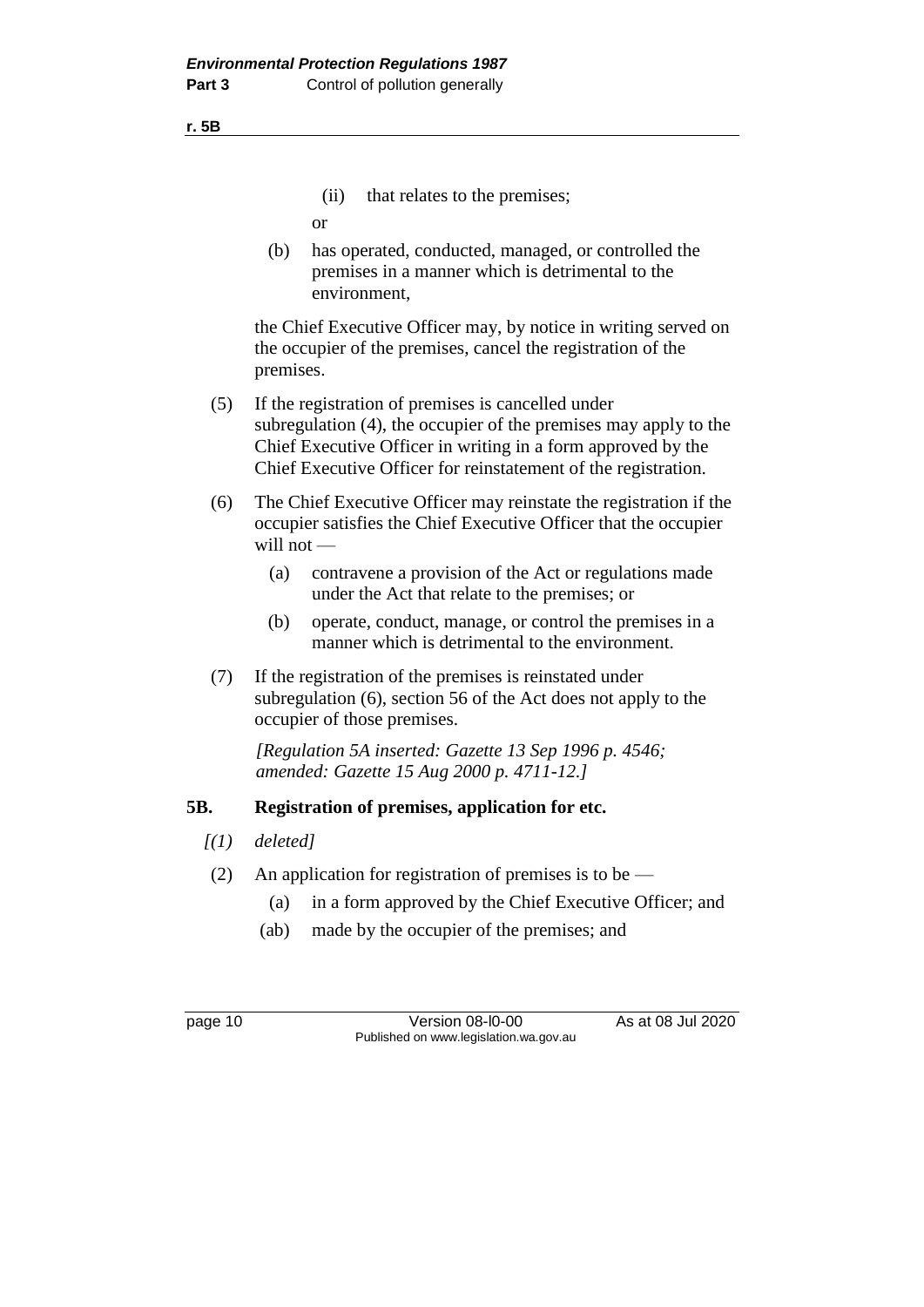(ii) that relates to the premises;

or

(b) has operated, conducted, managed, or controlled the premises in a manner which is detrimental to the environment,

the Chief Executive Officer may, by notice in writing served on the occupier of the premises, cancel the registration of the premises.

(5) If the registration of premises is cancelled under subregulation (4), the occupier of the premises may apply to the Chief Executive Officer in writing in a form approved by the Chief Executive Officer for reinstatement of the registration.

(6) The Chief Executive Officer may reinstate the registration if the occupier satisfies the Chief Executive Officer that the occupier will not —

(a) contravene a provision of the Act or regulations made under the Act that relate to the premises; or

(b) operate, conduct, manage, or control the premises in a manner which is detrimental to the environment.

(7) If the registration of the premises is reinstated under subregulation (6), section 56 of the Act does not apply to the occupier of those premises.

*[Regulation 5A inserted: Gazette 13 Sep 1996 p. 4546; amended: Gazette 15 Aug 2000 p. 4711-12.]*

### 5B. Registration of premises, application for etc.

*[(1) deleted]*

(2) An application for registration of premises is to be —

(a) in a form approved by the Chief Executive Officer; and

(ab) made by the occupier of the premises; and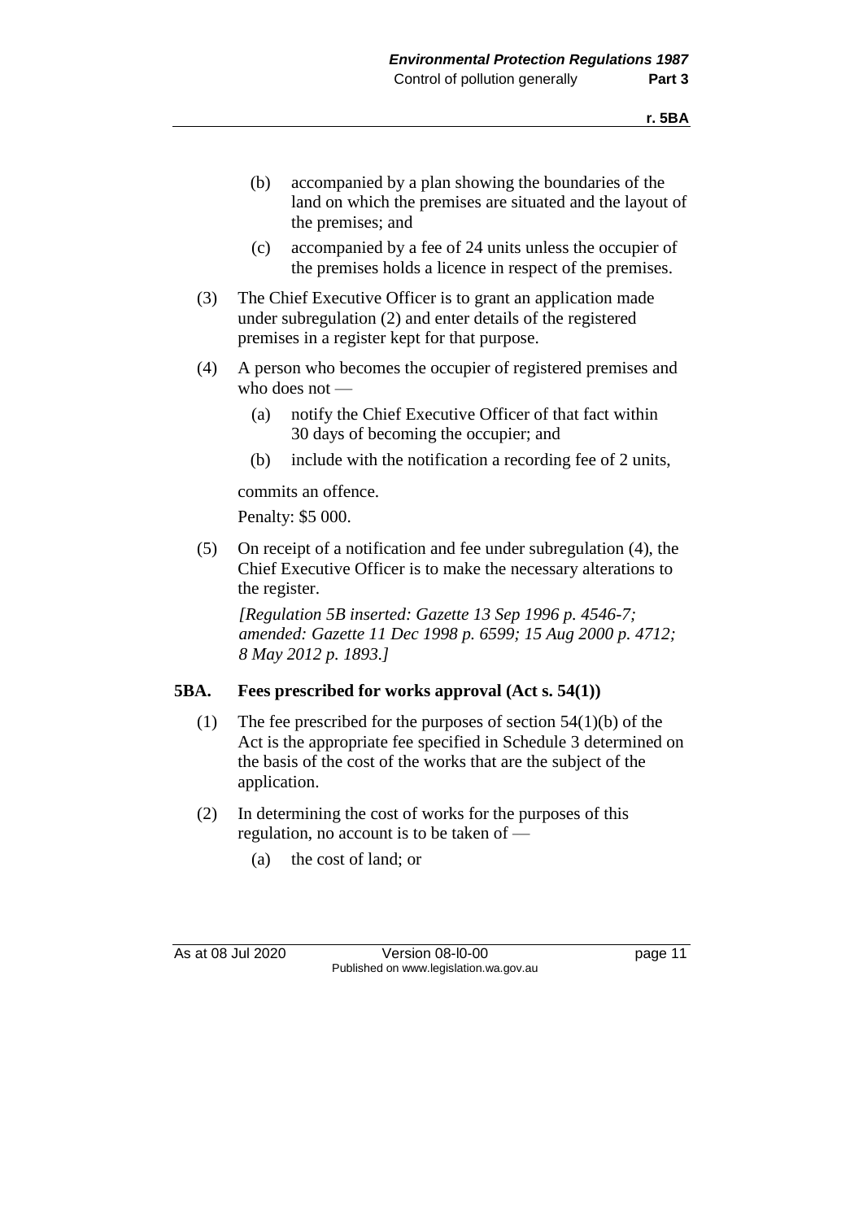(b) accompanied by a plan showing the boundaries of the land on which the premises are situated and the layout of the premises; and

(c) accompanied by a fee of 24 units unless the occupier of the premises holds a licence in respect of the premises.

(3) The Chief Executive Officer is to grant an application made under subregulation (2) and enter details of the registered premises in a register kept for that purpose.

(4) A person who becomes the occupier of registered premises and who does not —

(a) notify the Chief Executive Officer of that fact within 30 days of becoming the occupier; and

(b) include with the notification a recording fee of 2 units,

commits an offence.

Penalty: $5 000.

(5) On receipt of a notification and fee under subregulation (4), the Chief Executive Officer is to make the necessary alterations to the register.

*[Regulation 5B inserted: Gazette 13 Sep 1996 p. 4546-7; amended: Gazette 11 Dec 1998 p. 6599; 15 Aug 2000 p. 4712; 8 May 2012 p. 1893.]*

### 5BA. Fees prescribed for works approval (Act s. 54(1))

(1) The fee prescribed for the purposes of section 54(1)(b) of the Act is the appropriate fee specified in Schedule 3 determined on the basis of the cost of the works that are the subject of the application.

(2) In determining the cost of works for the purposes of this regulation, no account is to be taken of —

(a) the cost of land; or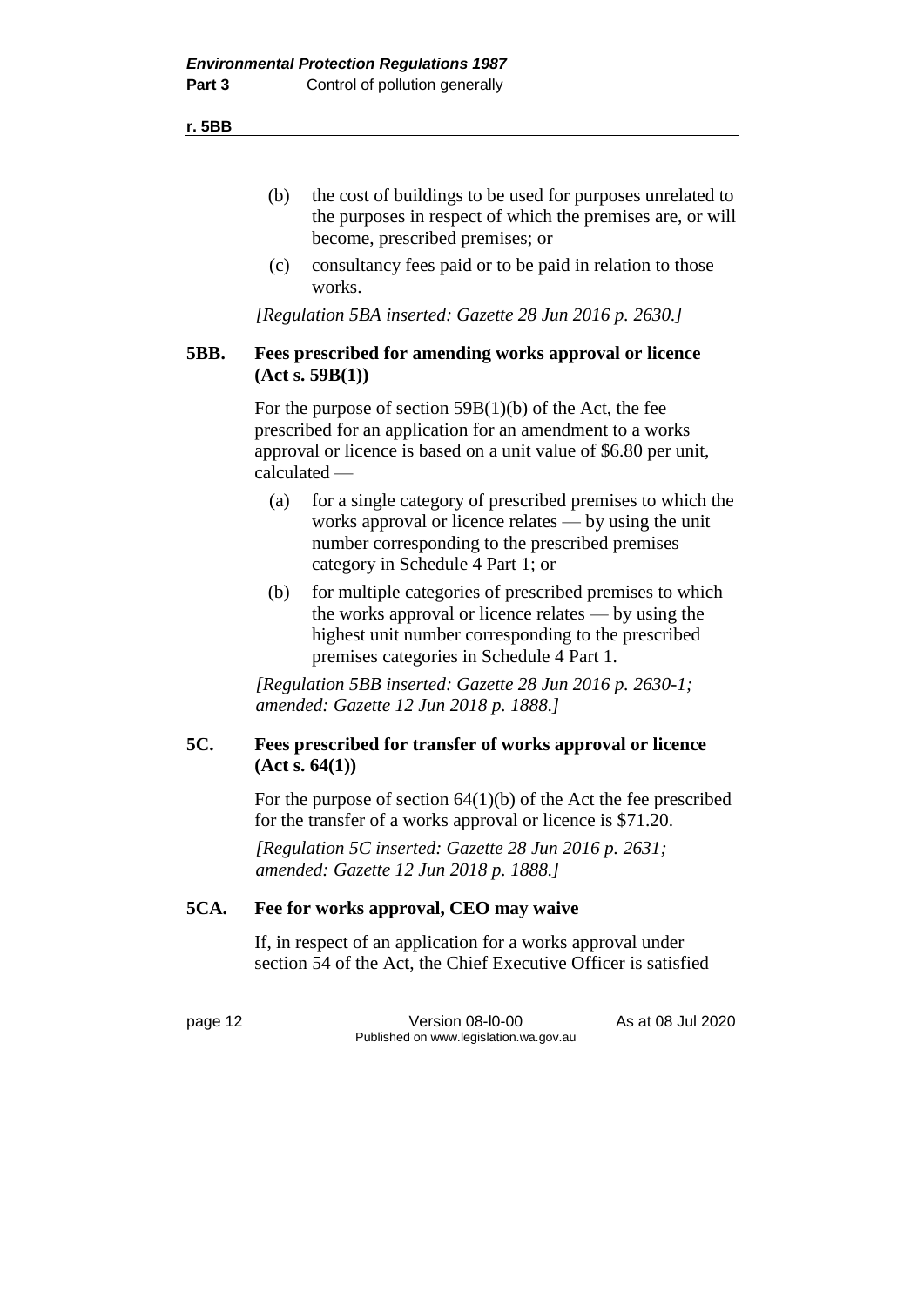(b) the cost of buildings to be used for purposes unrelated to the purposes in respect of which the premises are, or will become, prescribed premises; or

(c) consultancy fees paid or to be paid in relation to those works.

*[Regulation 5BA inserted: Gazette 28 Jun 2016 p. 2630.]*

### 5BB. Fees prescribed for amending works approval or licence (Act s. 59B(1))

For the purpose of section 59B(1)(b) of the Act, the fee prescribed for an application for an amendment to a works approval or licence is based on a unit value of $6.80 per unit, calculated —

(a) for a single category of prescribed premises to which the works approval or licence relates — by using the unit number corresponding to the prescribed premises category in Schedule 4 Part 1; or

(b) for multiple categories of prescribed premises to which the works approval or licence relates — by using the highest unit number corresponding to the prescribed premises categories in Schedule 4 Part 1.

*[Regulation 5BB inserted: Gazette 28 Jun 2016 p. 2630-1; amended: Gazette 12 Jun 2018 p. 1888.]*

### 5C. Fees prescribed for transfer of works approval or licence (Act s. 64(1))

For the purpose of section 64(1)(b) of the Act the fee prescribed for the transfer of a works approval or licence is $71.20.

*[Regulation 5C inserted: Gazette 28 Jun 2016 p. 2631; amended: Gazette 12 Jun 2018 p. 1888.]*

### 5CA. Fee for works approval, CEO may waive

If, in respect of an application for a works approval under section 54 of the Act, the Chief Executive Officer is satisfied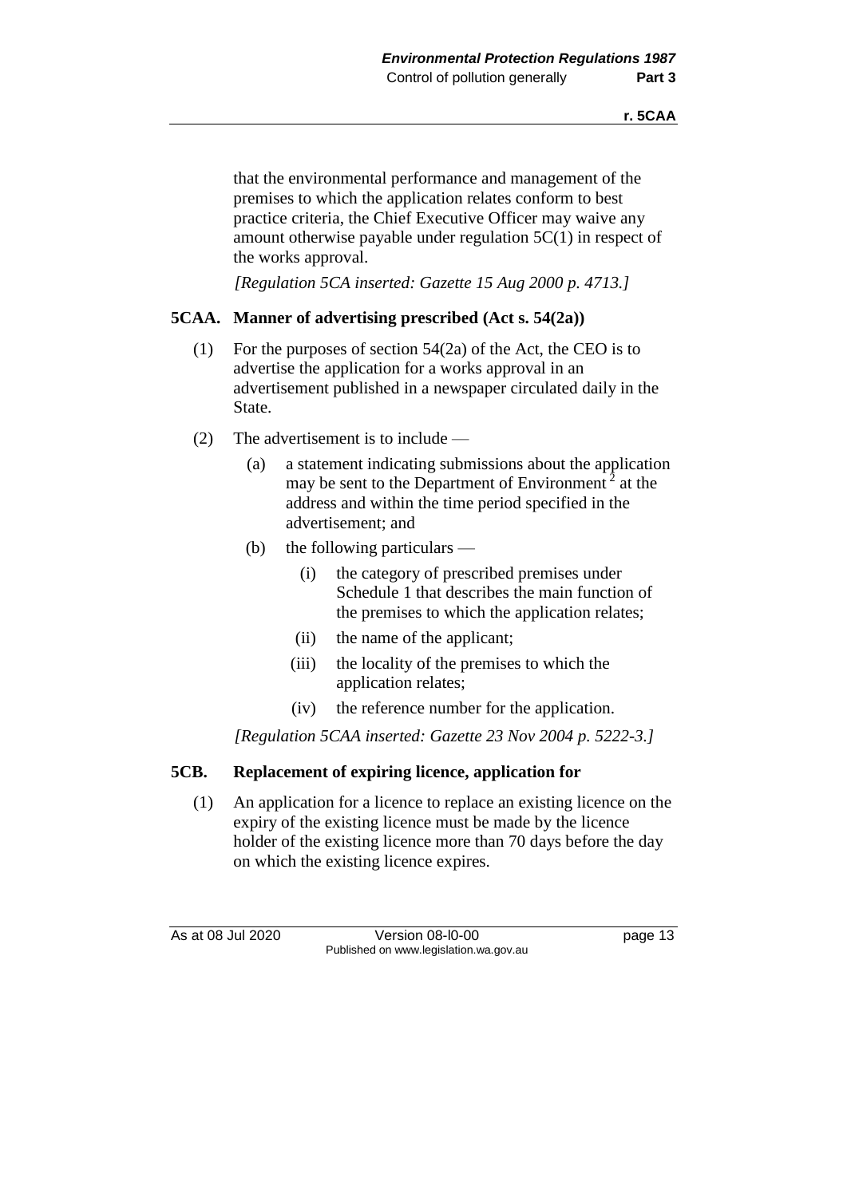that the environmental performance and management of the premises to which the application relates conform to best practice criteria, the Chief Executive Officer may waive any amount otherwise payable under regulation 5C(1) in respect of the works approval.

*[Regulation 5CA inserted: Gazette 15 Aug 2000 p. 4713.]*

## 5CAA. Manner of advertising prescribed (Act s. 54(2a))

(1) For the purposes of section 54(2a) of the Act, the CEO is to advertise the application for a works approval in an advertisement published in a newspaper circulated daily in the State.

(2) The advertisement is to include —

(a) a statement indicating submissions about the application may be sent to the Department of Environment [2] at the address and within the time period specified in the advertisement; and

(b) the following particulars —

(i) the category of prescribed premises under Schedule 1 that describes the main function of the premises to which the application relates;

(ii) the name of the applicant;

(iii) the locality of the premises to which the application relates;

(iv) the reference number for the application.

*[Regulation 5CAA inserted: Gazette 23 Nov 2004 p. 5222-3.]*

## 5CB. Replacement of expiring licence, application for

(1) An application for a licence to replace an existing licence on the expiry of the existing licence must be made by the licence holder of the existing licence more than 70 days before the day on which the existing licence expires.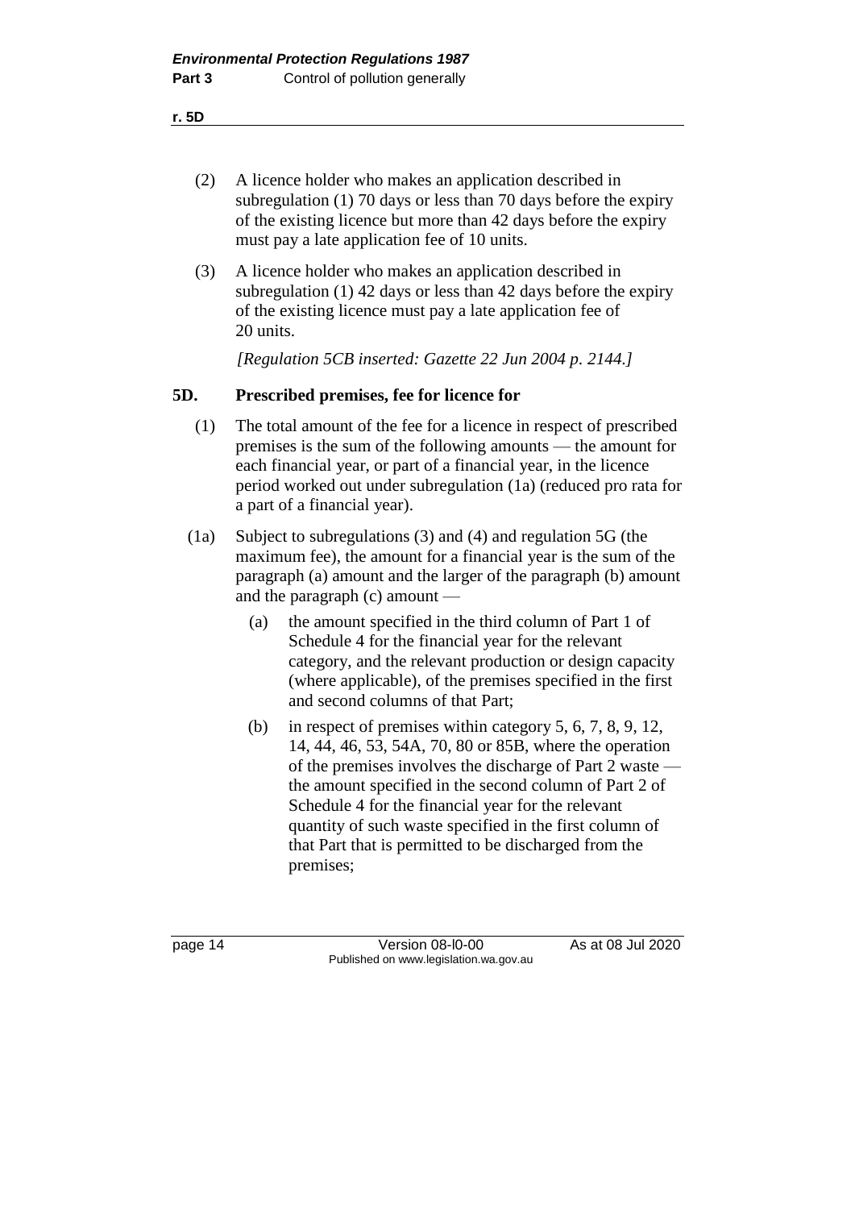(2) A licence holder who makes an application described in subregulation (1) 70 days or less than 70 days before the expiry of the existing licence but more than 42 days before the expiry must pay a late application fee of 10 units.

(3) A licence holder who makes an application described in subregulation (1) 42 days or less than 42 days before the expiry of the existing licence must pay a late application fee of 20 units.

*[Regulation 5CB inserted: Gazette 22 Jun 2004 p. 2144.]*

## 5D. Prescribed premises, fee for licence for

(1) The total amount of the fee for a licence in respect of prescribed premises is the sum of the following amounts — the amount for each financial year, or part of a financial year, in the licence period worked out under subregulation (1a) (reduced pro rata for a part of a financial year).

(1a) Subject to subregulations (3) and (4) and regulation 5G (the maximum fee), the amount for a financial year is the sum of the paragraph (a) amount and the larger of the paragraph (b) amount and the paragraph (c) amount —

(a) the amount specified in the third column of Part 1 of Schedule 4 for the financial year for the relevant category, and the relevant production or design capacity (where applicable), of the premises specified in the first and second columns of that Part;

(b) in respect of premises within category 5, 6, 7, 8, 9, 12, 14, 44, 46, 53, 54A, 70, 80 or 85B, where the operation of the premises involves the discharge of Part 2 waste — the amount specified in the second column of Part 2 of Schedule 4 for the financial year for the relevant quantity of such waste specified in the first column of that Part that is permitted to be discharged from the premises;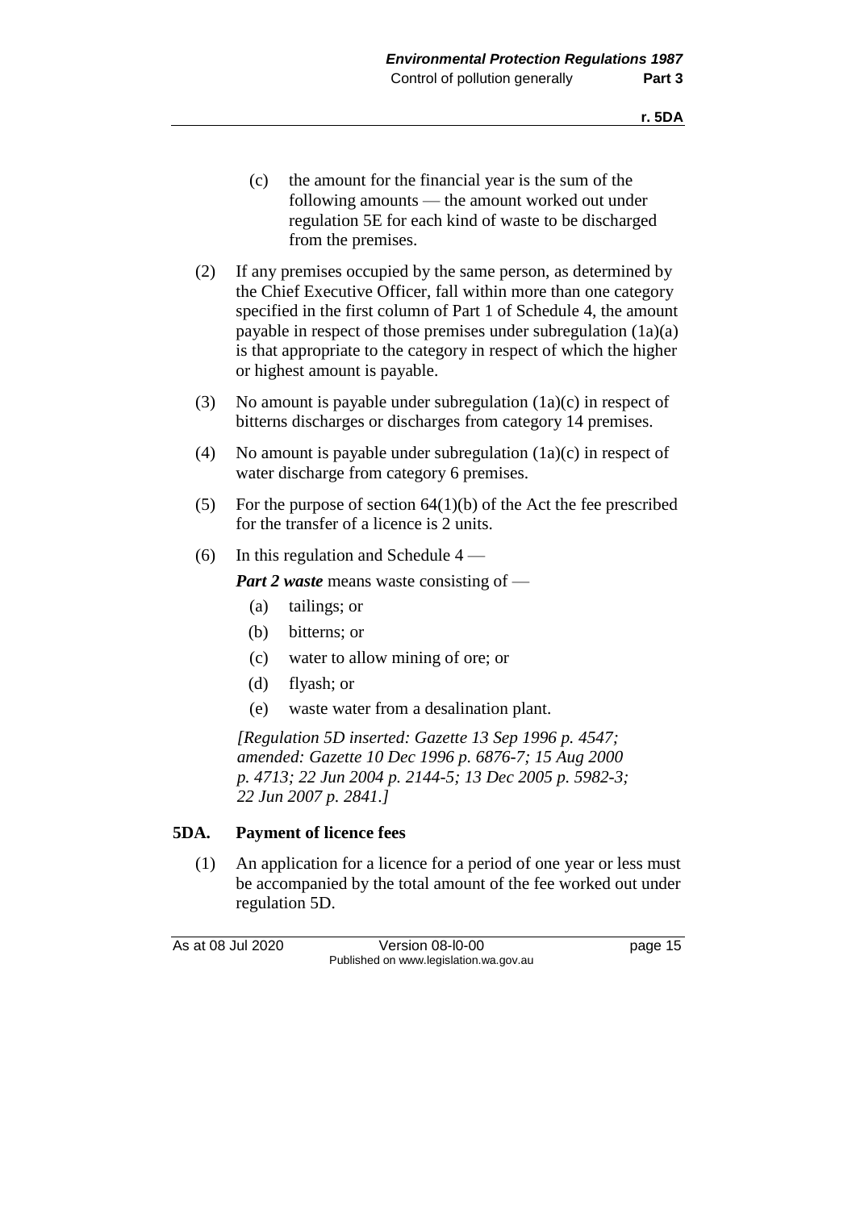(c) the amount for the financial year is the sum of the following amounts — the amount worked out under regulation 5E for each kind of waste to be discharged from the premises.

(2) If any premises occupied by the same person, as determined by the Chief Executive Officer, fall within more than one category specified in the first column of Part 1 of Schedule 4, the amount payable in respect of those premises under subregulation (1a)(a) is that appropriate to the category in respect of which the higher or highest amount is payable.

(3) No amount is payable under subregulation (1a)(c) in respect of bitterns discharges or discharges from category 14 premises.

(4) No amount is payable under subregulation (1a)(c) in respect of water discharge from category 6 premises.

(5) For the purpose of section 64(1)(b) of the Act the fee prescribed for the transfer of a licence is 2 units.

(6) In this regulation and Schedule 4 —

***Part 2 waste*** means waste consisting of —

(a) tailings; or

(b) bitterns; or

(c) water to allow mining of ore; or

(d) flyash; or

(e) waste water from a desalination plant.

*[Regulation 5D inserted: Gazette 13 Sep 1996 p. 4547; amended: Gazette 10 Dec 1996 p. 6876-7; 15 Aug 2000 p. 4713; 22 Jun 2004 p. 2144-5; 13 Dec 2005 p. 5982-3; 22 Jun 2007 p. 2841.]*

## 5DA. Payment of licence fees

(1) An application for a licence for a period of one year or less must be accompanied by the total amount of the fee worked out under regulation 5D.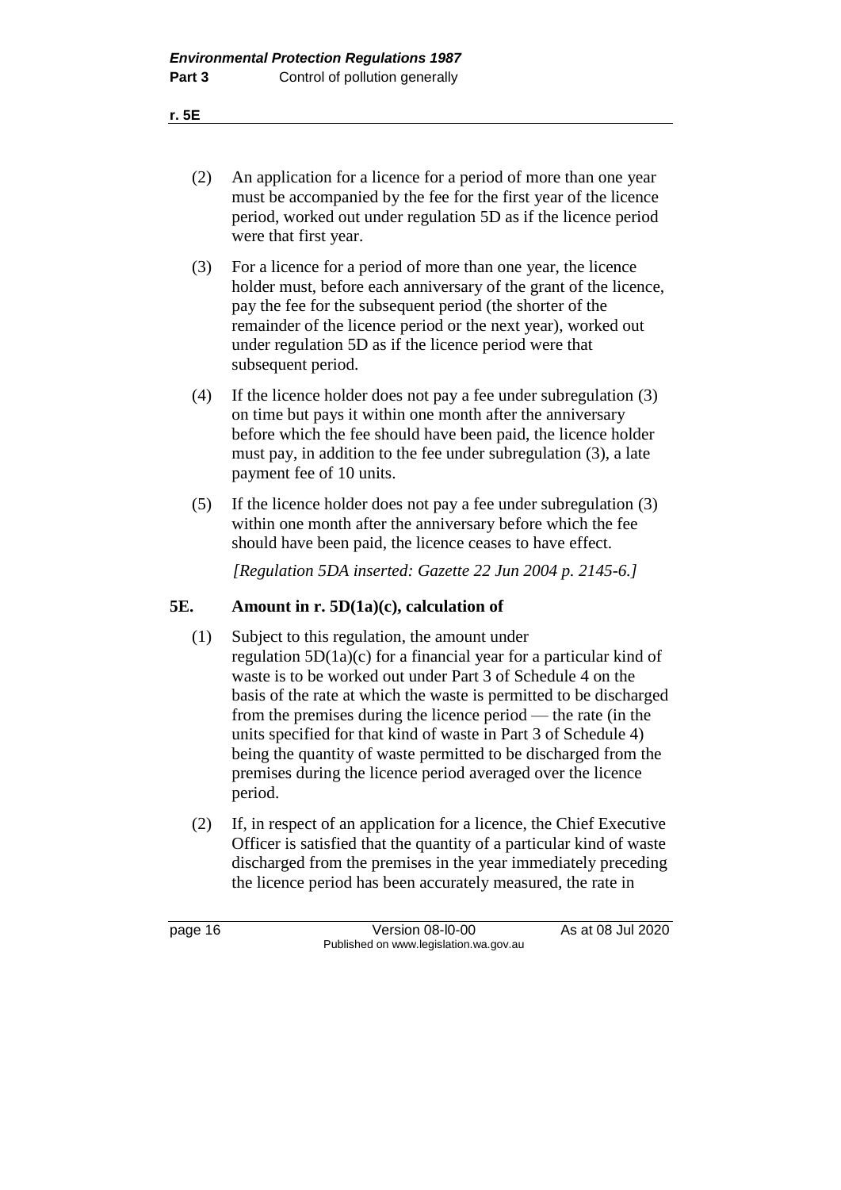(2) An application for a licence for a period of more than one year must be accompanied by the fee for the first year of the licence period, worked out under regulation 5D as if the licence period were that first year.

(3) For a licence for a period of more than one year, the licence holder must, before each anniversary of the grant of the licence, pay the fee for the subsequent period (the shorter of the remainder of the licence period or the next year), worked out under regulation 5D as if the licence period were that subsequent period.

(4) If the licence holder does not pay a fee under subregulation (3) on time but pays it within one month after the anniversary before which the fee should have been paid, the licence holder must pay, in addition to the fee under subregulation (3), a late payment fee of 10 units.

(5) If the licence holder does not pay a fee under subregulation (3) within one month after the anniversary before which the fee should have been paid, the licence ceases to have effect.

*[Regulation 5DA inserted: Gazette 22 Jun 2004 p. 2145-6.]*

### 5E. Amount in r. 5D(1a)(c), calculation of

(1) Subject to this regulation, the amount under regulation 5D(1a)(c) for a financial year for a particular kind of waste is to be worked out under Part 3 of Schedule 4 on the basis of the rate at which the waste is permitted to be discharged from the premises during the licence period — the rate (in the units specified for that kind of waste in Part 3 of Schedule 4) being the quantity of waste permitted to be discharged from the premises during the licence period averaged over the licence period.

(2) If, in respect of an application for a licence, the Chief Executive Officer is satisfied that the quantity of a particular kind of waste discharged from the premises in the year immediately preceding the licence period has been accurately measured, the rate in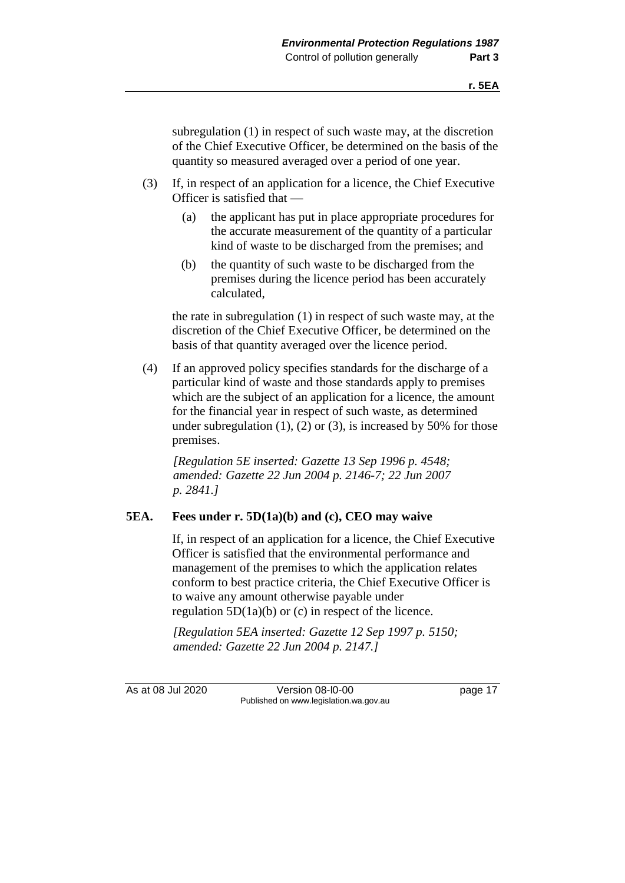subregulation (1) in respect of such waste may, at the discretion of the Chief Executive Officer, be determined on the basis of the quantity so measured averaged over a period of one year.

(3) If, in respect of an application for a licence, the Chief Executive Officer is satisfied that —

   (a) the applicant has put in place appropriate procedures for the accurate measurement of the quantity of a particular kind of waste to be discharged from the premises; and

   (b) the quantity of such waste to be discharged from the premises during the licence period has been accurately calculated,

   the rate in subregulation (1) in respect of such waste may, at the discretion of the Chief Executive Officer, be determined on the basis of that quantity averaged over the licence period.

(4) If an approved policy specifies standards for the discharge of a particular kind of waste and those standards apply to premises which are the subject of an application for a licence, the amount for the financial year in respect of such waste, as determined under subregulation (1), (2) or (3), is increased by 50% for those premises.

*[Regulation 5E inserted: Gazette 13 Sep 1996 p. 4548; amended: Gazette 22 Jun 2004 p. 2146-7; 22 Jun 2007 p. 2841.]*

### 5EA. Fees under r. 5D(1a)(b) and (c), CEO may waive

If, in respect of an application for a licence, the Chief Executive Officer is satisfied that the environmental performance and management of the premises to which the application relates conform to best practice criteria, the Chief Executive Officer is to waive any amount otherwise payable under regulation 5D(1a)(b) or (c) in respect of the licence.

*[Regulation 5EA inserted: Gazette 12 Sep 1997 p. 5150; amended: Gazette 22 Jun 2004 p. 2147.]*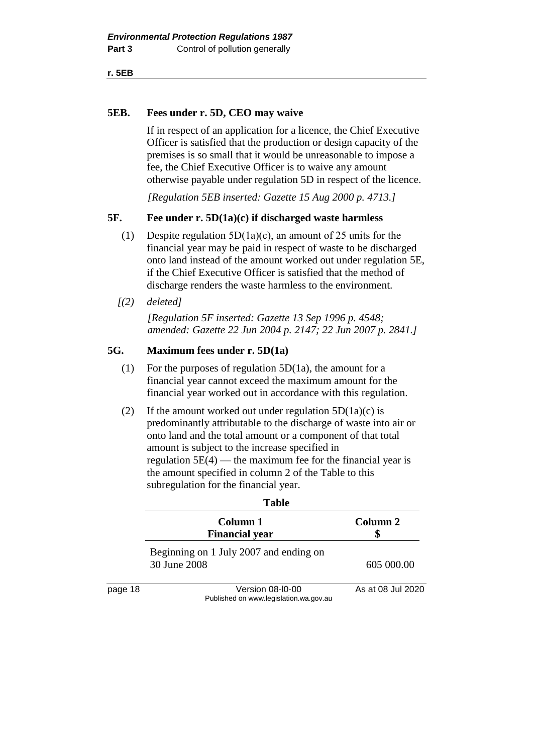### 5EB. Fees under r. 5D, CEO may waive

If in respect of an application for a licence, the Chief Executive Officer is satisfied that the production or design capacity of the premises is so small that it would be unreasonable to impose a fee, the Chief Executive Officer is to waive any amount otherwise payable under regulation 5D in respect of the licence.

*[Regulation 5EB inserted: Gazette 15 Aug 2000 p. 4713.]*

### 5F. Fee under r. 5D(1a)(c) if discharged waste harmless

(1) Despite regulation 5D(1a)(c), an amount of 25 units for the financial year may be paid in respect of waste to be discharged onto land instead of the amount worked out under regulation 5E, if the Chief Executive Officer is satisfied that the method of discharge renders the waste harmless to the environment.

*[(2) deleted]*

*[Regulation 5F inserted: Gazette 13 Sep 1996 p. 4548; amended: Gazette 22 Jun 2004 p. 2147; 22 Jun 2007 p. 2841.]*

### 5G. Maximum fees under r. 5D(1a)

(1) For the purposes of regulation 5D(1a), the amount for a financial year cannot exceed the maximum amount for the financial year worked out in accordance with this regulation.

(2) If the amount worked out under regulation 5D(1a)(c) is predominantly attributable to the discharge of waste into air or onto land and the total amount or a component of that total amount is subject to the increase specified in regulation 5E(4) — the maximum fee for the financial year is the amount specified in column 2 of the Table to this subregulation for the financial year.

**Table**

| Column 1<br>Financial year | Column 2<br>$ |
|---|---|
| Beginning on 1 July 2007 and ending on 30 June 2008 | 605 000.00 |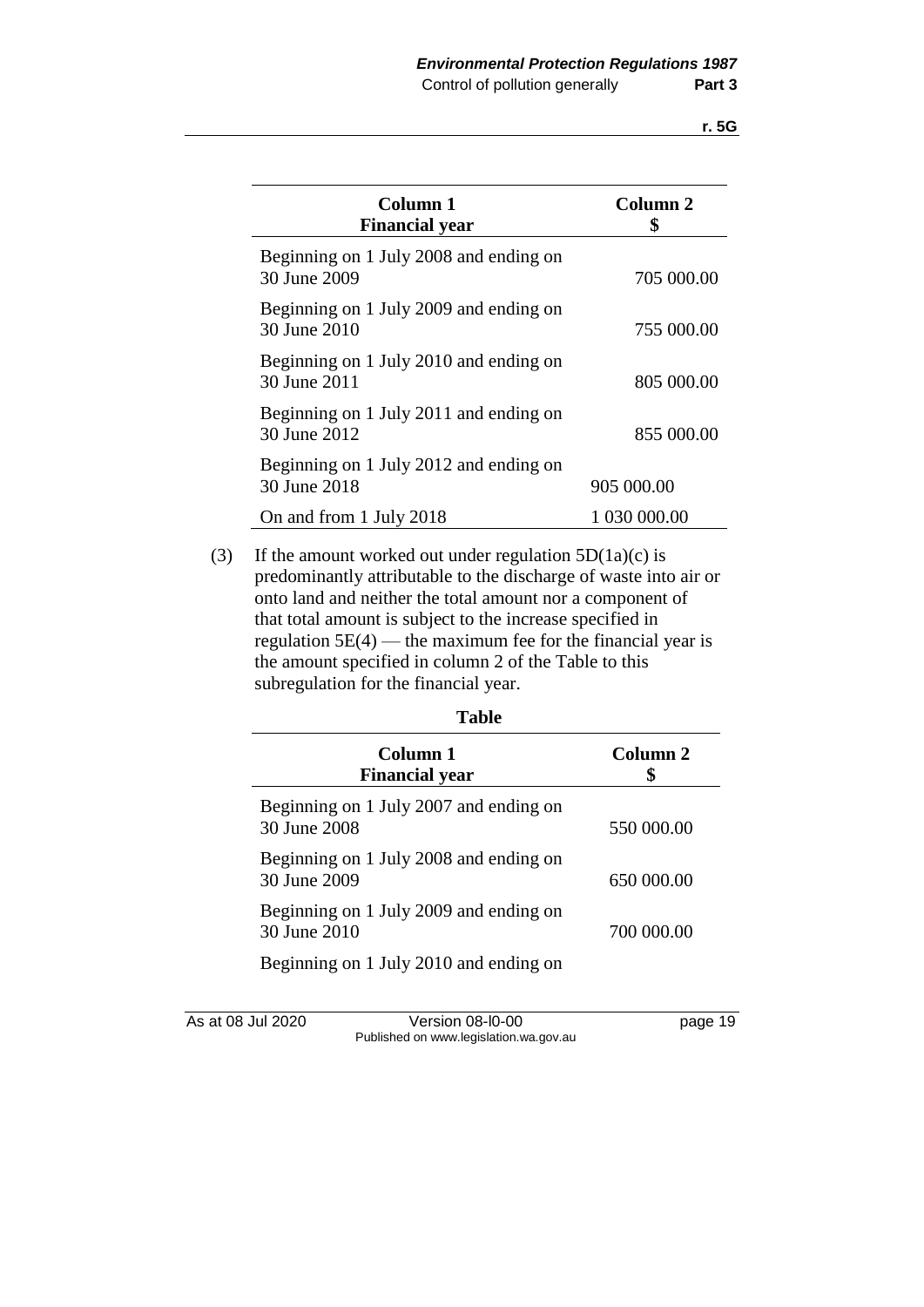| Column 1<br>Financial year | Column 2<br>$ |
|---|---|
| Beginning on 1 July 2008 and ending on 30 June 2009 | 705 000.00 |
| Beginning on 1 July 2009 and ending on 30 June 2010 | 755 000.00 |
| Beginning on 1 July 2010 and ending on 30 June 2011 | 805 000.00 |
| Beginning on 1 July 2011 and ending on 30 June 2012 | 855 000.00 |
| Beginning on 1 July 2012 and ending on 30 June 2018 | 905 000.00 |
| On and from 1 July 2018 | 1 030 000.00 |

(3) If the amount worked out under regulation 5D(1a)(c) is predominantly attributable to the discharge of waste into air or onto land and neither the total amount nor a component of that total amount is subject to the increase specified in regulation 5E(4) — the maximum fee for the financial year is the amount specified in column 2 of the Table to this subregulation for the financial year.

**Table**

| Column 1<br>Financial year | Column 2<br>$ |
|---|---|
| Beginning on 1 July 2007 and ending on 30 June 2008 | 550 000.00 |
| Beginning on 1 July 2008 and ending on 30 June 2009 | 650 000.00 |
| Beginning on 1 July 2009 and ending on 30 June 2010 | 700 000.00 |
| Beginning on 1 July 2010 and ending on | |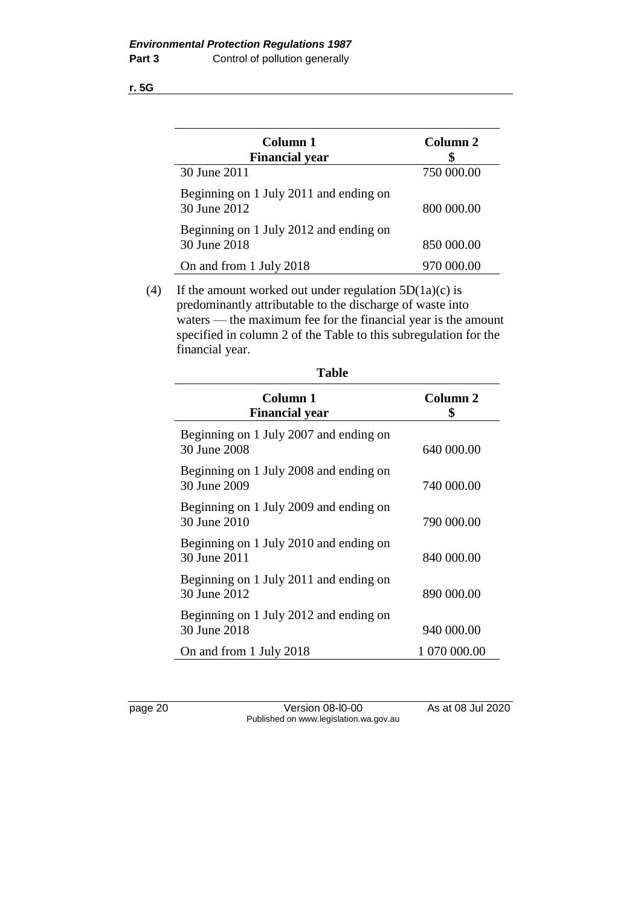| Column 1<br>Financial year | Column 2<br>$ |
|---|---|
| 30 June 2011 | 750 000.00 |
| Beginning on 1 July 2011 and ending on 30 June 2012 | 800 000.00 |
| Beginning on 1 July 2012 and ending on 30 June 2018 | 850 000.00 |
| On and from 1 July 2018 | 970 000.00 |

(4) If the amount worked out under regulation 5D(1a)(c) is predominantly attributable to the discharge of waste into waters — the maximum fee for the financial year is the amount specified in column 2 of the Table to this subregulation for the financial year.

**Table**

| Column 1<br>Financial year | Column 2<br>$ |
|---|---|
| Beginning on 1 July 2007 and ending on 30 June 2008 | 640 000.00 |
| Beginning on 1 July 2008 and ending on 30 June 2009 | 740 000.00 |
| Beginning on 1 July 2009 and ending on 30 June 2010 | 790 000.00 |
| Beginning on 1 July 2010 and ending on 30 June 2011 | 840 000.00 |
| Beginning on 1 July 2011 and ending on 30 June 2012 | 890 000.00 |
| Beginning on 1 July 2012 and ending on 30 June 2018 | 940 000.00 |
| On and from 1 July 2018 | 1 070 000.00 |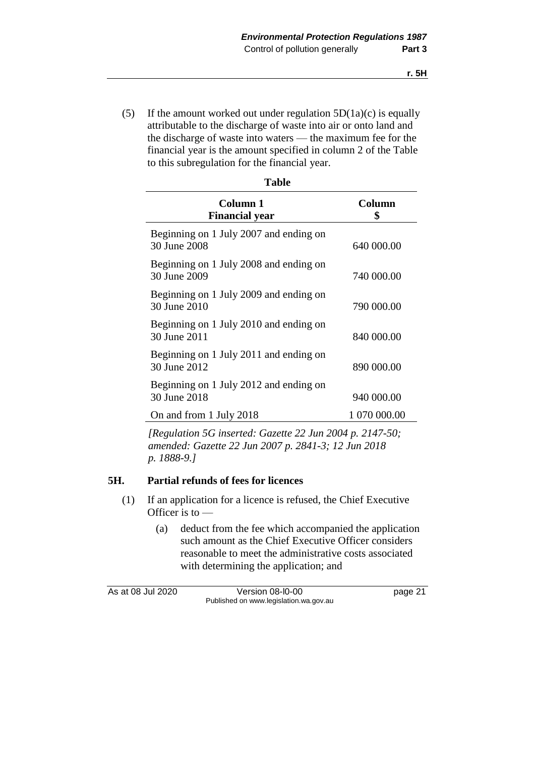(5) If the amount worked out under regulation 5D(1a)(c) is equally attributable to the discharge of waste into air or onto land and the discharge of waste into waters — the maximum fee for the financial year is the amount specified in column 2 of the Table to this subregulation for the financial year.

**Table**

| Column 1<br>Financial year | Column<br>$ |
|---|---|
| Beginning on 1 July 2007 and ending on 30 June 2008 | 640 000.00 |
| Beginning on 1 July 2008 and ending on 30 June 2009 | 740 000.00 |
| Beginning on 1 July 2009 and ending on 30 June 2010 | 790 000.00 |
| Beginning on 1 July 2010 and ending on 30 June 2011 | 840 000.00 |
| Beginning on 1 July 2011 and ending on 30 June 2012 | 890 000.00 |
| Beginning on 1 July 2012 and ending on 30 June 2018 | 940 000.00 |
| On and from 1 July 2018 | 1 070 000.00 |

*[Regulation 5G inserted: Gazette 22 Jun 2004 p. 2147-50; amended: Gazette 22 Jun 2007 p. 2841-3; 12 Jun 2018 p. 1888-9.]*

## 5H. Partial refunds of fees for licences

(1) If an application for a licence is refused, the Chief Executive Officer is to —

(a) deduct from the fee which accompanied the application such amount as the Chief Executive Officer considers reasonable to meet the administrative costs associated with determining the application; and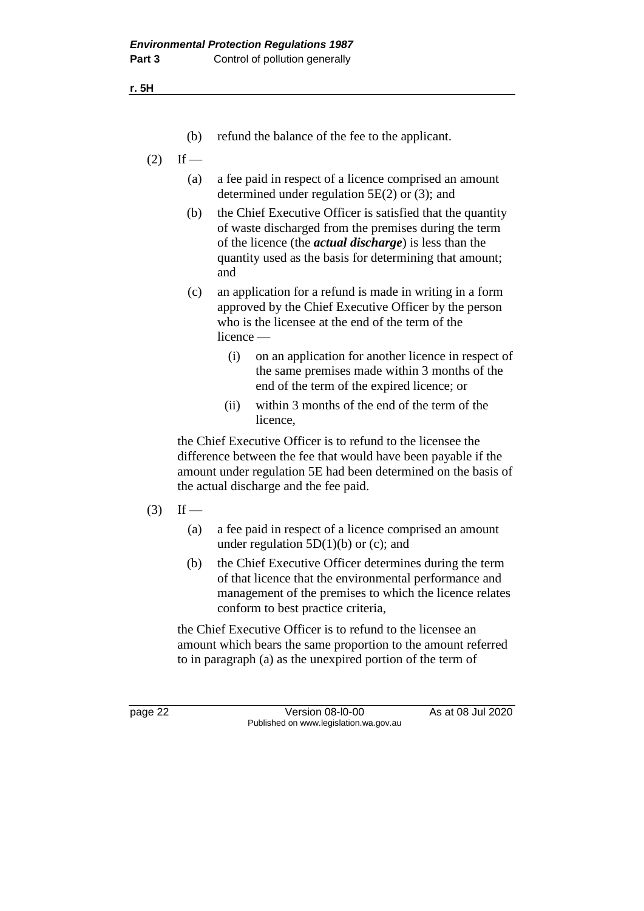(b) refund the balance of the fee to the applicant.

(2) If —

(a) a fee paid in respect of a licence comprised an amount determined under regulation 5E(2) or (3); and

(b) the Chief Executive Officer is satisfied that the quantity of waste discharged from the premises during the term of the licence (the ***actual discharge***) is less than the quantity used as the basis for determining that amount; and

(c) an application for a refund is made in writing in a form approved by the Chief Executive Officer by the person who is the licensee at the end of the term of the licence —

(i) on an application for another licence in respect of the same premises made within 3 months of the end of the term of the expired licence; or

(ii) within 3 months of the end of the term of the licence,

the Chief Executive Officer is to refund to the licensee the difference between the fee that would have been payable if the amount under regulation 5E had been determined on the basis of the actual discharge and the fee paid.

(3) If —

(a) a fee paid in respect of a licence comprised an amount under regulation 5D(1)(b) or (c); and

(b) the Chief Executive Officer determines during the term of that licence that the environmental performance and management of the premises to which the licence relates conform to best practice criteria,

the Chief Executive Officer is to refund to the licensee an amount which bears the same proportion to the amount referred to in paragraph (a) as the unexpired portion of the term of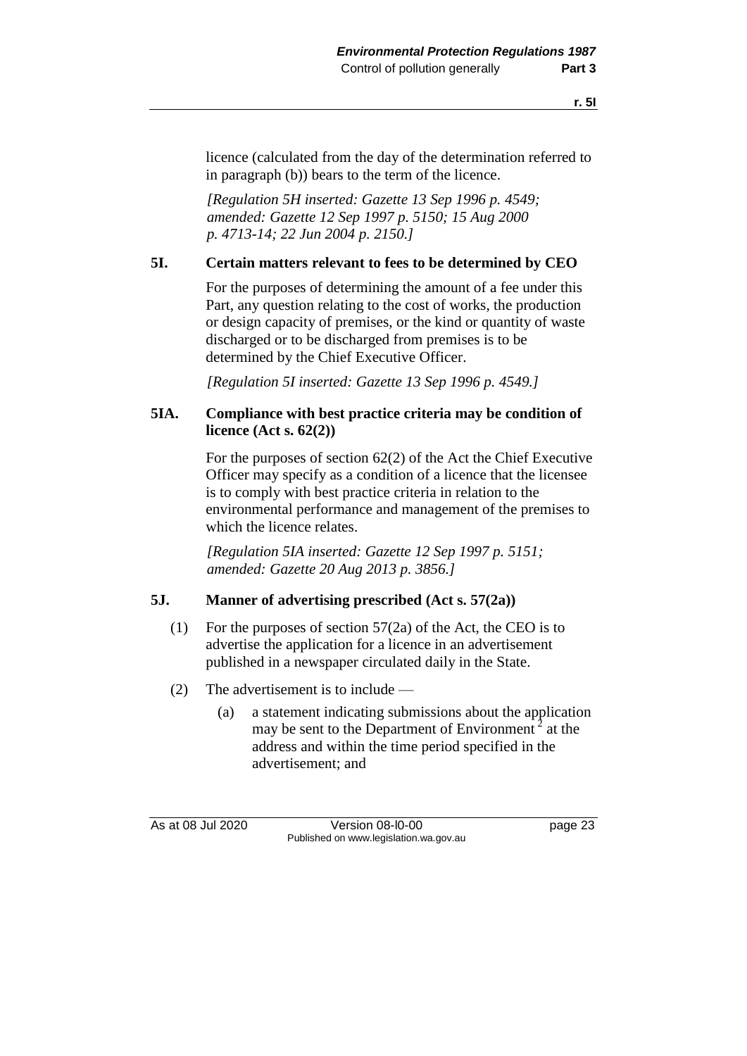licence (calculated from the day of the determination referred to in paragraph (b)) bears to the term of the licence.

*[Regulation 5H inserted: Gazette 13 Sep 1996 p. 4549; amended: Gazette 12 Sep 1997 p. 5150; 15 Aug 2000 p. 4713-14; 22 Jun 2004 p. 2150.]*

### 5I. Certain matters relevant to fees to be determined by CEO

For the purposes of determining the amount of a fee under this Part, any question relating to the cost of works, the production or design capacity of premises, or the kind or quantity of waste discharged or to be discharged from premises is to be determined by the Chief Executive Officer.

*[Regulation 5I inserted: Gazette 13 Sep 1996 p. 4549.]*

### 5IA. Compliance with best practice criteria may be condition of licence (Act s. 62(2))

For the purposes of section 62(2) of the Act the Chief Executive Officer may specify as a condition of a licence that the licensee is to comply with best practice criteria in relation to the environmental performance and management of the premises to which the licence relates.

*[Regulation 5IA inserted: Gazette 12 Sep 1997 p. 5151; amended: Gazette 20 Aug 2013 p. 3856.]*

### 5J. Manner of advertising prescribed (Act s. 57(2a))

(1) For the purposes of section 57(2a) of the Act, the CEO is to advertise the application for a licence in an advertisement published in a newspaper circulated daily in the State.

(2) The advertisement is to include —

(a) a statement indicating submissions about the application may be sent to the Department of Environment [2] at the address and within the time period specified in the advertisement; and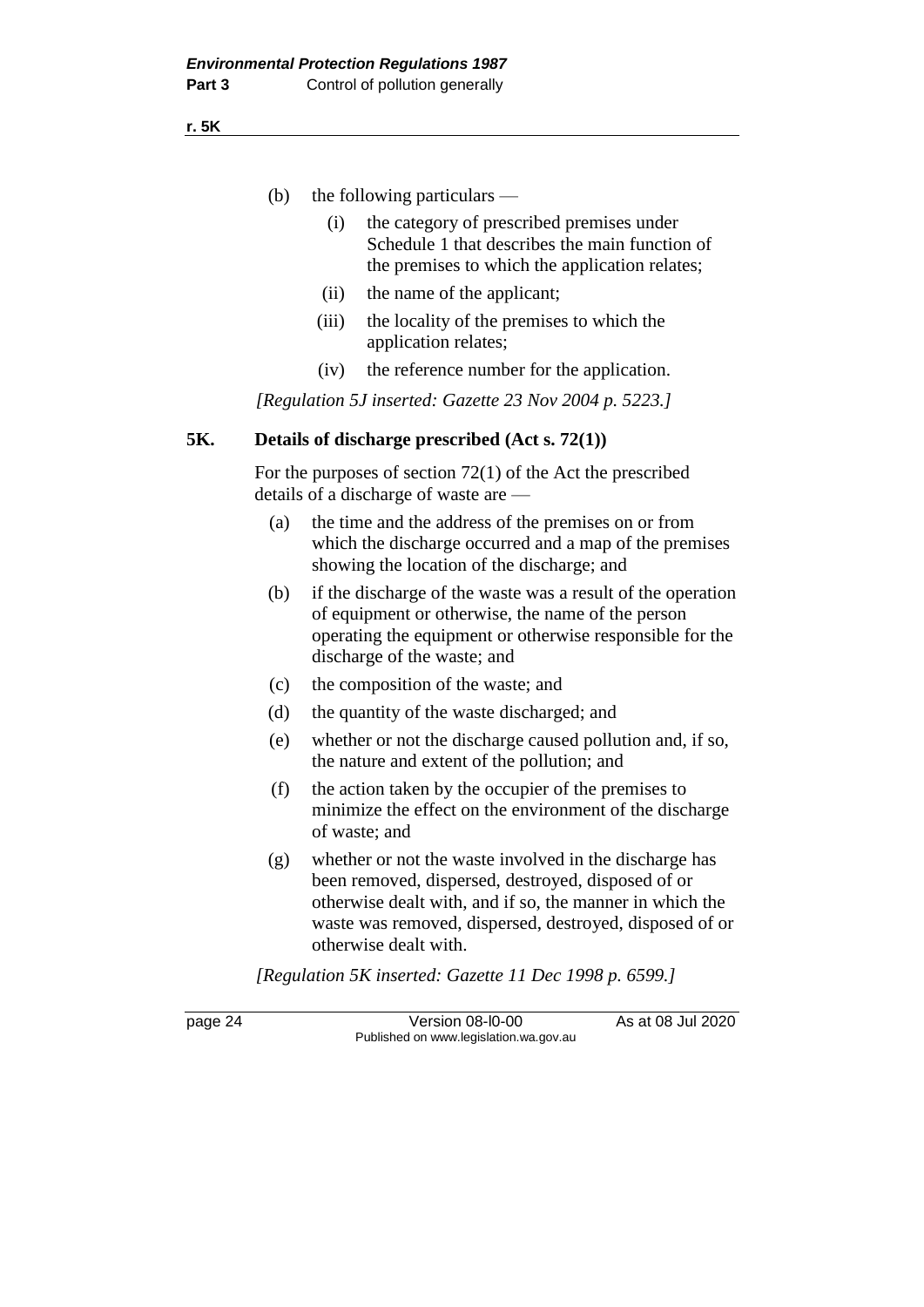(b) the following particulars —

  (i) the category of prescribed premises under Schedule 1 that describes the main function of the premises to which the application relates;

  (ii) the name of the applicant;

  (iii) the locality of the premises to which the application relates;

  (iv) the reference number for the application.

*[Regulation 5J inserted: Gazette 23 Nov 2004 p. 5223.]*

## 5K. Details of discharge prescribed (Act s. 72(1))

For the purposes of section 72(1) of the Act the prescribed details of a discharge of waste are —

(a) the time and the address of the premises on or from which the discharge occurred and a map of the premises showing the location of the discharge; and

(b) if the discharge of the waste was a result of the operation of equipment or otherwise, the name of the person operating the equipment or otherwise responsible for the discharge of the waste; and

(c) the composition of the waste; and

(d) the quantity of the waste discharged; and

(e) whether or not the discharge caused pollution and, if so, the nature and extent of the pollution; and

(f) the action taken by the occupier of the premises to minimize the effect on the environment of the discharge of waste; and

(g) whether or not the waste involved in the discharge has been removed, dispersed, destroyed, disposed of or otherwise dealt with, and if so, the manner in which the waste was removed, dispersed, destroyed, disposed of or otherwise dealt with.

*[Regulation 5K inserted: Gazette 11 Dec 1998 p. 6599.]*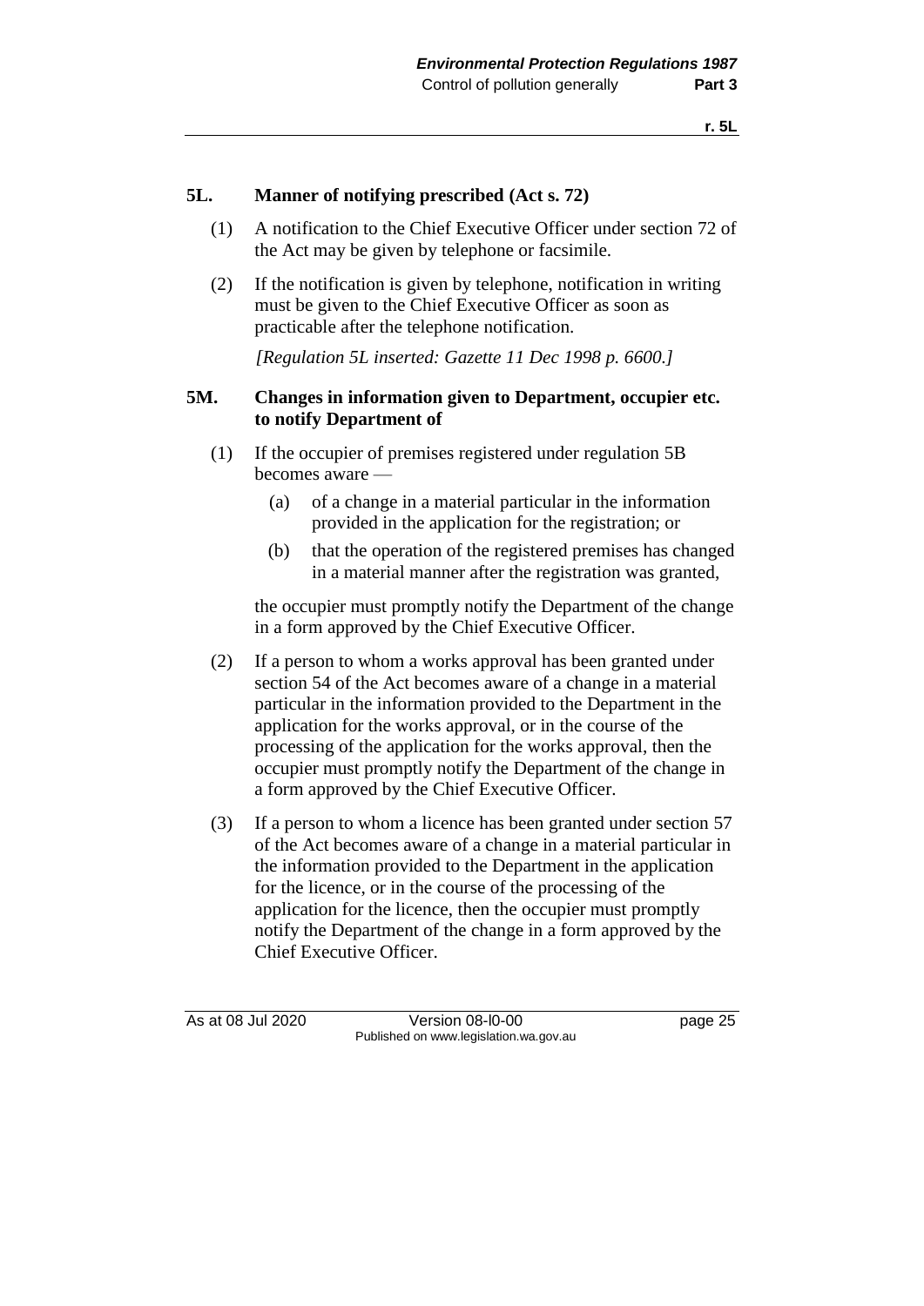### 5L. Manner of notifying prescribed (Act s. 72)

(1) A notification to the Chief Executive Officer under section 72 of the Act may be given by telephone or facsimile.

(2) If the notification is given by telephone, notification in writing must be given to the Chief Executive Officer as soon as practicable after the telephone notification.

*[Regulation 5L inserted: Gazette 11 Dec 1998 p. 6600.]*

### 5M. Changes in information given to Department, occupier etc. to notify Department of

(1) If the occupier of premises registered under regulation 5B becomes aware —

- (a) of a change in a material particular in the information provided in the application for the registration; or
- (b) that the operation of the registered premises has changed in a material manner after the registration was granted,

the occupier must promptly notify the Department of the change in a form approved by the Chief Executive Officer.

(2) If a person to whom a works approval has been granted under section 54 of the Act becomes aware of a change in a material particular in the information provided to the Department in the application for the works approval, or in the course of the processing of the application for the works approval, then the occupier must promptly notify the Department of the change in a form approved by the Chief Executive Officer.

(3) If a person to whom a licence has been granted under section 57 of the Act becomes aware of a change in a material particular in the information provided to the Department in the application for the licence, or in the course of the processing of the application for the licence, then the occupier must promptly notify the Department of the change in a form approved by the Chief Executive Officer.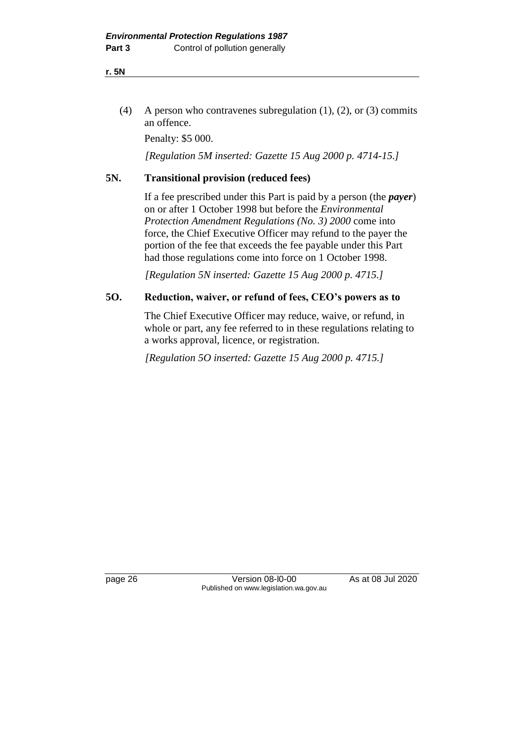(4) A person who contravenes subregulation (1), (2), or (3) commits an offence.

Penalty: $5 000.

*[Regulation 5M inserted: Gazette 15 Aug 2000 p. 4714-15.]*

## 5N. Transitional provision (reduced fees)

If a fee prescribed under this Part is paid by a person (the ***payer***) on or after 1 October 1998 but before the *Environmental Protection Amendment Regulations (No. 3) 2000* come into force, the Chief Executive Officer may refund to the payer the portion of the fee that exceeds the fee payable under this Part had those regulations come into force on 1 October 1998.

*[Regulation 5N inserted: Gazette 15 Aug 2000 p. 4715.]*

## 5O. Reduction, waiver, or refund of fees, CEO's powers as to

The Chief Executive Officer may reduce, waive, or refund, in whole or part, any fee referred to in these regulations relating to a works approval, licence, or registration.

*[Regulation 5O inserted: Gazette 15 Aug 2000 p. 4715.]*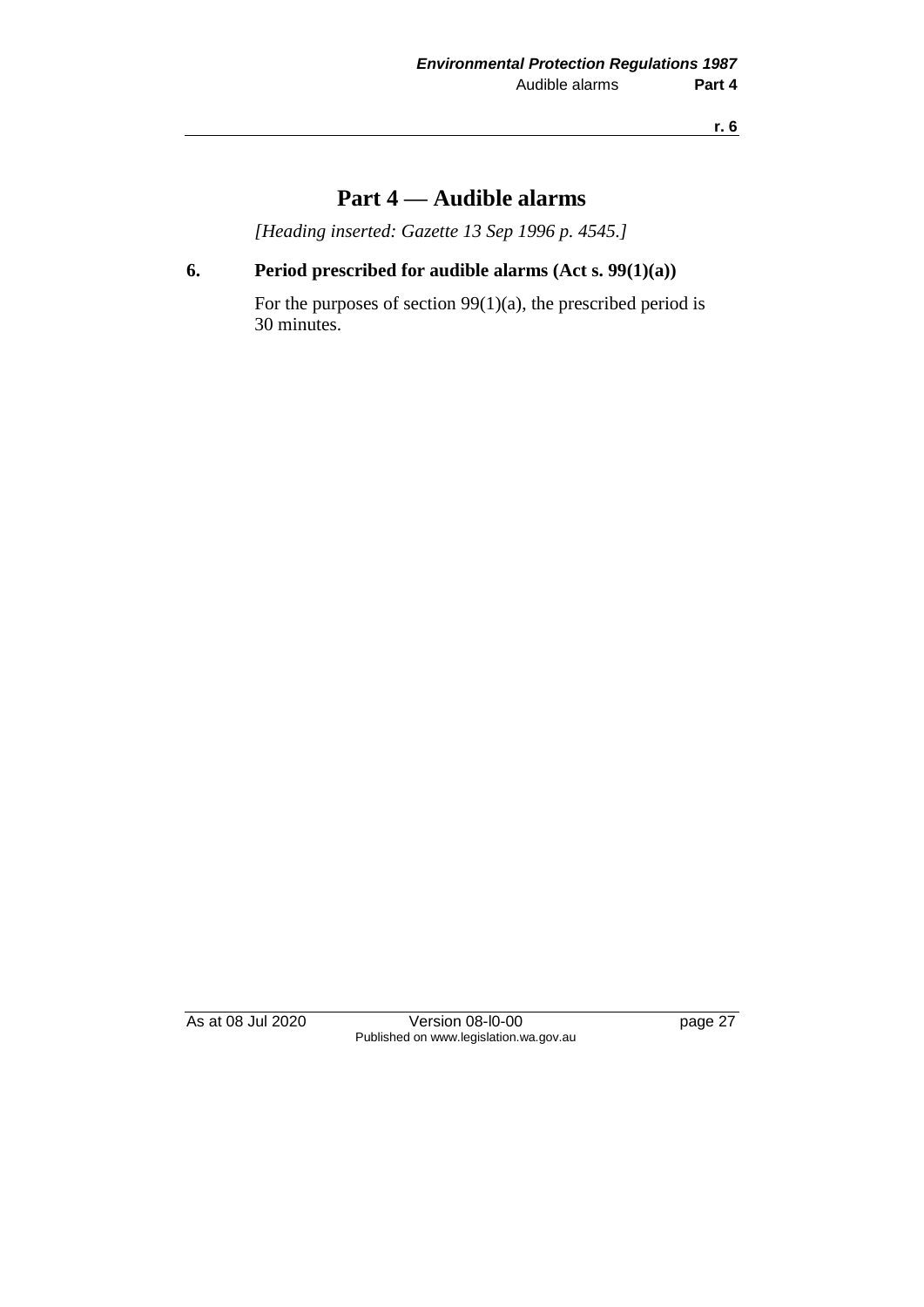# Part 4 — Audible alarms

*[Heading inserted: Gazette 13 Sep 1996 p. 4545.]*

## 6. Period prescribed for audible alarms (Act s. 99(1)(a))

For the purposes of section 99(1)(a), the prescribed period is 30 minutes.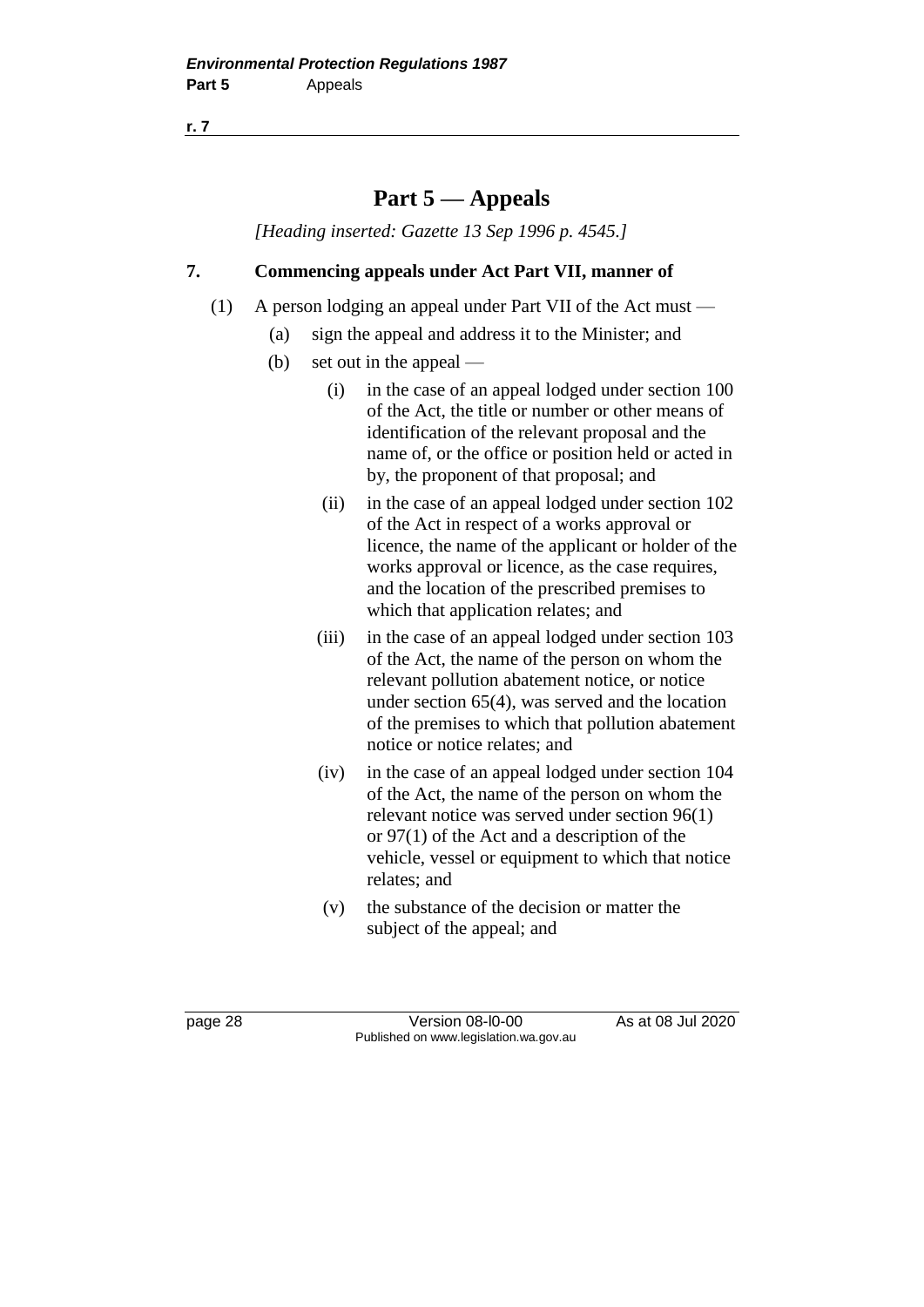# Part 5 — Appeals

*[Heading inserted: Gazette 13 Sep 1996 p. 4545.]*

## 7. Commencing appeals under Act Part VII, manner of

(1) A person lodging an appeal under Part VII of the Act must —

  (a) sign the appeal and address it to the Minister; and

  (b) set out in the appeal —

    (i) in the case of an appeal lodged under section 100 of the Act, the title or number or other means of identification of the relevant proposal and the name of, or the office or position held or acted in by, the proponent of that proposal; and

    (ii) in the case of an appeal lodged under section 102 of the Act in respect of a works approval or licence, the name of the applicant or holder of the works approval or licence, as the case requires, and the location of the prescribed premises to which that application relates; and

    (iii) in the case of an appeal lodged under section 103 of the Act, the name of the person on whom the relevant pollution abatement notice, or notice under section 65(4), was served and the location of the premises to which that pollution abatement notice or notice relates; and

    (iv) in the case of an appeal lodged under section 104 of the Act, the name of the person on whom the relevant notice was served under section 96(1) or 97(1) of the Act and a description of the vehicle, vessel or equipment to which that notice relates; and

    (v) the substance of the decision or matter the subject of the appeal; and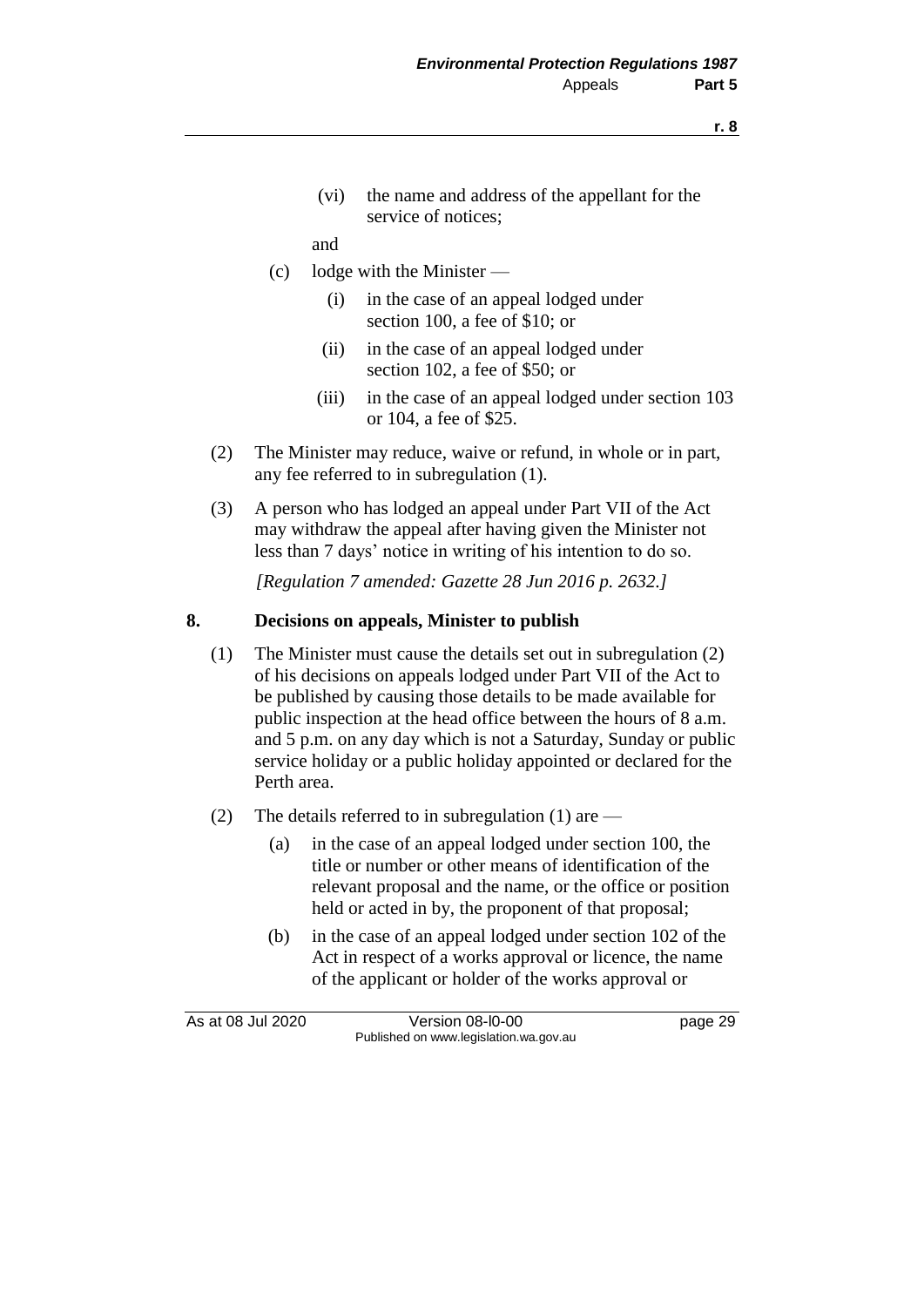(vi) the name and address of the appellant for the service of notices;

and

(c) lodge with the Minister —

(i) in the case of an appeal lodged under section 100, a fee of $10; or

(ii) in the case of an appeal lodged under section 102, a fee of $50; or

(iii) in the case of an appeal lodged under section 103 or 104, a fee of $25.

(2) The Minister may reduce, waive or refund, in whole or in part, any fee referred to in subregulation (1).

(3) A person who has lodged an appeal under Part VII of the Act may withdraw the appeal after having given the Minister not less than 7 days' notice in writing of his intention to do so.

*[Regulation 7 amended: Gazette 28 Jun 2016 p. 2632.]*

## 8. Decisions on appeals, Minister to publish

(1) The Minister must cause the details set out in subregulation (2) of his decisions on appeals lodged under Part VII of the Act to be published by causing those details to be made available for public inspection at the head office between the hours of 8 a.m. and 5 p.m. on any day which is not a Saturday, Sunday or public service holiday or a public holiday appointed or declared for the Perth area.

(2) The details referred to in subregulation (1) are —

(a) in the case of an appeal lodged under section 100, the title or number or other means of identification of the relevant proposal and the name, or the office or position held or acted in by, the proponent of that proposal;

(b) in the case of an appeal lodged under section 102 of the Act in respect of a works approval or licence, the name of the applicant or holder of the works approval or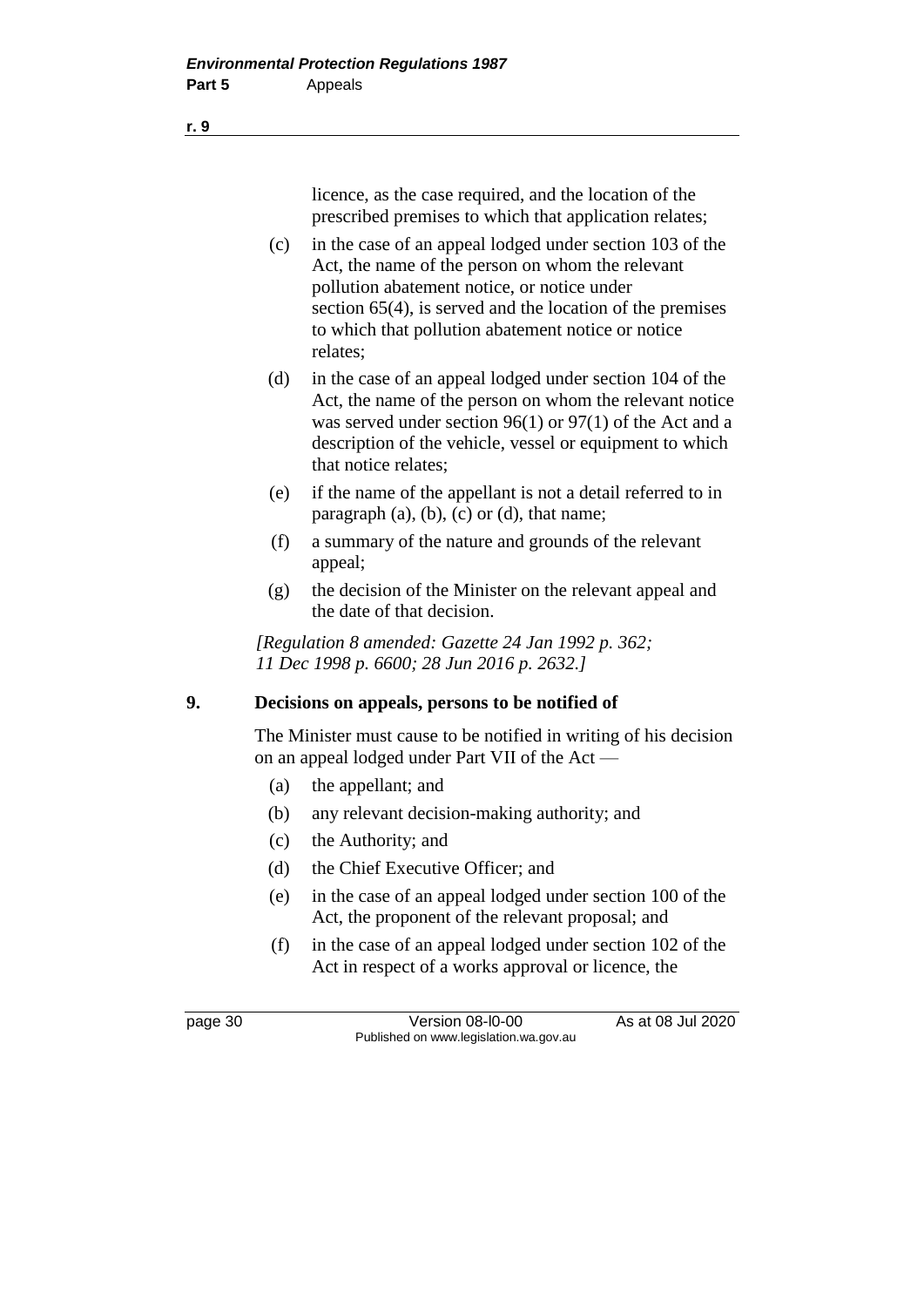licence, as the case required, and the location of the prescribed premises to which that application relates;

(c) in the case of an appeal lodged under section 103 of the Act, the name of the person on whom the relevant pollution abatement notice, or notice under section 65(4), is served and the location of the premises to which that pollution abatement notice or notice relates;

(d) in the case of an appeal lodged under section 104 of the Act, the name of the person on whom the relevant notice was served under section 96(1) or 97(1) of the Act and a description of the vehicle, vessel or equipment to which that notice relates;

(e) if the name of the appellant is not a detail referred to in paragraph (a), (b), (c) or (d), that name;

(f) a summary of the nature and grounds of the relevant appeal;

(g) the decision of the Minister on the relevant appeal and the date of that decision.

*[Regulation 8 amended: Gazette 24 Jan 1992 p. 362; 11 Dec 1998 p. 6600; 28 Jun 2016 p. 2632.]*

## 9. Decisions on appeals, persons to be notified of

The Minister must cause to be notified in writing of his decision on an appeal lodged under Part VII of the Act —

(a) the appellant; and

(b) any relevant decision-making authority; and

(c) the Authority; and

(d) the Chief Executive Officer; and

(e) in the case of an appeal lodged under section 100 of the Act, the proponent of the relevant proposal; and

(f) in the case of an appeal lodged under section 102 of the Act in respect of a works approval or licence, the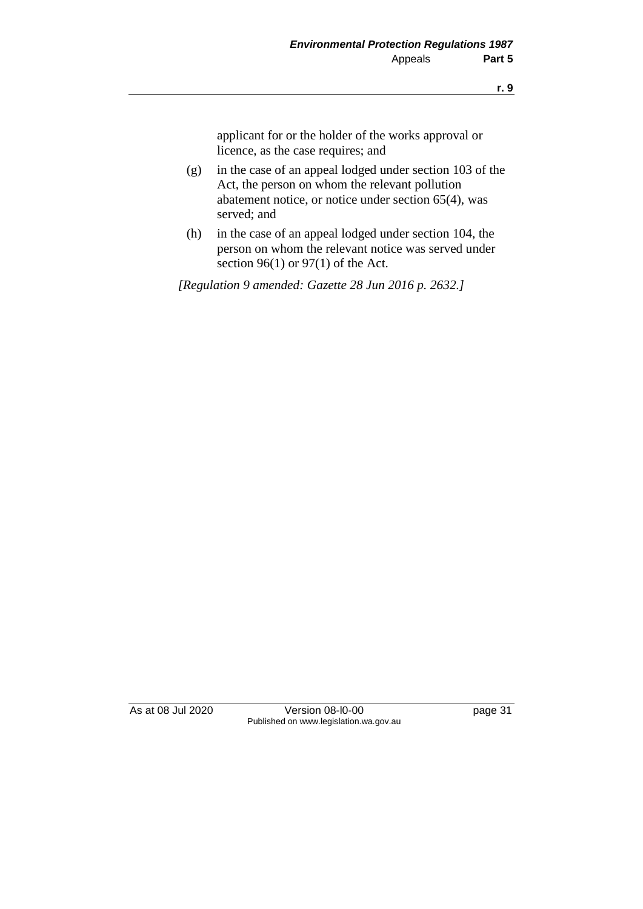applicant for or the holder of the works approval or licence, as the case requires; and

(g) in the case of an appeal lodged under section 103 of the Act, the person on whom the relevant pollution abatement notice, or notice under section 65(4), was served; and

(h) in the case of an appeal lodged under section 104, the person on whom the relevant notice was served under section 96(1) or 97(1) of the Act.

*[Regulation 9 amended: Gazette 28 Jun 2016 p. 2632.]*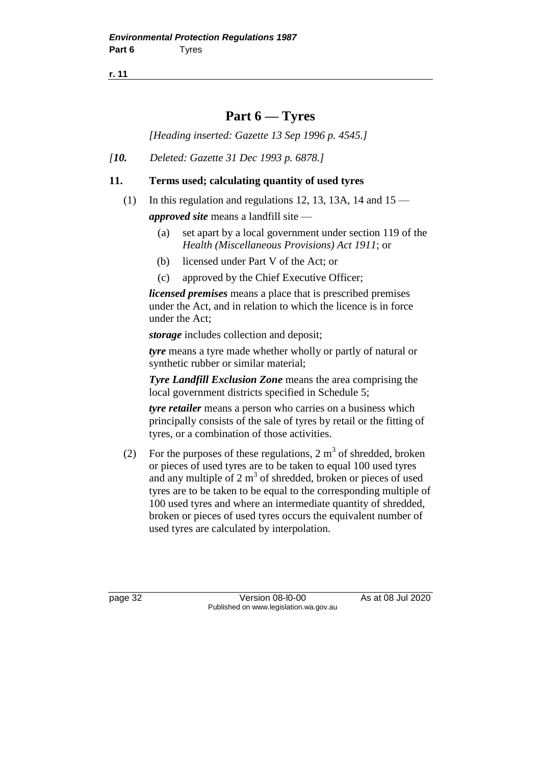# Part 6 — Tyres

*[Heading inserted: Gazette 13 Sep 1996 p. 4545.]*

*[**10.** Deleted: Gazette 31 Dec 1993 p. 6878.]*

## 11. Terms used; calculating quantity of used tyres

(1) In this regulation and regulations 12, 13, 13A, 14 and 15 —

***approved site*** means a landfill site —

(a) set apart by a local government under section 119 of the *Health (Miscellaneous Provisions) Act 1911*; or

(b) licensed under Part V of the Act; or

(c) approved by the Chief Executive Officer;

***licensed premises*** means a place that is prescribed premises under the Act, and in relation to which the licence is in force under the Act;

***storage*** includes collection and deposit;

***tyre*** means a tyre made whether wholly or partly of natural or synthetic rubber or similar material;

***Tyre Landfill Exclusion Zone*** means the area comprising the local government districts specified in Schedule 5;

***tyre retailer*** means a person who carries on a business which principally consists of the sale of tyres by retail or the fitting of tyres, or a combination of those activities.

(2) For the purposes of these regulations, 2 $m^3$ of shredded, broken or pieces of used tyres are to be taken to equal 100 used tyres and any multiple of 2 $m^3$ of shredded, broken or pieces of used tyres are to be taken to be equal to the corresponding multiple of 100 used tyres and where an intermediate quantity of shredded, broken or pieces of used tyres occurs the equivalent number of used tyres are calculated by interpolation.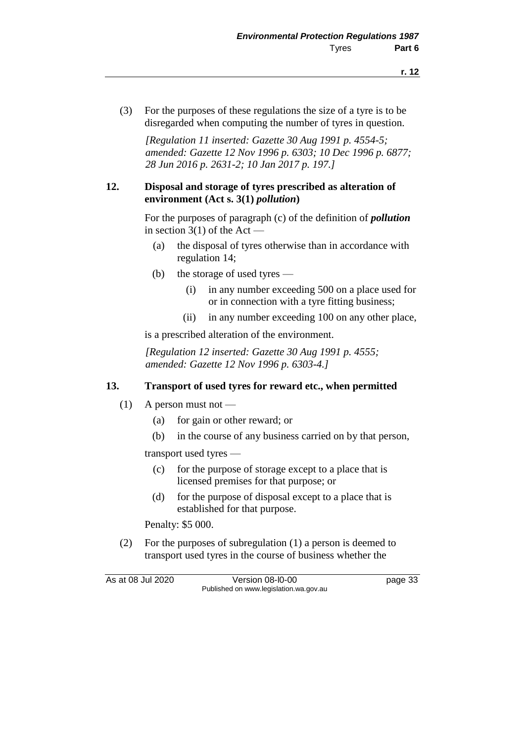(3) For the purposes of these regulations the size of a tyre is to be disregarded when computing the number of tyres in question.

*[Regulation 11 inserted: Gazette 30 Aug 1991 p. 4554-5; amended: Gazette 12 Nov 1996 p. 6303; 10 Dec 1996 p. 6877; 28 Jun 2016 p. 2631-2; 10 Jan 2017 p. 197.]*

### 12. Disposal and storage of tyres prescribed as alteration of environment (Act s. 3(1) *pollution*)

For the purposes of paragraph (c) of the definition of ***pollution*** in section 3(1) of the Act —

- (a) the disposal of tyres otherwise than in accordance with regulation 14;
- (b) the storage of used tyres —
  - (i) in any number exceeding 500 on a place used for or in connection with a tyre fitting business;
  - (ii) in any number exceeding 100 on any other place,

is a prescribed alteration of the environment.

*[Regulation 12 inserted: Gazette 30 Aug 1991 p. 4555; amended: Gazette 12 Nov 1996 p. 6303-4.]*

### 13. Transport of used tyres for reward etc., when permitted

(1) A person must not —

- (a) for gain or other reward; or
- (b) in the course of any business carried on by that person,

transport used tyres —

- (c) for the purpose of storage except to a place that is licensed premises for that purpose; or
- (d) for the purpose of disposal except to a place that is established for that purpose.

Penalty: $5 000.

(2) For the purposes of subregulation (1) a person is deemed to transport used tyres in the course of business whether the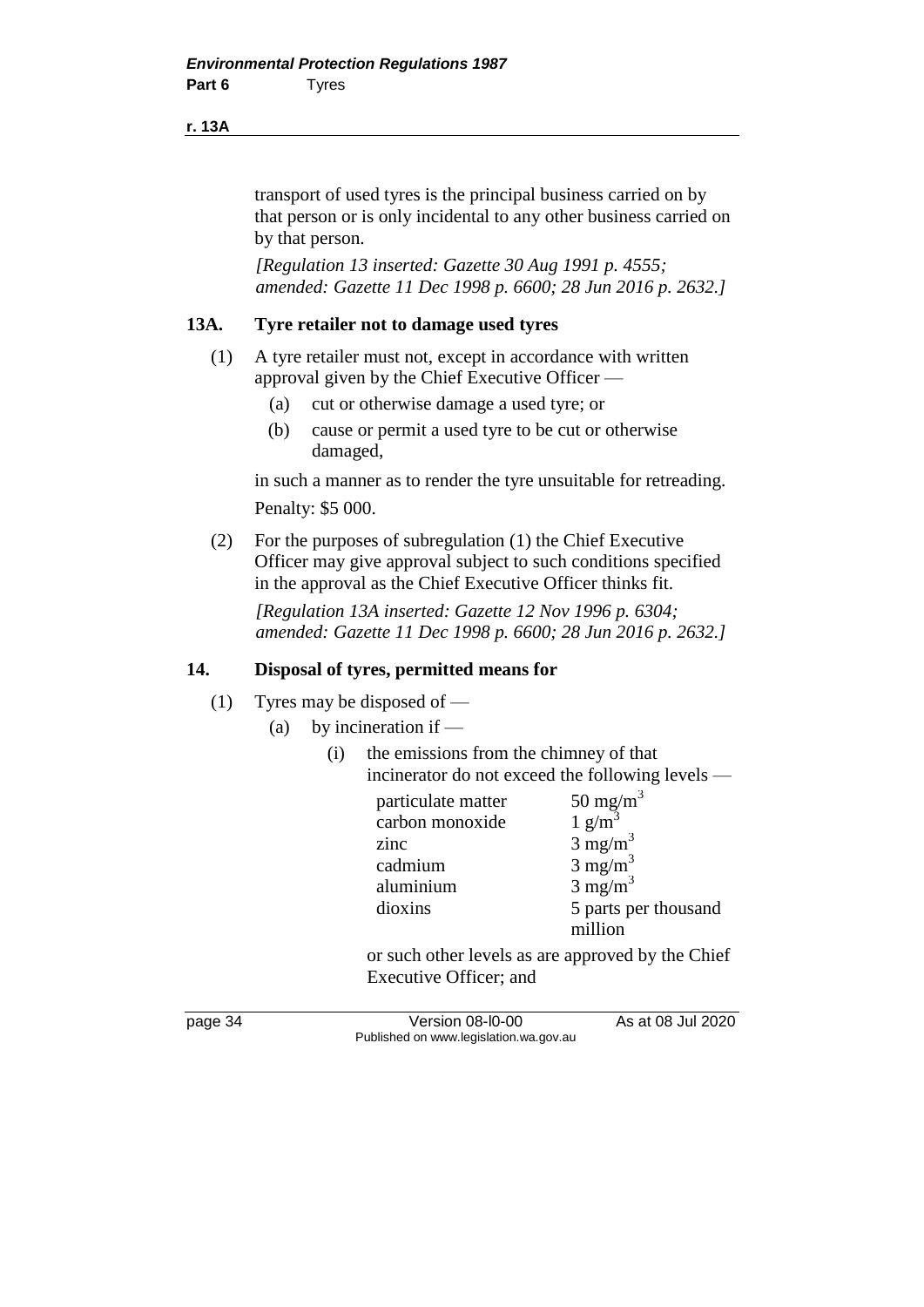transport of used tyres is the principal business carried on by that person or is only incidental to any other business carried on by that person.

*[Regulation 13 inserted: Gazette 30 Aug 1991 p. 4555; amended: Gazette 11 Dec 1998 p. 6600; 28 Jun 2016 p. 2632.]*

### 13A. Tyre retailer not to damage used tyres

(1) A tyre retailer must not, except in accordance with written approval given by the Chief Executive Officer —

- (a) cut or otherwise damage a used tyre; or
- (b) cause or permit a used tyre to be cut or otherwise damaged,

in such a manner as to render the tyre unsuitable for retreading.

Penalty: $5 000.

(2) For the purposes of subregulation (1) the Chief Executive Officer may give approval subject to such conditions specified in the approval as the Chief Executive Officer thinks fit.

*[Regulation 13A inserted: Gazette 12 Nov 1996 p. 6304; amended: Gazette 11 Dec 1998 p. 6600; 28 Jun 2016 p. 2632.]*

### 14. Disposal of tyres, permitted means for

(1) Tyres may be disposed of —

- (a) by incineration if —
  - (i) the emissions from the chimney of that incinerator do not exceed the following levels —

| | |
|---|---|
| particulate matter | 50 $mg/m^3$ |
| carbon monoxide | 1 $g/m^3$ |
| zinc | 3 $mg/m^3$ |
| cadmium | 3 $mg/m^3$ |
| aluminium | 3 $mg/m^3$ |
| dioxins | 5 parts per thousand million |

    or such other levels as are approved by the Chief Executive Officer; and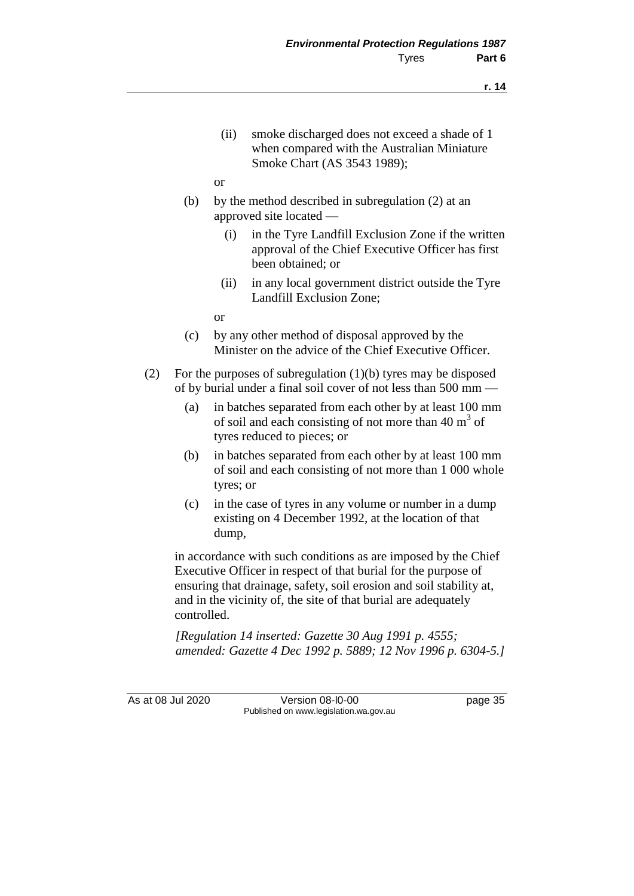(ii) smoke discharged does not exceed a shade of 1 when compared with the Australian Miniature Smoke Chart (AS 3543 1989);

or

(b) by the method described in subregulation (2) at an approved site located —

(i) in the Tyre Landfill Exclusion Zone if the written approval of the Chief Executive Officer has first been obtained; or

(ii) in any local government district outside the Tyre Landfill Exclusion Zone;

or

(c) by any other method of disposal approved by the Minister on the advice of the Chief Executive Officer.

(2) For the purposes of subregulation (1)(b) tyres may be disposed of by burial under a final soil cover of not less than 500 mm —

(a) in batches separated from each other by at least 100 mm of soil and each consisting of not more than 40 $m^3$ of tyres reduced to pieces; or

(b) in batches separated from each other by at least 100 mm of soil and each consisting of not more than 1 000 whole tyres; or

(c) in the case of tyres in any volume or number in a dump existing on 4 December 1992, at the location of that dump,

in accordance with such conditions as are imposed by the Chief Executive Officer in respect of that burial for the purpose of ensuring that drainage, safety, soil erosion and soil stability at, and in the vicinity of, the site of that burial are adequately controlled.

*[Regulation 14 inserted: Gazette 30 Aug 1991 p. 4555; amended: Gazette 4 Dec 1992 p. 5889; 12 Nov 1996 p. 6304-5.]*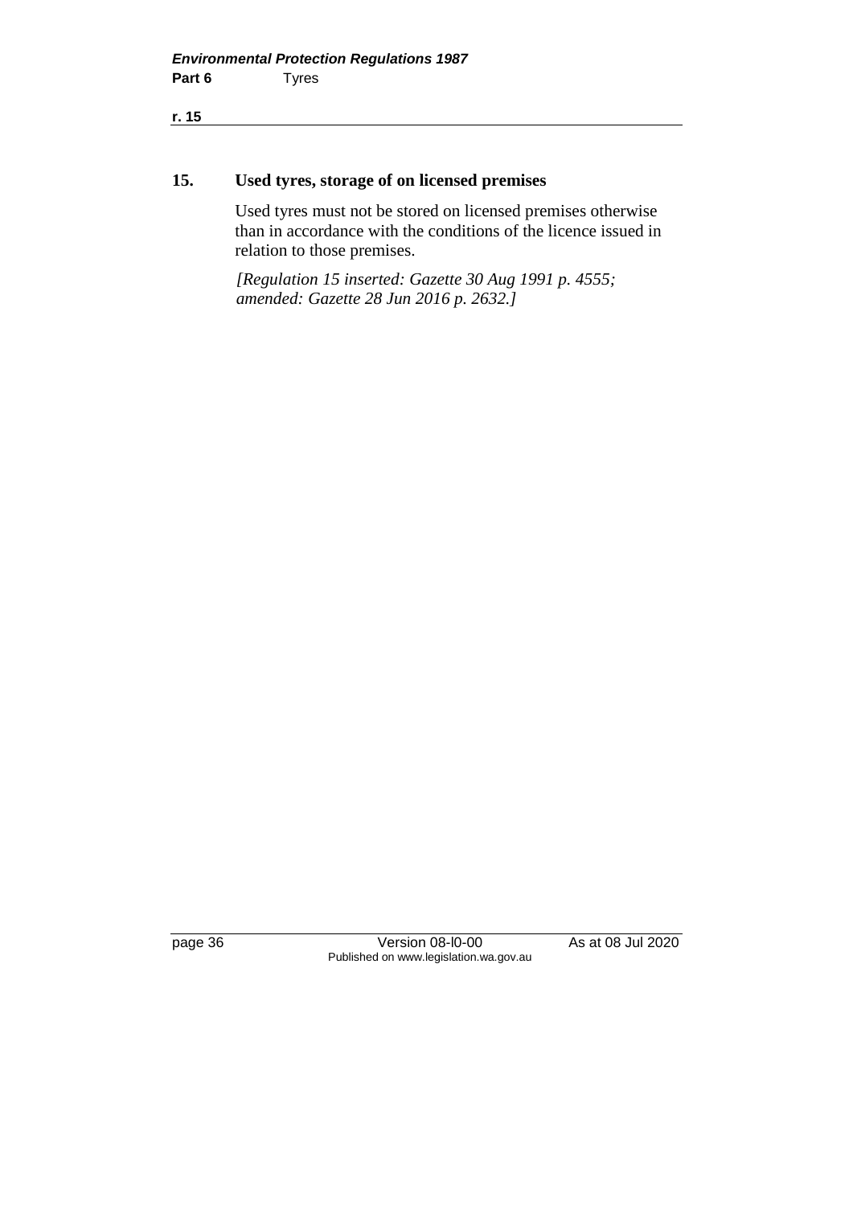## 15. Used tyres, storage of on licensed premises

Used tyres must not be stored on licensed premises otherwise than in accordance with the conditions of the licence issued in relation to those premises.

*[Regulation 15 inserted: Gazette 30 Aug 1991 p. 4555; amended: Gazette 28 Jun 2016 p. 2632.]*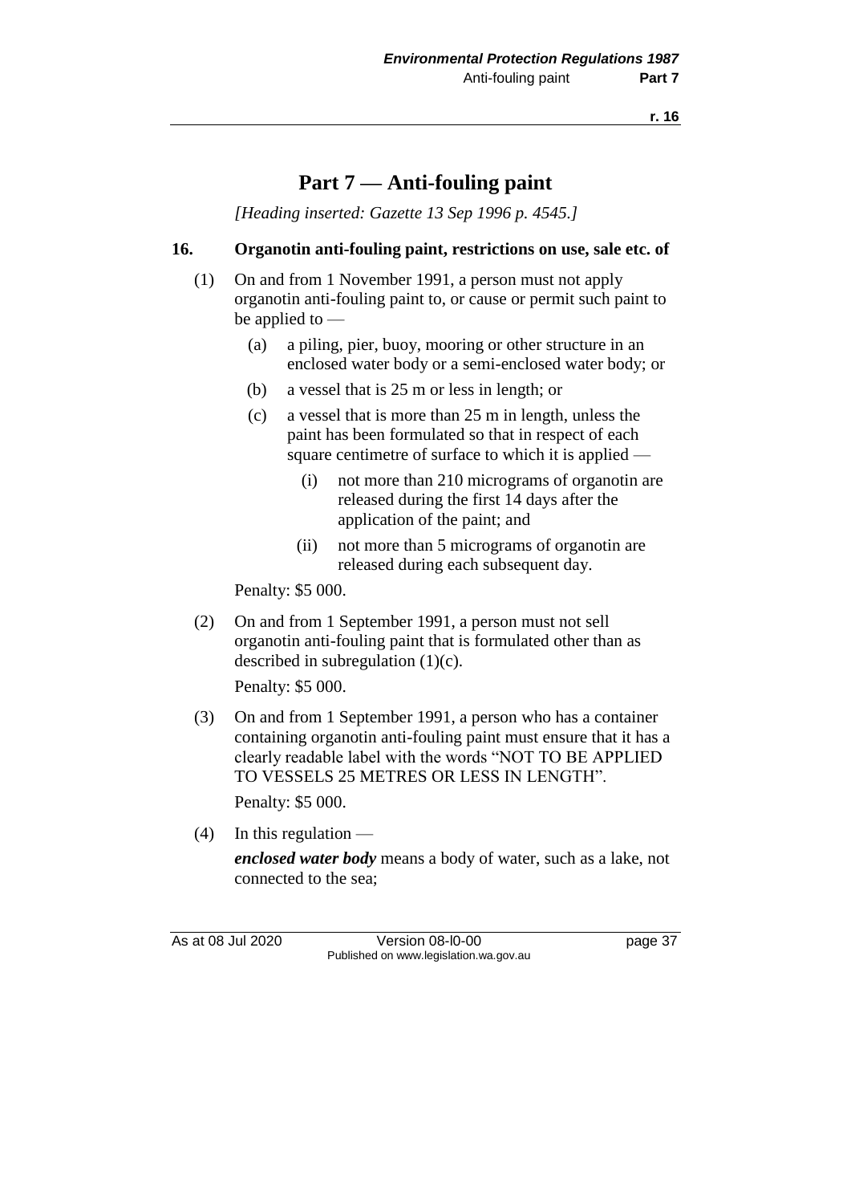# Part 7 — Anti-fouling paint

*[Heading inserted: Gazette 13 Sep 1996 p. 4545.]*

### 16. Organotin anti-fouling paint, restrictions on use, sale etc. of

(1) On and from 1 November 1991, a person must not apply organotin anti-fouling paint to, or cause or permit such paint to be applied to —

(a) a piling, pier, buoy, mooring or other structure in an enclosed water body or a semi-enclosed water body; or

(b) a vessel that is 25 m or less in length; or

(c) a vessel that is more than 25 m in length, unless the paint has been formulated so that in respect of each square centimetre of surface to which it is applied —

(i) not more than 210 micrograms of organotin are released during the first 14 days after the application of the paint; and

(ii) not more than 5 micrograms of organotin are released during each subsequent day.

Penalty: $5 000.

(2) On and from 1 September 1991, a person must not sell organotin anti-fouling paint that is formulated other than as described in subregulation (1)(c).

Penalty: $5 000.

(3) On and from 1 September 1991, a person who has a container containing organotin anti-fouling paint must ensure that it has a clearly readable label with the words "NOT TO BE APPLIED TO VESSELS 25 METRES OR LESS IN LENGTH".

Penalty: $5 000.

(4) In this regulation —

***enclosed water body*** means a body of water, such as a lake, not connected to the sea;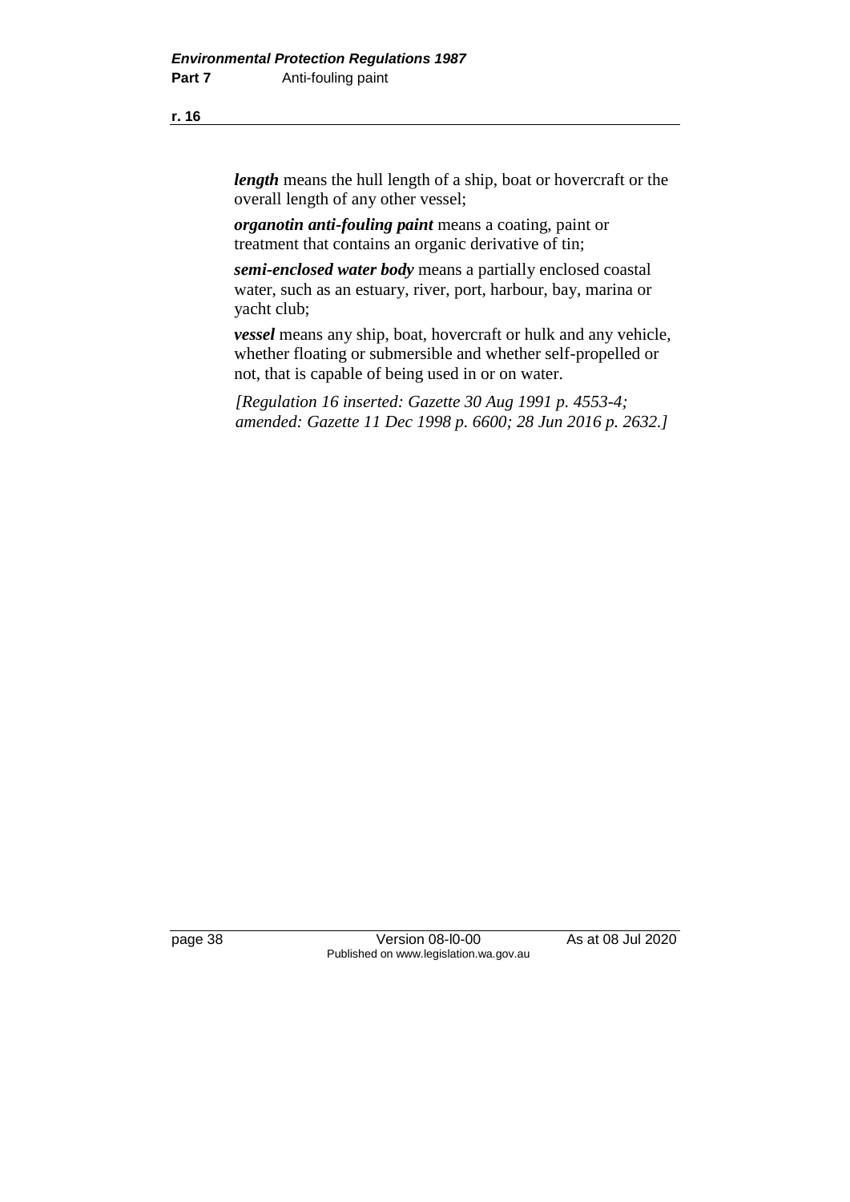***length*** means the hull length of a ship, boat or hovercraft or the overall length of any other vessel;

***organotin anti-fouling paint*** means a coating, paint or treatment that contains an organic derivative of tin;

***semi-enclosed water body*** means a partially enclosed coastal water, such as an estuary, river, port, harbour, bay, marina or yacht club;

***vessel*** means any ship, boat, hovercraft or hulk and any vehicle, whether floating or submersible and whether self-propelled or not, that is capable of being used in or on water.

*[Regulation 16 inserted: Gazette 30 Aug 1991 p. 4553-4; amended: Gazette 11 Dec 1998 p. 6600; 28 Jun 2016 p. 2632.]*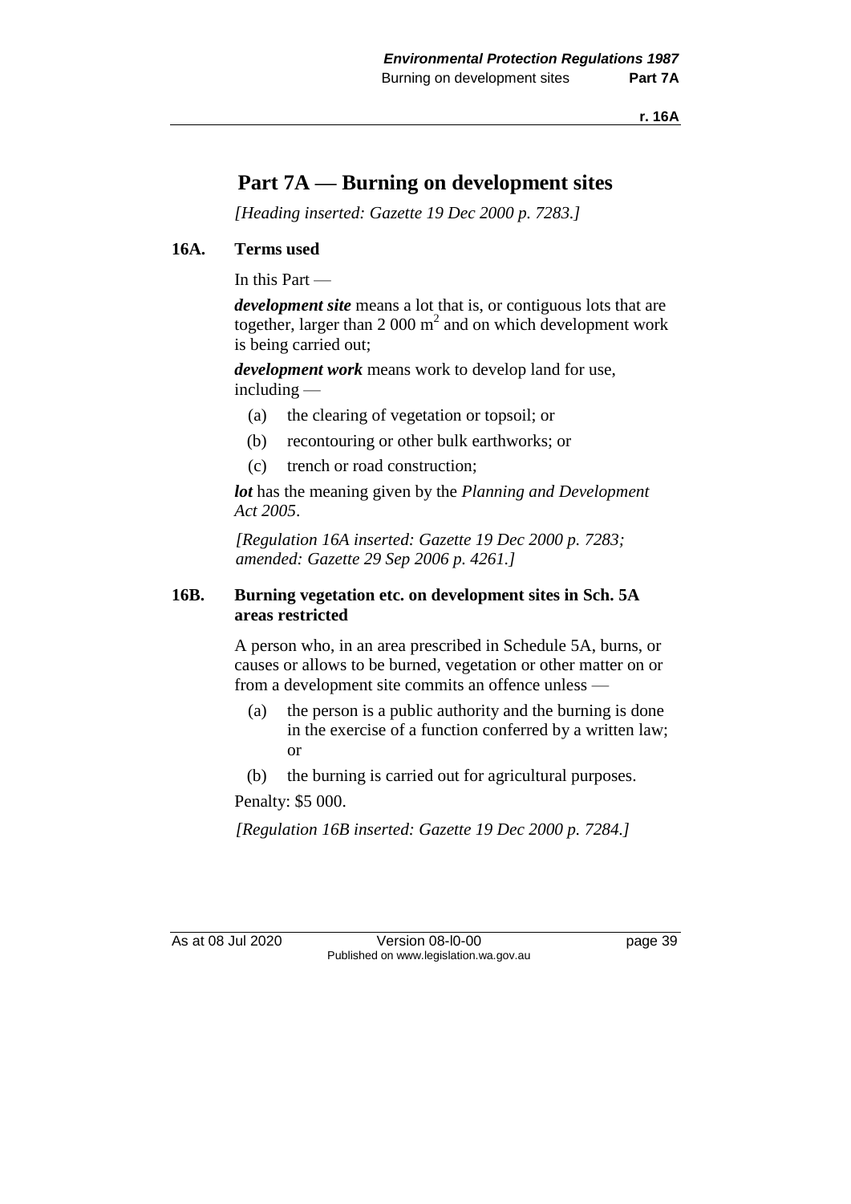# Part 7A — Burning on development sites

*[Heading inserted: Gazette 19 Dec 2000 p. 7283.]*

## 16A. Terms used

In this Part —

***development site*** means a lot that is, or contiguous lots that are together, larger than 2 000 $m^2$ and on which development work is being carried out;

***development work*** means work to develop land for use, including —

- (a) the clearing of vegetation or topsoil; or
- (b) recontouring or other bulk earthworks; or
- (c) trench or road construction;

***lot*** has the meaning given by the *Planning and Development Act 2005*.

*[Regulation 16A inserted: Gazette 19 Dec 2000 p. 7283; amended: Gazette 29 Sep 2006 p. 4261.]*

## 16B. Burning vegetation etc. on development sites in Sch. 5A areas restricted

A person who, in an area prescribed in Schedule 5A, burns, or causes or allows to be burned, vegetation or other matter on or from a development site commits an offence unless —

- (a) the person is a public authority and the burning is done in the exercise of a function conferred by a written law; or
- (b) the burning is carried out for agricultural purposes.

Penalty: $5 000.

*[Regulation 16B inserted: Gazette 19 Dec 2000 p. 7284.]*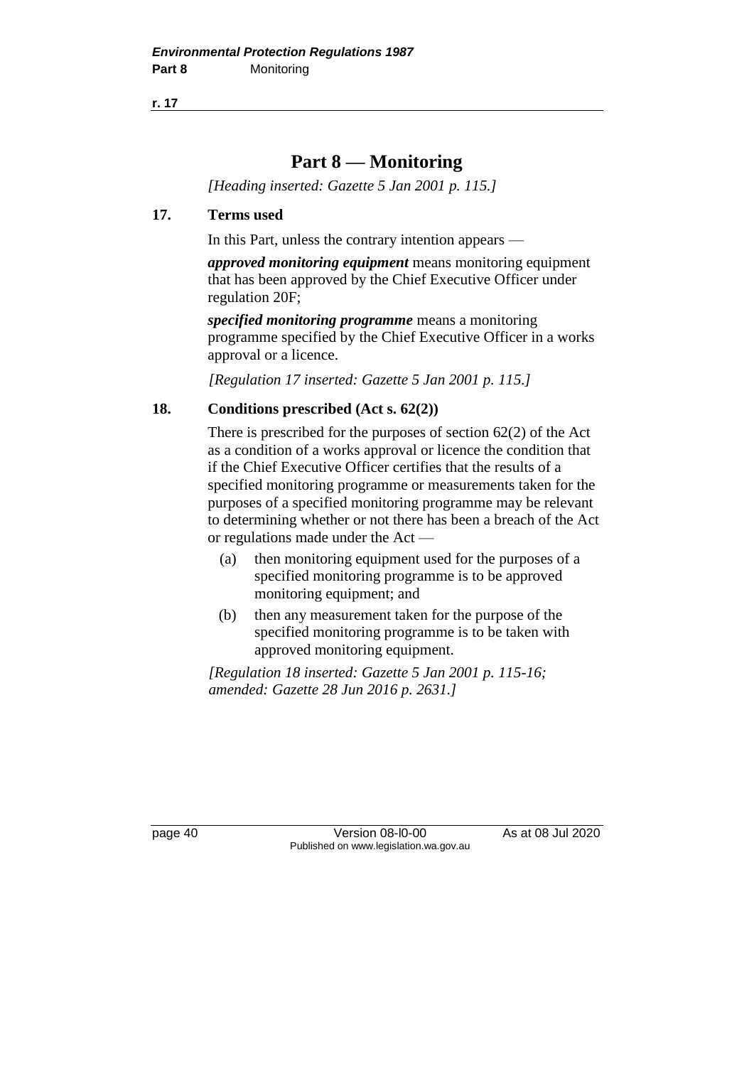# Part 8 — Monitoring

*[Heading inserted: Gazette 5 Jan 2001 p. 115.]*

## 17. Terms used

In this Part, unless the contrary intention appears —

***approved monitoring equipment*** means monitoring equipment that has been approved by the Chief Executive Officer under regulation 20F;

***specified monitoring programme*** means a monitoring programme specified by the Chief Executive Officer in a works approval or a licence.

*[Regulation 17 inserted: Gazette 5 Jan 2001 p. 115.]*

## 18. Conditions prescribed (Act s. 62(2))

There is prescribed for the purposes of section 62(2) of the Act as a condition of a works approval or licence the condition that if the Chief Executive Officer certifies that the results of a specified monitoring programme or measurements taken for the purposes of a specified monitoring programme may be relevant to determining whether or not there has been a breach of the Act or regulations made under the Act —

(a) then monitoring equipment used for the purposes of a specified monitoring programme is to be approved monitoring equipment; and

(b) then any measurement taken for the purpose of the specified monitoring programme is to be taken with approved monitoring equipment.

*[Regulation 18 inserted: Gazette 5 Jan 2001 p. 115-16; amended: Gazette 28 Jun 2016 p. 2631.]*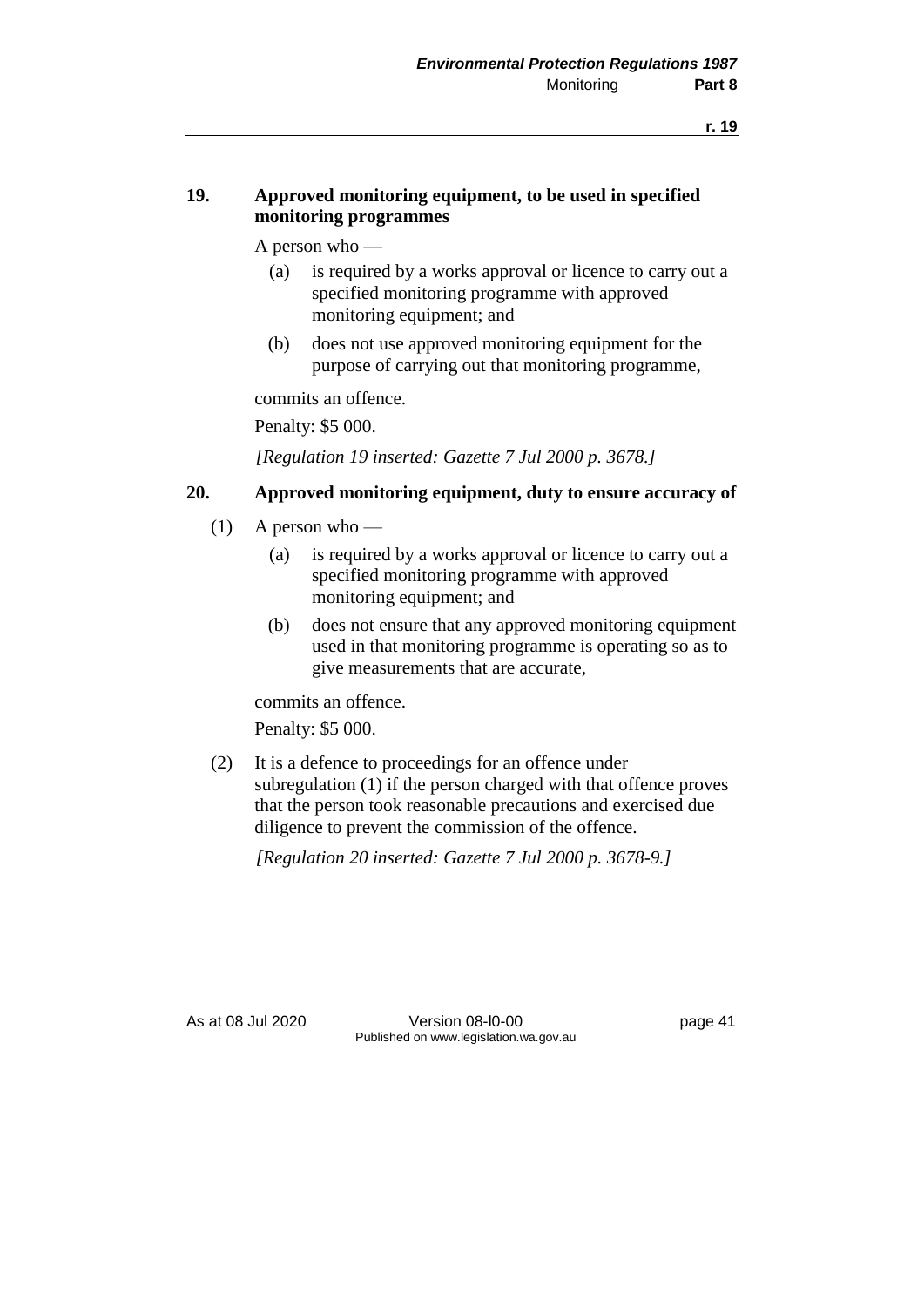## 19. Approved monitoring equipment, to be used in specified monitoring programmes

A person who —

(a) is required by a works approval or licence to carry out a specified monitoring programme with approved monitoring equipment; and

(b) does not use approved monitoring equipment for the purpose of carrying out that monitoring programme,

commits an offence.

Penalty: $5 000.

*[Regulation 19 inserted: Gazette 7 Jul 2000 p. 3678.]*

## 20. Approved monitoring equipment, duty to ensure accuracy of

(1) A person who —

(a) is required by a works approval or licence to carry out a specified monitoring programme with approved monitoring equipment; and

(b) does not ensure that any approved monitoring equipment used in that monitoring programme is operating so as to give measurements that are accurate,

commits an offence.

Penalty: $5 000.

(2) It is a defence to proceedings for an offence under subregulation (1) if the person charged with that offence proves that the person took reasonable precautions and exercised due diligence to prevent the commission of the offence.

*[Regulation 20 inserted: Gazette 7 Jul 2000 p. 3678-9.]*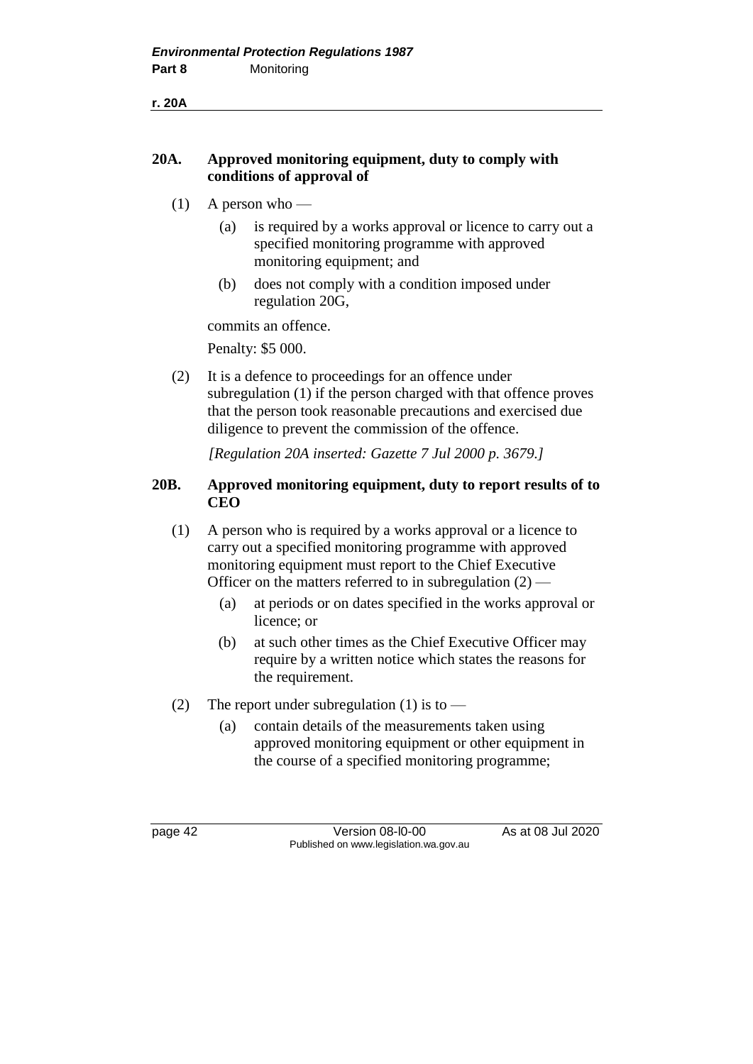### 20A. Approved monitoring equipment, duty to comply with conditions of approval of

(1) A person who —

(a) is required by a works approval or licence to carry out a specified monitoring programme with approved monitoring equipment; and

(b) does not comply with a condition imposed under regulation 20G,

commits an offence.

Penalty: $5 000.

(2) It is a defence to proceedings for an offence under subregulation (1) if the person charged with that offence proves that the person took reasonable precautions and exercised due diligence to prevent the commission of the offence.

*[Regulation 20A inserted: Gazette 7 Jul 2000 p. 3679.]*

### 20B. Approved monitoring equipment, duty to report results of to CEO

(1) A person who is required by a works approval or a licence to carry out a specified monitoring programme with approved monitoring equipment must report to the Chief Executive Officer on the matters referred to in subregulation (2) —

(a) at periods or on dates specified in the works approval or licence; or

(b) at such other times as the Chief Executive Officer may require by a written notice which states the reasons for the requirement.

(2) The report under subregulation (1) is to —

(a) contain details of the measurements taken using approved monitoring equipment or other equipment in the course of a specified monitoring programme;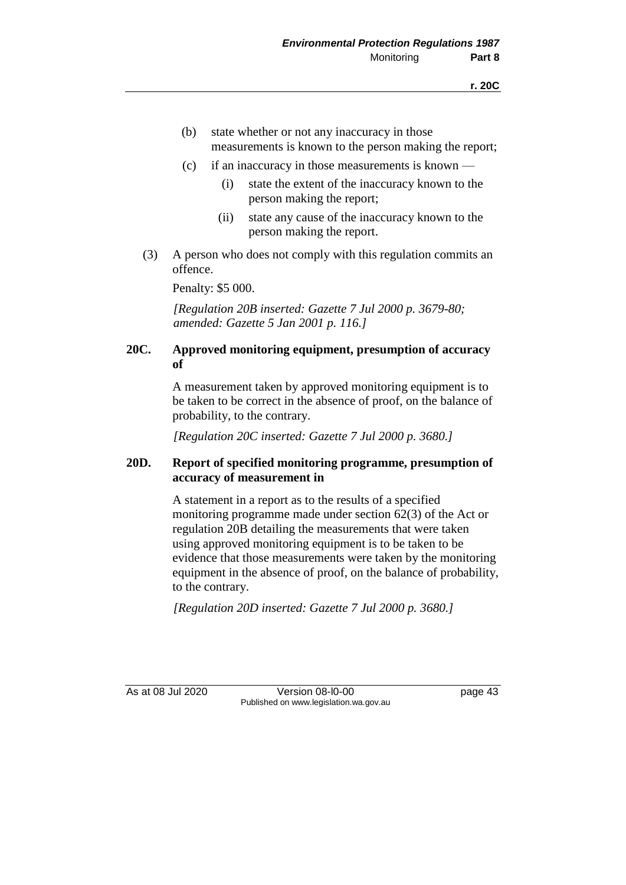(b) state whether or not any inaccuracy in those measurements is known to the person making the report;

(c) if an inaccuracy in those measurements is known —

   (i) state the extent of the inaccuracy known to the person making the report;

   (ii) state any cause of the inaccuracy known to the person making the report.

(3) A person who does not comply with this regulation commits an offence.

Penalty: $5 000.

*[Regulation 20B inserted: Gazette 7 Jul 2000 p. 3679-80; amended: Gazette 5 Jan 2001 p. 116.]*

**20C. Approved monitoring equipment, presumption of accuracy of**

A measurement taken by approved monitoring equipment is to be taken to be correct in the absence of proof, on the balance of probability, to the contrary.

*[Regulation 20C inserted: Gazette 7 Jul 2000 p. 3680.]*

**20D. Report of specified monitoring programme, presumption of accuracy of measurement in**

A statement in a report as to the results of a specified monitoring programme made under section 62(3) of the Act or regulation 20B detailing the measurements that were taken using approved monitoring equipment is to be taken to be evidence that those measurements were taken by the monitoring equipment in the absence of proof, on the balance of probability, to the contrary.

*[Regulation 20D inserted: Gazette 7 Jul 2000 p. 3680.]*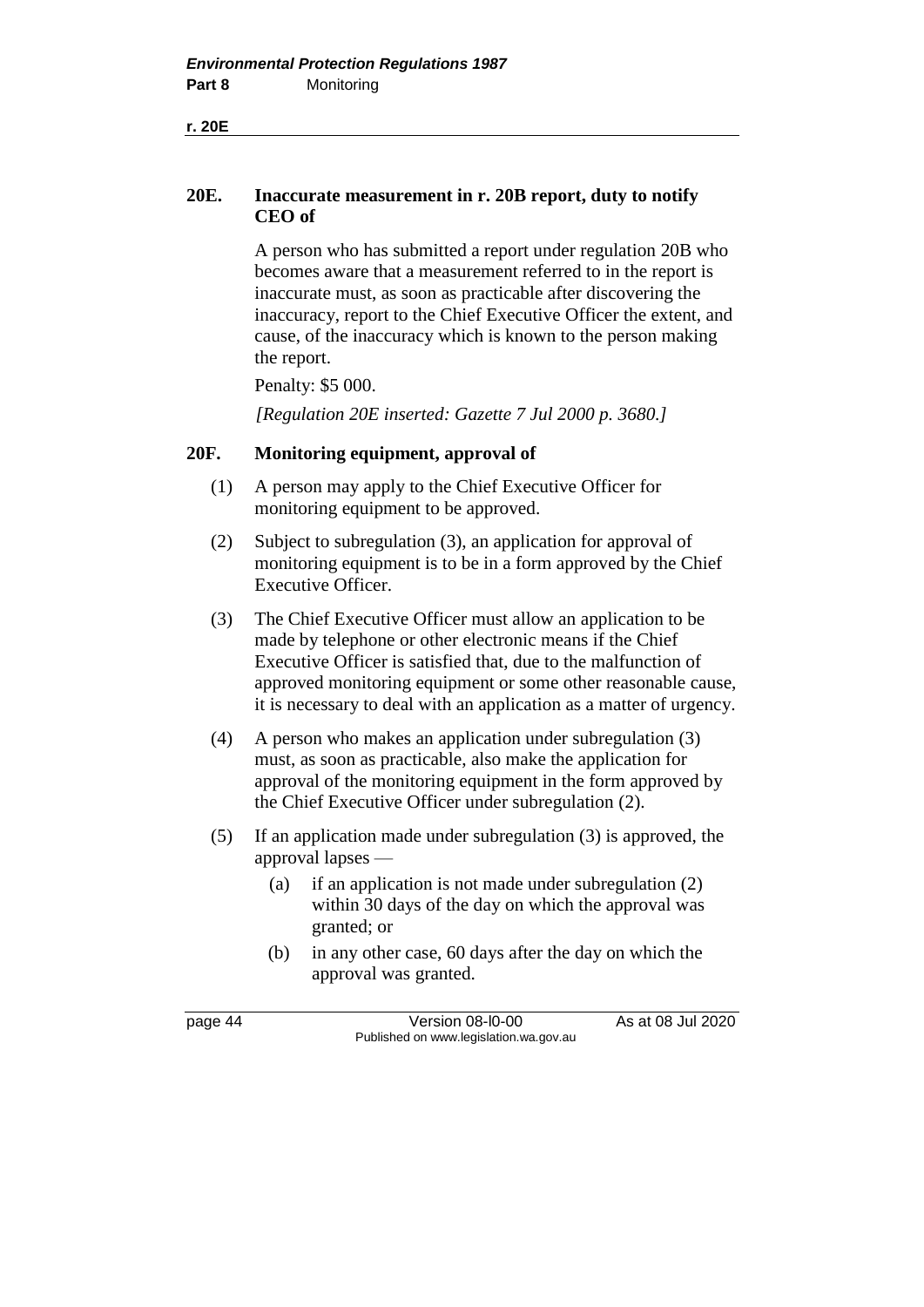### 20E. Inaccurate measurement in r. 20B report, duty to notify CEO of

A person who has submitted a report under regulation 20B who becomes aware that a measurement referred to in the report is inaccurate must, as soon as practicable after discovering the inaccuracy, report to the Chief Executive Officer the extent, and cause, of the inaccuracy which is known to the person making the report.

Penalty: $5 000.

*[Regulation 20E inserted: Gazette 7 Jul 2000 p. 3680.]*

### 20F. Monitoring equipment, approval of

(1) A person may apply to the Chief Executive Officer for monitoring equipment to be approved.

(2) Subject to subregulation (3), an application for approval of monitoring equipment is to be in a form approved by the Chief Executive Officer.

(3) The Chief Executive Officer must allow an application to be made by telephone or other electronic means if the Chief Executive Officer is satisfied that, due to the malfunction of approved monitoring equipment or some other reasonable cause, it is necessary to deal with an application as a matter of urgency.

(4) A person who makes an application under subregulation (3) must, as soon as practicable, also make the application for approval of the monitoring equipment in the form approved by the Chief Executive Officer under subregulation (2).

(5) If an application made under subregulation (3) is approved, the approval lapses —

- (a) if an application is not made under subregulation (2) within 30 days of the day on which the approval was granted; or
- (b) in any other case, 60 days after the day on which the approval was granted.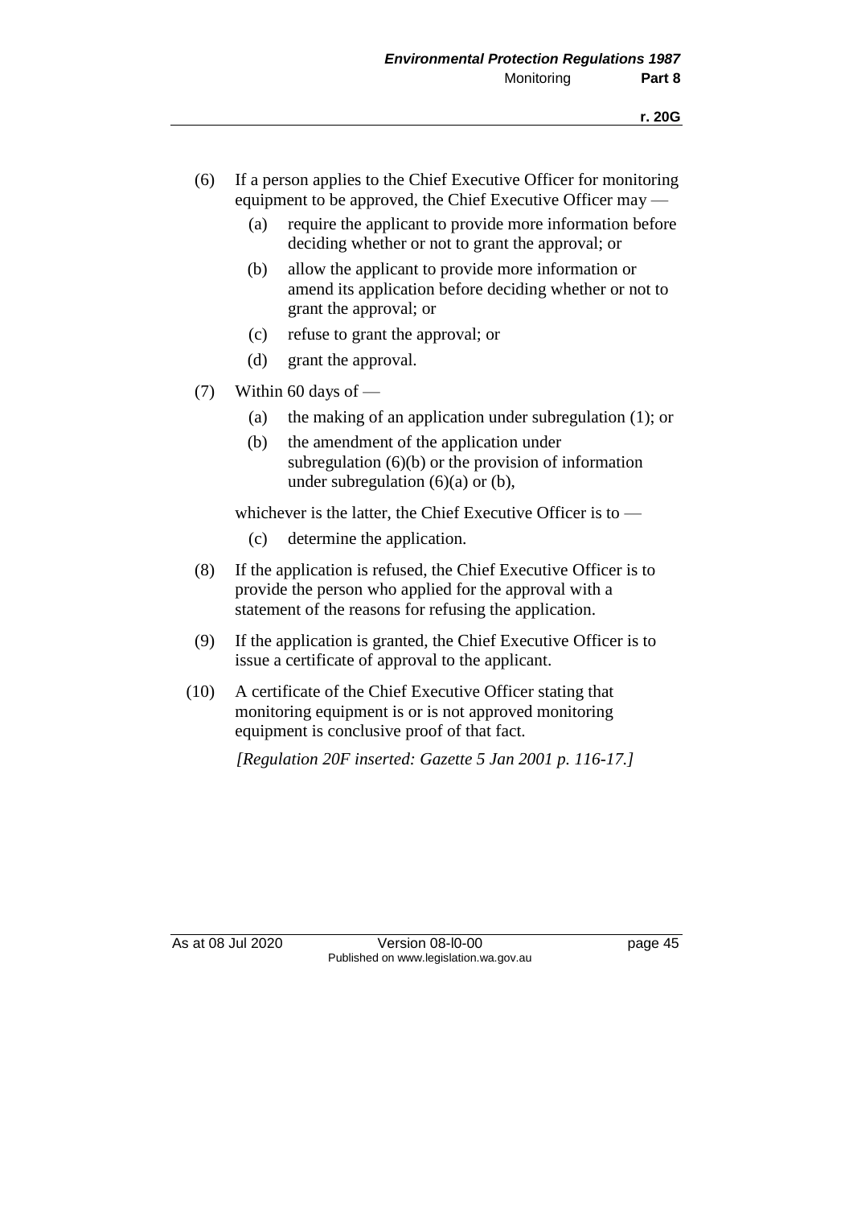(6) If a person applies to the Chief Executive Officer for monitoring equipment to be approved, the Chief Executive Officer may —

   (a) require the applicant to provide more information before deciding whether or not to grant the approval; or

   (b) allow the applicant to provide more information or amend its application before deciding whether or not to grant the approval; or

   (c) refuse to grant the approval; or

   (d) grant the approval.

(7) Within 60 days of —

   (a) the making of an application under subregulation (1); or

   (b) the amendment of the application under subregulation (6)(b) or the provision of information under subregulation (6)(a) or (b),

   whichever is the latter, the Chief Executive Officer is to —

   (c) determine the application.

(8) If the application is refused, the Chief Executive Officer is to provide the person who applied for the approval with a statement of the reasons for refusing the application.

(9) If the application is granted, the Chief Executive Officer is to issue a certificate of approval to the applicant.

(10) A certificate of the Chief Executive Officer stating that monitoring equipment is or is not approved monitoring equipment is conclusive proof of that fact.

*[Regulation 20F inserted: Gazette 5 Jan 2001 p. 116-17.]*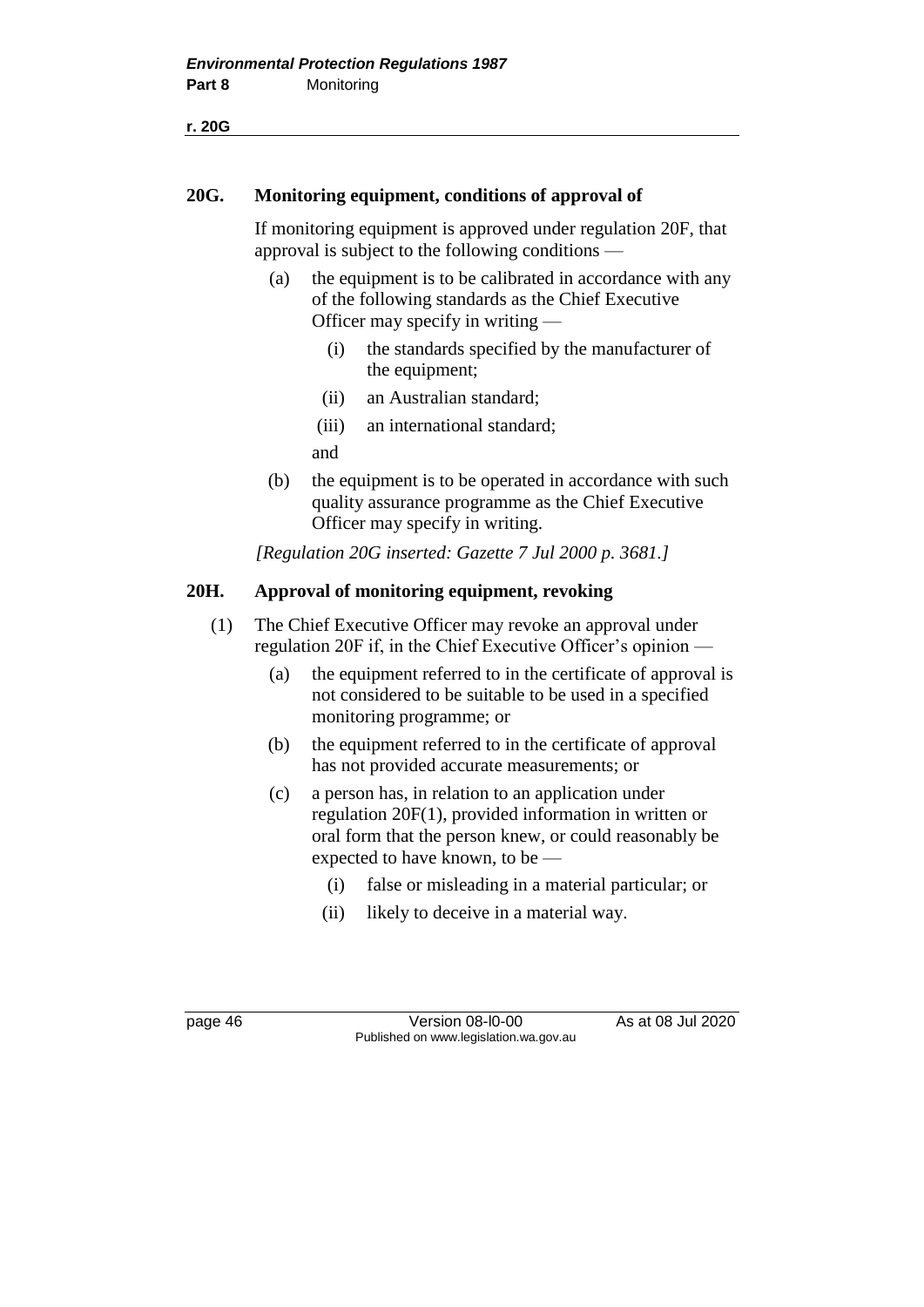## 20G. Monitoring equipment, conditions of approval of

If monitoring equipment is approved under regulation 20F, that approval is subject to the following conditions —

(a) the equipment is to be calibrated in accordance with any of the following standards as the Chief Executive Officer may specify in writing —

  (i) the standards specified by the manufacturer of the equipment;

  (ii) an Australian standard;

  (iii) an international standard;

  and

(b) the equipment is to be operated in accordance with such quality assurance programme as the Chief Executive Officer may specify in writing.

*[Regulation 20G inserted: Gazette 7 Jul 2000 p. 3681.]*

## 20H. Approval of monitoring equipment, revoking

(1) The Chief Executive Officer may revoke an approval under regulation 20F if, in the Chief Executive Officer's opinion —

  (a) the equipment referred to in the certificate of approval is not considered to be suitable to be used in a specified monitoring programme; or

  (b) the equipment referred to in the certificate of approval has not provided accurate measurements; or

  (c) a person has, in relation to an application under regulation 20F(1), provided information in written or oral form that the person knew, or could reasonably be expected to have known, to be —

    (i) false or misleading in a material particular; or

    (ii) likely to deceive in a material way.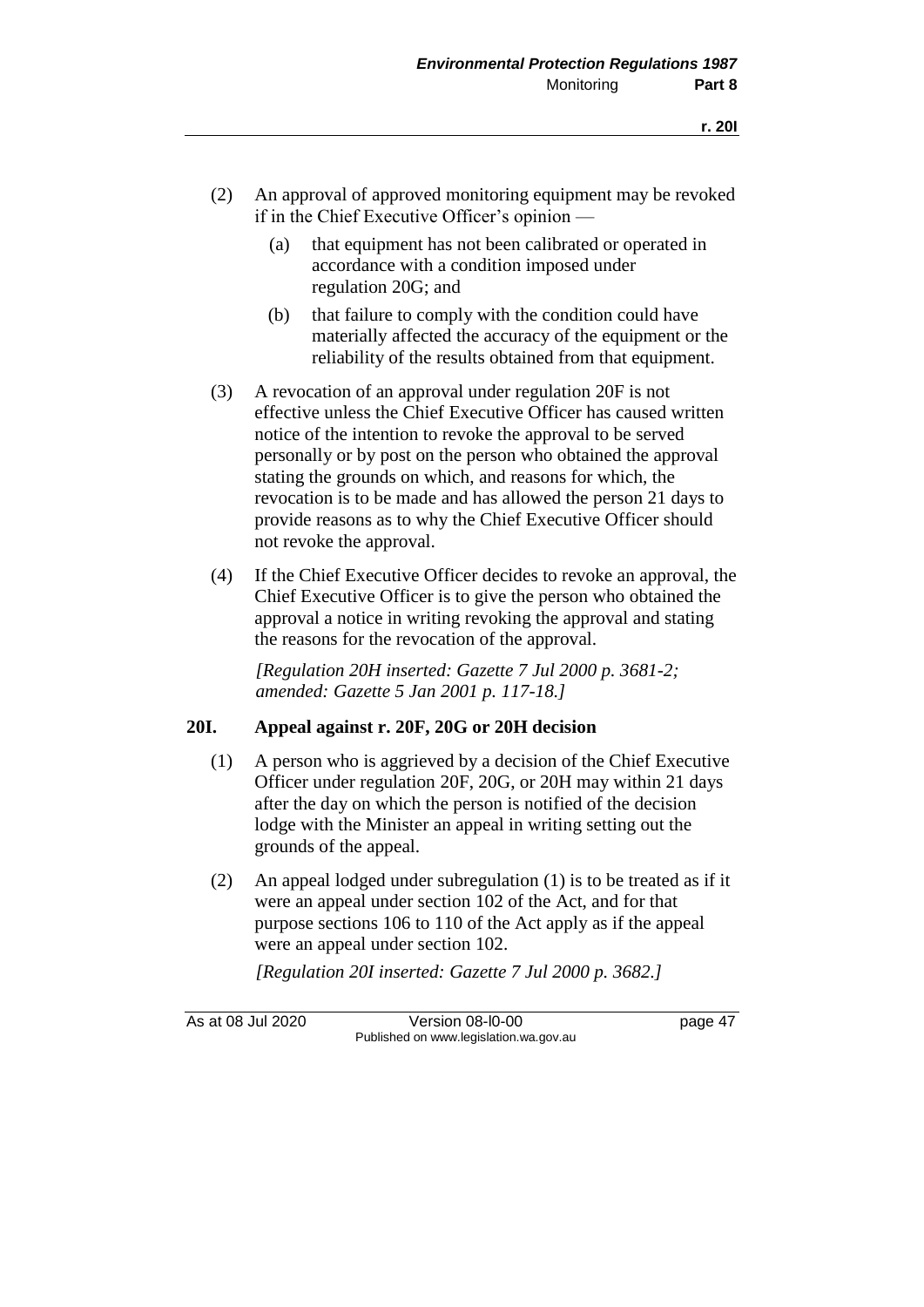(2) An approval of approved monitoring equipment may be revoked if in the Chief Executive Officer's opinion —

(a) that equipment has not been calibrated or operated in accordance with a condition imposed under regulation 20G; and

(b) that failure to comply with the condition could have materially affected the accuracy of the equipment or the reliability of the results obtained from that equipment.

(3) A revocation of an approval under regulation 20F is not effective unless the Chief Executive Officer has caused written notice of the intention to revoke the approval to be served personally or by post on the person who obtained the approval stating the grounds on which, and reasons for which, the revocation is to be made and has allowed the person 21 days to provide reasons as to why the Chief Executive Officer should not revoke the approval.

(4) If the Chief Executive Officer decides to revoke an approval, the Chief Executive Officer is to give the person who obtained the approval a notice in writing revoking the approval and stating the reasons for the revocation of the approval.

*[Regulation 20H inserted: Gazette 7 Jul 2000 p. 3681-2; amended: Gazette 5 Jan 2001 p. 117-18.]*

### 20I. Appeal against r. 20F, 20G or 20H decision

(1) A person who is aggrieved by a decision of the Chief Executive Officer under regulation 20F, 20G, or 20H may within 21 days after the day on which the person is notified of the decision lodge with the Minister an appeal in writing setting out the grounds of the appeal.

(2) An appeal lodged under subregulation (1) is to be treated as if it were an appeal under section 102 of the Act, and for that purpose sections 106 to 110 of the Act apply as if the appeal were an appeal under section 102.

*[Regulation 20I inserted: Gazette 7 Jul 2000 p. 3682.]*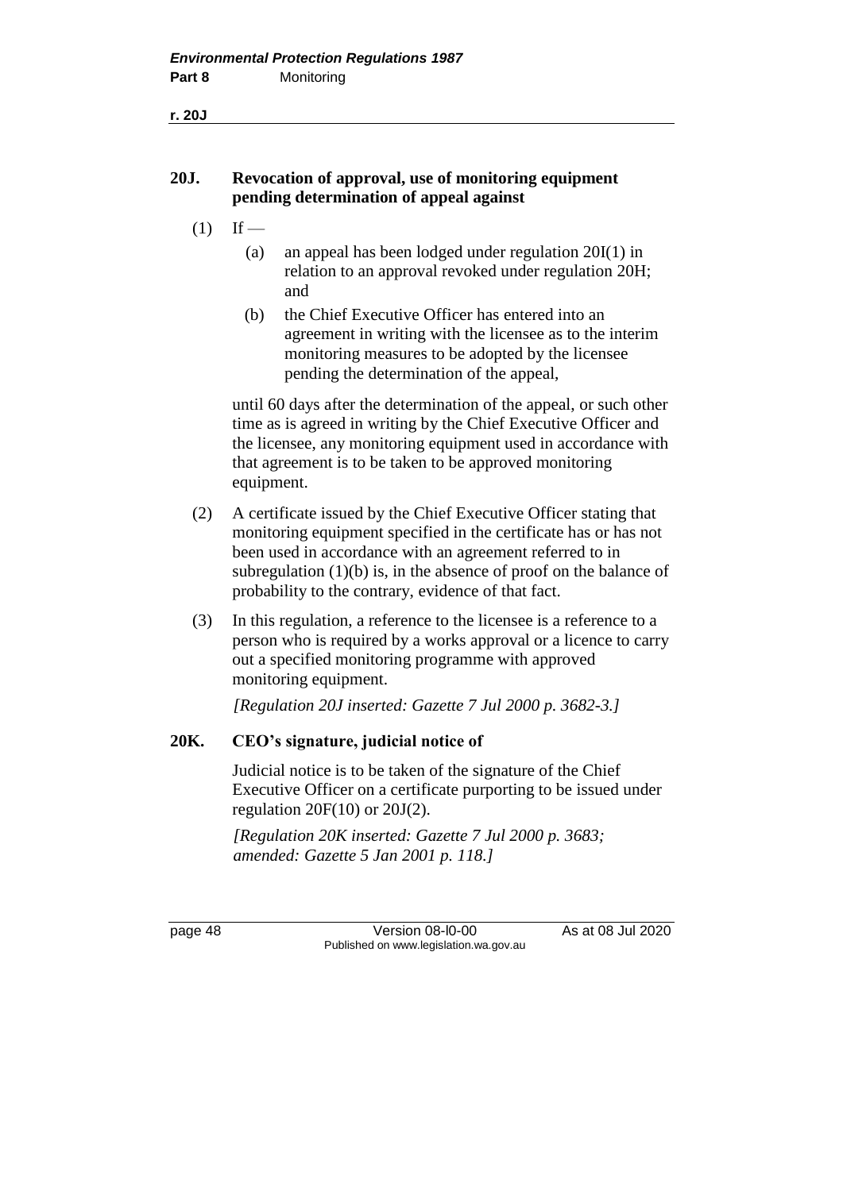## 20J. Revocation of approval, use of monitoring equipment pending determination of appeal against

(1) If —

(a) an appeal has been lodged under regulation 20I(1) in relation to an approval revoked under regulation 20H; and

(b) the Chief Executive Officer has entered into an agreement in writing with the licensee as to the interim monitoring measures to be adopted by the licensee pending the determination of the appeal,

until 60 days after the determination of the appeal, or such other time as is agreed in writing by the Chief Executive Officer and the licensee, any monitoring equipment used in accordance with that agreement is to be taken to be approved monitoring equipment.

(2) A certificate issued by the Chief Executive Officer stating that monitoring equipment specified in the certificate has or has not been used in accordance with an agreement referred to in subregulation (1)(b) is, in the absence of proof on the balance of probability to the contrary, evidence of that fact.

(3) In this regulation, a reference to the licensee is a reference to a person who is required by a works approval or a licence to carry out a specified monitoring programme with approved monitoring equipment.

*[Regulation 20J inserted: Gazette 7 Jul 2000 p. 3682-3.]*

## 20K. CEO's signature, judicial notice of

Judicial notice is to be taken of the signature of the Chief Executive Officer on a certificate purporting to be issued under regulation 20F(10) or 20J(2).

*[Regulation 20K inserted: Gazette 7 Jul 2000 p. 3683; amended: Gazette 5 Jan 2001 p. 118.]*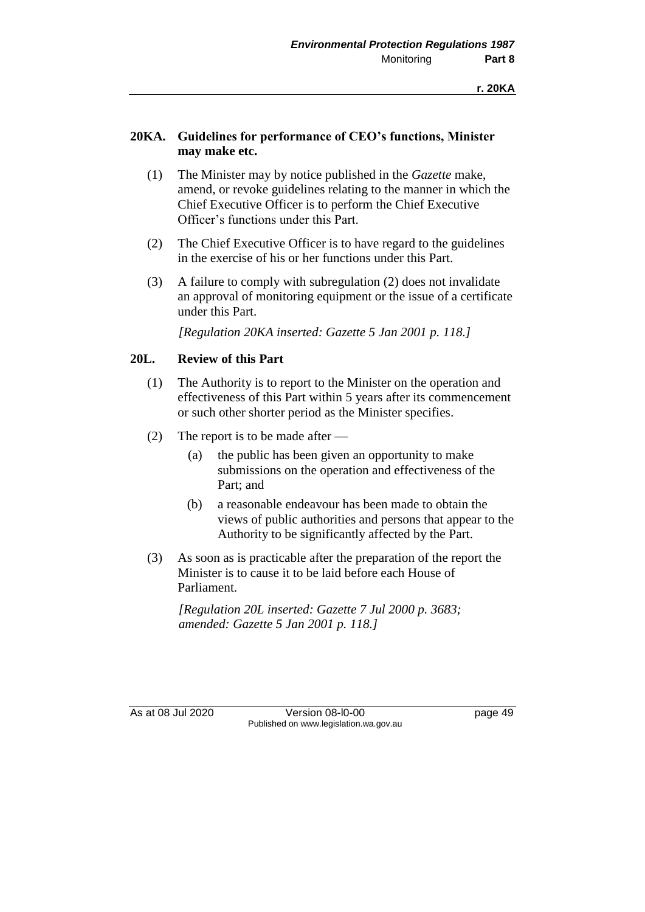## 20KA. Guidelines for performance of CEO's functions, Minister may make etc.

(1) The Minister may by notice published in the *Gazette* make, amend, or revoke guidelines relating to the manner in which the Chief Executive Officer is to perform the Chief Executive Officer's functions under this Part.

(2) The Chief Executive Officer is to have regard to the guidelines in the exercise of his or her functions under this Part.

(3) A failure to comply with subregulation (2) does not invalidate an approval of monitoring equipment or the issue of a certificate under this Part.

*[Regulation 20KA inserted: Gazette 5 Jan 2001 p. 118.]*

## 20L. Review of this Part

(1) The Authority is to report to the Minister on the operation and effectiveness of this Part within 5 years after its commencement or such other shorter period as the Minister specifies.

(2) The report is to be made after —

- (a) the public has been given an opportunity to make submissions on the operation and effectiveness of the Part; and
- (b) a reasonable endeavour has been made to obtain the views of public authorities and persons that appear to the Authority to be significantly affected by the Part.

(3) As soon as is practicable after the preparation of the report the Minister is to cause it to be laid before each House of Parliament.

*[Regulation 20L inserted: Gazette 7 Jul 2000 p. 3683; amended: Gazette 5 Jan 2001 p. 118.]*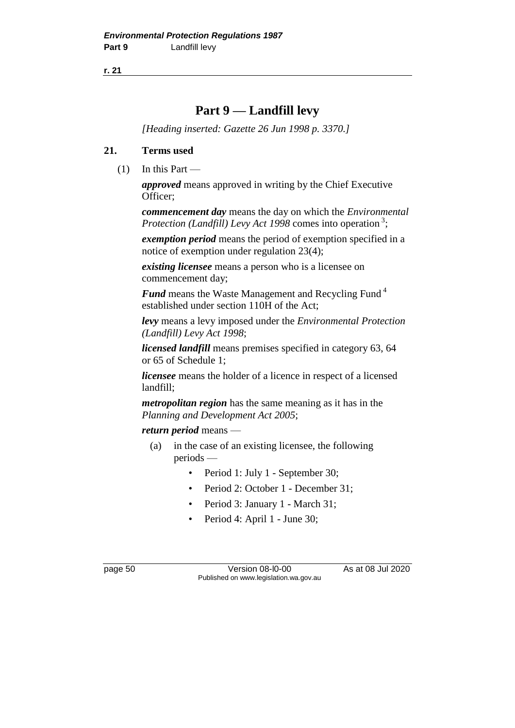# Part 9 — Landfill levy

*[Heading inserted: Gazette 26 Jun 1998 p. 3370.]*

## 21. Terms used

(1) In this Part —

***approved*** means approved in writing by the Chief Executive Officer;

***commencement day*** means the day on which the *Environmental Protection (Landfill) Levy Act 1998* comes into operation [3];

***exemption period*** means the period of exemption specified in a notice of exemption under regulation 23(4);

***existing licensee*** means a person who is a licensee on commencement day;

***Fund*** means the Waste Management and Recycling Fund [4] established under section 110H of the Act;

***levy*** means a levy imposed under the *Environmental Protection (Landfill) Levy Act 1998*;

***licensed landfill*** means premises specified in category 63, 64 or 65 of Schedule 1;

***licensee*** means the holder of a licence in respect of a licensed landfill;

***metropolitan region*** has the same meaning as it has in the *Planning and Development Act 2005*;

***return period*** means —

(a) in the case of an existing licensee, the following periods —

- Period 1: July 1 - September 30;
- Period 2: October 1 - December 31;
- Period 3: January 1 - March 31;
- Period 4: April 1 - June 30;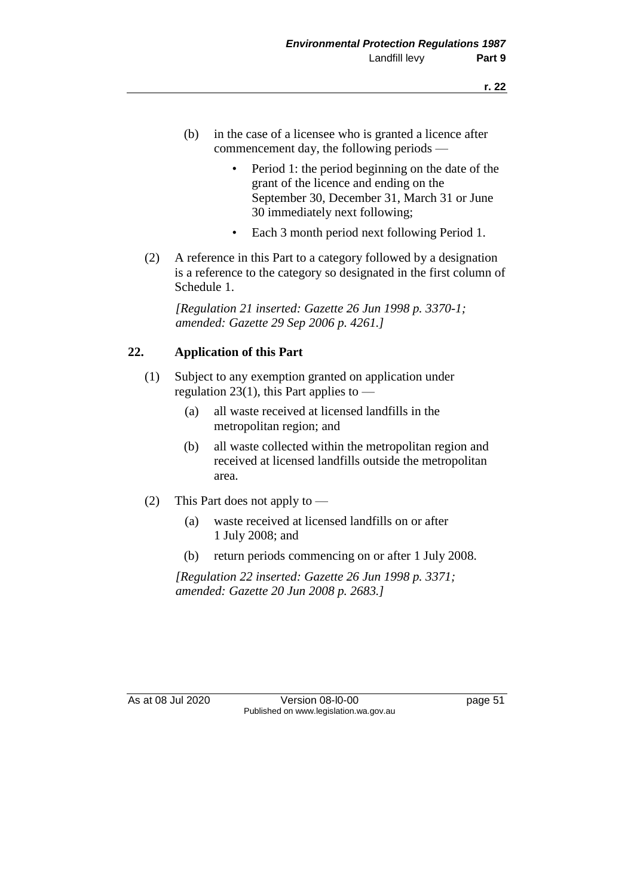(b) in the case of a licensee who is granted a licence after commencement day, the following periods —

- Period 1: the period beginning on the date of the grant of the licence and ending on the September 30, December 31, March 31 or June 30 immediately next following;
- Each 3 month period next following Period 1.

(2) A reference in this Part to a category followed by a designation is a reference to the category so designated in the first column of Schedule 1.

*[Regulation 21 inserted: Gazette 26 Jun 1998 p. 3370-1; amended: Gazette 29 Sep 2006 p. 4261.]*

## 22. Application of this Part

(1) Subject to any exemption granted on application under regulation 23(1), this Part applies to —

(a) all waste received at licensed landfills in the metropolitan region; and

(b) all waste collected within the metropolitan region and received at licensed landfills outside the metropolitan area.

(2) This Part does not apply to —

(a) waste received at licensed landfills on or after 1 July 2008; and

(b) return periods commencing on or after 1 July 2008.

*[Regulation 22 inserted: Gazette 26 Jun 1998 p. 3371; amended: Gazette 20 Jun 2008 p. 2683.]*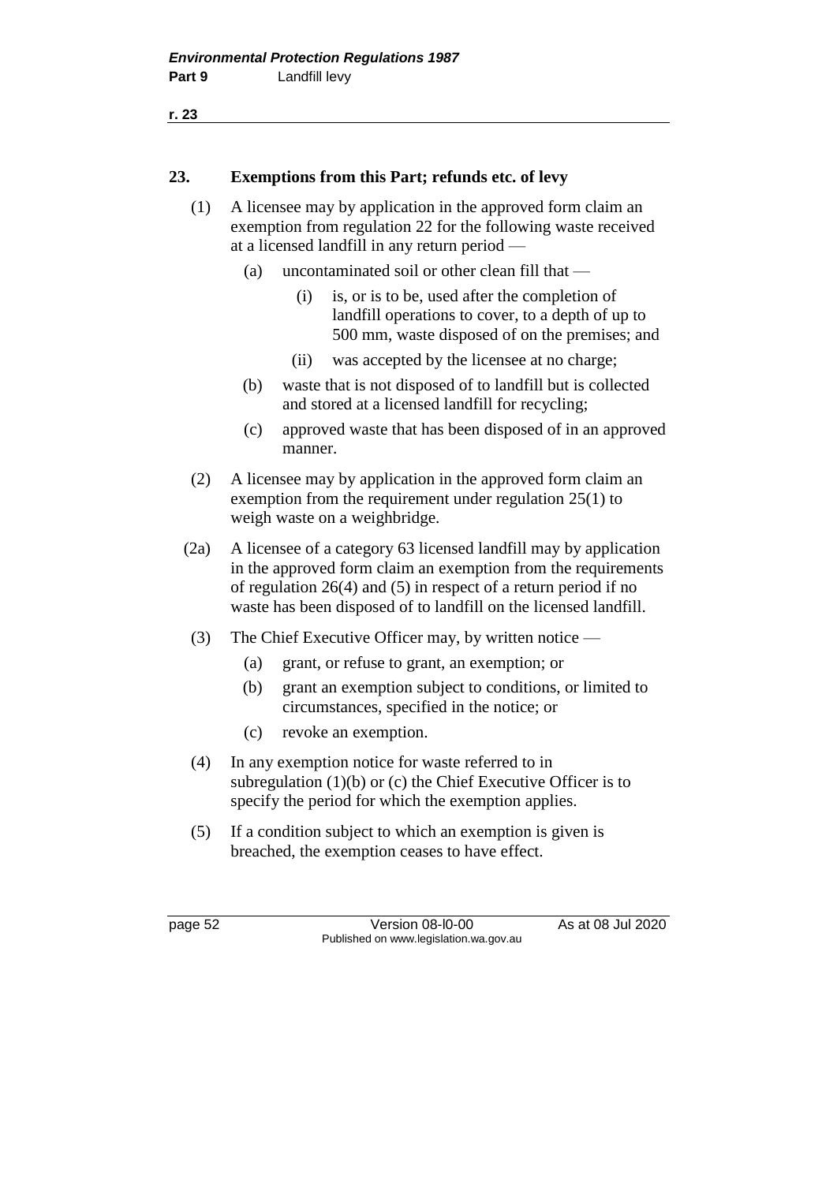## 23. Exemptions from this Part; refunds etc. of levy

(1) A licensee may by application in the approved form claim an exemption from regulation 22 for the following waste received at a licensed landfill in any return period —

- (a) uncontaminated soil or other clean fill that —
  - (i) is, or is to be, used after the completion of landfill operations to cover, to a depth of up to 500 mm, waste disposed of on the premises; and
  - (ii) was accepted by the licensee at no charge;
- (b) waste that is not disposed of to landfill but is collected and stored at a licensed landfill for recycling;
- (c) approved waste that has been disposed of in an approved manner.

(2) A licensee may by application in the approved form claim an exemption from the requirement under regulation 25(1) to weigh waste on a weighbridge.

(2a) A licensee of a category 63 licensed landfill may by application in the approved form claim an exemption from the requirements of regulation 26(4) and (5) in respect of a return period if no waste has been disposed of to landfill on the licensed landfill.

(3) The Chief Executive Officer may, by written notice —

- (a) grant, or refuse to grant, an exemption; or
- (b) grant an exemption subject to conditions, or limited to circumstances, specified in the notice; or
- (c) revoke an exemption.

(4) In any exemption notice for waste referred to in subregulation (1)(b) or (c) the Chief Executive Officer is to specify the period for which the exemption applies.

(5) If a condition subject to which an exemption is given is breached, the exemption ceases to have effect.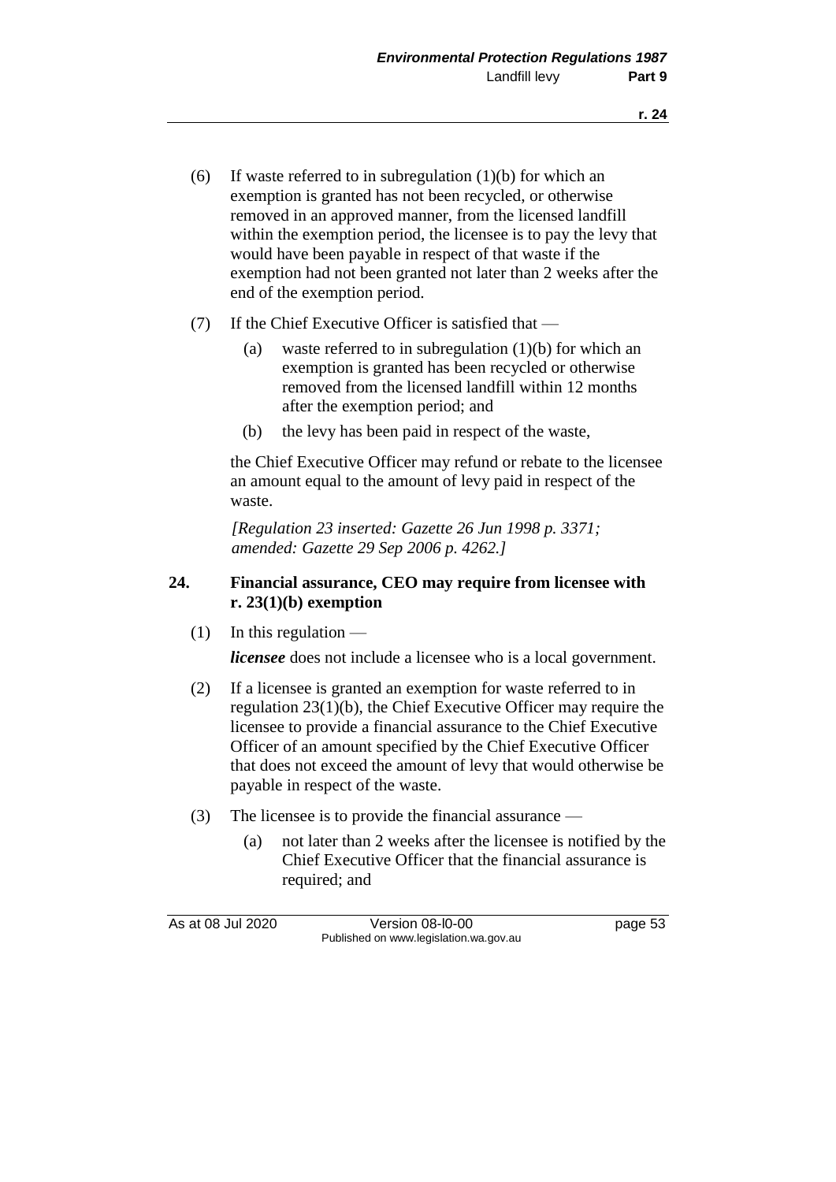(6) If waste referred to in subregulation (1)(b) for which an exemption is granted has not been recycled, or otherwise removed in an approved manner, from the licensed landfill within the exemption period, the licensee is to pay the levy that would have been payable in respect of that waste if the exemption had not been granted not later than 2 weeks after the end of the exemption period.

(7) If the Chief Executive Officer is satisfied that —

(a) waste referred to in subregulation (1)(b) for which an exemption is granted has been recycled or otherwise removed from the licensed landfill within 12 months after the exemption period; and

(b) the levy has been paid in respect of the waste,

the Chief Executive Officer may refund or rebate to the licensee an amount equal to the amount of levy paid in respect of the waste.

*[Regulation 23 inserted: Gazette 26 Jun 1998 p. 3371; amended: Gazette 29 Sep 2006 p. 4262.]*

### 24. Financial assurance, CEO may require from licensee with r. 23(1)(b) exemption

(1) In this regulation —

***licensee*** does not include a licensee who is a local government.

(2) If a licensee is granted an exemption for waste referred to in regulation 23(1)(b), the Chief Executive Officer may require the licensee to provide a financial assurance to the Chief Executive Officer of an amount specified by the Chief Executive Officer that does not exceed the amount of levy that would otherwise be payable in respect of the waste.

(3) The licensee is to provide the financial assurance —

(a) not later than 2 weeks after the licensee is notified by the Chief Executive Officer that the financial assurance is required; and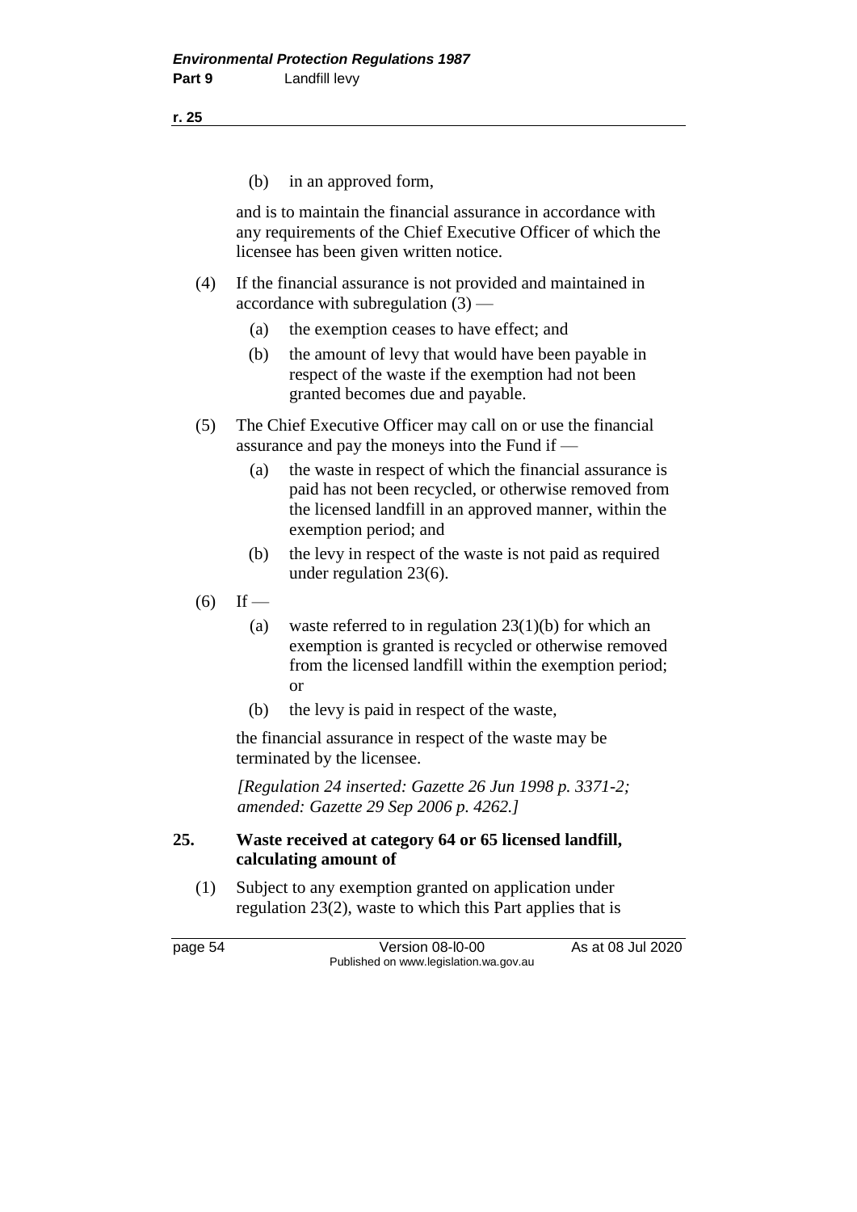(b) in an approved form,

and is to maintain the financial assurance in accordance with any requirements of the Chief Executive Officer of which the licensee has been given written notice.

(4) If the financial assurance is not provided and maintained in accordance with subregulation (3) —

(a) the exemption ceases to have effect; and

(b) the amount of levy that would have been payable in respect of the waste if the exemption had not been granted becomes due and payable.

(5) The Chief Executive Officer may call on or use the financial assurance and pay the moneys into the Fund if —

(a) the waste in respect of which the financial assurance is paid has not been recycled, or otherwise removed from the licensed landfill in an approved manner, within the exemption period; and

(b) the levy in respect of the waste is not paid as required under regulation 23(6).

(6) If —

(a) waste referred to in regulation 23(1)(b) for which an exemption is granted is recycled or otherwise removed from the licensed landfill within the exemption period; or

(b) the levy is paid in respect of the waste,

the financial assurance in respect of the waste may be terminated by the licensee.

*[Regulation 24 inserted: Gazette 26 Jun 1998 p. 3371-2; amended: Gazette 29 Sep 2006 p. 4262.]*

**25. Waste received at category 64 or 65 licensed landfill, calculating amount of**

(1) Subject to any exemption granted on application under regulation 23(2), waste to which this Part applies that is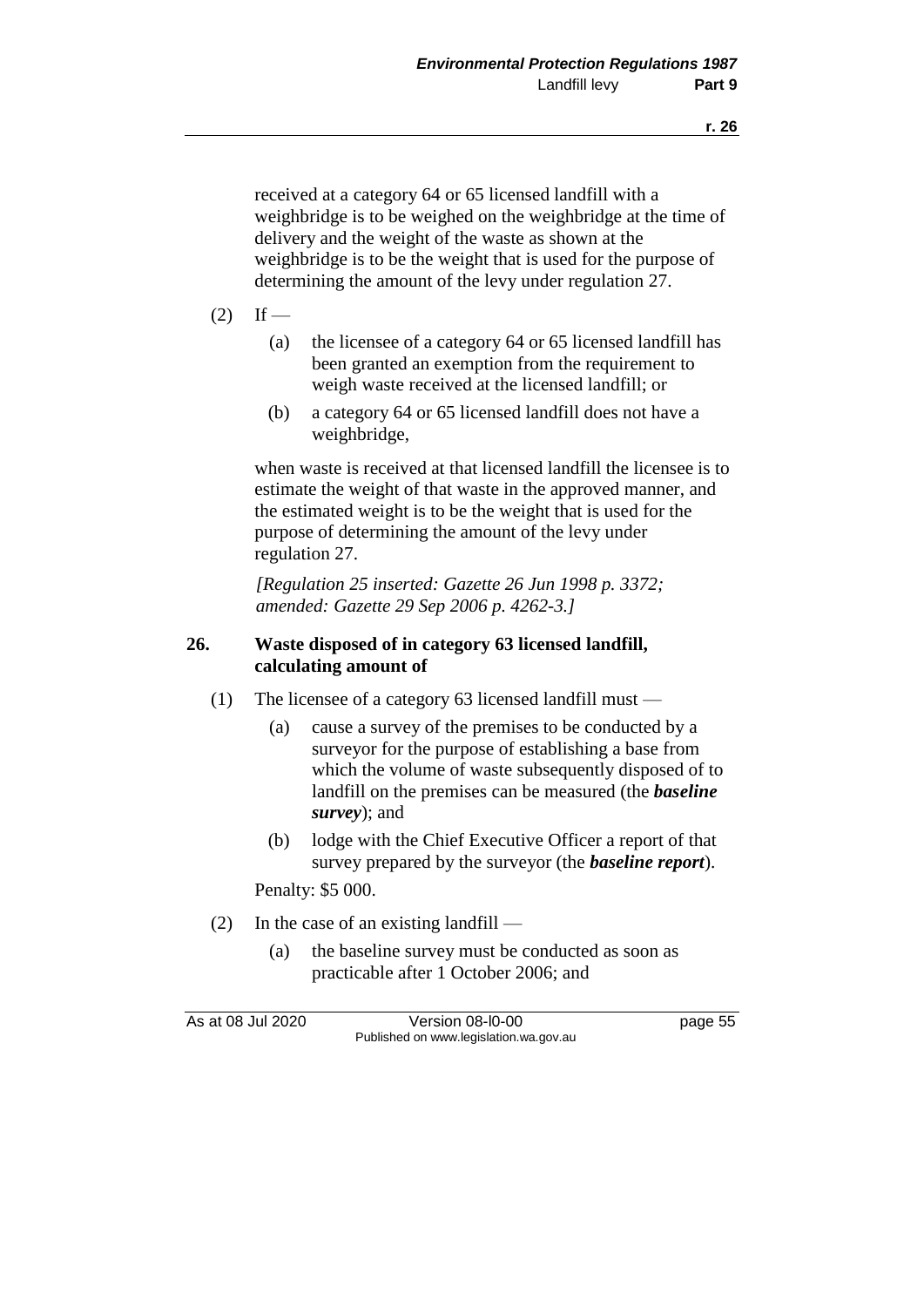received at a category 64 or 65 licensed landfill with a weighbridge is to be weighed on the weighbridge at the time of delivery and the weight of the waste as shown at the weighbridge is to be the weight that is used for the purpose of determining the amount of the levy under regulation 27.

(2) If —

(a) the licensee of a category 64 or 65 licensed landfill has been granted an exemption from the requirement to weigh waste received at the licensed landfill; or

(b) a category 64 or 65 licensed landfill does not have a weighbridge,

when waste is received at that licensed landfill the licensee is to estimate the weight of that waste in the approved manner, and the estimated weight is to be the weight that is used for the purpose of determining the amount of the levy under regulation 27.

*[Regulation 25 inserted: Gazette 26 Jun 1998 p. 3372; amended: Gazette 29 Sep 2006 p. 4262-3.]*

### 26. Waste disposed of in category 63 licensed landfill, calculating amount of

(1) The licensee of a category 63 licensed landfill must —

(a) cause a survey of the premises to be conducted by a surveyor for the purpose of establishing a base from which the volume of waste subsequently disposed of to landfill on the premises can be measured (the ***baseline survey***); and

(b) lodge with the Chief Executive Officer a report of that survey prepared by the surveyor (the ***baseline report***).

Penalty: $5 000.

(2) In the case of an existing landfill —

(a) the baseline survey must be conducted as soon as practicable after 1 October 2006; and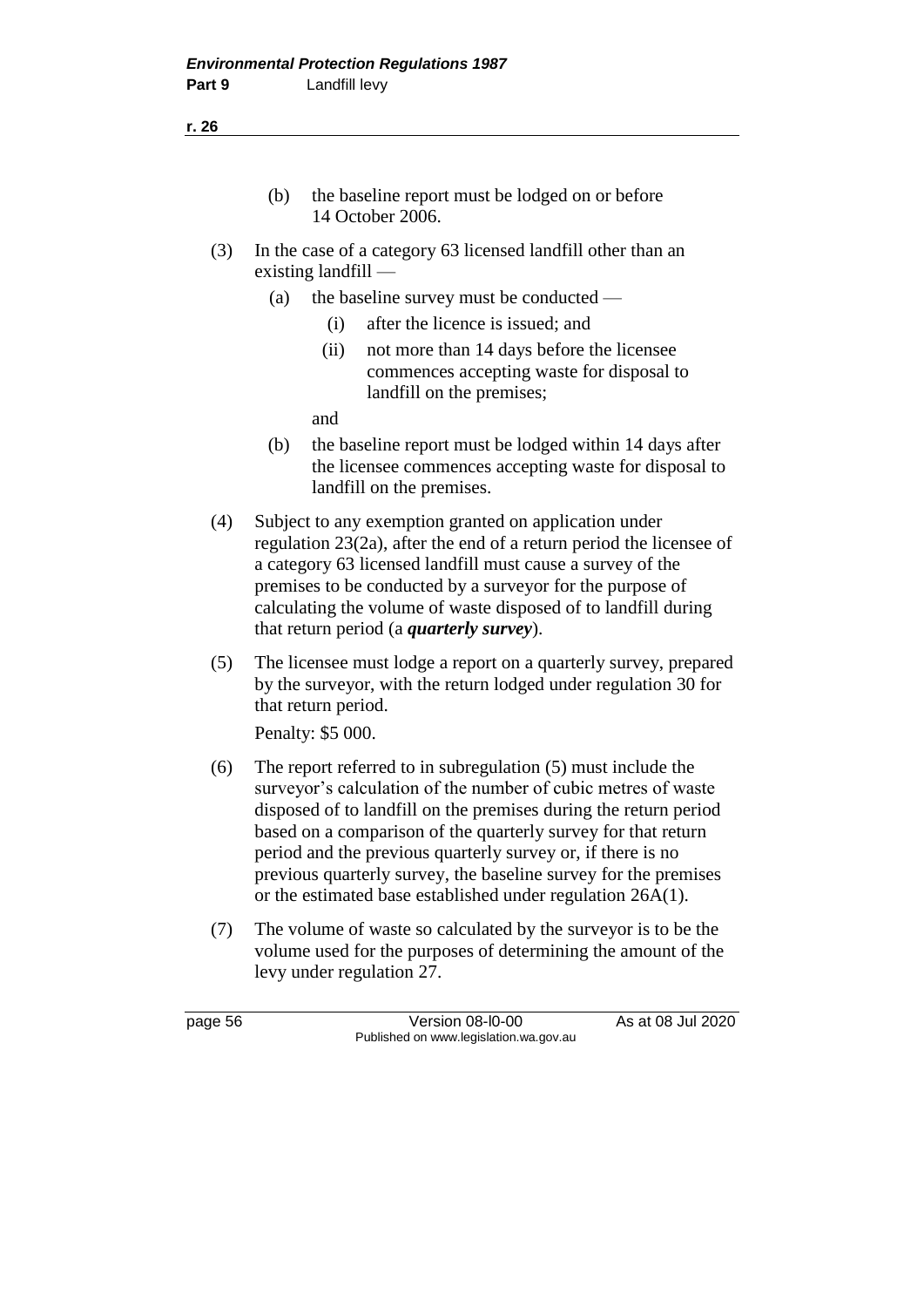(b) the baseline report must be lodged on or before 14 October 2006.

(3) In the case of a category 63 licensed landfill other than an existing landfill —

(a) the baseline survey must be conducted —

(i) after the licence is issued; and

(ii) not more than 14 days before the licensee commences accepting waste for disposal to landfill on the premises;

and

(b) the baseline report must be lodged within 14 days after the licensee commences accepting waste for disposal to landfill on the premises.

(4) Subject to any exemption granted on application under regulation 23(2a), after the end of a return period the licensee of a category 63 licensed landfill must cause a survey of the premises to be conducted by a surveyor for the purpose of calculating the volume of waste disposed of to landfill during that return period (a ***quarterly survey***).

(5) The licensee must lodge a report on a quarterly survey, prepared by the surveyor, with the return lodged under regulation 30 for that return period.

Penalty: $5 000.

(6) The report referred to in subregulation (5) must include the surveyor's calculation of the number of cubic metres of waste disposed of to landfill on the premises during the return period based on a comparison of the quarterly survey for that return period and the previous quarterly survey or, if there is no previous quarterly survey, the baseline survey for the premises or the estimated base established under regulation 26A(1).

(7) The volume of waste so calculated by the surveyor is to be the volume used for the purposes of determining the amount of the levy under regulation 27.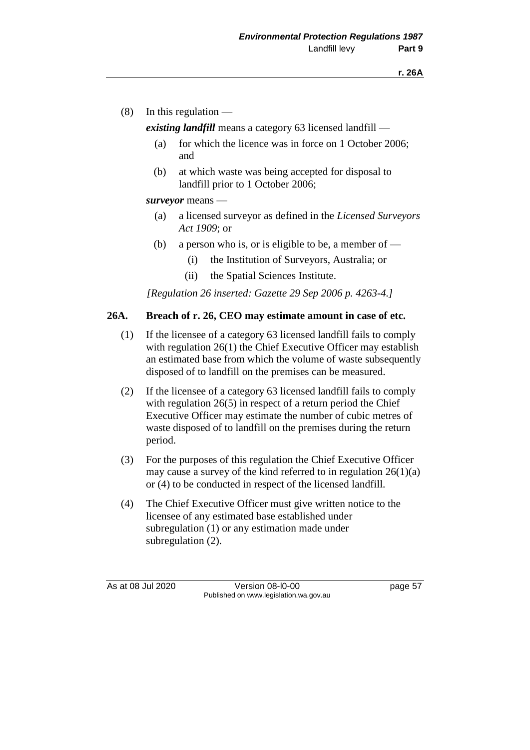(8) In this regulation —

***existing landfill*** means a category 63 licensed landfill —

(a) for which the licence was in force on 1 October 2006; and

(b) at which waste was being accepted for disposal to landfill prior to 1 October 2006;

***surveyor*** means —

(a) a licensed surveyor as defined in the *Licensed Surveyors Act 1909*; or

(b) a person who is, or is eligible to be, a member of —

(i) the Institution of Surveyors, Australia; or

(ii) the Spatial Sciences Institute.

*[Regulation 26 inserted: Gazette 29 Sep 2006 p. 4263-4.]*

## 26A. Breach of r. 26, CEO may estimate amount in case of etc.

(1) If the licensee of a category 63 licensed landfill fails to comply with regulation 26(1) the Chief Executive Officer may establish an estimated base from which the volume of waste subsequently disposed of to landfill on the premises can be measured.

(2) If the licensee of a category 63 licensed landfill fails to comply with regulation 26(5) in respect of a return period the Chief Executive Officer may estimate the number of cubic metres of waste disposed of to landfill on the premises during the return period.

(3) For the purposes of this regulation the Chief Executive Officer may cause a survey of the kind referred to in regulation 26(1)(a) or (4) to be conducted in respect of the licensed landfill.

(4) The Chief Executive Officer must give written notice to the licensee of any estimated base established under subregulation (1) or any estimation made under subregulation (2).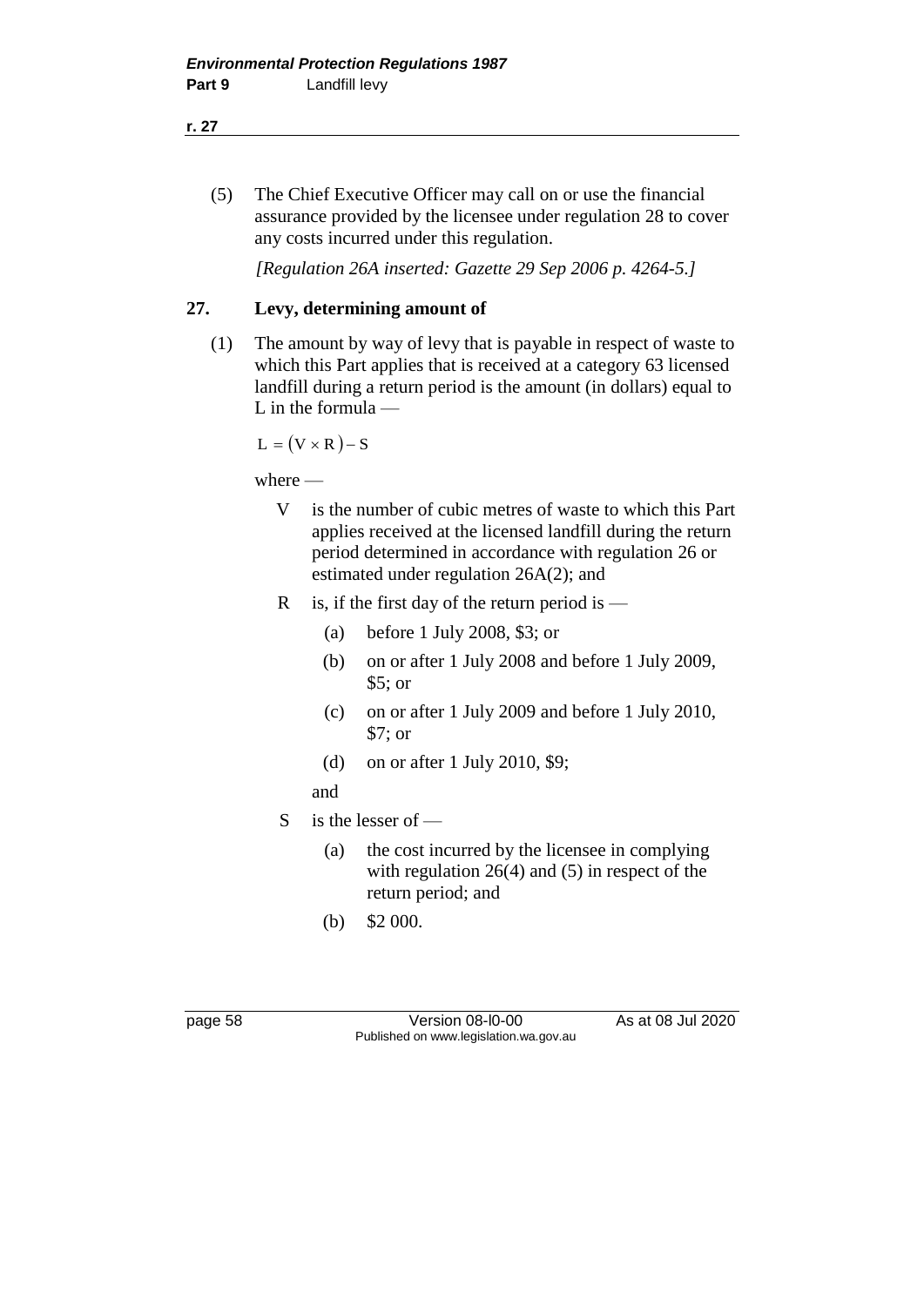(5) The Chief Executive Officer may call on or use the financial assurance provided by the licensee under regulation 28 to cover any costs incurred under this regulation.

*[Regulation 26A inserted: Gazette 29 Sep 2006 p. 4264-5.]*

## 27. Levy, determining amount of

(1) The amount by way of levy that is payable in respect of waste to which this Part applies that is received at a category 63 licensed landfill during a return period is the amount (in dollars) equal to L in the formula —

$$L = (V \times R) - S$$

where —

V is the number of cubic metres of waste to which this Part applies received at the licensed landfill during the return period determined in accordance with regulation 26 or estimated under regulation 26A(2); and

R is, if the first day of the return period is —

(a) before 1 July 2008, $3; or

(b) on or after 1 July 2008 and before 1 July 2009, $5; or

(c) on or after 1 July 2009 and before 1 July 2010, $7; or

(d) on or after 1 July 2010, $9;

and

S is the lesser of —

(a) the cost incurred by the licensee in complying with regulation 26(4) and (5) in respect of the return period; and

(b) $2 000.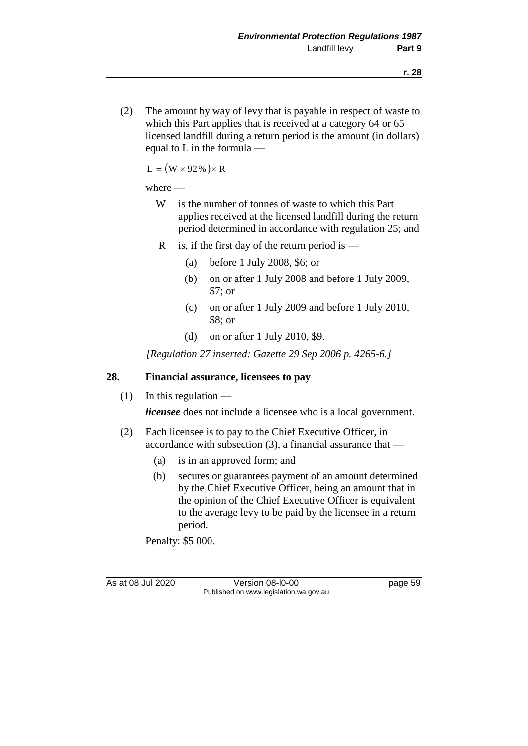(2) The amount by way of levy that is payable in respect of waste to which this Part applies that is received at a category 64 or 65 licensed landfill during a return period is the amount (in dollars) equal to L in the formula —

$$L = (W \times 92\%) \times R$$

where —

W is the number of tonnes of waste to which this Part applies received at the licensed landfill during the return period determined in accordance with regulation 25; and

R is, if the first day of the return period is —

(a) before 1 July 2008, $6; or

(b) on or after 1 July 2008 and before 1 July 2009, $7; or

(c) on or after 1 July 2009 and before 1 July 2010, $8; or

(d) on or after 1 July 2010, $9.

*[Regulation 27 inserted: Gazette 29 Sep 2006 p. 4265-6.]*

## 28. Financial assurance, licensees to pay

(1) In this regulation —

***licensee*** does not include a licensee who is a local government.

(2) Each licensee is to pay to the Chief Executive Officer, in accordance with subsection (3), a financial assurance that —

(a) is in an approved form; and

(b) secures or guarantees payment of an amount determined by the Chief Executive Officer, being an amount that in the opinion of the Chief Executive Officer is equivalent to the average levy to be paid by the licensee in a return period.

Penalty: $5 000.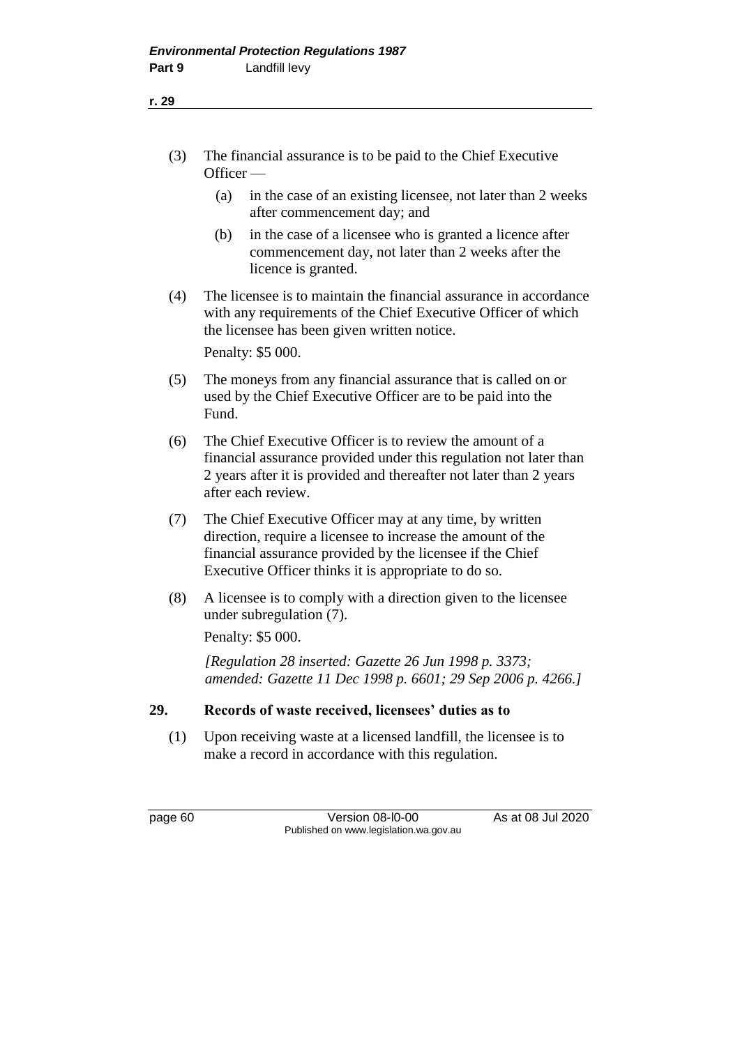(3) The financial assurance is to be paid to the Chief Executive Officer —

(a) in the case of an existing licensee, not later than 2 weeks after commencement day; and

(b) in the case of a licensee who is granted a licence after commencement day, not later than 2 weeks after the licence is granted.

(4) The licensee is to maintain the financial assurance in accordance with any requirements of the Chief Executive Officer of which the licensee has been given written notice.

Penalty: $5 000.

(5) The moneys from any financial assurance that is called on or used by the Chief Executive Officer are to be paid into the Fund.

(6) The Chief Executive Officer is to review the amount of a financial assurance provided under this regulation not later than 2 years after it is provided and thereafter not later than 2 years after each review.

(7) The Chief Executive Officer may at any time, by written direction, require a licensee to increase the amount of the financial assurance provided by the licensee if the Chief Executive Officer thinks it is appropriate to do so.

(8) A licensee is to comply with a direction given to the licensee under subregulation (7).

Penalty: $5 000.

*[Regulation 28 inserted: Gazette 26 Jun 1998 p. 3373; amended: Gazette 11 Dec 1998 p. 6601; 29 Sep 2006 p. 4266.]*

## 29. Records of waste received, licensees' duties as to

(1) Upon receiving waste at a licensed landfill, the licensee is to make a record in accordance with this regulation.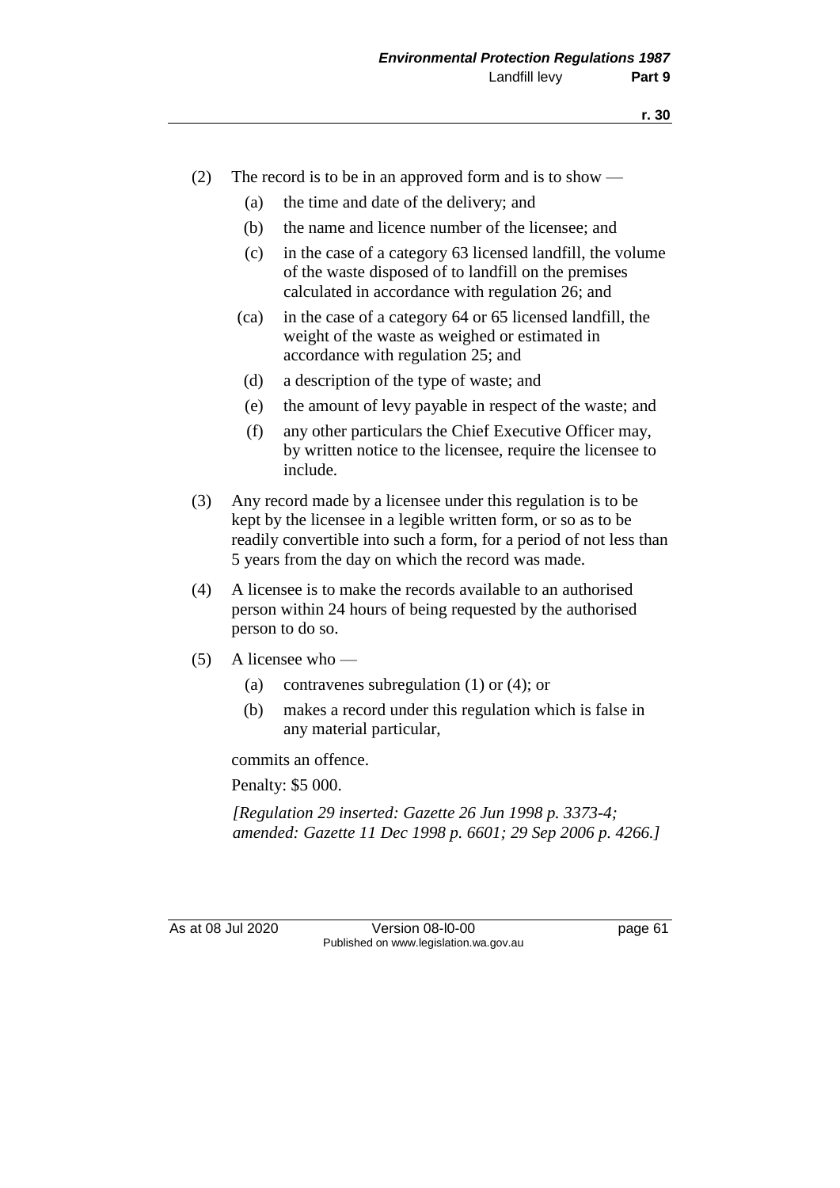(2) The record is to be in an approved form and is to show —

(a) the time and date of the delivery; and

(b) the name and licence number of the licensee; and

(c) in the case of a category 63 licensed landfill, the volume of the waste disposed of to landfill on the premises calculated in accordance with regulation 26; and

(ca) in the case of a category 64 or 65 licensed landfill, the weight of the waste as weighed or estimated in accordance with regulation 25; and

(d) a description of the type of waste; and

(e) the amount of levy payable in respect of the waste; and

(f) any other particulars the Chief Executive Officer may, by written notice to the licensee, require the licensee to include.

(3) Any record made by a licensee under this regulation is to be kept by the licensee in a legible written form, or so as to be readily convertible into such a form, for a period of not less than 5 years from the day on which the record was made.

(4) A licensee is to make the records available to an authorised person within 24 hours of being requested by the authorised person to do so.

(5) A licensee who —

(a) contravenes subregulation (1) or (4); or

(b) makes a record under this regulation which is false in any material particular,

commits an offence.

Penalty: $5 000.

*[Regulation 29 inserted: Gazette 26 Jun 1998 p. 3373-4; amended: Gazette 11 Dec 1998 p. 6601; 29 Sep 2006 p. 4266.]*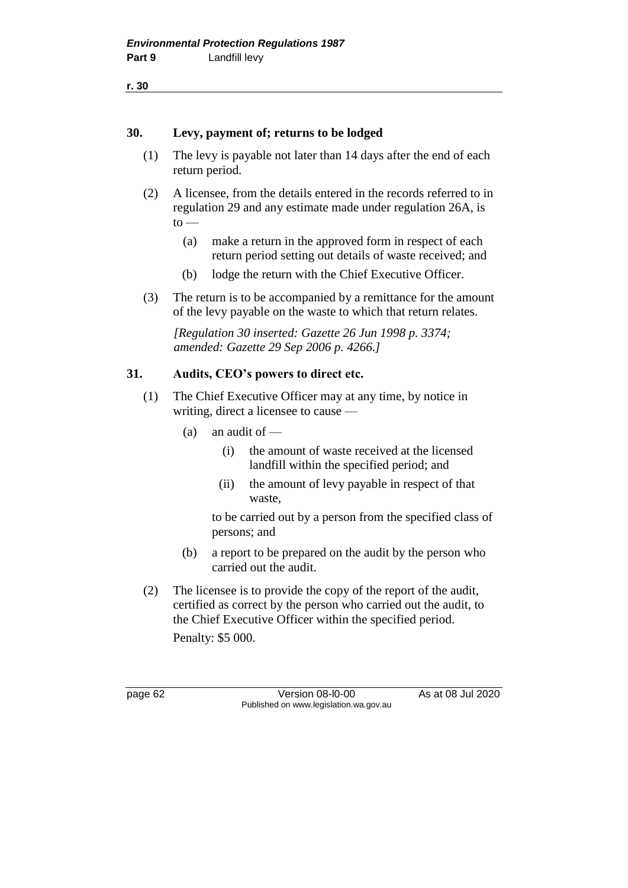## 30. Levy, payment of; returns to be lodged

(1) The levy is payable not later than 14 days after the end of each return period.

(2) A licensee, from the details entered in the records referred to in regulation 29 and any estimate made under regulation 26A, is to —

- (a) make a return in the approved form in respect of each return period setting out details of waste received; and
- (b) lodge the return with the Chief Executive Officer.

(3) The return is to be accompanied by a remittance for the amount of the levy payable on the waste to which that return relates.

*[Regulation 30 inserted: Gazette 26 Jun 1998 p. 3374; amended: Gazette 29 Sep 2006 p. 4266.]*

## 31. Audits, CEO's powers to direct etc.

(1) The Chief Executive Officer may at any time, by notice in writing, direct a licensee to cause —

- (a) an audit of —
  - (i) the amount of waste received at the licensed landfill within the specified period; and
  - (ii) the amount of levy payable in respect of that waste,

  to be carried out by a person from the specified class of persons; and
- (b) a report to be prepared on the audit by the person who carried out the audit.

(2) The licensee is to provide the copy of the report of the audit, certified as correct by the person who carried out the audit, to the Chief Executive Officer within the specified period.

Penalty: $5 000.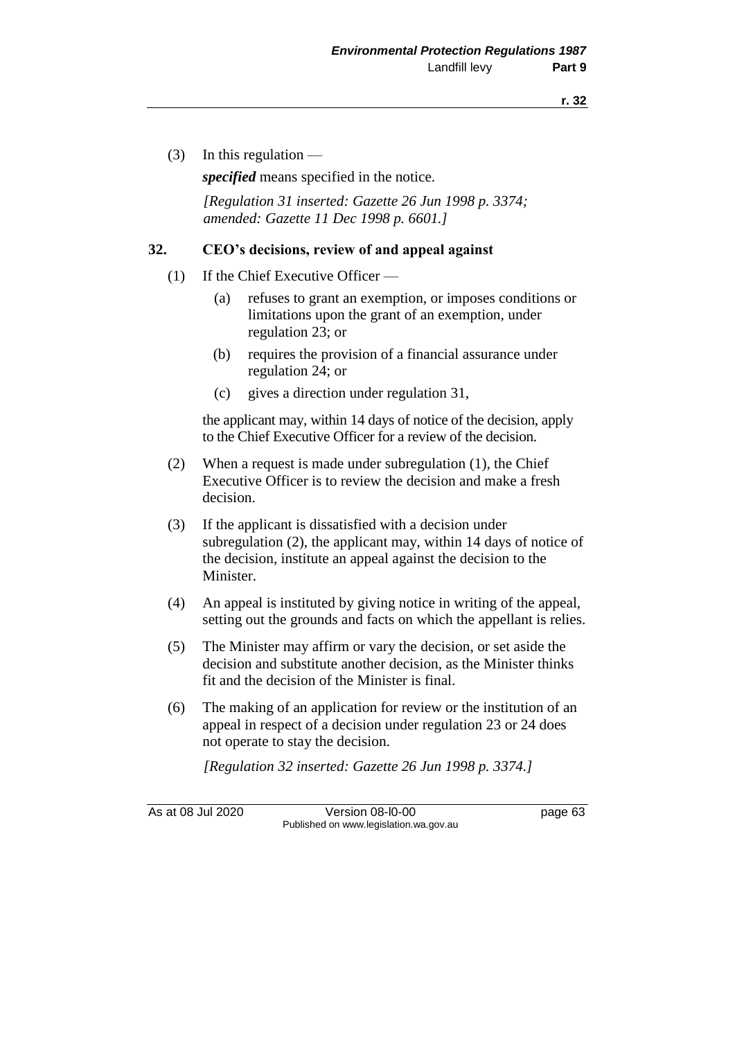(3) In this regulation —

*specified* means specified in the notice.

*[Regulation 31 inserted: Gazette 26 Jun 1998 p. 3374; amended: Gazette 11 Dec 1998 p. 6601.]*

## 32. CEO's decisions, review of and appeal against

(1) If the Chief Executive Officer —

(a) refuses to grant an exemption, or imposes conditions or limitations upon the grant of an exemption, under regulation 23; or

(b) requires the provision of a financial assurance under regulation 24; or

(c) gives a direction under regulation 31,

the applicant may, within 14 days of notice of the decision, apply to the Chief Executive Officer for a review of the decision.

(2) When a request is made under subregulation (1), the Chief Executive Officer is to review the decision and make a fresh decision.

(3) If the applicant is dissatisfied with a decision under subregulation (2), the applicant may, within 14 days of notice of the decision, institute an appeal against the decision to the Minister.

(4) An appeal is instituted by giving notice in writing of the appeal, setting out the grounds and facts on which the appellant is relies.

(5) The Minister may affirm or vary the decision, or set aside the decision and substitute another decision, as the Minister thinks fit and the decision of the Minister is final.

(6) The making of an application for review or the institution of an appeal in respect of a decision under regulation 23 or 24 does not operate to stay the decision.

*[Regulation 32 inserted: Gazette 26 Jun 1998 p. 3374.]*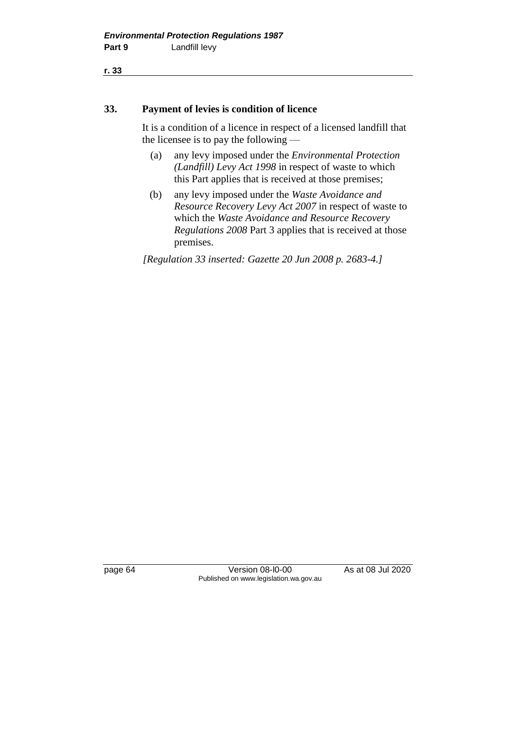## 33. Payment of levies is condition of licence

It is a condition of a licence in respect of a licensed landfill that the licensee is to pay the following —

(a) any levy imposed under the *Environmental Protection (Landfill) Levy Act 1998* in respect of waste to which this Part applies that is received at those premises;

(b) any levy imposed under the *Waste Avoidance and Resource Recovery Levy Act 2007* in respect of waste to which the *Waste Avoidance and Resource Recovery Regulations 2008* Part 3 applies that is received at those premises.

*[Regulation 33 inserted: Gazette 20 Jun 2008 p. 2683-4.]*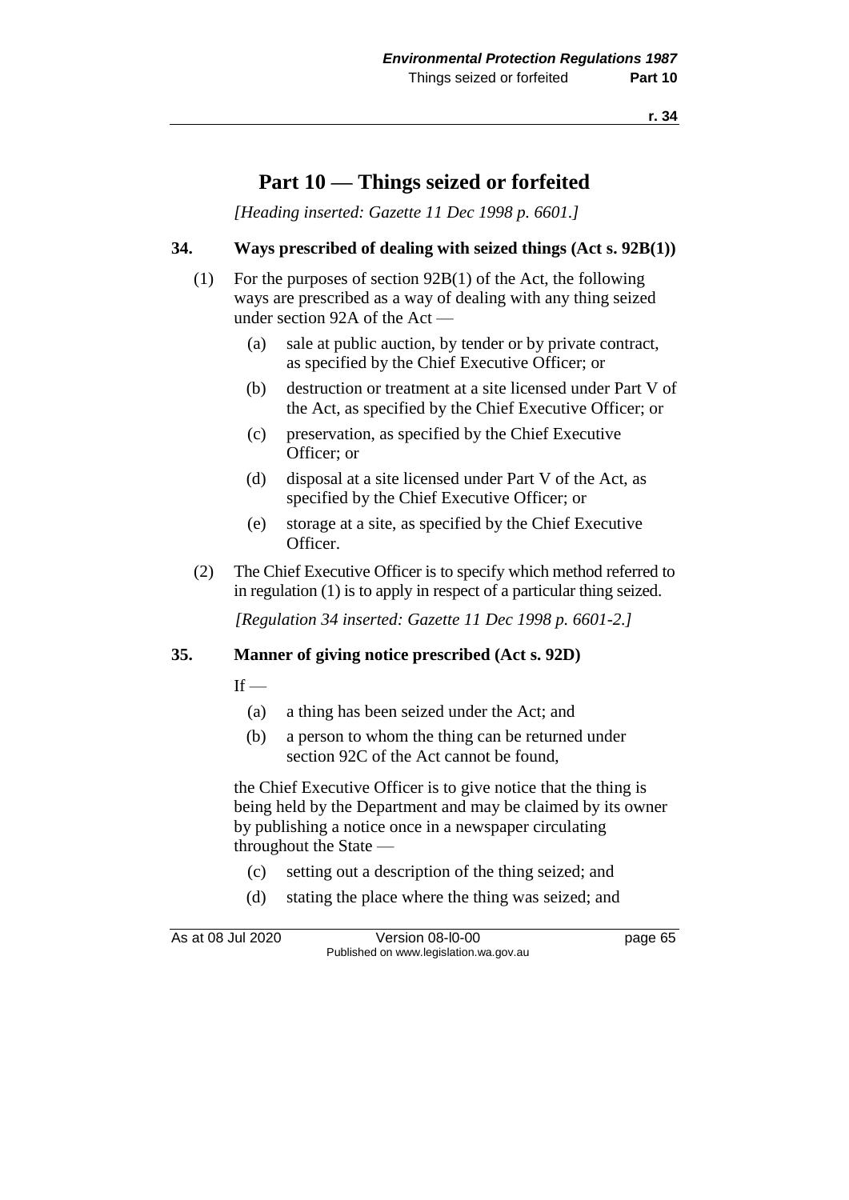# Part 10 — Things seized or forfeited

*[Heading inserted: Gazette 11 Dec 1998 p. 6601.]*

## 34. Ways prescribed of dealing with seized things (Act s. 92B(1))

(1) For the purposes of section 92B(1) of the Act, the following ways are prescribed as a way of dealing with any thing seized under section 92A of the Act —

- (a) sale at public auction, by tender or by private contract, as specified by the Chief Executive Officer; or
- (b) destruction or treatment at a site licensed under Part V of the Act, as specified by the Chief Executive Officer; or
- (c) preservation, as specified by the Chief Executive Officer; or
- (d) disposal at a site licensed under Part V of the Act, as specified by the Chief Executive Officer; or
- (e) storage at a site, as specified by the Chief Executive Officer.

(2) The Chief Executive Officer is to specify which method referred to in regulation (1) is to apply in respect of a particular thing seized.

*[Regulation 34 inserted: Gazette 11 Dec 1998 p. 6601-2.]*

## 35. Manner of giving notice prescribed (Act s. 92D)

If —

- (a) a thing has been seized under the Act; and
- (b) a person to whom the thing can be returned under section 92C of the Act cannot be found,

the Chief Executive Officer is to give notice that the thing is being held by the Department and may be claimed by its owner by publishing a notice once in a newspaper circulating throughout the State —

- (c) setting out a description of the thing seized; and
- (d) stating the place where the thing was seized; and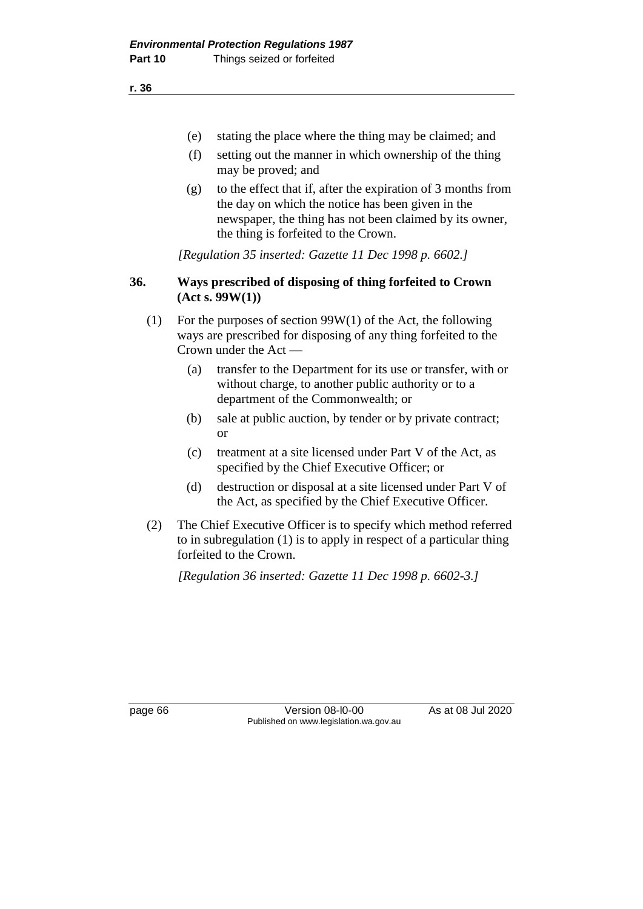(e) stating the place where the thing may be claimed; and

(f) setting out the manner in which ownership of the thing may be proved; and

(g) to the effect that if, after the expiration of 3 months from the day on which the notice has been given in the newspaper, the thing has not been claimed by its owner, the thing is forfeited to the Crown.

*[Regulation 35 inserted: Gazette 11 Dec 1998 p. 6602.]*

### 36. Ways prescribed of disposing of thing forfeited to Crown (Act s. 99W(1))

(1) For the purposes of section 99W(1) of the Act, the following ways are prescribed for disposing of any thing forfeited to the Crown under the Act —

(a) transfer to the Department for its use or transfer, with or without charge, to another public authority or to a department of the Commonwealth; or

(b) sale at public auction, by tender or by private contract; or

(c) treatment at a site licensed under Part V of the Act, as specified by the Chief Executive Officer; or

(d) destruction or disposal at a site licensed under Part V of the Act, as specified by the Chief Executive Officer.

(2) The Chief Executive Officer is to specify which method referred to in subregulation (1) is to apply in respect of a particular thing forfeited to the Crown.

*[Regulation 36 inserted: Gazette 11 Dec 1998 p. 6602-3.]*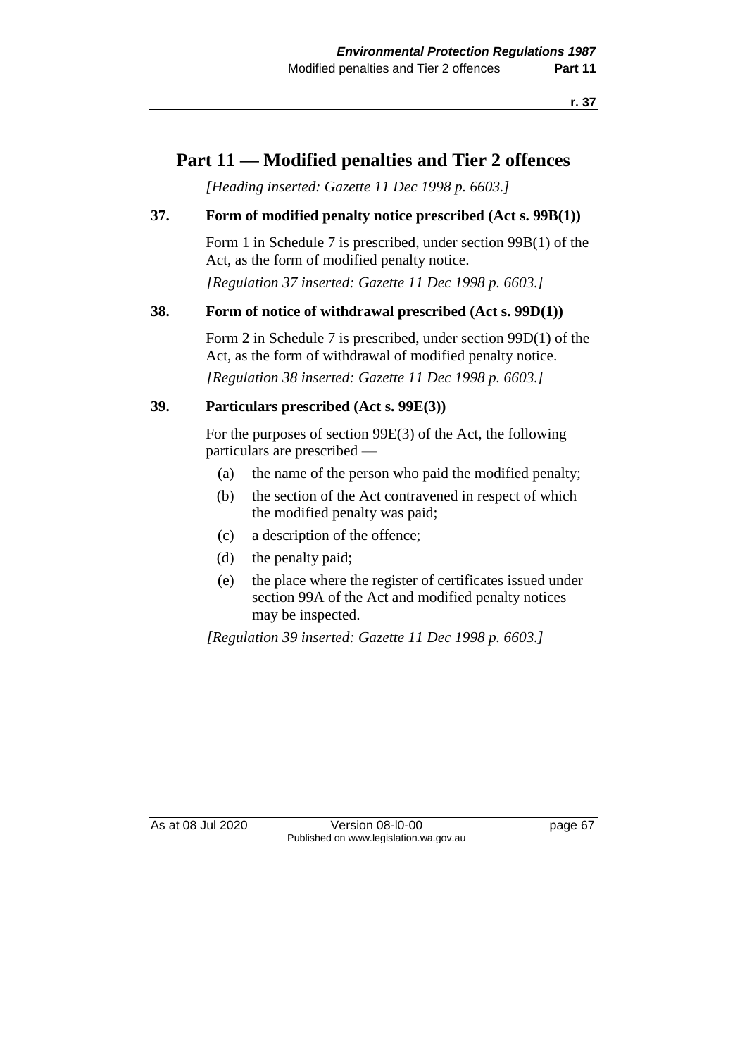# Part 11 — Modified penalties and Tier 2 offences

*[Heading inserted: Gazette 11 Dec 1998 p. 6603.]*

### 37. Form of modified penalty notice prescribed (Act s. 99B(1))

Form 1 in Schedule 7 is prescribed, under section 99B(1) of the Act, as the form of modified penalty notice.

*[Regulation 37 inserted: Gazette 11 Dec 1998 p. 6603.]*

### 38. Form of notice of withdrawal prescribed (Act s. 99D(1))

Form 2 in Schedule 7 is prescribed, under section 99D(1) of the Act, as the form of withdrawal of modified penalty notice.

*[Regulation 38 inserted: Gazette 11 Dec 1998 p. 6603.]*

### 39. Particulars prescribed (Act s. 99E(3))

For the purposes of section 99E(3) of the Act, the following particulars are prescribed —

(a) the name of the person who paid the modified penalty;

(b) the section of the Act contravened in respect of which the modified penalty was paid;

(c) a description of the offence;

(d) the penalty paid;

(e) the place where the register of certificates issued under section 99A of the Act and modified penalty notices may be inspected.

*[Regulation 39 inserted: Gazette 11 Dec 1998 p. 6603.]*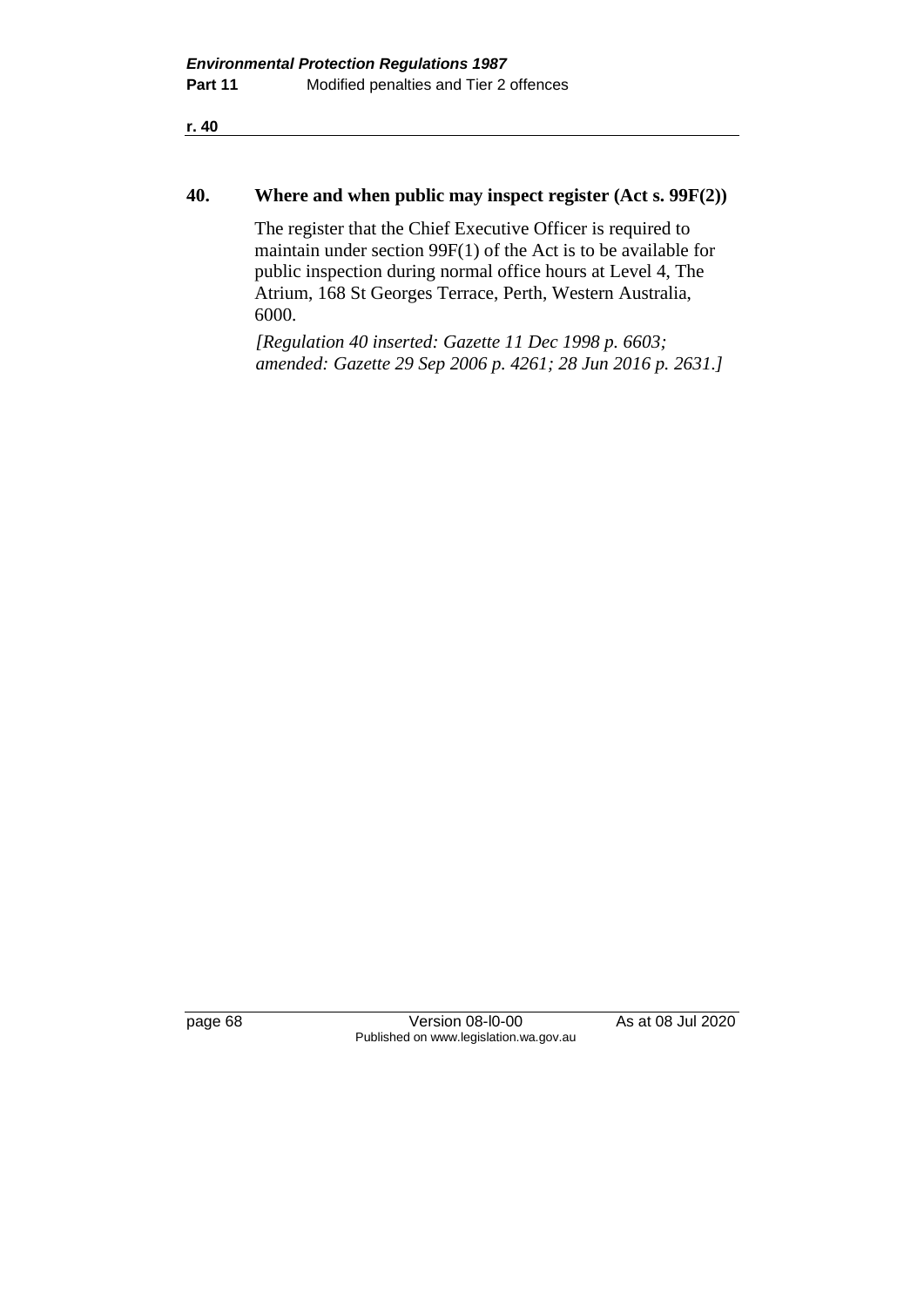## 40. Where and when public may inspect register (Act s. 99F(2))

The register that the Chief Executive Officer is required to maintain under section 99F(1) of the Act is to be available for public inspection during normal office hours at Level 4, The Atrium, 168 St Georges Terrace, Perth, Western Australia, 6000.

*[Regulation 40 inserted: Gazette 11 Dec 1998 p. 6603; amended: Gazette 29 Sep 2006 p. 4261; 28 Jun 2016 p. 2631.]*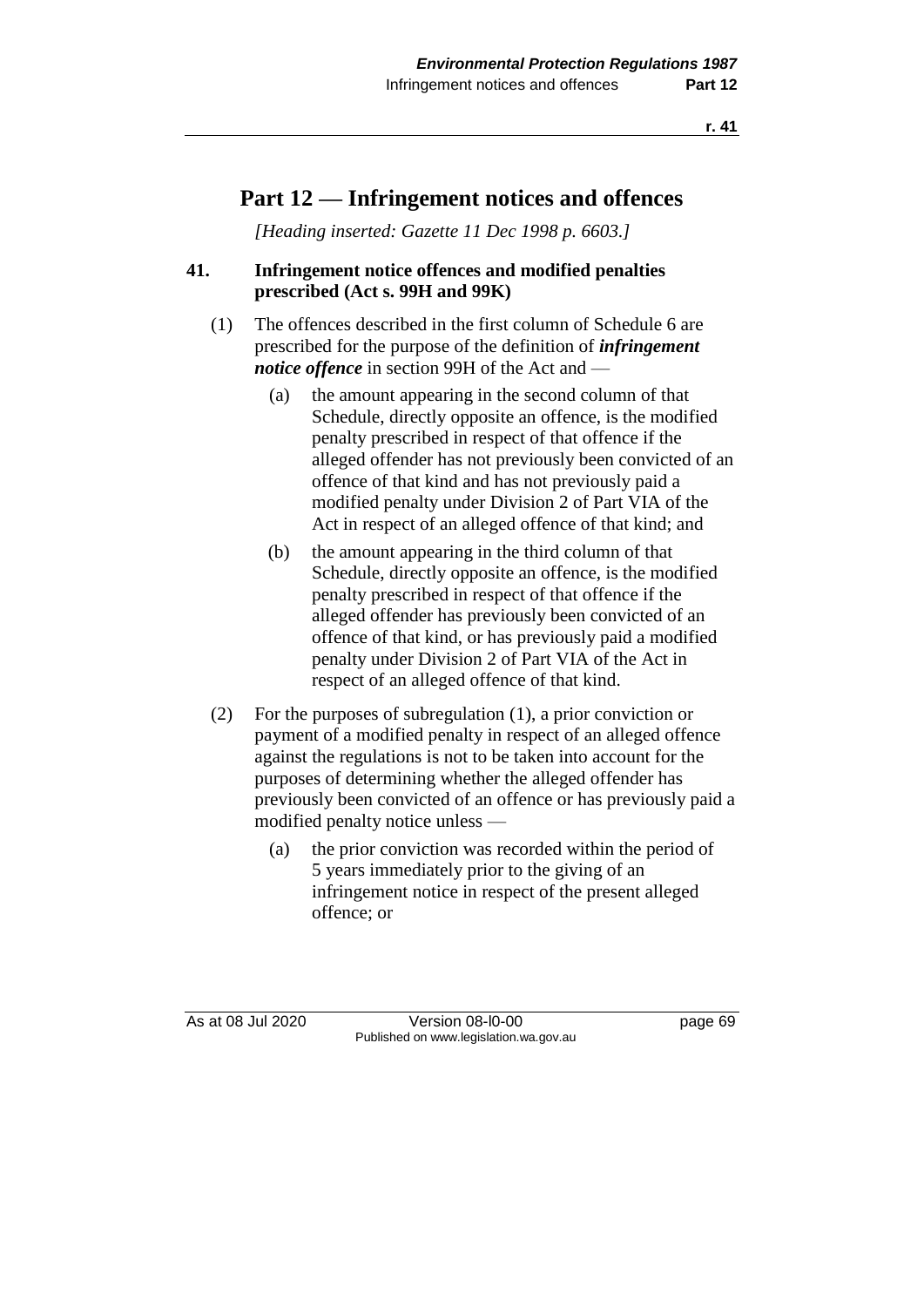# Part 12 — Infringement notices and offences

*[Heading inserted: Gazette 11 Dec 1998 p. 6603.]*

**41. Infringement notice offences and modified penalties prescribed (Act s. 99H and 99K)**

(1) The offences described in the first column of Schedule 6 are prescribed for the purpose of the definition of ***infringement notice offence*** in section 99H of the Act and —

(a) the amount appearing in the second column of that Schedule, directly opposite an offence, is the modified penalty prescribed in respect of that offence if the alleged offender has not previously been convicted of an offence of that kind and has not previously paid a modified penalty under Division 2 of Part VIA of the Act in respect of an alleged offence of that kind; and

(b) the amount appearing in the third column of that Schedule, directly opposite an offence, is the modified penalty prescribed in respect of that offence if the alleged offender has previously been convicted of an offence of that kind, or has previously paid a modified penalty under Division 2 of Part VIA of the Act in respect of an alleged offence of that kind.

(2) For the purposes of subregulation (1), a prior conviction or payment of a modified penalty in respect of an alleged offence against the regulations is not to be taken into account for the purposes of determining whether the alleged offender has previously been convicted of an offence or has previously paid a modified penalty notice unless —

(a) the prior conviction was recorded within the period of 5 years immediately prior to the giving of an infringement notice in respect of the present alleged offence; or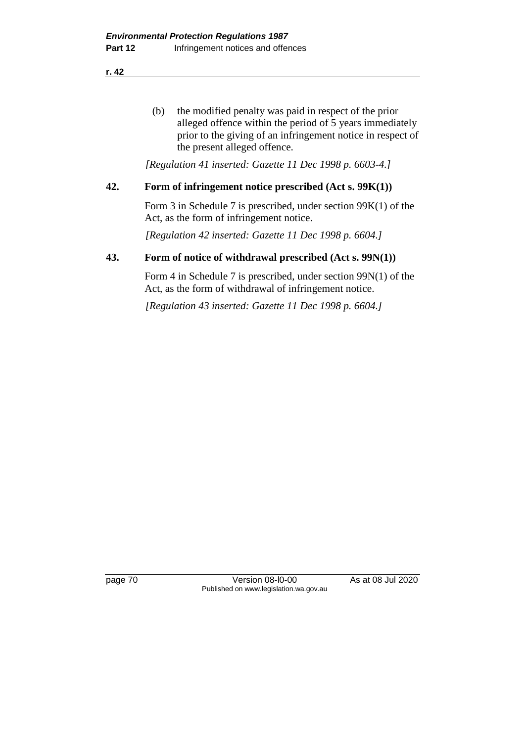(b) the modified penalty was paid in respect of the prior alleged offence within the period of 5 years immediately prior to the giving of an infringement notice in respect of the present alleged offence.

*[Regulation 41 inserted: Gazette 11 Dec 1998 p. 6603-4.]*

### 42. Form of infringement notice prescribed (Act s. 99K(1))

Form 3 in Schedule 7 is prescribed, under section 99K(1) of the Act, as the form of infringement notice.

*[Regulation 42 inserted: Gazette 11 Dec 1998 p. 6604.]*

### 43. Form of notice of withdrawal prescribed (Act s. 99N(1))

Form 4 in Schedule 7 is prescribed, under section 99N(1) of the Act, as the form of withdrawal of infringement notice.

*[Regulation 43 inserted: Gazette 11 Dec 1998 p. 6604.]*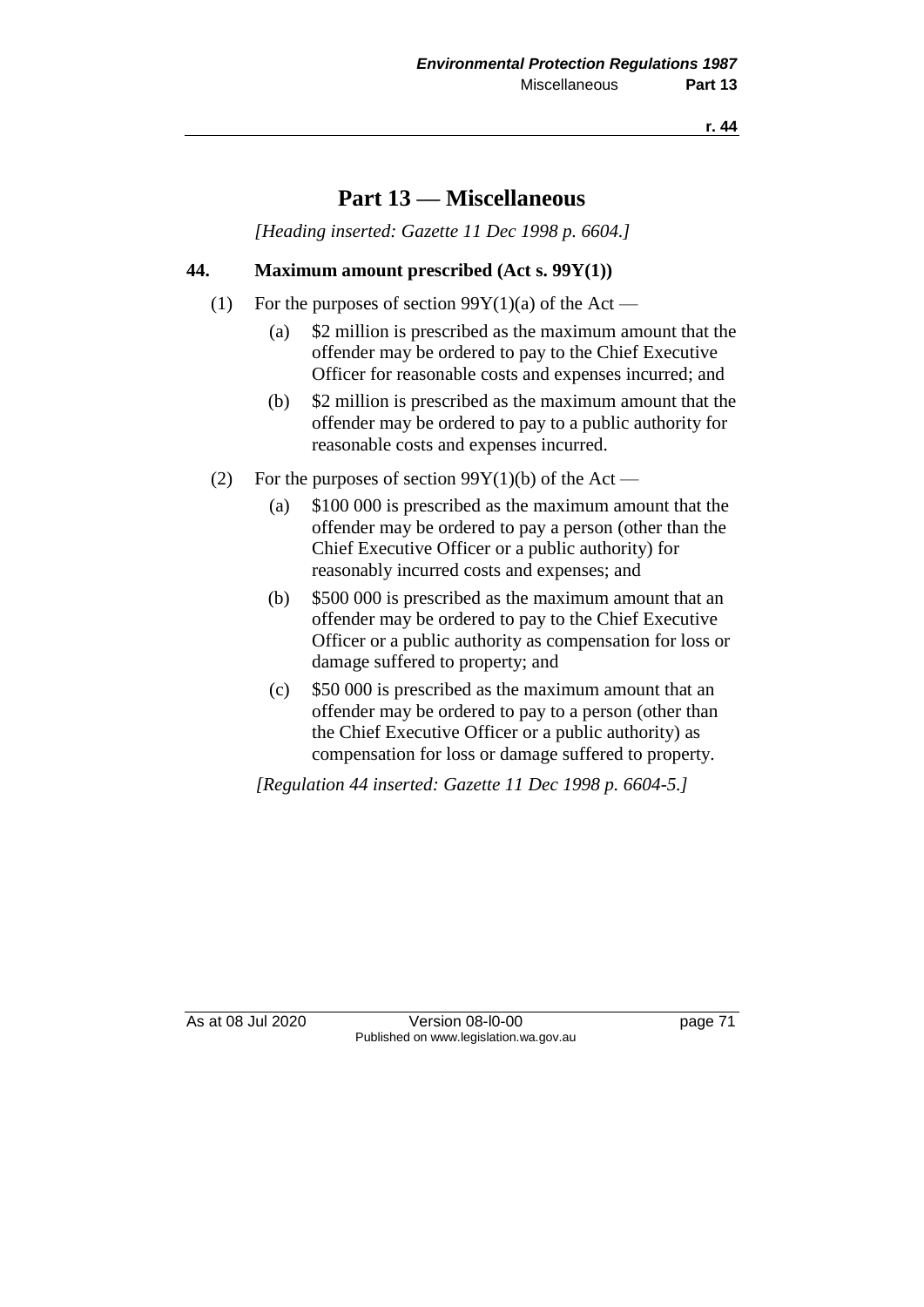# Part 13 — Miscellaneous

*[Heading inserted: Gazette 11 Dec 1998 p. 6604.]*

## 44. Maximum amount prescribed (Act s. 99Y(1))

(1) For the purposes of section 99Y(1)(a) of the Act —

(a) $2 million is prescribed as the maximum amount that the offender may be ordered to pay to the Chief Executive Officer for reasonable costs and expenses incurred; and

(b) $2 million is prescribed as the maximum amount that the offender may be ordered to pay to a public authority for reasonable costs and expenses incurred.

(2) For the purposes of section 99Y(1)(b) of the Act —

(a) $100 000 is prescribed as the maximum amount that the offender may be ordered to pay a person (other than the Chief Executive Officer or a public authority) for reasonably incurred costs and expenses; and

(b) $500 000 is prescribed as the maximum amount that an offender may be ordered to pay to the Chief Executive Officer or a public authority as compensation for loss or damage suffered to property; and

(c) $50 000 is prescribed as the maximum amount that an offender may be ordered to pay to a person (other than the Chief Executive Officer or a public authority) as compensation for loss or damage suffered to property.

*[Regulation 44 inserted: Gazette 11 Dec 1998 p. 6604-5.]*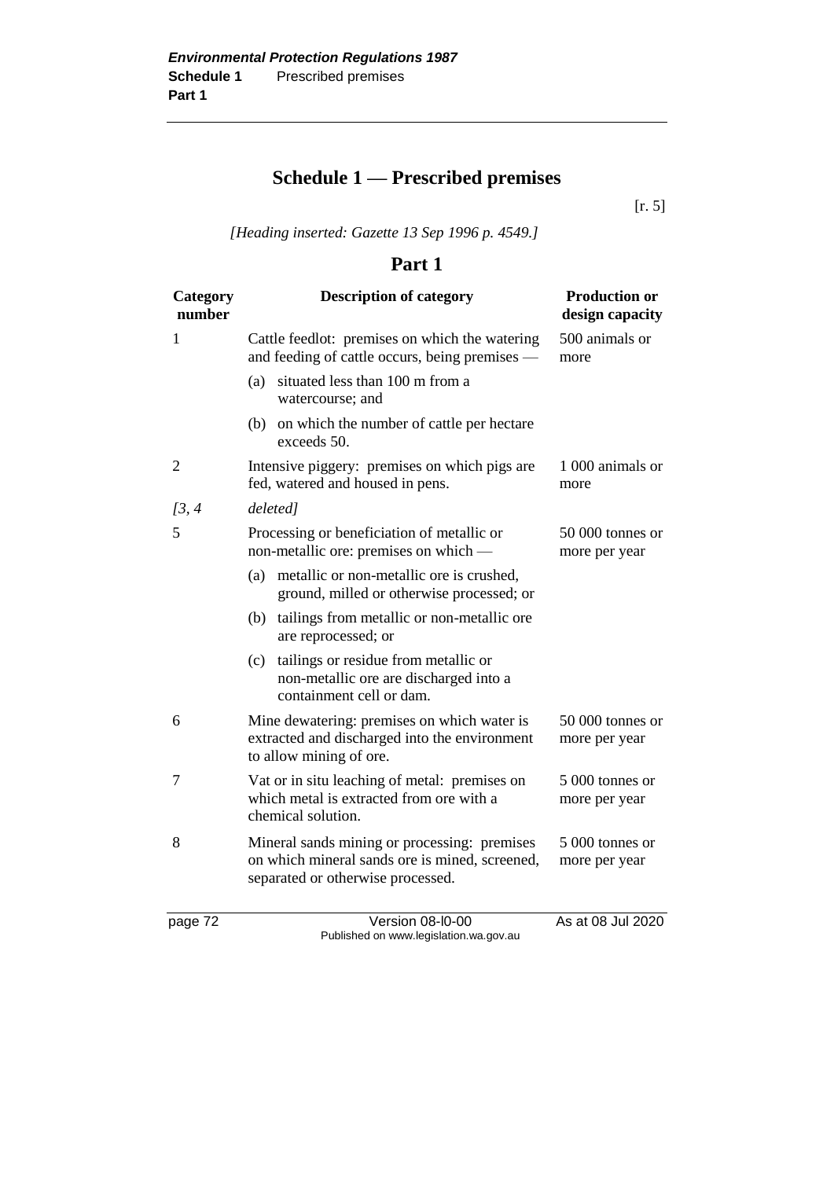# Schedule 1 — Prescribed premises

[r. 5]

*[Heading inserted: Gazette 13 Sep 1996 p. 4549.]*

## Part 1

| Category number | Description of category | Production or design capacity |
|---|---|---|
| 1 | Cattle feedlot: premises on which the watering and feeding of cattle occurs, being premises —<br>(a) situated less than 100 m from a watercourse; and<br>(b) on which the number of cattle per hectare exceeds 50. | 500 animals or more |
| 2 | Intensive piggery: premises on which pigs are fed, watered and housed in pens. | 1 000 animals or more |
| *[3, 4* | *deleted]* | |
| 5 | Processing or beneficiation of metallic or non-metallic ore: premises on which —<br>(a) metallic or non-metallic ore is crushed, ground, milled or otherwise processed; or<br>(b) tailings from metallic or non-metallic ore are reprocessed; or<br>(c) tailings or residue from metallic or non-metallic ore are discharged into a containment cell or dam. | 50 000 tonnes or more per year |
| 6 | Mine dewatering: premises on which water is extracted and discharged into the environment to allow mining of ore. | 50 000 tonnes or more per year |
| 7 | Vat or in situ leaching of metal: premises on which metal is extracted from ore with a chemical solution. | 5 000 tonnes or more per year |
| 8 | Mineral sands mining or processing: premises on which mineral sands ore is mined, screened, separated or otherwise processed. | 5 000 tonnes or more per year |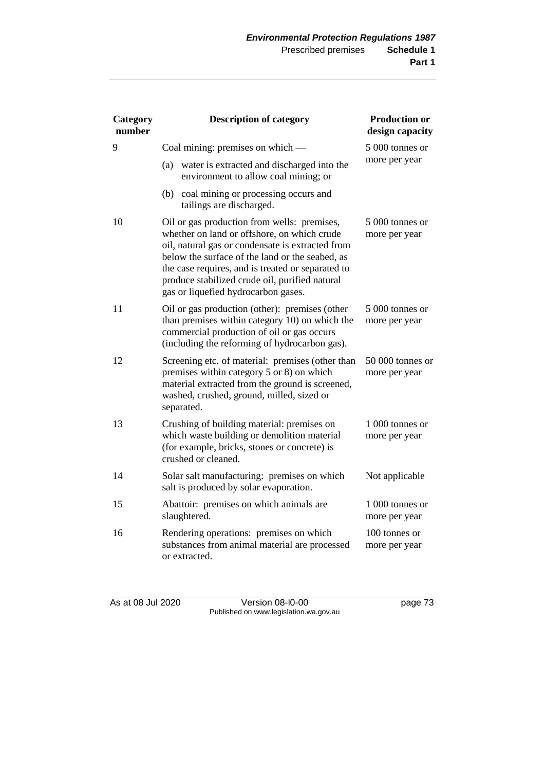| Category number | Description of category | Production or design capacity |
|---|---|---|
| 9 | Coal mining: premises on which —<br>(a) water is extracted and discharged into the environment to allow coal mining; or<br>(b) coal mining or processing occurs and tailings are discharged. | 5 000 tonnes or more per year |
| 10 | Oil or gas production from wells: premises, whether on land or offshore, on which crude oil, natural gas or condensate is extracted from below the surface of the land or the seabed, as the case requires, and is treated or separated to produce stabilized crude oil, purified natural gas or liquefied hydrocarbon gases. | 5 000 tonnes or more per year |
| 11 | Oil or gas production (other): premises (other than premises within category 10) on which the commercial production of oil or gas occurs (including the reforming of hydrocarbon gas). | 5 000 tonnes or more per year |
| 12 | Screening etc. of material: premises (other than premises within category 5 or 8) on which material extracted from the ground is screened, washed, crushed, ground, milled, sized or separated. | 50 000 tonnes or more per year |
| 13 | Crushing of building material: premises on which waste building or demolition material (for example, bricks, stones or concrete) is crushed or cleaned. | 1 000 tonnes or more per year |
| 14 | Solar salt manufacturing: premises on which salt is produced by solar evaporation. | Not applicable |
| 15 | Abattoir: premises on which animals are slaughtered. | 1 000 tonnes or more per year |
| 16 | Rendering operations: premises on which substances from animal material are processed or extracted. | 100 tonnes or more per year |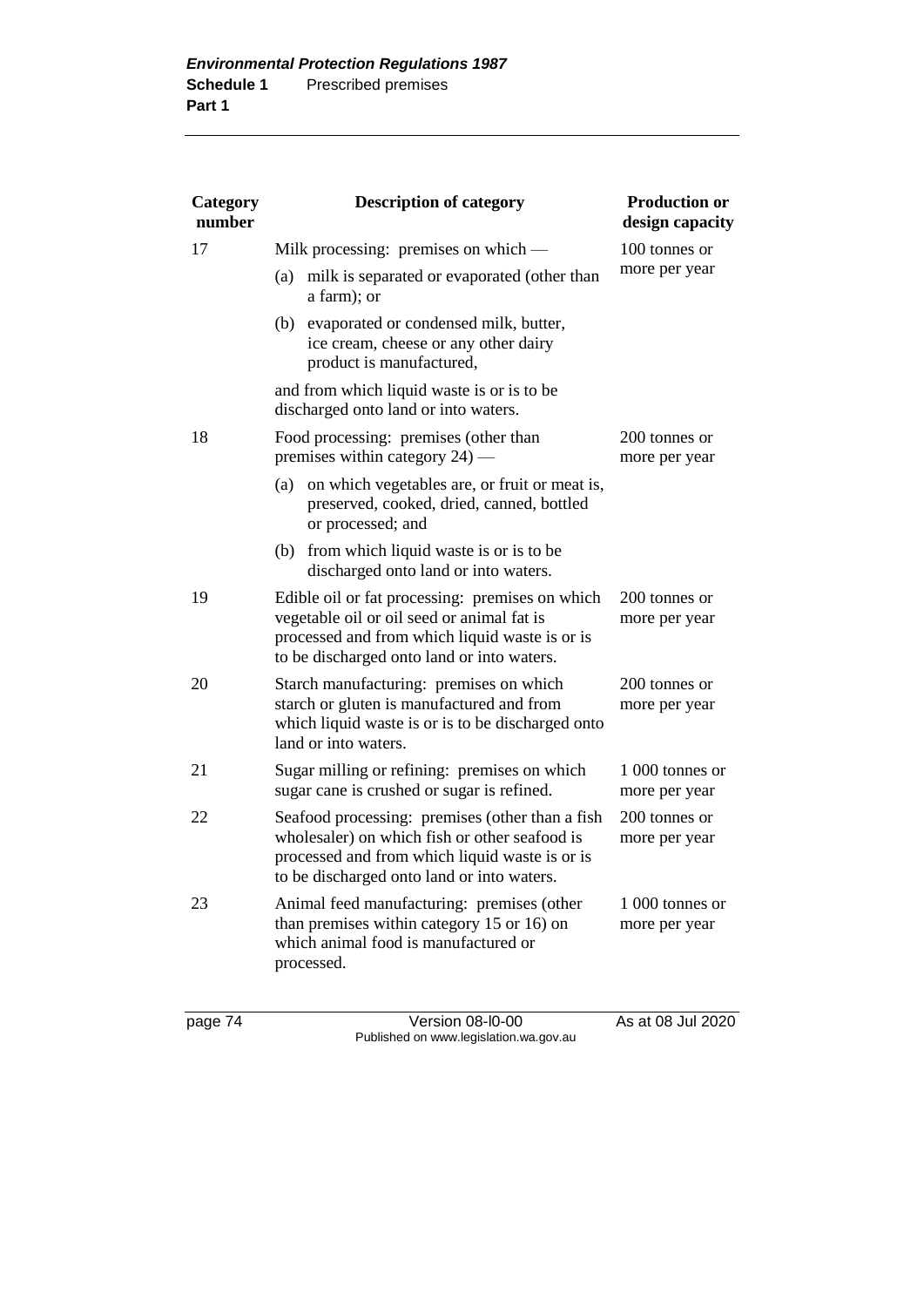| Category number | Description of category | Production or design capacity |
|---|---|---|
| 17 | Milk processing: premises on which — (a) milk is separated or evaporated (other than a farm); or (b) evaporated or condensed milk, butter, ice cream, cheese or any other dairy product is manufactured, and from which liquid waste is or is to be discharged onto land or into waters. | 100 tonnes or more per year |
| 18 | Food processing: premises (other than premises within category 24) — (a) on which vegetables are, or fruit or meat is, preserved, cooked, dried, canned, bottled or processed; and (b) from which liquid waste is or is to be discharged onto land or into waters. | 200 tonnes or more per year |
| 19 | Edible oil or fat processing: premises on which vegetable oil or oil seed or animal fat is processed and from which liquid waste is or is to be discharged onto land or into waters. | 200 tonnes or more per year |
| 20 | Starch manufacturing: premises on which starch or gluten is manufactured and from which liquid waste is or is to be discharged onto land or into waters. | 200 tonnes or more per year |
| 21 | Sugar milling or refining: premises on which sugar cane is crushed or sugar is refined. | 1 000 tonnes or more per year |
| 22 | Seafood processing: premises (other than a fish wholesaler) on which fish or other seafood is processed and from which liquid waste is or is to be discharged onto land or into waters. | 200 tonnes or more per year |
| 23 | Animal feed manufacturing: premises (other than premises within category 15 or 16) on which animal food is manufactured or processed. | 1 000 tonnes or more per year |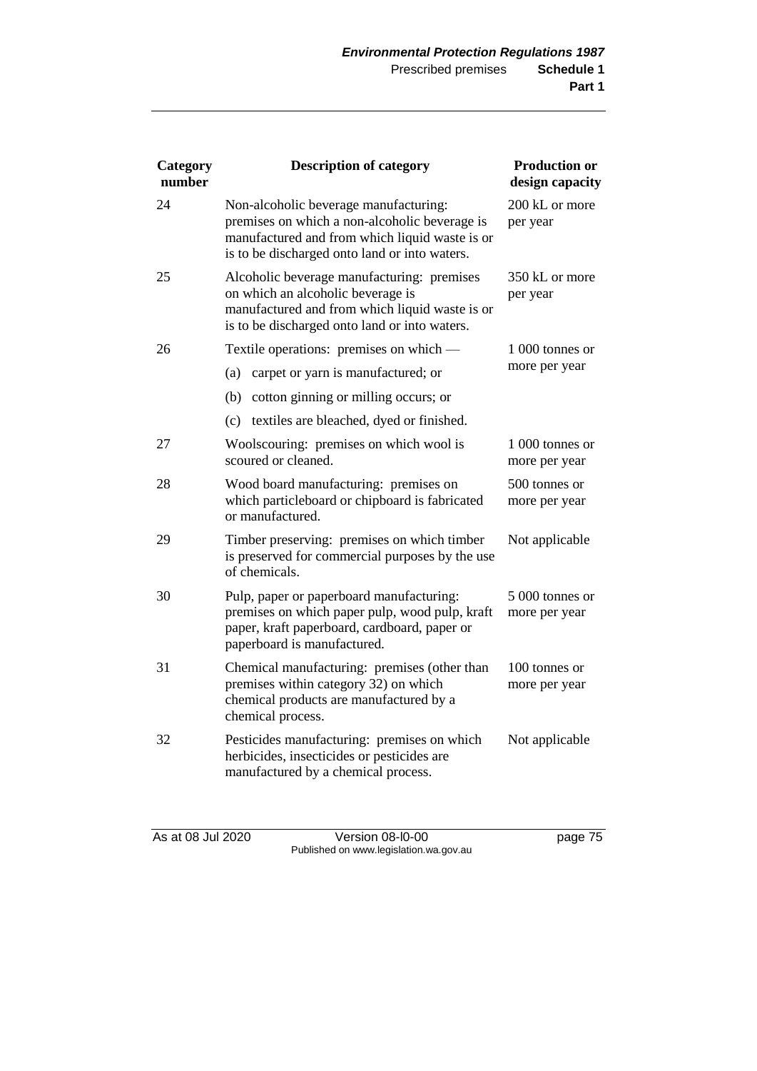| Category number | Description of category | Production or design capacity |
|---|---|---|
| 24 | Non-alcoholic beverage manufacturing: premises on which a non-alcoholic beverage is manufactured and from which liquid waste is or is to be discharged onto land or into waters. | 200 kL or more per year |
| 25 | Alcoholic beverage manufacturing: premises on which an alcoholic beverage is manufactured and from which liquid waste is or is to be discharged onto land or into waters. | 350 kL or more per year |
| 26 | Textile operations: premises on which —<br>(a) carpet or yarn is manufactured; or<br>(b) cotton ginning or milling occurs; or<br>(c) textiles are bleached, dyed or finished. | 1 000 tonnes or more per year |
| 27 | Woolscouring: premises on which wool is scoured or cleaned. | 1 000 tonnes or more per year |
| 28 | Wood board manufacturing: premises on which particleboard or chipboard is fabricated or manufactured. | 500 tonnes or more per year |
| 29 | Timber preserving: premises on which timber is preserved for commercial purposes by the use of chemicals. | Not applicable |
| 30 | Pulp, paper or paperboard manufacturing: premises on which paper pulp, wood pulp, kraft paper, kraft paperboard, cardboard, paper or paperboard is manufactured. | 5 000 tonnes or more per year |
| 31 | Chemical manufacturing: premises (other than premises within category 32) on which chemical products are manufactured by a chemical process. | 100 tonnes or more per year |
| 32 | Pesticides manufacturing: premises on which herbicides, insecticides or pesticides are manufactured by a chemical process. | Not applicable |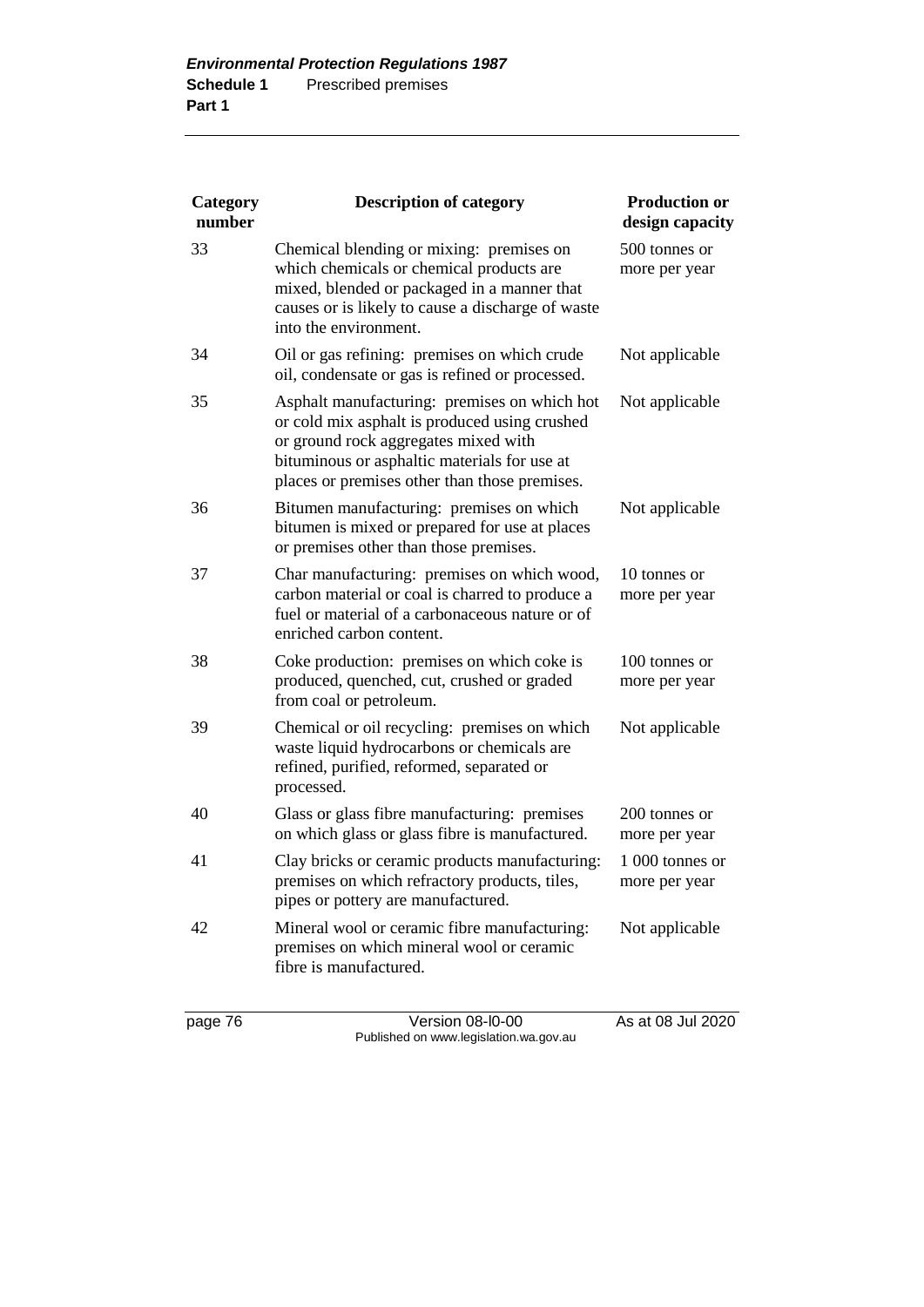| Category number | Description of category | Production or design capacity |
|---|---|---|
| 33 | Chemical blending or mixing: premises on which chemicals or chemical products are mixed, blended or packaged in a manner that causes or is likely to cause a discharge of waste into the environment. | 500 tonnes or more per year |
| 34 | Oil or gas refining: premises on which crude oil, condensate or gas is refined or processed. | Not applicable |
| 35 | Asphalt manufacturing: premises on which hot or cold mix asphalt is produced using crushed or ground rock aggregates mixed with bituminous or asphaltic materials for use at places or premises other than those premises. | Not applicable |
| 36 | Bitumen manufacturing: premises on which bitumen is mixed or prepared for use at places or premises other than those premises. | Not applicable |
| 37 | Char manufacturing: premises on which wood, carbon material or coal is charred to produce a fuel or material of a carbonaceous nature or of enriched carbon content. | 10 tonnes or more per year |
| 38 | Coke production: premises on which coke is produced, quenched, cut, crushed or graded from coal or petroleum. | 100 tonnes or more per year |
| 39 | Chemical or oil recycling: premises on which waste liquid hydrocarbons or chemicals are refined, purified, reformed, separated or processed. | Not applicable |
| 40 | Glass or glass fibre manufacturing: premises on which glass or glass fibre is manufactured. | 200 tonnes or more per year |
| 41 | Clay bricks or ceramic products manufacturing: premises on which refractory products, tiles, pipes or pottery are manufactured. | 1 000 tonnes or more per year |
| 42 | Mineral wool or ceramic fibre manufacturing: premises on which mineral wool or ceramic fibre is manufactured. | Not applicable |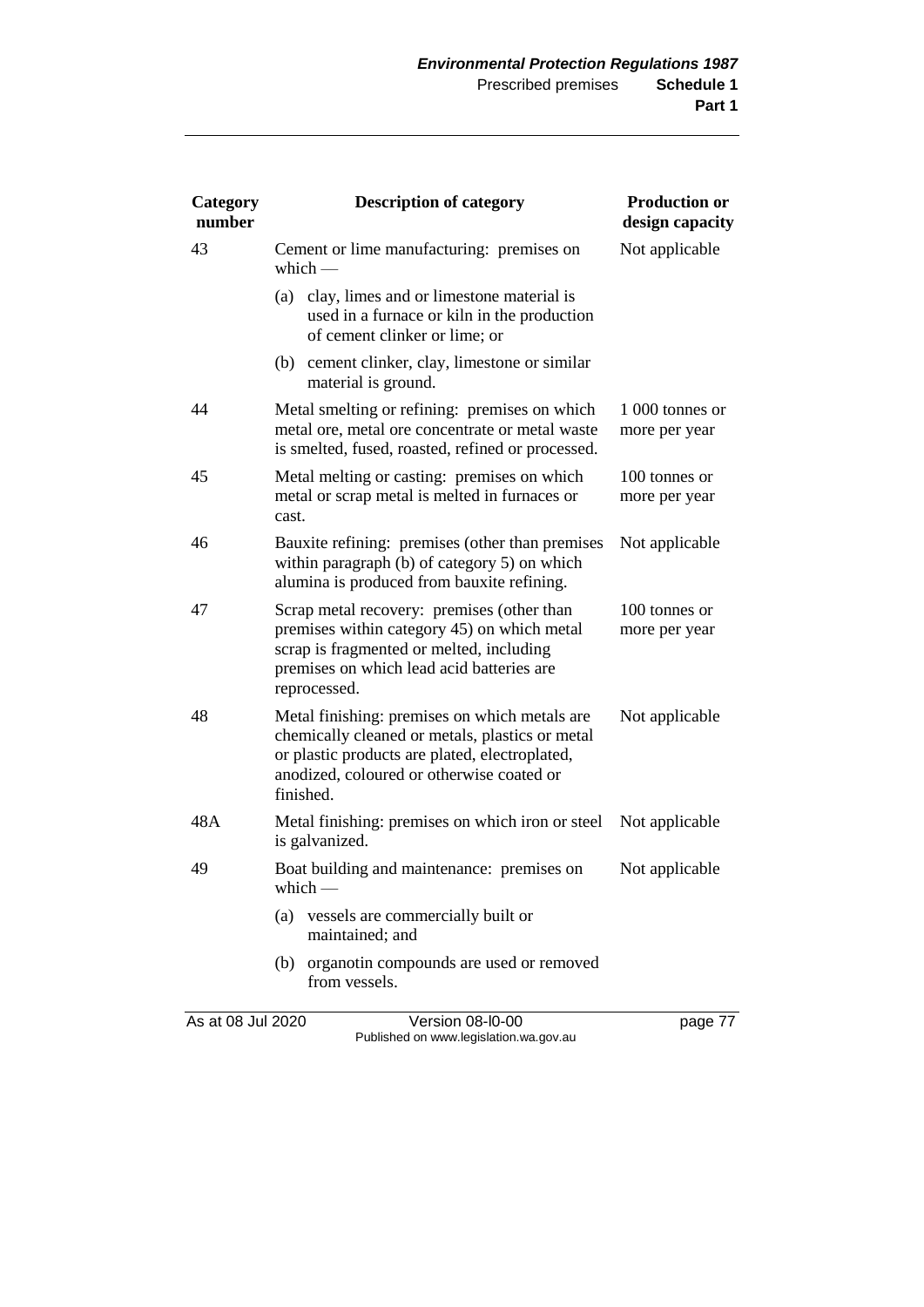| Category number | Description of category | Production or design capacity |
|---|---|---|
| 43 | Cement or lime manufacturing: premises on which — (a) clay, limes and or limestone material is used in a furnace or kiln in the production of cement clinker or lime; or (b) cement clinker, clay, limestone or similar material is ground. | Not applicable |
| 44 | Metal smelting or refining: premises on which metal ore, metal ore concentrate or metal waste is smelted, fused, roasted, refined or processed. | 1 000 tonnes or more per year |
| 45 | Metal melting or casting: premises on which metal or scrap metal is melted in furnaces or cast. | 100 tonnes or more per year |
| 46 | Bauxite refining: premises (other than premises within paragraph (b) of category 5) on which alumina is produced from bauxite refining. | Not applicable |
| 47 | Scrap metal recovery: premises (other than premises within category 45) on which metal scrap is fragmented or melted, including premises on which lead acid batteries are reprocessed. | 100 tonnes or more per year |
| 48 | Metal finishing: premises on which metals are chemically cleaned or metals, plastics or metal or plastic products are plated, electroplated, anodized, coloured or otherwise coated or finished. | Not applicable |
| 48A | Metal finishing: premises on which iron or steel is galvanized. | Not applicable |
| 49 | Boat building and maintenance: premises on which — (a) vessels are commercially built or maintained; and (b) organotin compounds are used or removed from vessels. | Not applicable |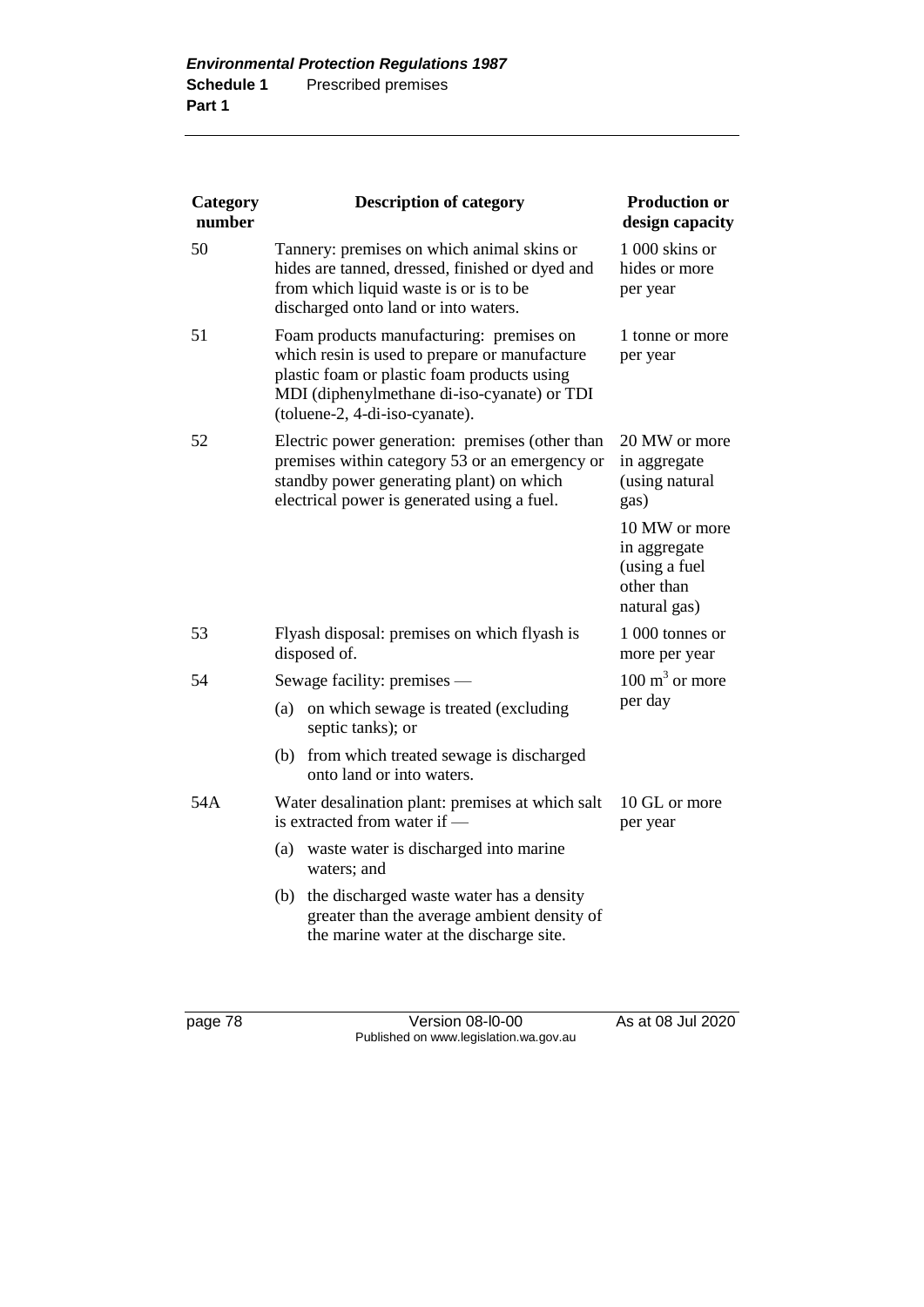| Category number | Description of category | Production or design capacity |
|---|---|---|
| 50 | Tannery: premises on which animal skins or hides are tanned, dressed, finished or dyed and from which liquid waste is or is to be discharged onto land or into waters. | 1 000 skins or hides or more per year |
| 51 | Foam products manufacturing: premises on which resin is used to prepare or manufacture plastic foam or plastic foam products using MDI (diphenylmethane di-iso-cyanate) or TDI (toluene-2, 4-di-iso-cyanate). | 1 tonne or more per year |
| 52 | Electric power generation: premises (other than premises within category 53 or an emergency or standby power generating plant) on which electrical power is generated using a fuel. | 20 MW or more in aggregate (using natural gas) |
| | | 10 MW or more in aggregate (using a fuel other than natural gas) |
| 53 | Flyash disposal: premises on which flyash is disposed of. | 1 000 tonnes or more per year |
| 54 | Sewage facility: premises — (a) on which sewage is treated (excluding septic tanks); or (b) from which treated sewage is discharged onto land or into waters. | 100 $m^3$ or more per day |
| 54A | Water desalination plant: premises at which salt is extracted from water if — (a) waste water is discharged into marine waters; and (b) the discharged waste water has a density greater than the average ambient density of the marine water at the discharge site. | 10 GL or more per year |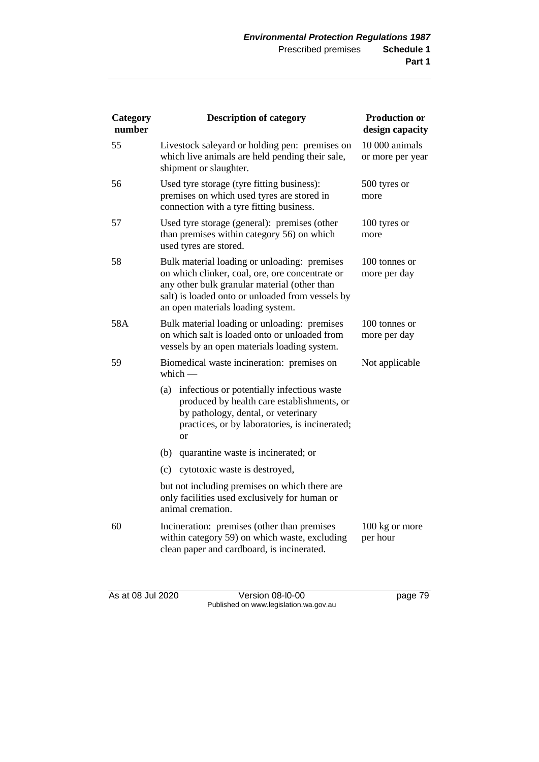| Category number | Description of category | Production or design capacity |
|---|---|---|
| 55 | Livestock saleyard or holding pen: premises on which live animals are held pending their sale, shipment or slaughter. | 10 000 animals or more per year |
| 56 | Used tyre storage (tyre fitting business): premises on which used tyres are stored in connection with a tyre fitting business. | 500 tyres or more |
| 57 | Used tyre storage (general): premises (other than premises within category 56) on which used tyres are stored. | 100 tyres or more |
| 58 | Bulk material loading or unloading: premises on which clinker, coal, ore, ore concentrate or any other bulk granular material (other than salt) is loaded onto or unloaded from vessels by an open materials loading system. | 100 tonnes or more per day |
| 58A | Bulk material loading or unloading: premises on which salt is loaded onto or unloaded from vessels by an open materials loading system. | 100 tonnes or more per day |
| 59 | Biomedical waste incineration: premises on which — (a) infectious or potentially infectious waste produced by health care establishments, or by pathology, dental, or veterinary practices, or by laboratories, is incinerated; or (b) quarantine waste is incinerated; or (c) cytotoxic waste is destroyed, but not including premises on which there are only facilities used exclusively for human or animal cremation. | Not applicable |
| 60 | Incineration: premises (other than premises within category 59) on which waste, excluding clean paper and cardboard, is incinerated. | 100 kg or more per hour |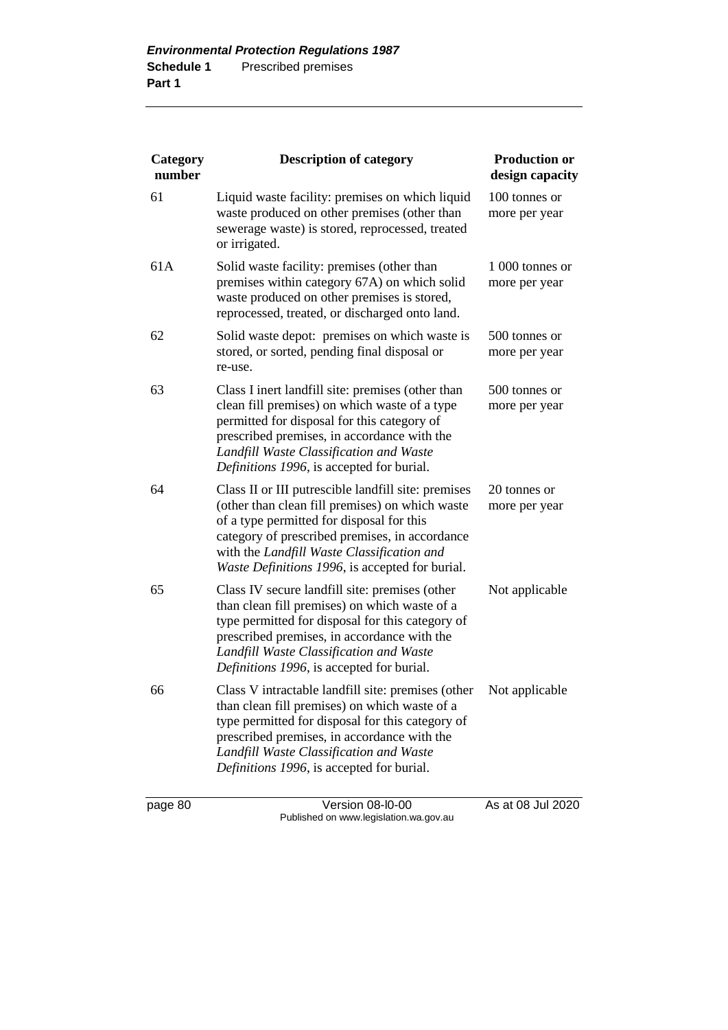| Category number | Description of category | Production or design capacity |
| --- | --- | --- |
| 61 | Liquid waste facility: premises on which liquid waste produced on other premises (other than sewerage waste) is stored, reprocessed, treated or irrigated. | 100 tonnes or more per year |
| 61A | Solid waste facility: premises (other than premises within category 67A) on which solid waste produced on other premises is stored, reprocessed, treated, or discharged onto land. | 1 000 tonnes or more per year |
| 62 | Solid waste depot: premises on which waste is stored, or sorted, pending final disposal or re-use. | 500 tonnes or more per year |
| 63 | Class I inert landfill site: premises (other than clean fill premises) on which waste of a type permitted for disposal for this category of prescribed premises, in accordance with the *Landfill Waste Classification and Waste Definitions 1996*, is accepted for burial. | 500 tonnes or more per year |
| 64 | Class II or III putrescible landfill site: premises (other than clean fill premises) on which waste of a type permitted for disposal for this category of prescribed premises, in accordance with the *Landfill Waste Classification and Waste Definitions 1996*, is accepted for burial. | 20 tonnes or more per year |
| 65 | Class IV secure landfill site: premises (other than clean fill premises) on which waste of a type permitted for disposal for this category of prescribed premises, in accordance with the *Landfill Waste Classification and Waste Definitions 1996*, is accepted for burial. | Not applicable |
| 66 | Class V intractable landfill site: premises (other than clean fill premises) on which waste of a type permitted for disposal for this category of prescribed premises, in accordance with the *Landfill Waste Classification and Waste Definitions 1996*, is accepted for burial. | Not applicable |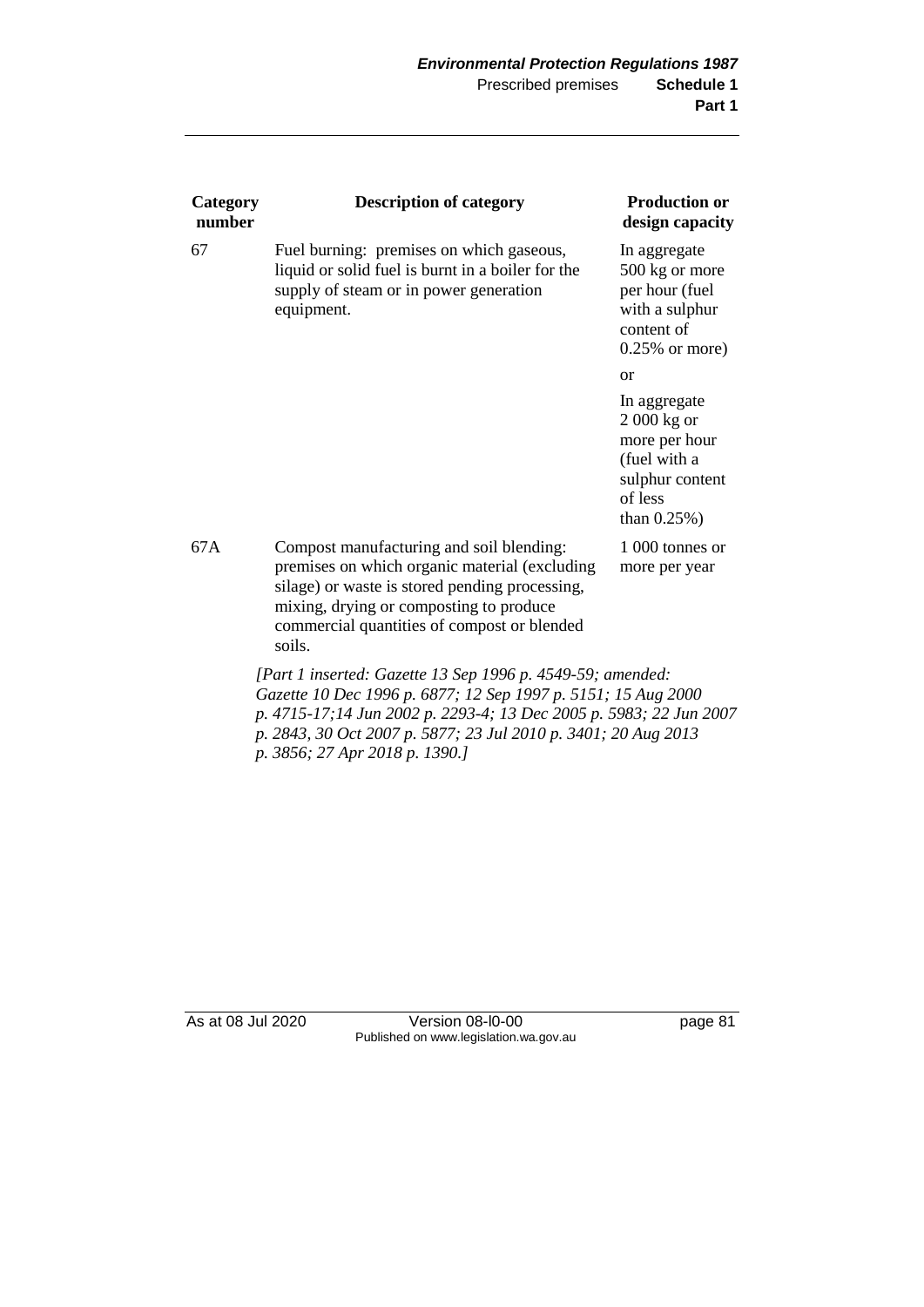| Category number | Description of category | Production or design capacity |
|---|---|---|
| 67 | Fuel burning: premises on which gaseous, liquid or solid fuel is burnt in a boiler for the supply of steam or in power generation equipment. | In aggregate 500 kg or more per hour (fuel with a sulphur content of 0.25% or more)<br><br>or<br><br>In aggregate 2 000 kg or more per hour (fuel with a sulphur content of less than 0.25%) |
| 67A | Compost manufacturing and soil blending: premises on which organic material (excluding silage) or waste is stored pending processing, mixing, drying or composting to produce commercial quantities of compost or blended soils. | 1 000 tonnes or more per year |

*[Part 1 inserted: Gazette 13 Sep 1996 p. 4549-59; amended: Gazette 10 Dec 1996 p. 6877; 12 Sep 1997 p. 5151; 15 Aug 2000 p. 4715-17;14 Jun 2002 p. 2293-4; 13 Dec 2005 p. 5983; 22 Jun 2007 p. 2843, 30 Oct 2007 p. 5877; 23 Jul 2010 p. 3401; 20 Aug 2013 p. 3856; 27 Apr 2018 p. 1390.]*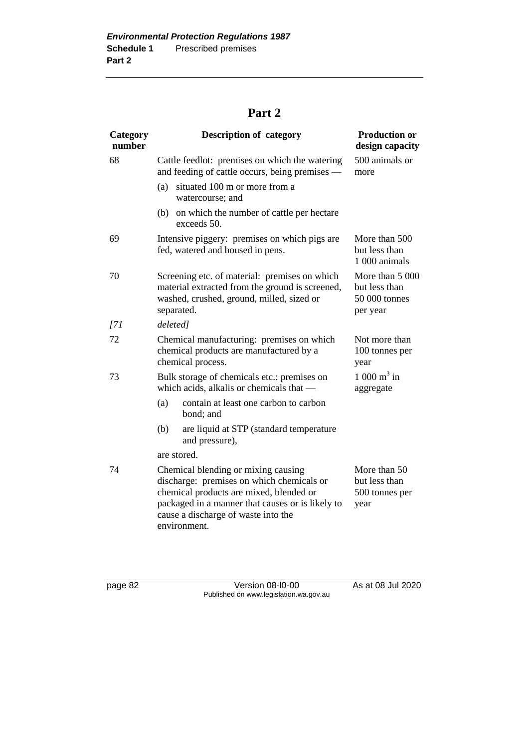## Part 2

| Category number | Description of category | Production or design capacity |
|---|---|---|
| 68 | Cattle feedlot: premises on which the watering and feeding of cattle occurs, being premises — (a) situated 100 m or more from a watercourse; and (b) on which the number of cattle per hectare exceeds 50. | 500 animals or more |
| 69 | Intensive piggery: premises on which pigs are fed, watered and housed in pens. | More than 500 but less than 1 000 animals |
| 70 | Screening etc. of material: premises on which material extracted from the ground is screened, washed, crushed, ground, milled, sized or separated. | More than 5 000 but less than 50 000 tonnes per year |
| [71 | *deleted*] | |
| 72 | Chemical manufacturing: premises on which chemical products are manufactured by a chemical process. | Not more than 100 tonnes per year |
| 73 | Bulk storage of chemicals etc.: premises on which acids, alkalis or chemicals that — (a) contain at least one carbon to carbon bond; and (b) are liquid at STP (standard temperature and pressure), are stored. | 1 000 $m^3$ in aggregate |
| 74 | Chemical blending or mixing causing discharge: premises on which chemicals or chemical products are mixed, blended or packaged in a manner that causes or is likely to cause a discharge of waste into the environment. | More than 50 but less than 500 tonnes per year |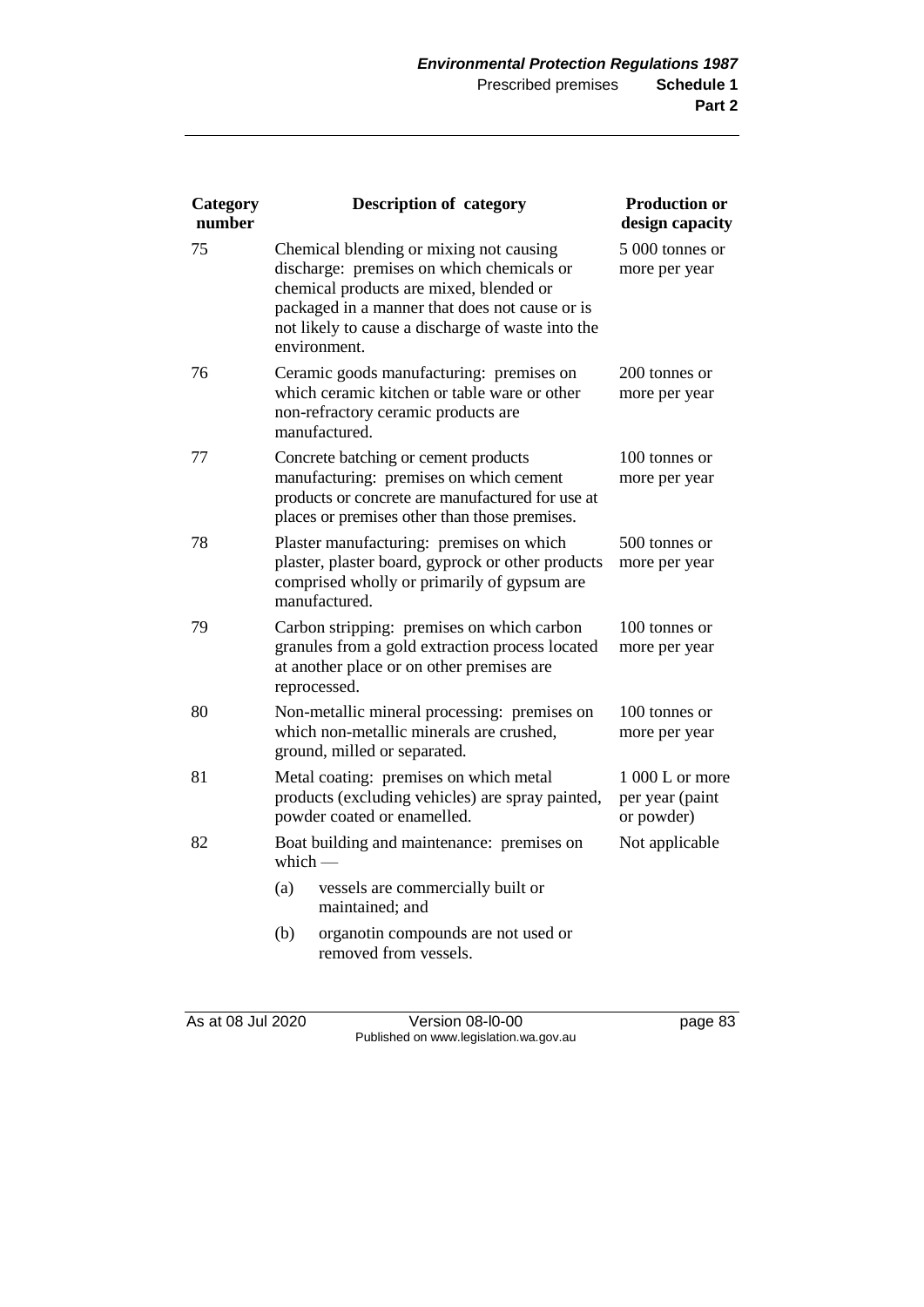| Category number | Description of category | Production or design capacity |
|---|---|---|
| 75 | Chemical blending or mixing not causing discharge: premises on which chemicals or chemical products are mixed, blended or packaged in a manner that does not cause or is not likely to cause a discharge of waste into the environment. | 5 000 tonnes or more per year |
| 76 | Ceramic goods manufacturing: premises on which ceramic kitchen or table ware or other non-refractory ceramic products are manufactured. | 200 tonnes or more per year |
| 77 | Concrete batching or cement products manufacturing: premises on which cement products or concrete are manufactured for use at places or premises other than those premises. | 100 tonnes or more per year |
| 78 | Plaster manufacturing: premises on which plaster, plaster board, gyprock or other products comprised wholly or primarily of gypsum are manufactured. | 500 tonnes or more per year |
| 79 | Carbon stripping: premises on which carbon granules from a gold extraction process located at another place or on other premises are reprocessed. | 100 tonnes or more per year |
| 80 | Non-metallic mineral processing: premises on which non-metallic minerals are crushed, ground, milled or separated. | 100 tonnes or more per year |
| 81 | Metal coating: premises on which metal products (excluding vehicles) are spray painted, powder coated or enamelled. | 1 000 L or more per year (paint or powder) |
| 82 | Boat building and maintenance: premises on which —<br>(a) vessels are commercially built or maintained; and<br>(b) organotin compounds are not used or removed from vessels. | Not applicable |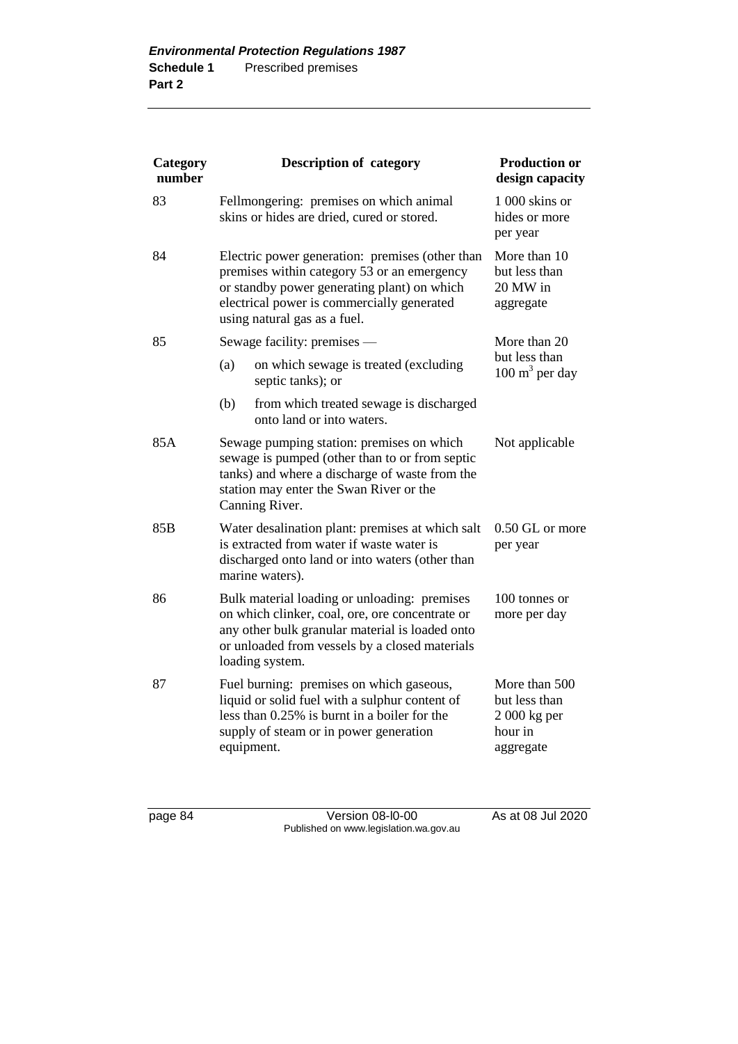| Category number | Description of category | Production or design capacity |
|---|---|---|
| 83 | Fellmongering: premises on which animal skins or hides are dried, cured or stored. | 1 000 skins or hides or more per year |
| 84 | Electric power generation: premises (other than premises within category 53 or an emergency or standby power generating plant) on which electrical power is commercially generated using natural gas as a fuel. | More than 10 but less than 20 MW in aggregate |
| 85 | Sewage facility: premises — (a) on which sewage is treated (excluding septic tanks); or (b) from which treated sewage is discharged onto land or into waters. | More than 20 but less than 100 $m^3$ per day |
| 85A | Sewage pumping station: premises on which sewage is pumped (other than to or from septic tanks) and where a discharge of waste from the station may enter the Swan River or the Canning River. | Not applicable |
| 85B | Water desalination plant: premises at which salt is extracted from water if waste water is discharged onto land or into waters (other than marine waters). | 0.50 GL or more per year |
| 86 | Bulk material loading or unloading: premises on which clinker, coal, ore, ore concentrate or any other bulk granular material is loaded onto or unloaded from vessels by a closed materials loading system. | 100 tonnes or more per day |
| 87 | Fuel burning: premises on which gaseous, liquid or solid fuel with a sulphur content of less than 0.25% is burnt in a boiler for the supply of steam or in power generation equipment. | More than 500 but less than 2 000 kg per hour in aggregate |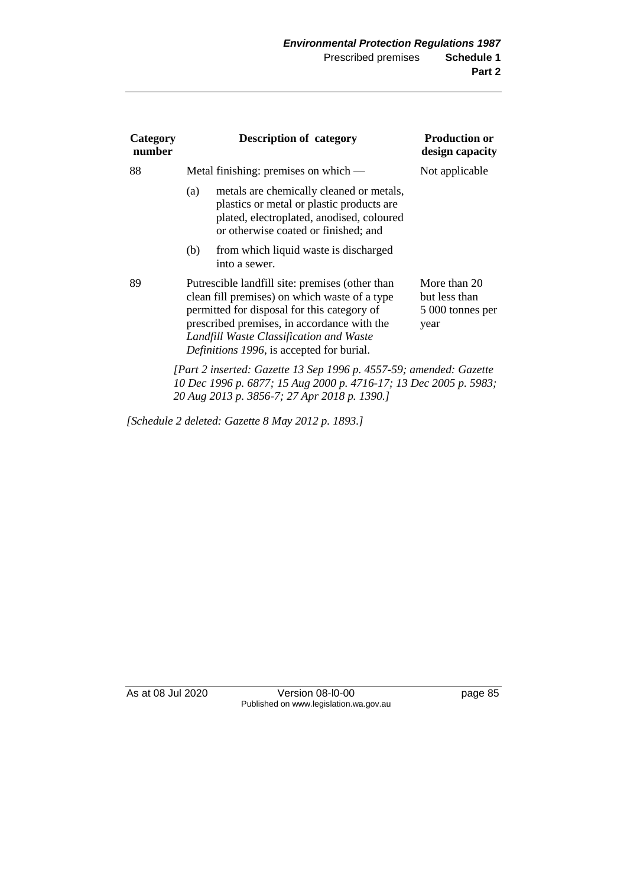| Category number | Description of category | Production or design capacity |
|---|---|---|
| 88 | Metal finishing: premises on which —<br>(a) metals are chemically cleaned or metals, plastics or metal or plastic products are plated, electroplated, anodised, coloured or otherwise coated or finished; and<br>(b) from which liquid waste is discharged into a sewer. | Not applicable |
| 89 | Putrescible landfill site: premises (other than clean fill premises) on which waste of a type permitted for disposal for this category of prescribed premises, in accordance with the *Landfill Waste Classification and Waste Definitions 1996*, is accepted for burial. | More than 20 but less than 5 000 tonnes per year |

*[Part 2 inserted: Gazette 13 Sep 1996 p. 4557-59; amended: Gazette 10 Dec 1996 p. 6877; 15 Aug 2000 p. 4716-17; 13 Dec 2005 p. 5983; 20 Aug 2013 p. 3856-7; 27 Apr 2018 p. 1390.]*

*[Schedule 2 deleted: Gazette 8 May 2012 p. 1893.]*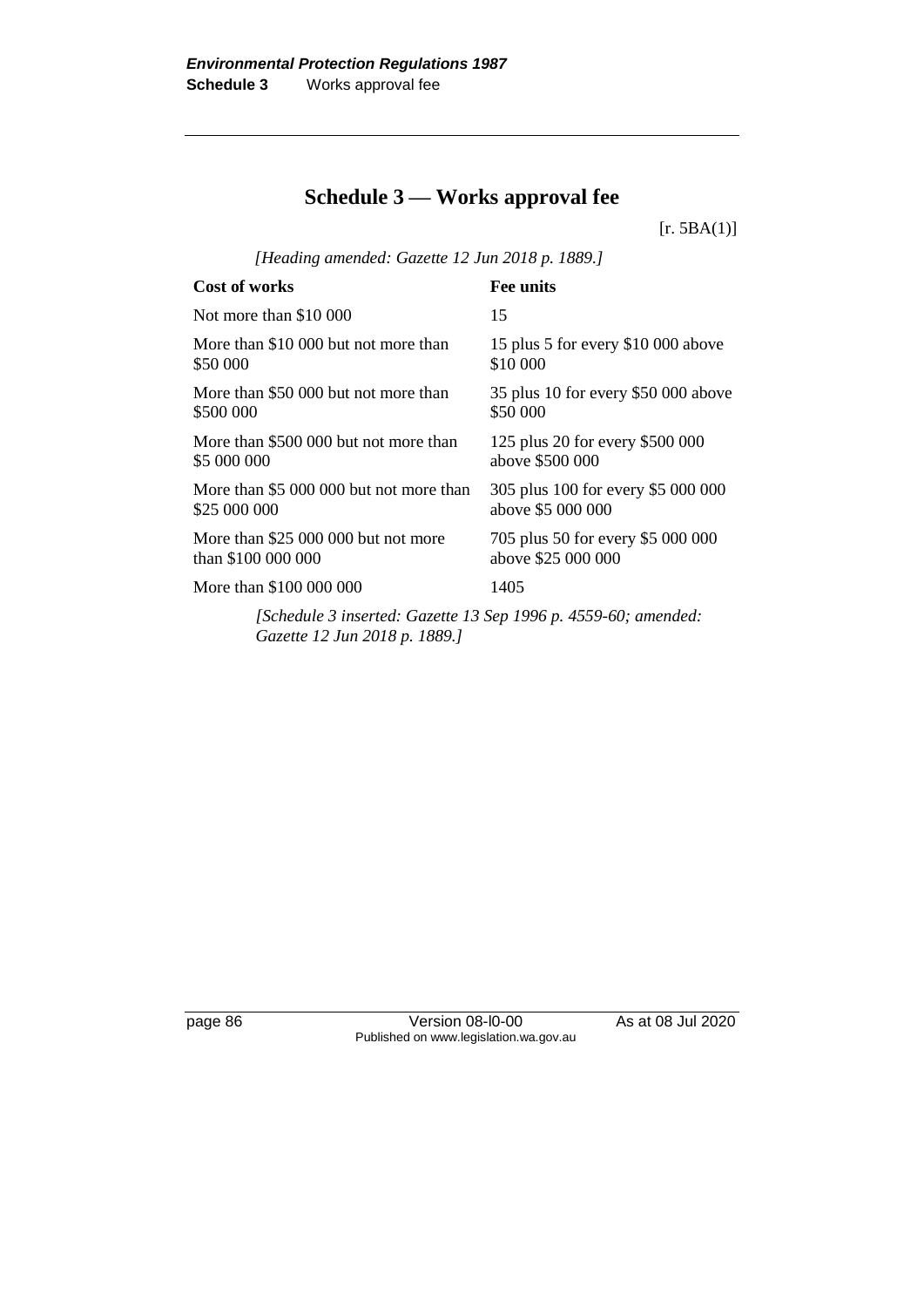# Schedule 3 — Works approval fee

[r. 5BA(1)]

*[Heading amended: Gazette 12 Jun 2018 p. 1889.]*

| Cost of works | Fee units |
|---|---|
| Not more than $10 000 | 15 |
| More than $10 000 but not more than $50 000 | 15 plus 5 for every $10 000 above $10 000 |
| More than $50 000 but not more than $500 000 | 35 plus 10 for every $50 000 above $50 000 |
| More than $500 000 but not more than $5 000 000 | 125 plus 20 for every $500 000 above $500 000 |
| More than $5 000 000 but not more than $25 000 000 | 305 plus 100 for every $5 000 000 above $5 000 000 |
| More than $25 000 000 but not more than $100 000 000 | 705 plus 50 for every $5 000 000 above $25 000 000 |
| More than $100 000 000 | 1405 |

*[Schedule 3 inserted: Gazette 13 Sep 1996 p. 4559-60; amended: Gazette 12 Jun 2018 p. 1889.]*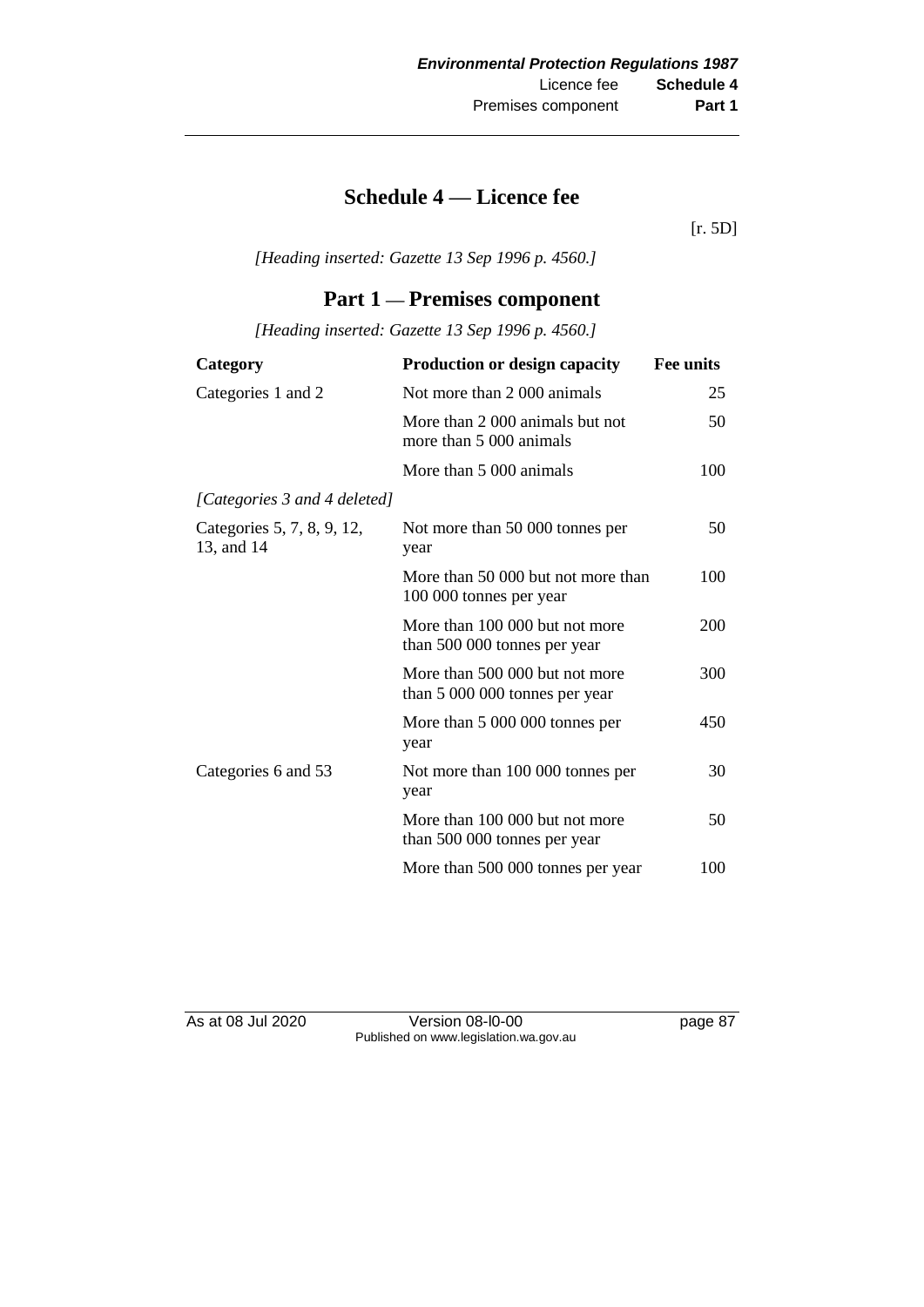# Schedule 4 — Licence fee

[r. 5D]

*[Heading inserted: Gazette 13 Sep 1996 p. 4560.]*

## Part 1 — Premises component

*[Heading inserted: Gazette 13 Sep 1996 p. 4560.]*

| Category | Production or design capacity | Fee units |
|---|---|---|
| Categories 1 and 2 | Not more than 2 000 animals | 25 |
| | More than 2 000 animals but not more than 5 000 animals | 50 |
| | More than 5 000 animals | 100 |
| *[Categories 3 and 4 deleted]* | | |
| Categories 5, 7, 8, 9, 12, 13, and 14 | Not more than 50 000 tonnes per year | 50 |
| | More than 50 000 but not more than 100 000 tonnes per year | 100 |
| | More than 100 000 but not more than 500 000 tonnes per year | 200 |
| | More than 500 000 but not more than 5 000 000 tonnes per year | 300 |
| | More than 5 000 000 tonnes per year | 450 |
| Categories 6 and 53 | Not more than 100 000 tonnes per year | 30 |
| | More than 100 000 but not more than 500 000 tonnes per year | 50 |
| | More than 500 000 tonnes per year | 100 |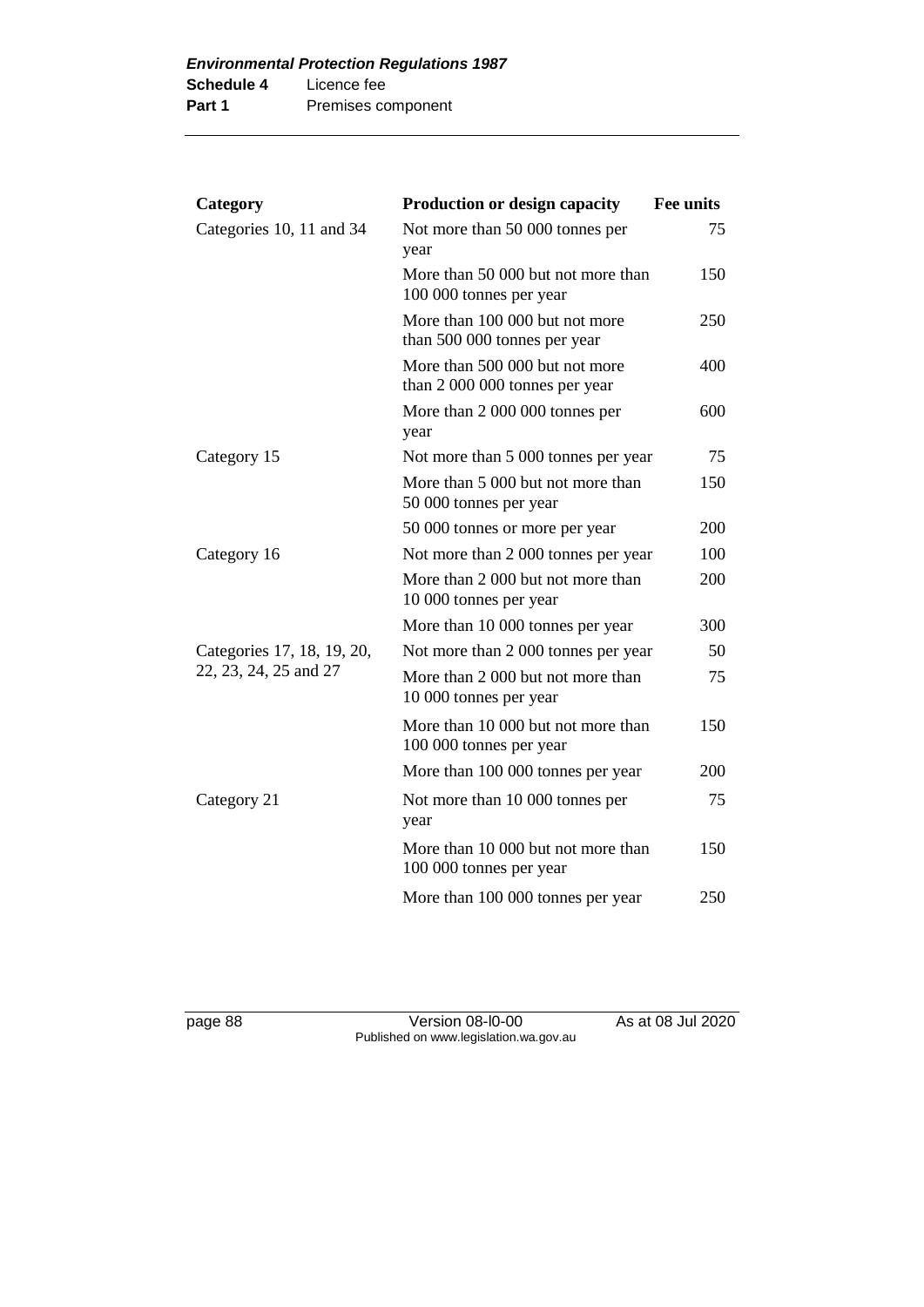| Category | Production or design capacity | Fee units |
| --- | --- | --- |
| Categories 10, 11 and 34 | Not more than 50 000 tonnes per year | 75 |
| | More than 50 000 but not more than 100 000 tonnes per year | 150 |
| | More than 100 000 but not more than 500 000 tonnes per year | 250 |
| | More than 500 000 but not more than 2 000 000 tonnes per year | 400 |
| | More than 2 000 000 tonnes per year | 600 |
| Category 15 | Not more than 5 000 tonnes per year | 75 |
| | More than 5 000 but not more than 50 000 tonnes per year | 150 |
| | 50 000 tonnes or more per year | 200 |
| Category 16 | Not more than 2 000 tonnes per year | 100 |
| | More than 2 000 but not more than 10 000 tonnes per year | 200 |
| | More than 10 000 tonnes per year | 300 |
| Categories 17, 18, 19, 20, 22, 23, 24, 25 and 27 | Not more than 2 000 tonnes per year | 50 |
| | More than 2 000 but not more than 10 000 tonnes per year | 75 |
| | More than 10 000 but not more than 100 000 tonnes per year | 150 |
| | More than 100 000 tonnes per year | 200 |
| Category 21 | Not more than 10 000 tonnes per year | 75 |
| | More than 10 000 but not more than 100 000 tonnes per year | 150 |
| | More than 100 000 tonnes per year | 250 |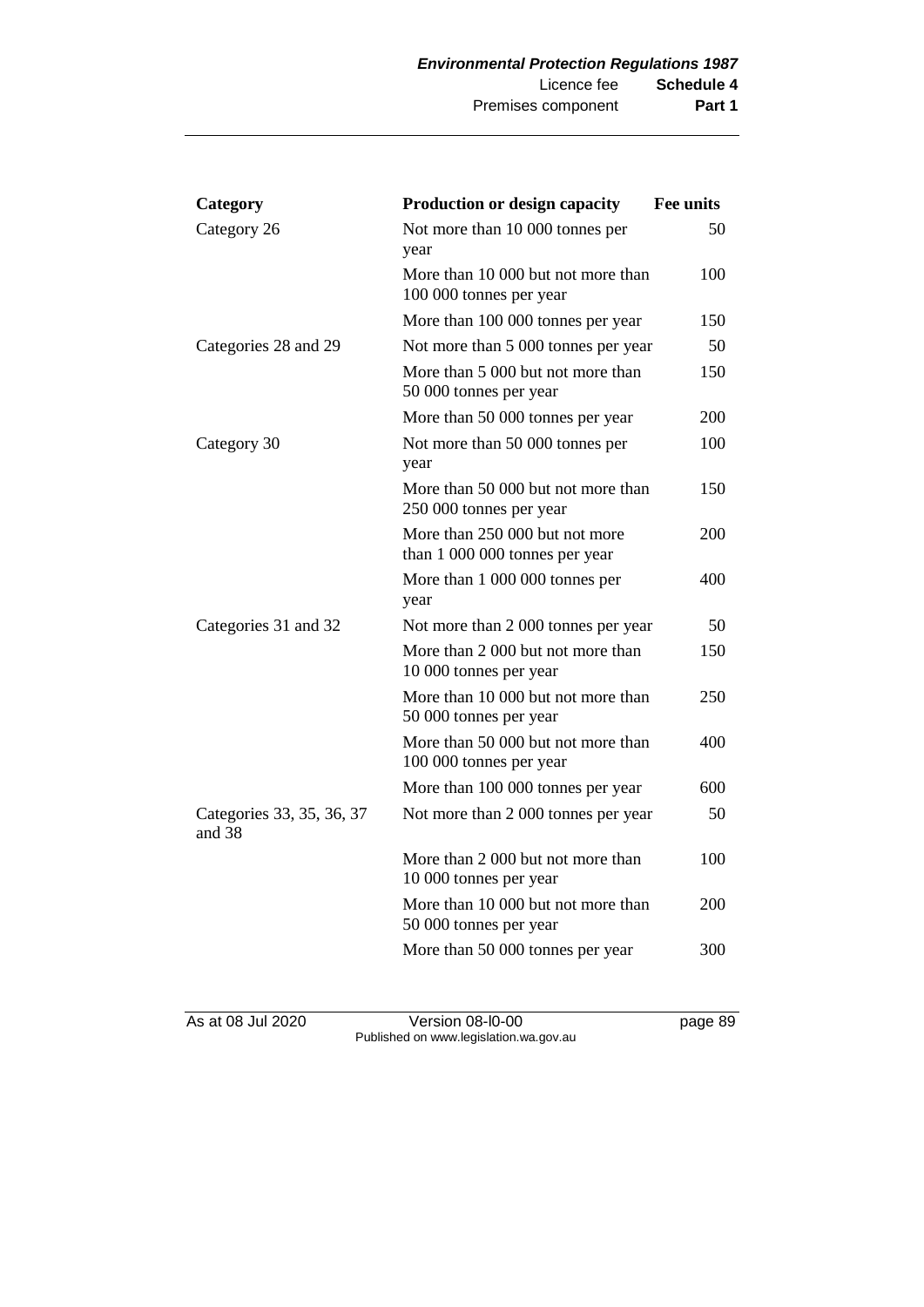| Category | Production or design capacity | Fee units |
|---|---|---|
| Category 26 | Not more than 10 000 tonnes per year | 50 |
| | More than 10 000 but not more than 100 000 tonnes per year | 100 |
| | More than 100 000 tonnes per year | 150 |
| Categories 28 and 29 | Not more than 5 000 tonnes per year | 50 |
| | More than 5 000 but not more than 50 000 tonnes per year | 150 |
| | More than 50 000 tonnes per year | 200 |
| Category 30 | Not more than 50 000 tonnes per year | 100 |
| | More than 50 000 but not more than 250 000 tonnes per year | 150 |
| | More than 250 000 but not more than 1 000 000 tonnes per year | 200 |
| | More than 1 000 000 tonnes per year | 400 |
| Categories 31 and 32 | Not more than 2 000 tonnes per year | 50 |
| | More than 2 000 but not more than 10 000 tonnes per year | 150 |
| | More than 10 000 but not more than 50 000 tonnes per year | 250 |
| | More than 50 000 but not more than 100 000 tonnes per year | 400 |
| | More than 100 000 tonnes per year | 600 |
| Categories 33, 35, 36, 37 and 38 | Not more than 2 000 tonnes per year | 50 |
| | More than 2 000 but not more than 10 000 tonnes per year | 100 |
| | More than 10 000 but not more than 50 000 tonnes per year | 200 |
| | More than 50 000 tonnes per year | 300 |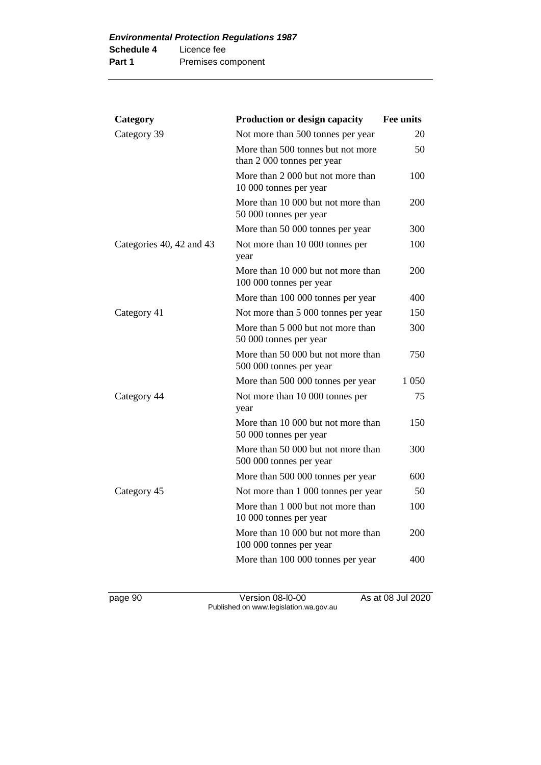| Category | Production or design capacity | Fee units |
|---|---|---|
| Category 39 | Not more than 500 tonnes per year | 20 |
| | More than 500 tonnes but not more than 2 000 tonnes per year | 50 |
| | More than 2 000 but not more than 10 000 tonnes per year | 100 |
| | More than 10 000 but not more than 50 000 tonnes per year | 200 |
| | More than 50 000 tonnes per year | 300 |
| Categories 40, 42 and 43 | Not more than 10 000 tonnes per year | 100 |
| | More than 10 000 but not more than 100 000 tonnes per year | 200 |
| | More than 100 000 tonnes per year | 400 |
| Category 41 | Not more than 5 000 tonnes per year | 150 |
| | More than 5 000 but not more than 50 000 tonnes per year | 300 |
| | More than 50 000 but not more than 500 000 tonnes per year | 750 |
| | More than 500 000 tonnes per year | 1 050 |
| Category 44 | Not more than 10 000 tonnes per year | 75 |
| | More than 10 000 but not more than 50 000 tonnes per year | 150 |
| | More than 50 000 but not more than 500 000 tonnes per year | 300 |
| | More than 500 000 tonnes per year | 600 |
| Category 45 | Not more than 1 000 tonnes per year | 50 |
| | More than 1 000 but not more than 10 000 tonnes per year | 100 |
| | More than 10 000 but not more than 100 000 tonnes per year | 200 |
| | More than 100 000 tonnes per year | 400 |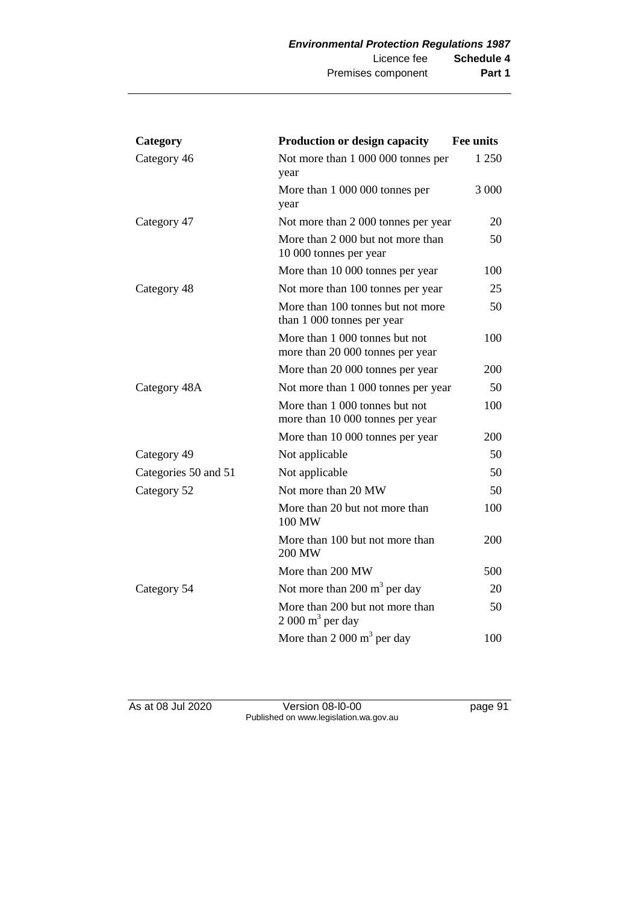| Category | Production or design capacity | Fee units |
|---|---|---|
| Category 46 | Not more than 1 000 000 tonnes per year | 1 250 |
| | More than 1 000 000 tonnes per year | 3 000 |
| Category 47 | Not more than 2 000 tonnes per year | 20 |
| | More than 2 000 but not more than 10 000 tonnes per year | 50 |
| | More than 10 000 tonnes per year | 100 |
| Category 48 | Not more than 100 tonnes per year | 25 |
| | More than 100 tonnes but not more than 1 000 tonnes per year | 50 |
| | More than 1 000 tonnes but not more than 20 000 tonnes per year | 100 |
| | More than 20 000 tonnes per year | 200 |
| Category 48A | Not more than 1 000 tonnes per year | 50 |
| | More than 1 000 tonnes but not more than 10 000 tonnes per year | 100 |
| | More than 10 000 tonnes per year | 200 |
| Category 49 | Not applicable | 50 |
| Categories 50 and 51 | Not applicable | 50 |
| Category 52 | Not more than 20 MW | 50 |
| | More than 20 but not more than 100 MW | 100 |
| | More than 100 but not more than 200 MW | 200 |
| | More than 200 MW | 500 |
| Category 54 | Not more than 200 $m^3$ per day | 20 |
| | More than 200 but not more than 2 000 $m^3$ per day | 50 |
| | More than 2 000 $m^3$ per day | 100 |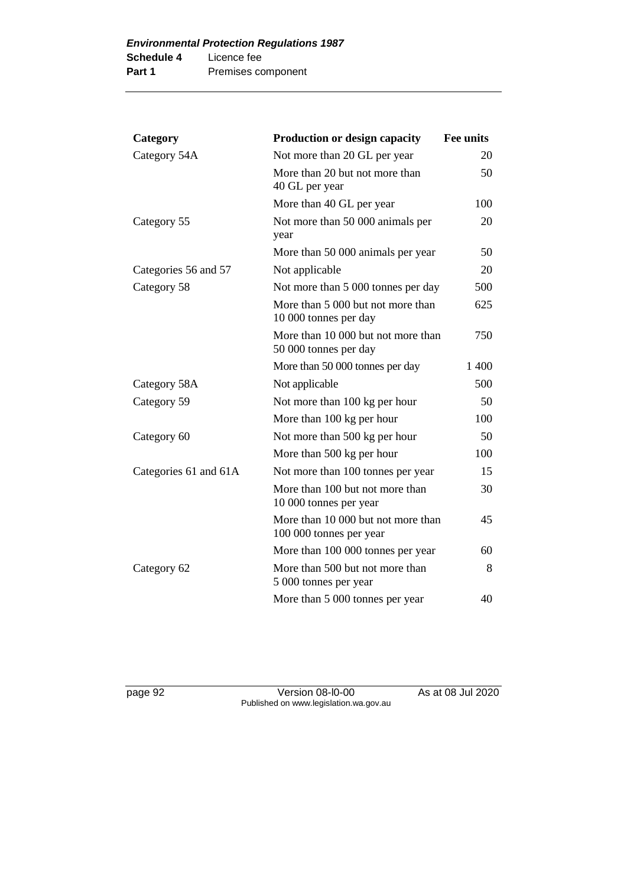| Category | Production or design capacity | Fee units |
|---|---|---|
| Category 54A | Not more than 20 GL per year | 20 |
| | More than 20 but not more than 40 GL per year | 50 |
| | More than 40 GL per year | 100 |
| Category 55 | Not more than 50 000 animals per year | 20 |
| | More than 50 000 animals per year | 50 |
| Categories 56 and 57 | Not applicable | 20 |
| Category 58 | Not more than 5 000 tonnes per day | 500 |
| | More than 5 000 but not more than 10 000 tonnes per day | 625 |
| | More than 10 000 but not more than 50 000 tonnes per day | 750 |
| | More than 50 000 tonnes per day | 1 400 |
| Category 58A | Not applicable | 500 |
| Category 59 | Not more than 100 kg per hour | 50 |
| | More than 100 kg per hour | 100 |
| Category 60 | Not more than 500 kg per hour | 50 |
| | More than 500 kg per hour | 100 |
| Categories 61 and 61A | Not more than 100 tonnes per year | 15 |
| | More than 100 but not more than 10 000 tonnes per year | 30 |
| | More than 10 000 but not more than 100 000 tonnes per year | 45 |
| | More than 100 000 tonnes per year | 60 |
| Category 62 | More than 500 but not more than 5 000 tonnes per year | 8 |
| | More than 5 000 tonnes per year | 40 |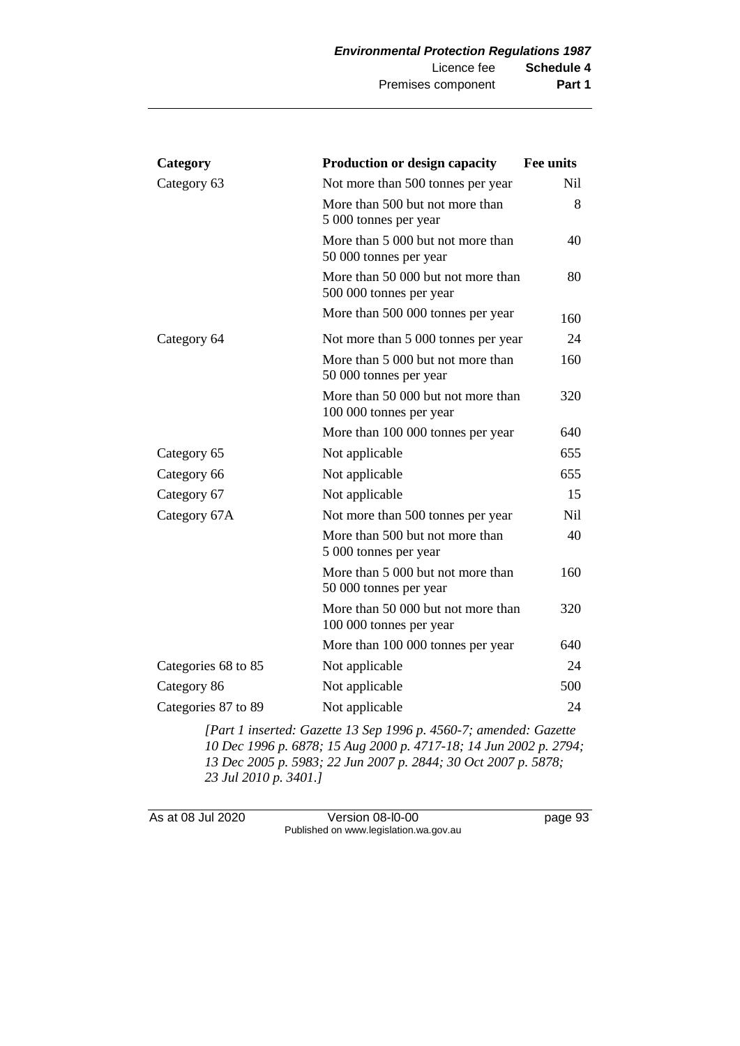| Category | Production or design capacity | Fee units |
| --- | --- | --- |
| Category 63 | Not more than 500 tonnes per year | Nil |
| | More than 500 but not more than 5 000 tonnes per year | 8 |
| | More than 5 000 but not more than 50 000 tonnes per year | 40 |
| | More than 50 000 but not more than 500 000 tonnes per year | 80 |
| | More than 500 000 tonnes per year | 160 |
| Category 64 | Not more than 5 000 tonnes per year | 24 |
| | More than 5 000 but not more than 50 000 tonnes per year | 160 |
| | More than 50 000 but not more than 100 000 tonnes per year | 320 |
| | More than 100 000 tonnes per year | 640 |
| Category 65 | Not applicable | 655 |
| Category 66 | Not applicable | 655 |
| Category 67 | Not applicable | 15 |
| Category 67A | Not more than 500 tonnes per year | Nil |
| | More than 500 but not more than 5 000 tonnes per year | 40 |
| | More than 5 000 but not more than 50 000 tonnes per year | 160 |
| | More than 50 000 but not more than 100 000 tonnes per year | 320 |
| | More than 100 000 tonnes per year | 640 |
| Categories 68 to 85 | Not applicable | 24 |
| Category 86 | Not applicable | 500 |
| Categories 87 to 89 | Not applicable | 24 |

*[Part 1 inserted: Gazette 13 Sep 1996 p. 4560-7; amended: Gazette 10 Dec 1996 p. 6878; 15 Aug 2000 p. 4717-18; 14 Jun 2002 p. 2794; 13 Dec 2005 p. 5983; 22 Jun 2007 p. 2844; 30 Oct 2007 p. 5878; 23 Jul 2010 p. 3401.]*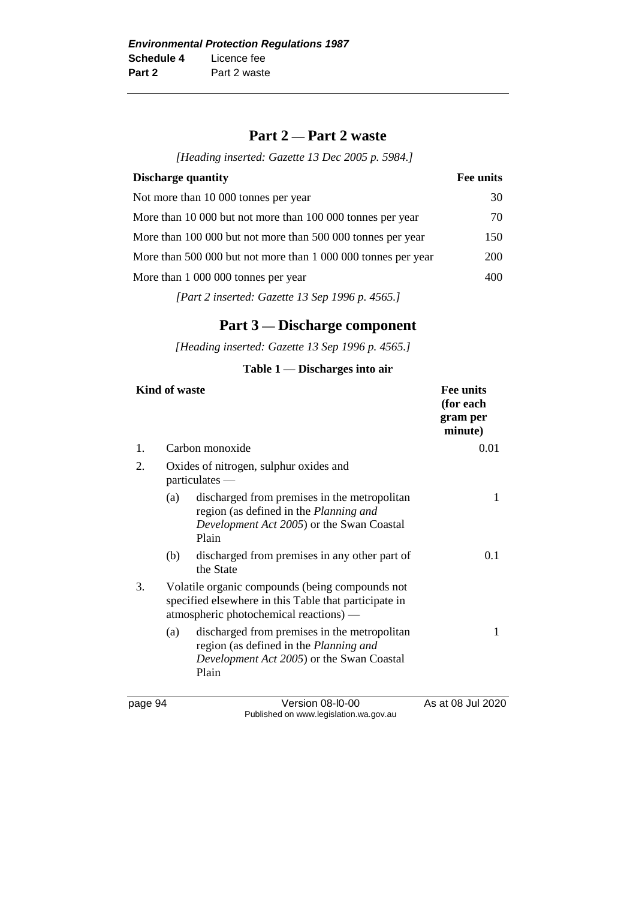## Part 2 — Part 2 waste

*[Heading inserted: Gazette 13 Dec 2005 p. 5984.]*

| Discharge quantity | Fee units |
|---|---|
| Not more than 10 000 tonnes per year | 30 |
| More than 10 000 but not more than 100 000 tonnes per year | 70 |
| More than 100 000 but not more than 500 000 tonnes per year | 150 |
| More than 500 000 but not more than 1 000 000 tonnes per year | 200 |
| More than 1 000 000 tonnes per year | 400 |

*[Part 2 inserted: Gazette 13 Sep 1996 p. 4565.]*

## Part 3 — Discharge component

*[Heading inserted: Gazette 13 Sep 1996 p. 4565.]*

### Table 1 — Discharges into air

| | | Kind of waste | Fee units (for each gram per minute) |
|---|---|---|---|
| 1. | | Carbon monoxide | 0.01 |
| 2. | | Oxides of nitrogen, sulphur oxides and particulates — | |
| | (a) | discharged from premises in the metropolitan region (as defined in the *Planning and Development Act 2005*) or the Swan Coastal Plain | 1 |
| | (b) | discharged from premises in any other part of the State | 0.1 |
| 3. | | Volatile organic compounds (being compounds not specified elsewhere in this Table that participate in atmospheric photochemical reactions) — | |
| | (a) | discharged from premises in the metropolitan region (as defined in the *Planning and Development Act 2005*) or the Swan Coastal Plain | 1 |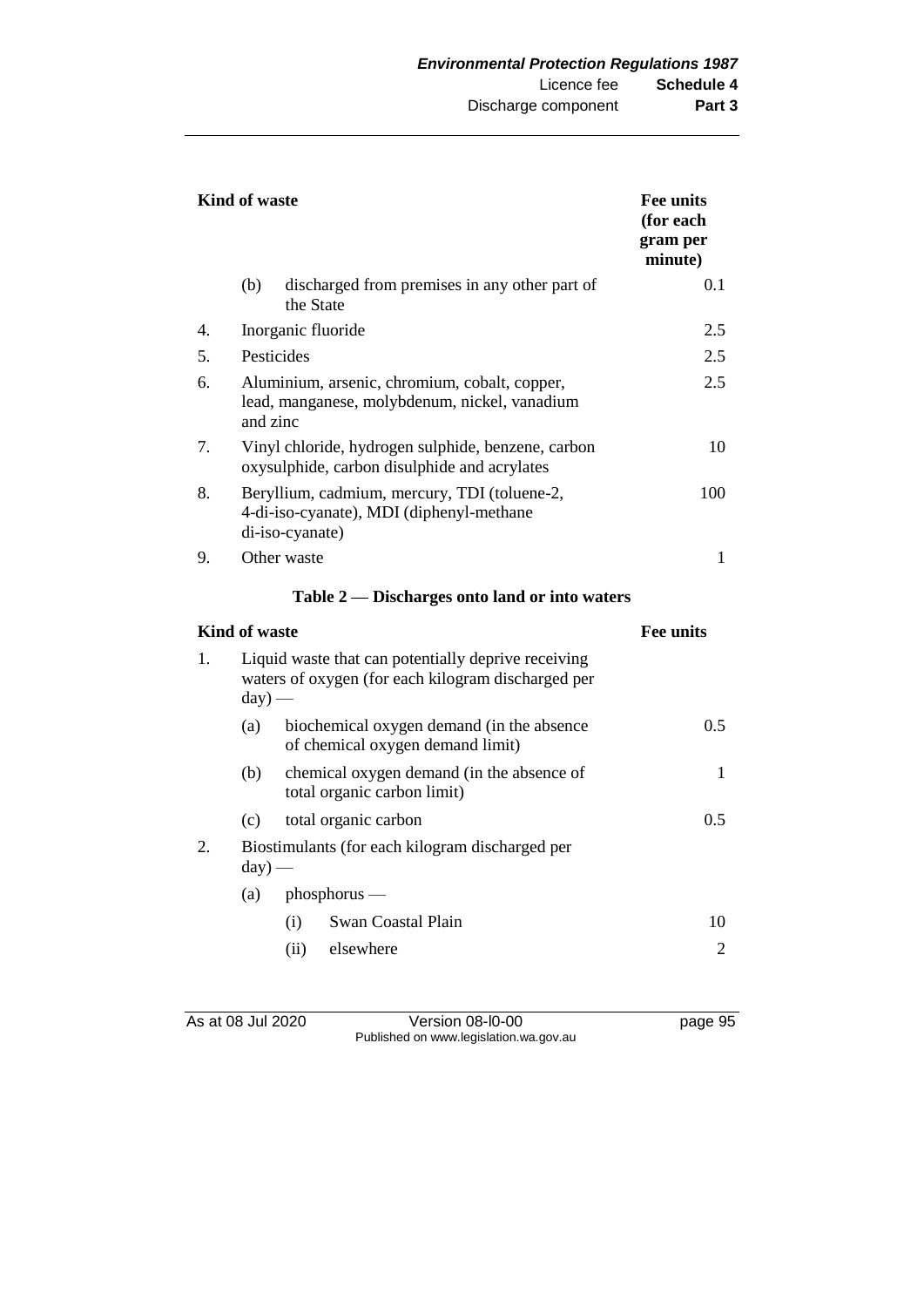| Kind of waste | | Fee units (for each gram per minute) |
|---|---|---|
| | (b) discharged from premises in any other part of the State | 0.1 |
| 4. | Inorganic fluoride | 2.5 |
| 5. | Pesticides | 2.5 |
| 6. | Aluminium, arsenic, chromium, cobalt, copper, lead, manganese, molybdenum, nickel, vanadium and zinc | 2.5 |
| 7. | Vinyl chloride, hydrogen sulphide, benzene, carbon oxysulphide, carbon disulphide and acrylates | 10 |
| 8. | Beryllium, cadmium, mercury, TDI (toluene-2, 4-di-iso-cyanate), MDI (diphenyl-methane di-iso-cyanate) | 100 |
| 9. | Other waste | 1 |

**Table 2 — Discharges onto land or into waters**

| Kind of waste | | Fee units |
|---|---|---|
| 1. | Liquid waste that can potentially deprive receiving waters of oxygen (for each kilogram discharged per day) — | |
| | (a) biochemical oxygen demand (in the absence of chemical oxygen demand limit) | 0.5 |
| | (b) chemical oxygen demand (in the absence of total organic carbon limit) | 1 |
| | (c) total organic carbon | 0.5 |
| 2. | Biostimulants (for each kilogram discharged per day) — | |
| | (a) phosphorus — | |
| | (i) Swan Coastal Plain | 10 |
| | (ii) elsewhere | 2 |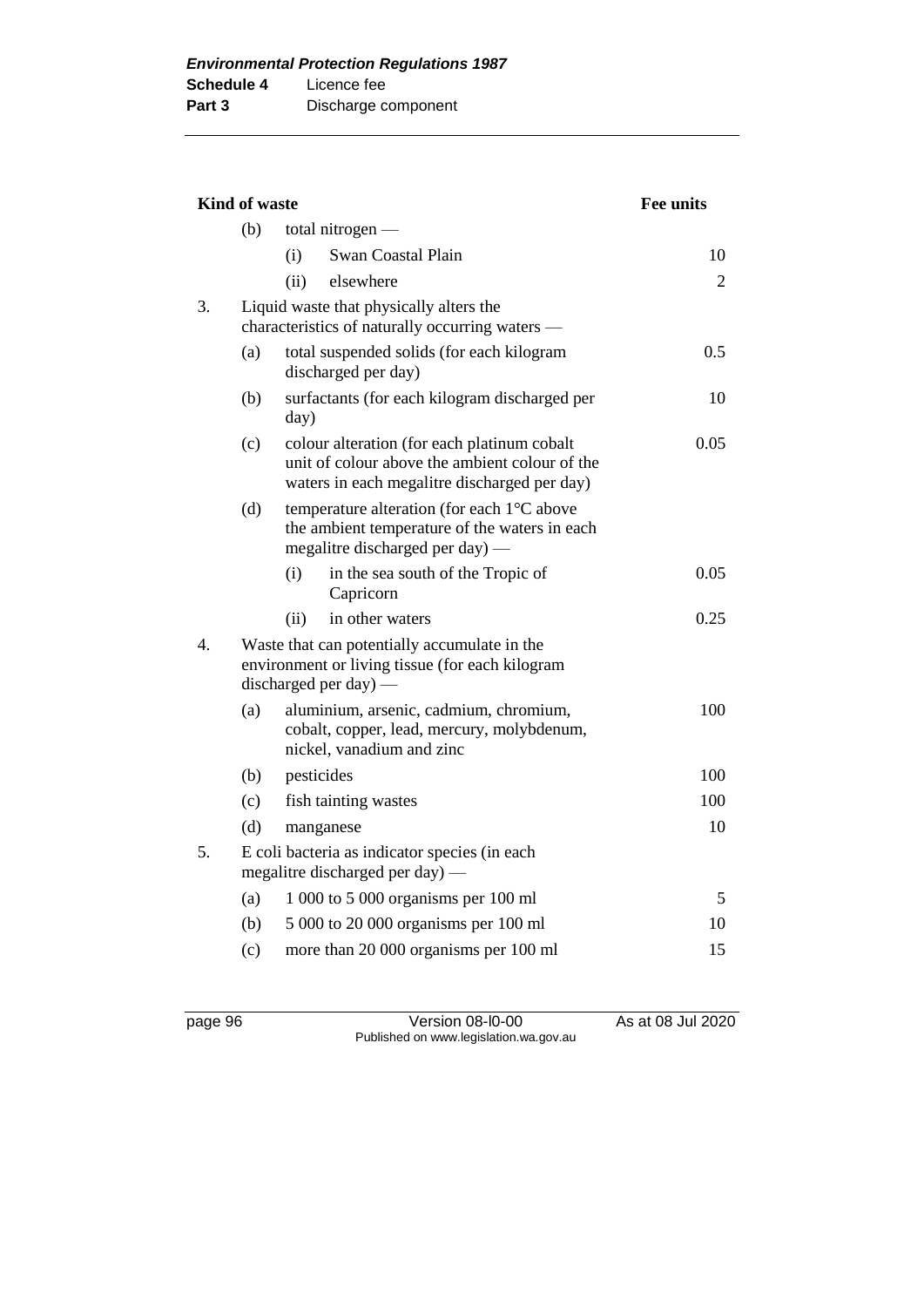| Kind of waste | | | Fee units |
|---|---|---|---|
| | (b) | total nitrogen — | |
| | | (i) Swan Coastal Plain | 10 |
| | | (ii) elsewhere | 2 |
| 3. | Liquid waste that physically alters the characteristics of naturally occurring waters — | | |
| | (a) | total suspended solids (for each kilogram discharged per day) | 0.5 |
| | (b) | surfactants (for each kilogram discharged per day) | 10 |
| | (c) | colour alteration (for each platinum cobalt unit of colour above the ambient colour of the waters in each megalitre discharged per day) | 0.05 |
| | (d) | temperature alteration (for each 1°C above the ambient temperature of the waters in each megalitre discharged per day) — | |
| | | (i) in the sea south of the Tropic of Capricorn | 0.05 |
| | | (ii) in other waters | 0.25 |
| 4. | Waste that can potentially accumulate in the environment or living tissue (for each kilogram discharged per day) — | | |
| | (a) | aluminium, arsenic, cadmium, chromium, cobalt, copper, lead, mercury, molybdenum, nickel, vanadium and zinc | 100 |
| | (b) | pesticides | 100 |
| | (c) | fish tainting wastes | 100 |
| | (d) | manganese | 10 |
| 5. | E coli bacteria as indicator species (in each megalitre discharged per day) — | | |
| | (a) | 1 000 to 5 000 organisms per 100 ml | 5 |
| | (b) | 5 000 to 20 000 organisms per 100 ml | 10 |
| | (c) | more than 20 000 organisms per 100 ml | 15 |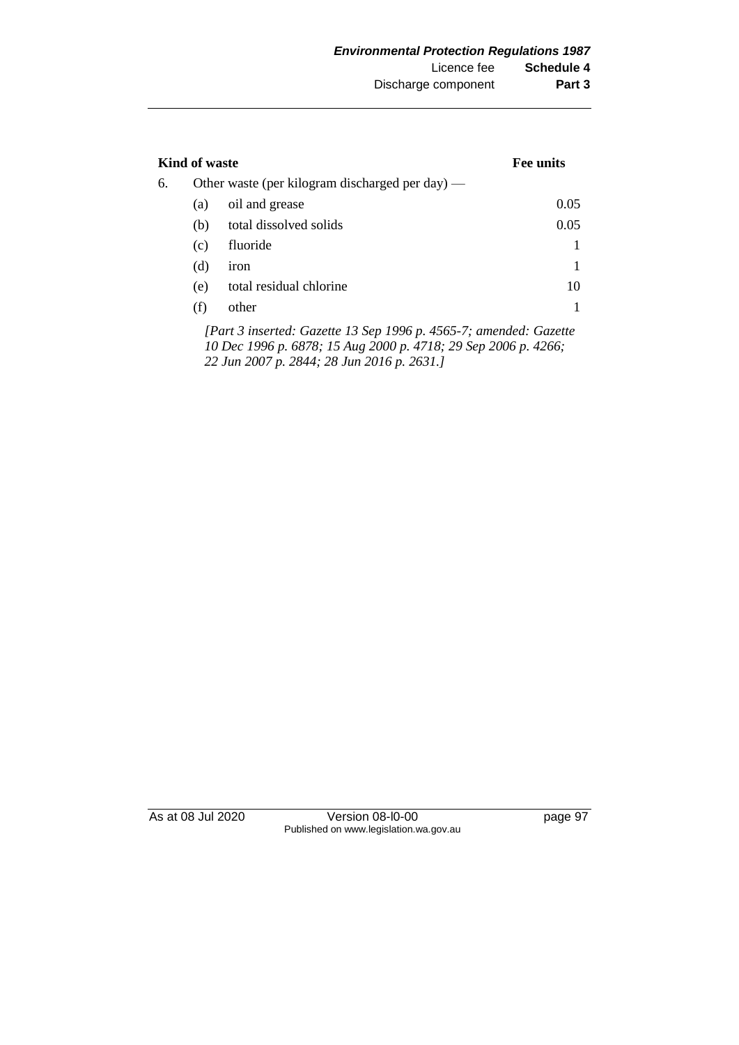| Kind of waste | | | Fee units |
|---|---|---|---|
| 6. | Other waste (per kilogram discharged per day) — | | |
| | (a) | oil and grease | 0.05 |
| | (b) | total dissolved solids | 0.05 |
| | (c) | fluoride | 1 |
| | (d) | iron | 1 |
| | (e) | total residual chlorine | 10 |
| | (f) | other | 1 |

*[Part 3 inserted: Gazette 13 Sep 1996 p. 4565-7; amended: Gazette 10 Dec 1996 p. 6878; 15 Aug 2000 p. 4718; 29 Sep 2006 p. 4266; 22 Jun 2007 p. 2844; 28 Jun 2016 p. 2631.]*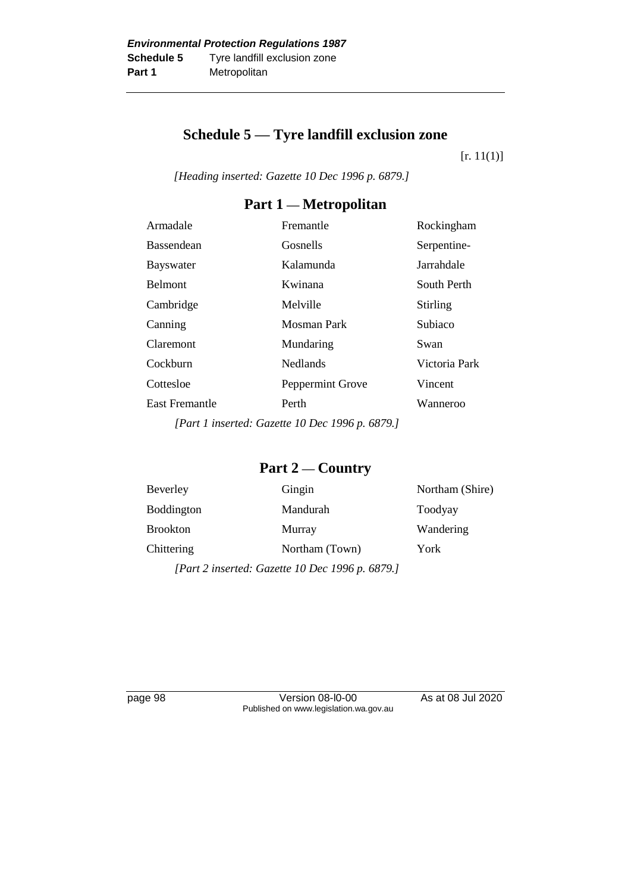## Schedule 5 — Tyre landfill exclusion zone

[r. 11(1)]

*[Heading inserted: Gazette 10 Dec 1996 p. 6879.]*

### Part 1 — Metropolitan

| | | |
|---|---|---|
| Armadale | Fremantle | Rockingham |
| Bassendean | Gosnells | Serpentine-Jarrahdale |
| Bayswater | Kalamunda | South Perth |
| Belmont | Kwinana | Stirling |
| Cambridge | Melville | Subiaco |
| Canning | Mosman Park | Swan |
| Claremont | Mundaring | Victoria Park |
| Cockburn | Nedlands | Vincent |
| Cottesloe | Peppermint Grove | Wanneroo |
| East Fremantle | Perth | |

*[Part 1 inserted: Gazette 10 Dec 1996 p. 6879.]*

### Part 2 — Country

| | | |
|---|---|---|
| Beverley | Gingin | Northam (Shire) |
| Boddington | Mandurah | Toodyay |
| Brookton | Murray | Wandering |
| Chittering | Northam (Town) | York |

*[Part 2 inserted: Gazette 10 Dec 1996 p. 6879.]*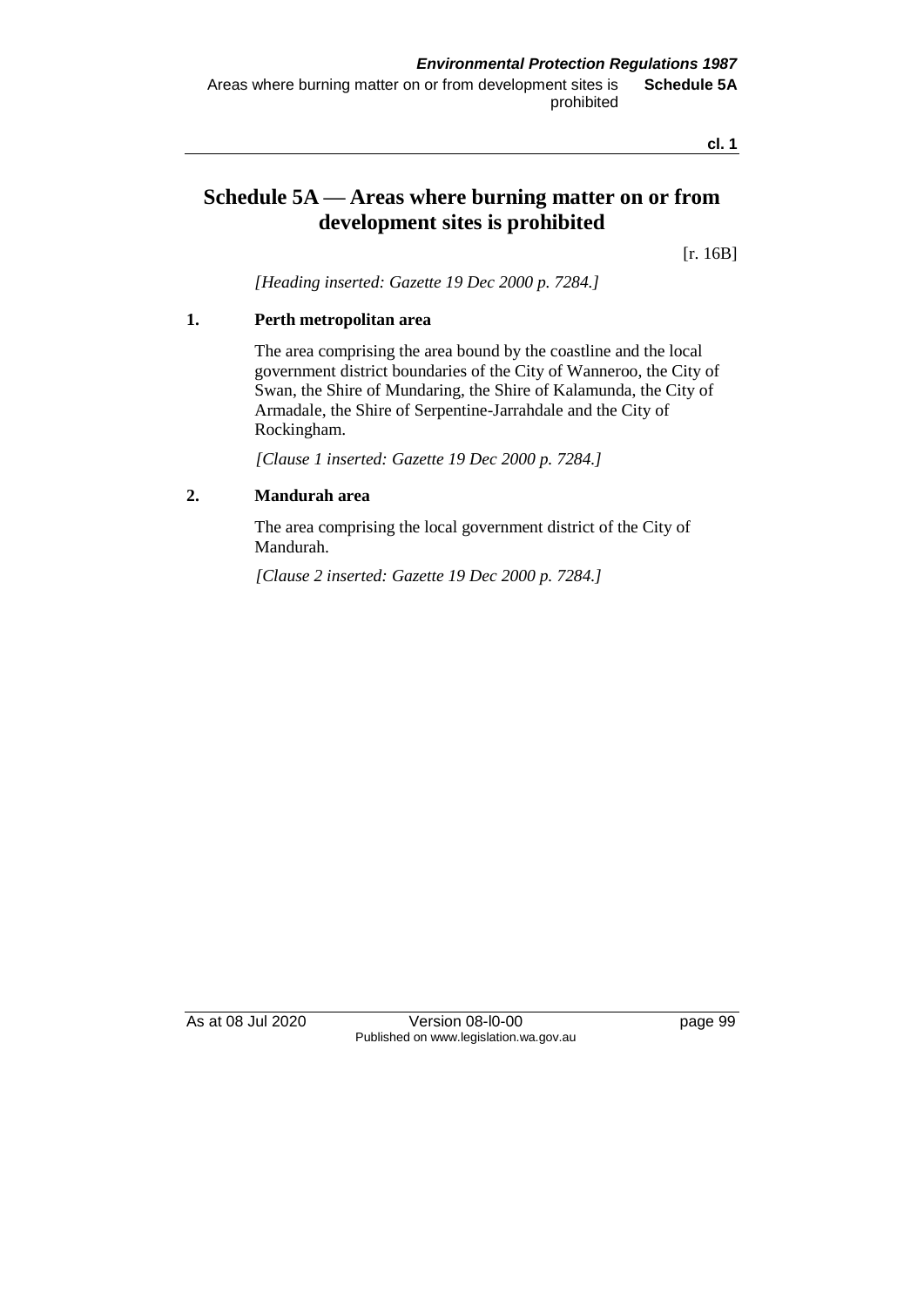# Schedule 5A — Areas where burning matter on or from development sites is prohibited

[r. 16B]

*[Heading inserted: Gazette 19 Dec 2000 p. 7284.]*

## 1. Perth metropolitan area

The area comprising the area bound by the coastline and the local government district boundaries of the City of Wanneroo, the City of Swan, the Shire of Mundaring, the Shire of Kalamunda, the City of Armadale, the Shire of Serpentine-Jarrahdale and the City of Rockingham.

*[Clause 1 inserted: Gazette 19 Dec 2000 p. 7284.]*

## 2. Mandurah area

The area comprising the local government district of the City of Mandurah.

*[Clause 2 inserted: Gazette 19 Dec 2000 p. 7284.]*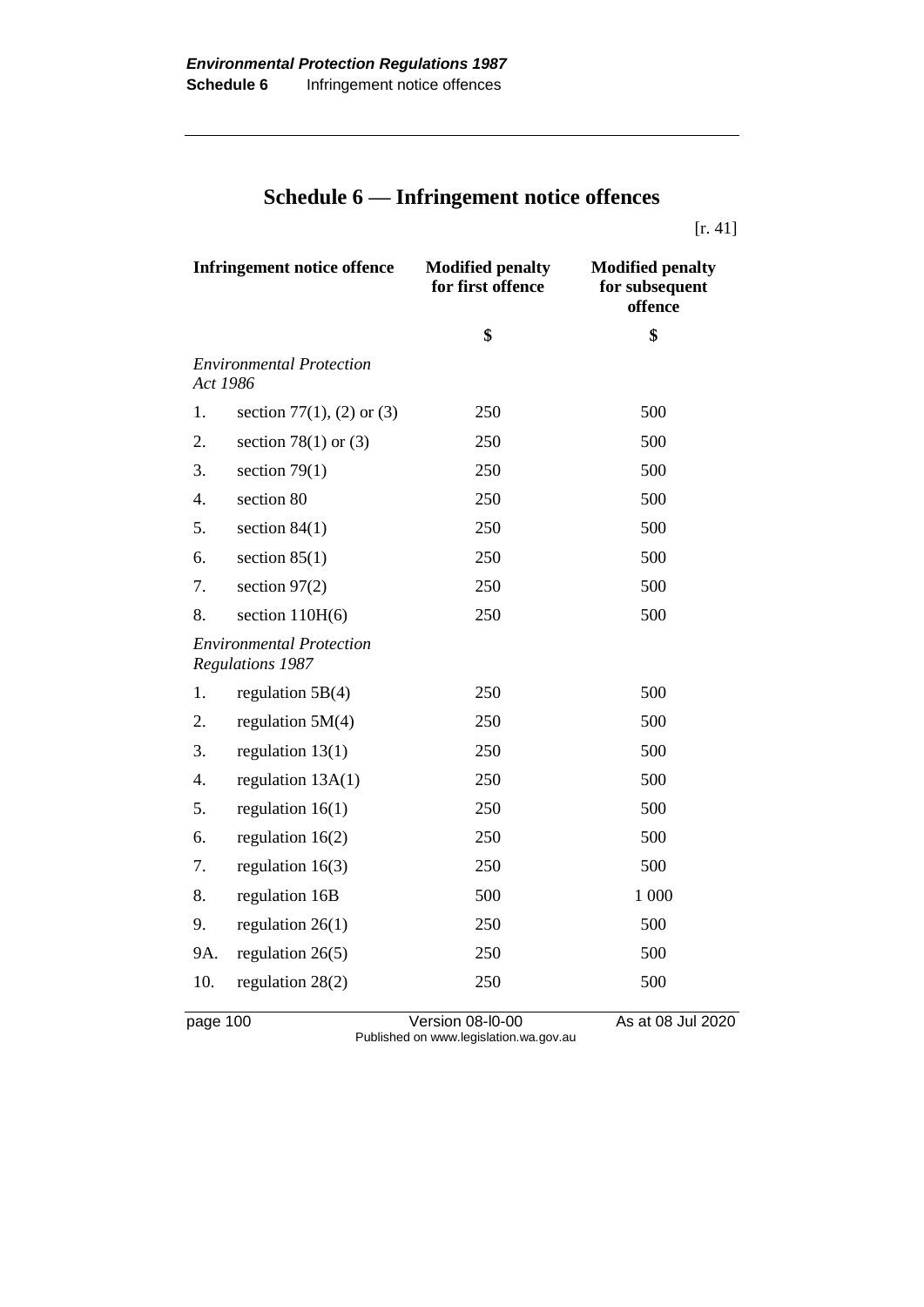# Schedule 6 — Infringement notice offences

[r. 41]

| Infringement notice offence | | Modified penalty for first offence | Modified penalty for subsequent offence |
|---|---|---|---|
| | | $ | $ |
| *Environmental Protection Act 1986* | | | |
| 1. | section 77(1), (2) or (3) | 250 | 500 |
| 2. | section 78(1) or (3) | 250 | 500 |
| 3. | section 79(1) | 250 | 500 |
| 4. | section 80 | 250 | 500 |
| 5. | section 84(1) | 250 | 500 |
| 6. | section 85(1) | 250 | 500 |
| 7. | section 97(2) | 250 | 500 |
| 8. | section 110H(6) | 250 | 500 |
| *Environmental Protection Regulations 1987* | | | |
| 1. | regulation 5B(4) | 250 | 500 |
| 2. | regulation 5M(4) | 250 | 500 |
| 3. | regulation 13(1) | 250 | 500 |
| 4. | regulation 13A(1) | 250 | 500 |
| 5. | regulation 16(1) | 250 | 500 |
| 6. | regulation 16(2) | 250 | 500 |
| 7. | regulation 16(3) | 250 | 500 |
| 8. | regulation 16B | 500 | 1 000 |
| 9. | regulation 26(1) | 250 | 500 |
| 9A. | regulation 26(5) | 250 | 500 |
| 10. | regulation 28(2) | 250 | 500 |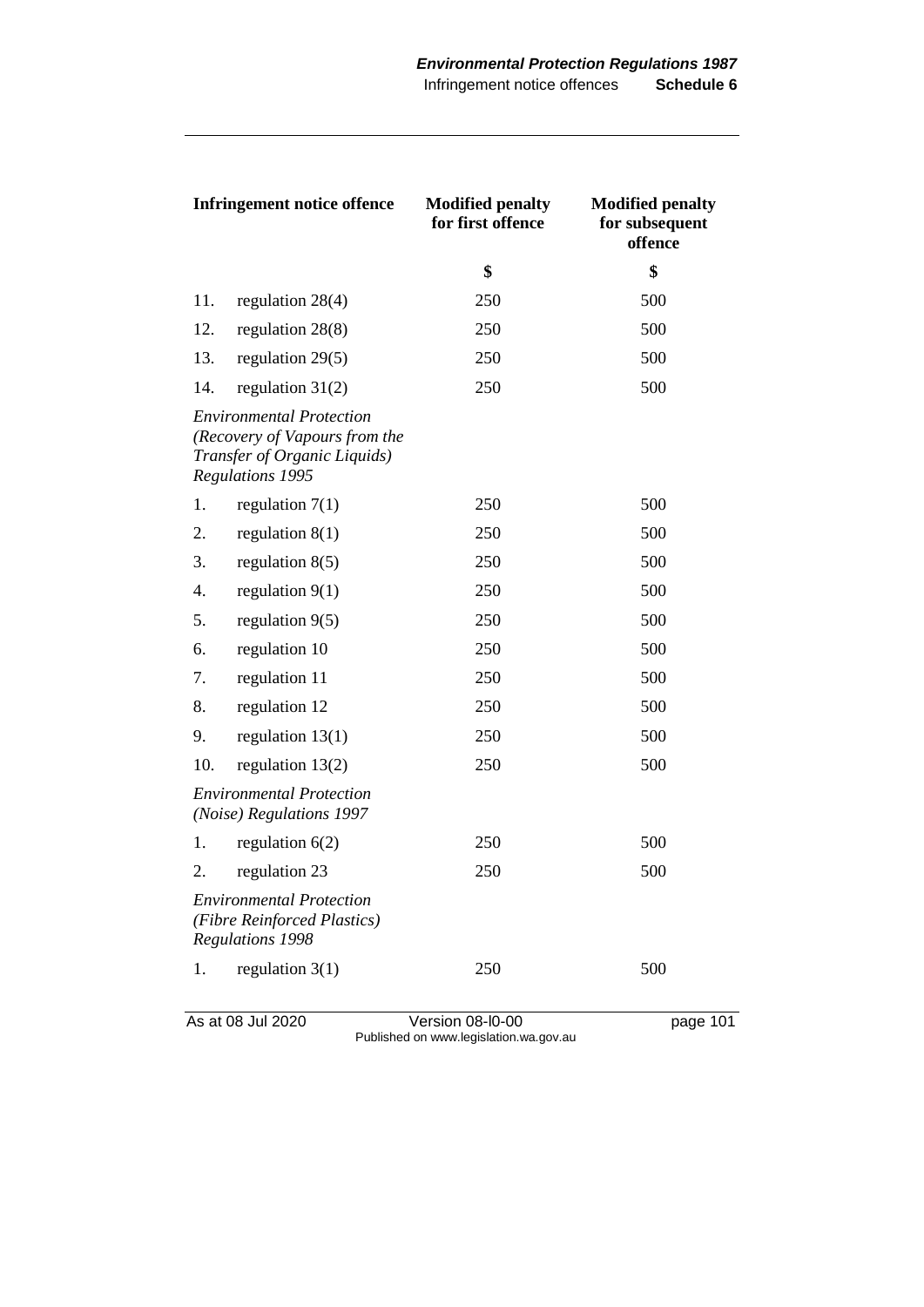| Infringement notice offence | | Modified penalty for first offence | Modified penalty for subsequent offence |
|---|---|---|---|
| | | $ | $ |
| 11. | regulation 28(4) | 250 | 500 |
| 12. | regulation 28(8) | 250 | 500 |
| 13. | regulation 29(5) | 250 | 500 |
| 14. | regulation 31(2) | 250 | 500 |
| *Environmental Protection (Recovery of Vapours from the Transfer of Organic Liquids) Regulations 1995* | | | |
| 1. | regulation 7(1) | 250 | 500 |
| 2. | regulation 8(1) | 250 | 500 |
| 3. | regulation 8(5) | 250 | 500 |
| 4. | regulation 9(1) | 250 | 500 |
| 5. | regulation 9(5) | 250 | 500 |
| 6. | regulation 10 | 250 | 500 |
| 7. | regulation 11 | 250 | 500 |
| 8. | regulation 12 | 250 | 500 |
| 9. | regulation 13(1) | 250 | 500 |
| 10. | regulation 13(2) | 250 | 500 |
| *Environmental Protection (Noise) Regulations 1997* | | | |
| 1. | regulation 6(2) | 250 | 500 |
| 2. | regulation 23 | 250 | 500 |
| *Environmental Protection (Fibre Reinforced Plastics) Regulations 1998* | | | |
| 1. | regulation 3(1) | 250 | 500 |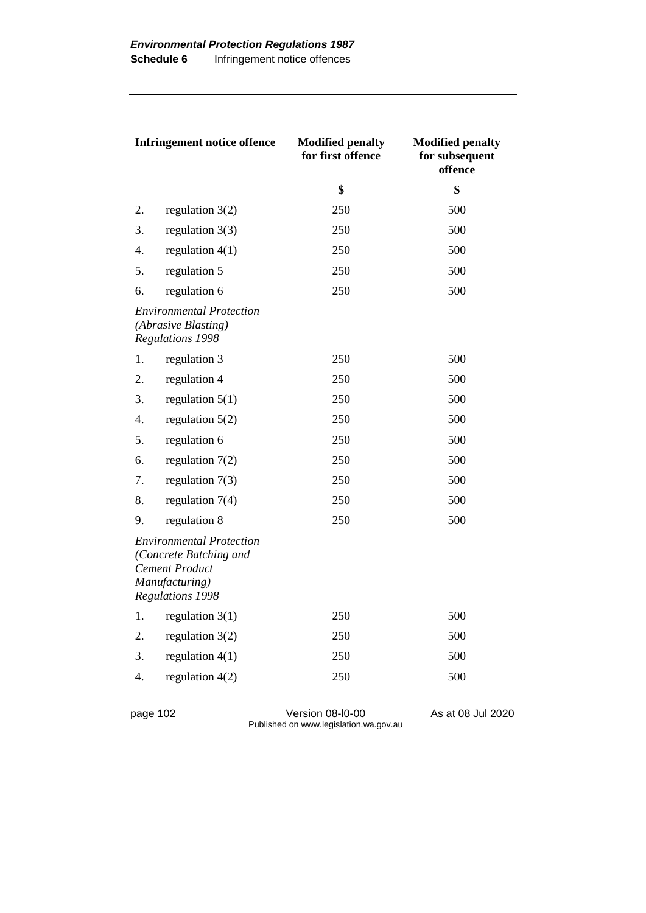| Infringement notice offence | | Modified penalty for first offence | Modified penalty for subsequent offence |
|---|---|---|---|
| | | $ | $ |
| 2. | regulation 3(2) | 250 | 500 |
| 3. | regulation 3(3) | 250 | 500 |
| 4. | regulation 4(1) | 250 | 500 |
| 5. | regulation 5 | 250 | 500 |
| 6. | regulation 6 | 250 | 500 |
| *Environmental Protection (Abrasive Blasting) Regulations 1998* | | | |
| 1. | regulation 3 | 250 | 500 |
| 2. | regulation 4 | 250 | 500 |
| 3. | regulation 5(1) | 250 | 500 |
| 4. | regulation 5(2) | 250 | 500 |
| 5. | regulation 6 | 250 | 500 |
| 6. | regulation 7(2) | 250 | 500 |
| 7. | regulation 7(3) | 250 | 500 |
| 8. | regulation 7(4) | 250 | 500 |
| 9. | regulation 8 | 250 | 500 |
| *Environmental Protection (Concrete Batching and Cement Product Manufacturing) Regulations 1998* | | | |
| 1. | regulation 3(1) | 250 | 500 |
| 2. | regulation 3(2) | 250 | 500 |
| 3. | regulation 4(1) | 250 | 500 |
| 4. | regulation 4(2) | 250 | 500 |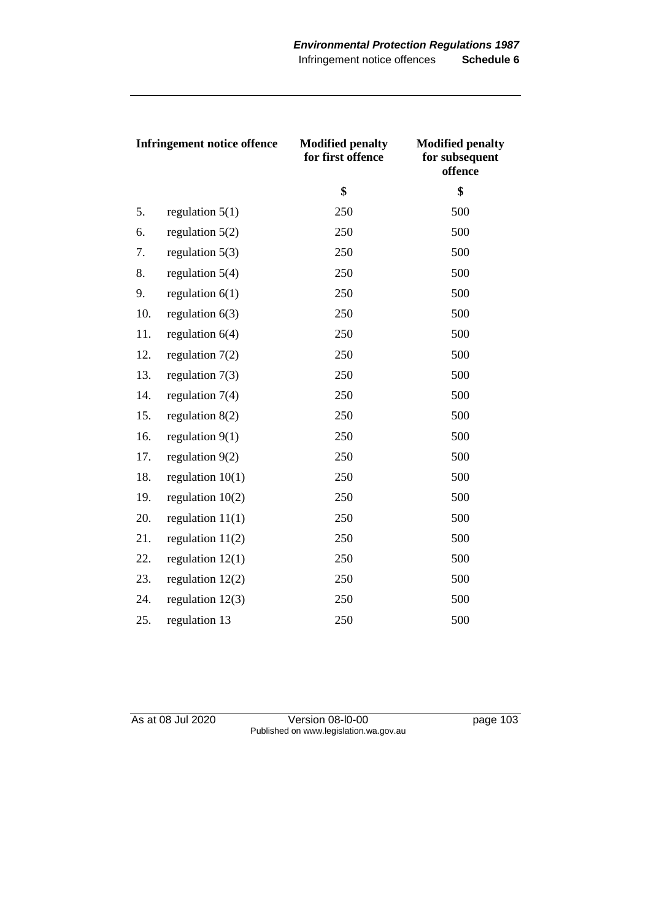| Infringement notice offence | | Modified penalty for first offence | Modified penalty for subsequent offence |
|---|---|---|---|
| | | $ | $ |
| 5. | regulation 5(1) | 250 | 500 |
| 6. | regulation 5(2) | 250 | 500 |
| 7. | regulation 5(3) | 250 | 500 |
| 8. | regulation 5(4) | 250 | 500 |
| 9. | regulation 6(1) | 250 | 500 |
| 10. | regulation 6(3) | 250 | 500 |
| 11. | regulation 6(4) | 250 | 500 |
| 12. | regulation 7(2) | 250 | 500 |
| 13. | regulation 7(3) | 250 | 500 |
| 14. | regulation 7(4) | 250 | 500 |
| 15. | regulation 8(2) | 250 | 500 |
| 16. | regulation 9(1) | 250 | 500 |
| 17. | regulation 9(2) | 250 | 500 |
| 18. | regulation 10(1) | 250 | 500 |
| 19. | regulation 10(2) | 250 | 500 |
| 20. | regulation 11(1) | 250 | 500 |
| 21. | regulation 11(2) | 250 | 500 |
| 22. | regulation 12(1) | 250 | 500 |
| 23. | regulation 12(2) | 250 | 500 |
| 24. | regulation 12(3) | 250 | 500 |
| 25. | regulation 13 | 250 | 500 |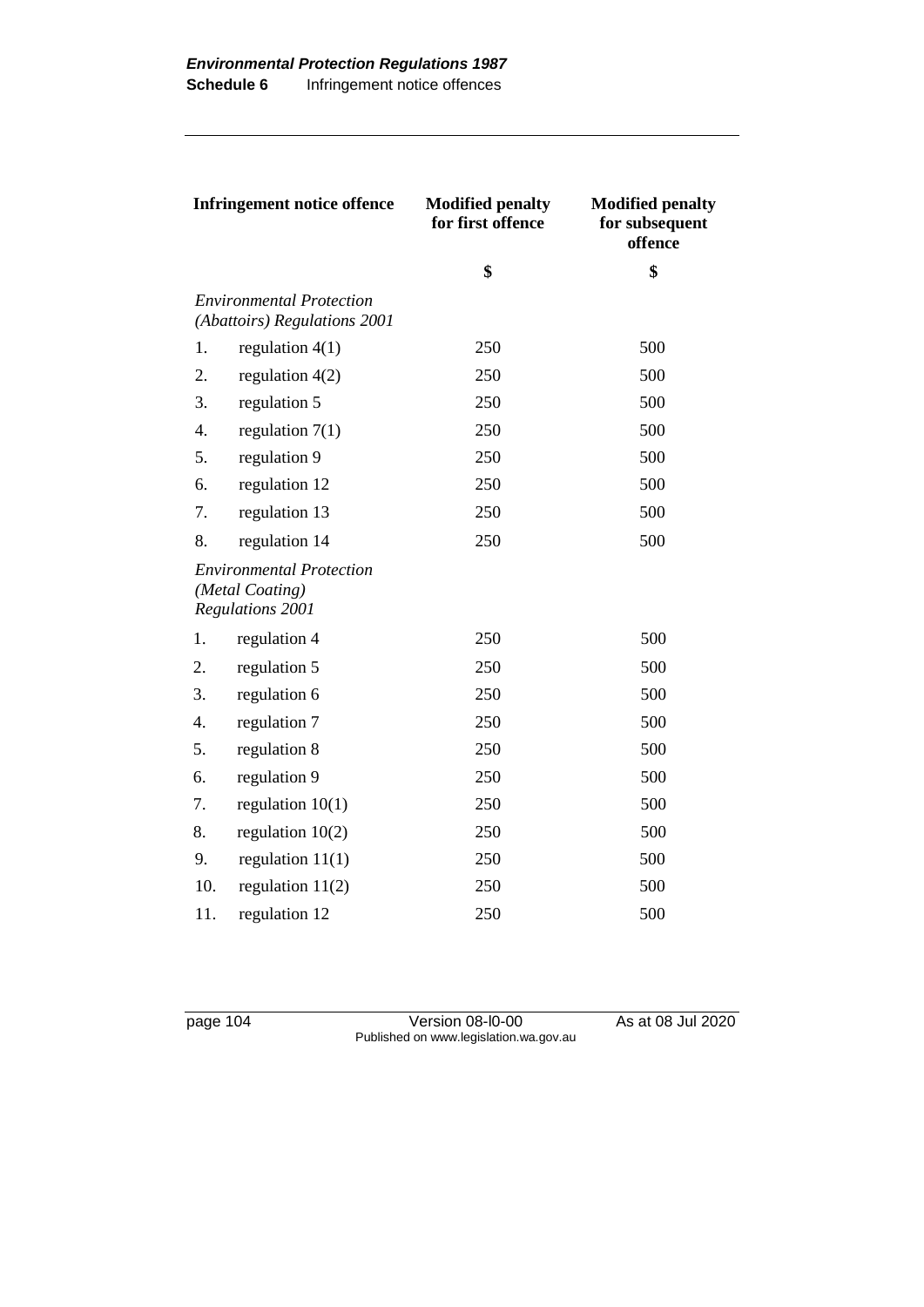| Infringement notice offence | | Modified penalty for first offence | Modified penalty for subsequent offence |
|---|---|---|---|
| | | $ | $ |
| *Environmental Protection (Abattoirs) Regulations 2001* | | | |
| 1. | regulation 4(1) | 250 | 500 |
| 2. | regulation 4(2) | 250 | 500 |
| 3. | regulation 5 | 250 | 500 |
| 4. | regulation 7(1) | 250 | 500 |
| 5. | regulation 9 | 250 | 500 |
| 6. | regulation 12 | 250 | 500 |
| 7. | regulation 13 | 250 | 500 |
| 8. | regulation 14 | 250 | 500 |
| *Environmental Protection (Metal Coating) Regulations 2001* | | | |
| 1. | regulation 4 | 250 | 500 |
| 2. | regulation 5 | 250 | 500 |
| 3. | regulation 6 | 250 | 500 |
| 4. | regulation 7 | 250 | 500 |
| 5. | regulation 8 | 250 | 500 |
| 6. | regulation 9 | 250 | 500 |
| 7. | regulation 10(1) | 250 | 500 |
| 8. | regulation 10(2) | 250 | 500 |
| 9. | regulation 11(1) | 250 | 500 |
| 10. | regulation 11(2) | 250 | 500 |
| 11. | regulation 12 | 250 | 500 |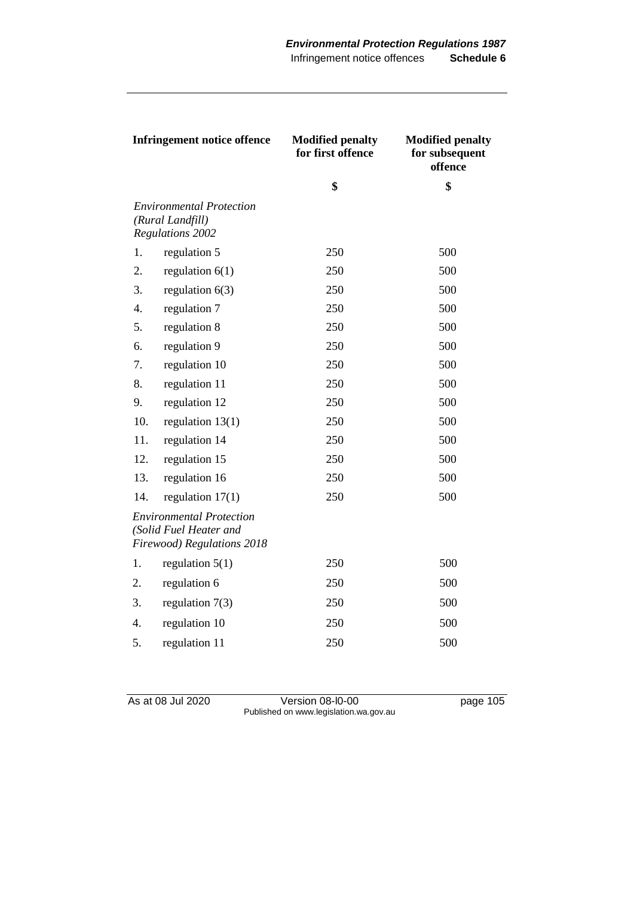| Infringement notice offence | | Modified penalty for first offence | Modified penalty for subsequent offence |
|---|---|---|---|
| | | $ | $ |
| *Environmental Protection (Rural Landfill) Regulations 2002* | | | |
| 1. | regulation 5 | 250 | 500 |
| 2. | regulation 6(1) | 250 | 500 |
| 3. | regulation 6(3) | 250 | 500 |
| 4. | regulation 7 | 250 | 500 |
| 5. | regulation 8 | 250 | 500 |
| 6. | regulation 9 | 250 | 500 |
| 7. | regulation 10 | 250 | 500 |
| 8. | regulation 11 | 250 | 500 |
| 9. | regulation 12 | 250 | 500 |
| 10. | regulation 13(1) | 250 | 500 |
| 11. | regulation 14 | 250 | 500 |
| 12. | regulation 15 | 250 | 500 |
| 13. | regulation 16 | 250 | 500 |
| 14. | regulation 17(1) | 250 | 500 |
| *Environmental Protection (Solid Fuel Heater and Firewood) Regulations 2018* | | | |
| 1. | regulation 5(1) | 250 | 500 |
| 2. | regulation 6 | 250 | 500 |
| 3. | regulation 7(3) | 250 | 500 |
| 4. | regulation 10 | 250 | 500 |
| 5. | regulation 11 | 250 | 500 |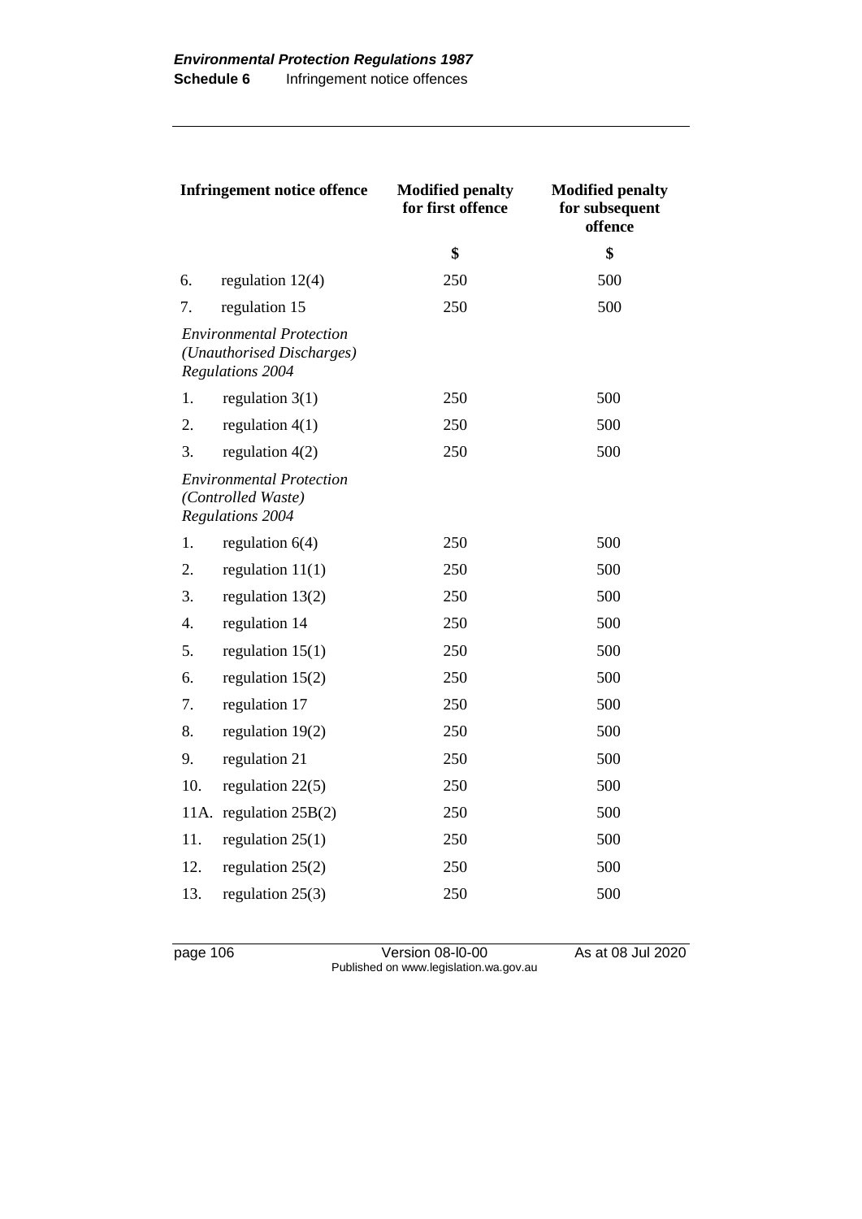| Infringement notice offence | | Modified penalty for first offence | Modified penalty for subsequent offence |
|---|---|---|---|
| | | $ | $ |
| 6. | regulation 12(4) | 250 | 500 |
| 7. | regulation 15 | 250 | 500 |
| *Environmental Protection (Unauthorised Discharges) Regulations 2004* | | | |
| 1. | regulation 3(1) | 250 | 500 |
| 2. | regulation 4(1) | 250 | 500 |
| 3. | regulation 4(2) | 250 | 500 |
| *Environmental Protection (Controlled Waste) Regulations 2004* | | | |
| 1. | regulation 6(4) | 250 | 500 |
| 2. | regulation 11(1) | 250 | 500 |
| 3. | regulation 13(2) | 250 | 500 |
| 4. | regulation 14 | 250 | 500 |
| 5. | regulation 15(1) | 250 | 500 |
| 6. | regulation 15(2) | 250 | 500 |
| 7. | regulation 17 | 250 | 500 |
| 8. | regulation 19(2) | 250 | 500 |
| 9. | regulation 21 | 250 | 500 |
| 10. | regulation 22(5) | 250 | 500 |
| 11A. | regulation 25B(2) | 250 | 500 |
| 11. | regulation 25(1) | 250 | 500 |
| 12. | regulation 25(2) | 250 | 500 |
| 13. | regulation 25(3) | 250 | 500 |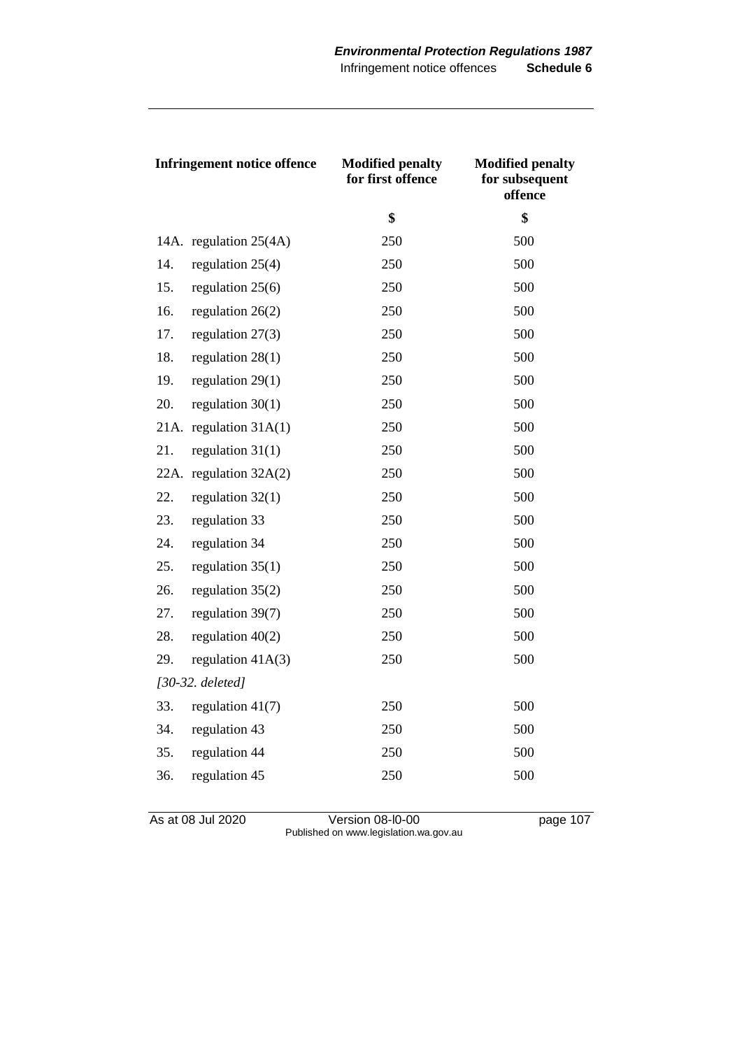| Infringement notice offence | Modified penalty for first offence | Modified penalty for subsequent offence |
|---|---|---|
| | $ | $ |
| 14A. regulation 25(4A) | 250 | 500 |
| 14. regulation 25(4) | 250 | 500 |
| 15. regulation 25(6) | 250 | 500 |
| 16. regulation 26(2) | 250 | 500 |
| 17. regulation 27(3) | 250 | 500 |
| 18. regulation 28(1) | 250 | 500 |
| 19. regulation 29(1) | 250 | 500 |
| 20. regulation 30(1) | 250 | 500 |
| 21A. regulation 31A(1) | 250 | 500 |
| 21. regulation 31(1) | 250 | 500 |
| 22A. regulation 32A(2) | 250 | 500 |
| 22. regulation 32(1) | 250 | 500 |
| 23. regulation 33 | 250 | 500 |
| 24. regulation 34 | 250 | 500 |
| 25. regulation 35(1) | 250 | 500 |
| 26. regulation 35(2) | 250 | 500 |
| 27. regulation 39(7) | 250 | 500 |
| 28. regulation 40(2) | 250 | 500 |
| 29. regulation 41A(3) | 250 | 500 |
| *[30-32. deleted]* | | |
| 33. regulation 41(7) | 250 | 500 |
| 34. regulation 43 | 250 | 500 |
| 35. regulation 44 | 250 | 500 |
| 36. regulation 45 | 250 | 500 |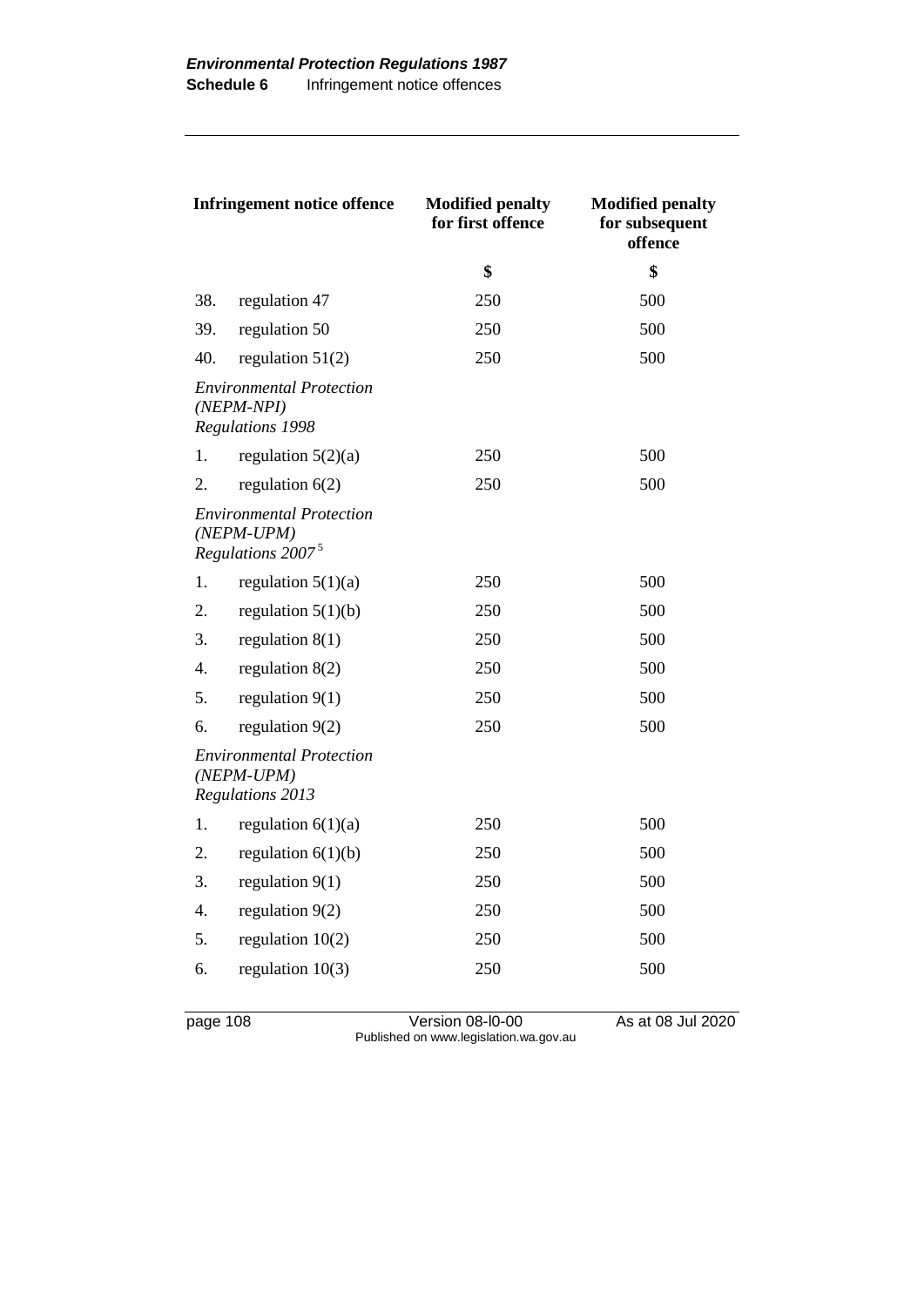| Infringement notice offence | | Modified penalty for first offence | Modified penalty for subsequent offence |
|---|---|---|---|
| | | $ | $ |
| 38. | regulation 47 | 250 | 500 |
| 39. | regulation 50 | 250 | 500 |
| 40. | regulation 51(2) | 250 | 500 |
| *Environmental Protection (NEPM-NPI) Regulations 1998* | | | |
| 1. | regulation 5(2)(a) | 250 | 500 |
| 2. | regulation 6(2) | 250 | 500 |
| *Environmental Protection (NEPM-UPM) Regulations 2007*[5] | | | |
| 1. | regulation 5(1)(a) | 250 | 500 |
| 2. | regulation 5(1)(b) | 250 | 500 |
| 3. | regulation 8(1) | 250 | 500 |
| 4. | regulation 8(2) | 250 | 500 |
| 5. | regulation 9(1) | 250 | 500 |
| 6. | regulation 9(2) | 250 | 500 |
| *Environmental Protection (NEPM-UPM) Regulations 2013* | | | |
| 1. | regulation 6(1)(a) | 250 | 500 |
| 2. | regulation 6(1)(b) | 250 | 500 |
| 3. | regulation 9(1) | 250 | 500 |
| 4. | regulation 9(2) | 250 | 500 |
| 5. | regulation 10(2) | 250 | 500 |
| 6. | regulation 10(3) | 250 | 500 |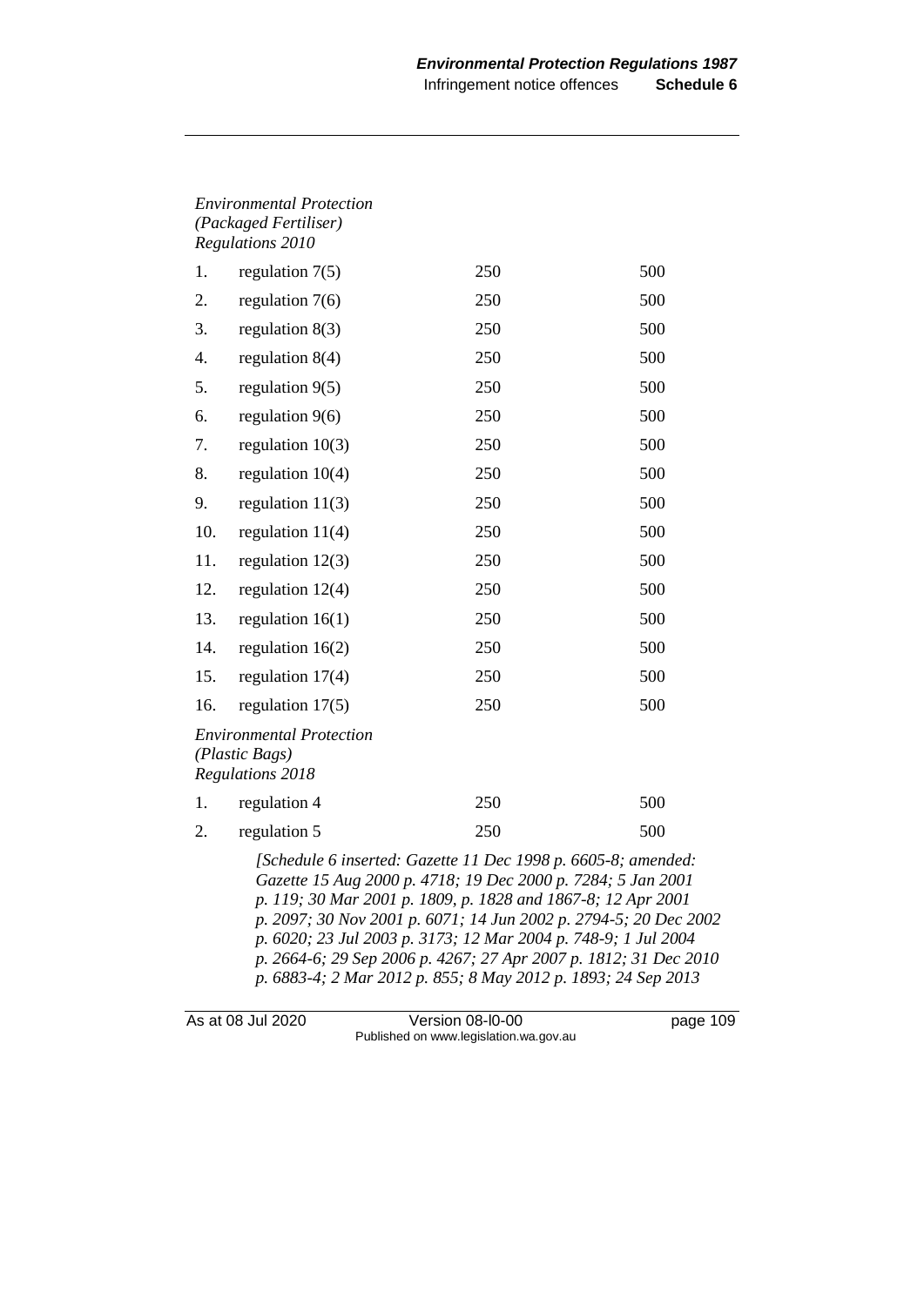| | | | |
|---|---|---|---|
| *Environmental Protection (Packaged Fertiliser) Regulations 2010* | | | |
| 1. | regulation 7(5) | 250 | 500 |
| 2. | regulation 7(6) | 250 | 500 |
| 3. | regulation 8(3) | 250 | 500 |
| 4. | regulation 8(4) | 250 | 500 |
| 5. | regulation 9(5) | 250 | 500 |
| 6. | regulation 9(6) | 250 | 500 |
| 7. | regulation 10(3) | 250 | 500 |
| 8. | regulation 10(4) | 250 | 500 |
| 9. | regulation 11(3) | 250 | 500 |
| 10. | regulation 11(4) | 250 | 500 |
| 11. | regulation 12(3) | 250 | 500 |
| 12. | regulation 12(4) | 250 | 500 |
| 13. | regulation 16(1) | 250 | 500 |
| 14. | regulation 16(2) | 250 | 500 |
| 15. | regulation 17(4) | 250 | 500 |
| 16. | regulation 17(5) | 250 | 500 |
| *Environmental Protection (Plastic Bags) Regulations 2018* | | | |
| 1. | regulation 4 | 250 | 500 |
| 2. | regulation 5 | 250 | 500 |

*[Schedule 6 inserted: Gazette 11 Dec 1998 p. 6605-8; amended: Gazette 15 Aug 2000 p. 4718; 19 Dec 2000 p. 7284; 5 Jan 2001 p. 119; 30 Mar 2001 p. 1809, p. 1828 and 1867-8; 12 Apr 2001 p. 2097; 30 Nov 2001 p. 6071; 14 Jun 2002 p. 2794-5; 20 Dec 2002 p. 6020; 23 Jul 2003 p. 3173; 12 Mar 2004 p. 748-9; 1 Jul 2004 p. 2664-6; 29 Sep 2006 p. 4267; 27 Apr 2007 p. 1812; 31 Dec 2010 p. 6883-4; 2 Mar 2012 p. 855; 8 May 2012 p. 1893; 24 Sep 2013*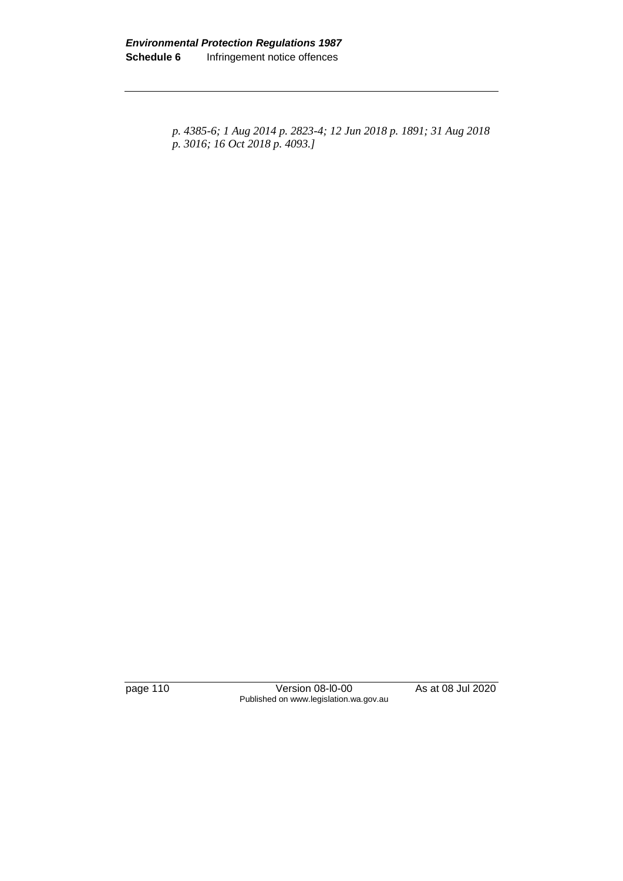*p. 4385-6; 1 Aug 2014 p. 2823-4; 12 Jun 2018 p. 1891; 31 Aug 2018 p. 3016; 16 Oct 2018 p. 4093.]*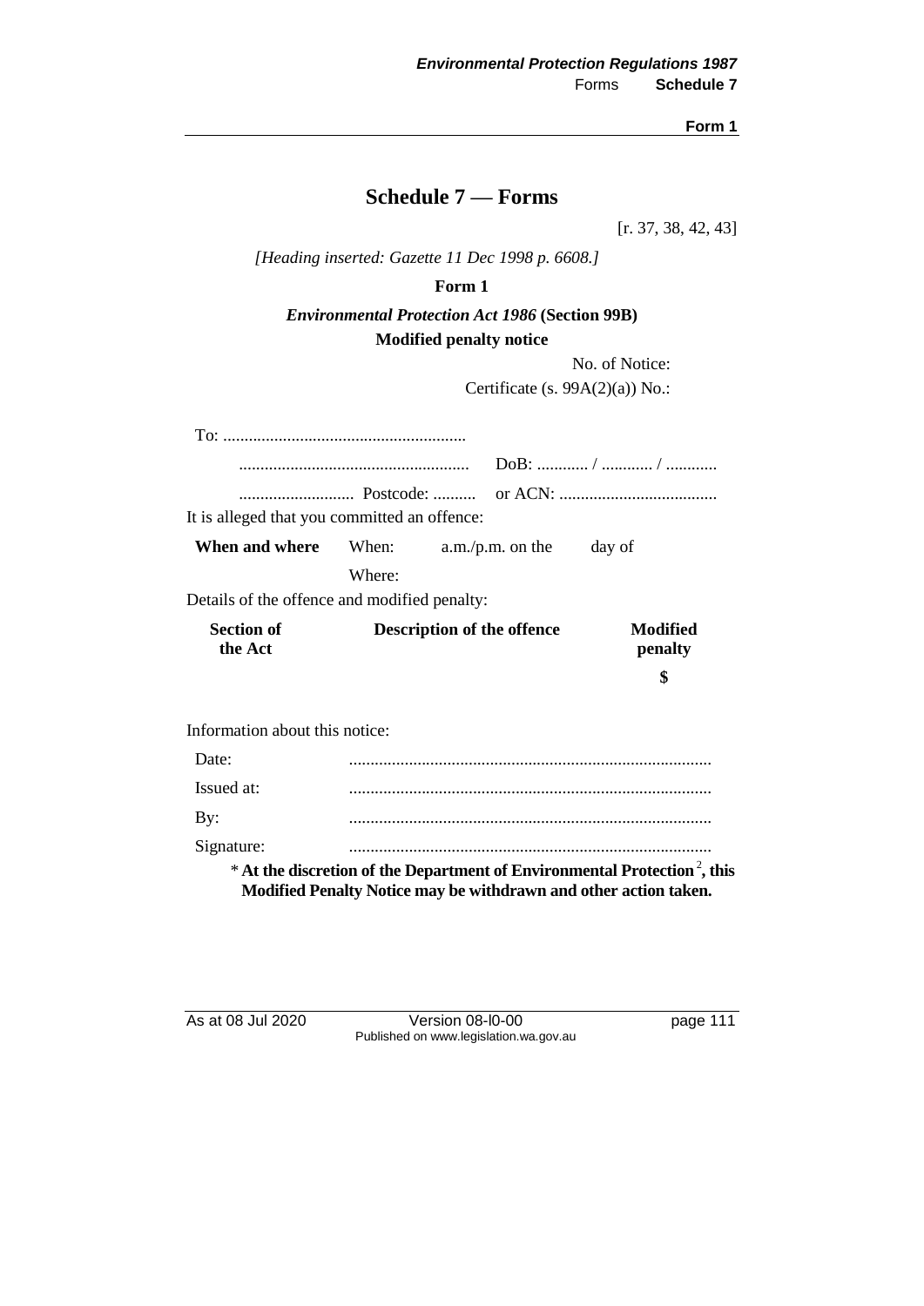# Schedule 7 — Forms

[r. 37, 38, 42, 43]

*[Heading inserted: Gazette 11 Dec 1998 p. 6608.]*

**Form 1**

***Environmental Protection Act 1986* (Section 99B)**

**Modified penalty notice**

No. of Notice:

Certificate (s. 99A(2)(a)) No.:

To: .........................................................

...................................................... DoB: ............ / ............ / ............

........................... Postcode: .......... or ACN: .....................................

It is alleged that you committed an offence:

| | | | |
|---|---|---|---|
| **When and where** | When: | a.m./p.m. on the | day of |
| | Where: | | |

Details of the offence and modified penalty:

| **Section of the Act** | **Description of the offence** | **Modified penalty** |
|---|---|---|
| | | **$** |

Information about this notice:

| | |
|---|---|
| Date: | .................................................................................... |
| Issued at: | .................................................................................... |
| By: | .................................................................................... |
| Signature: | .................................................................................... |

* **At the discretion of the Department of Environmental Protection[2], this Modified Penalty Notice may be withdrawn and other action taken.**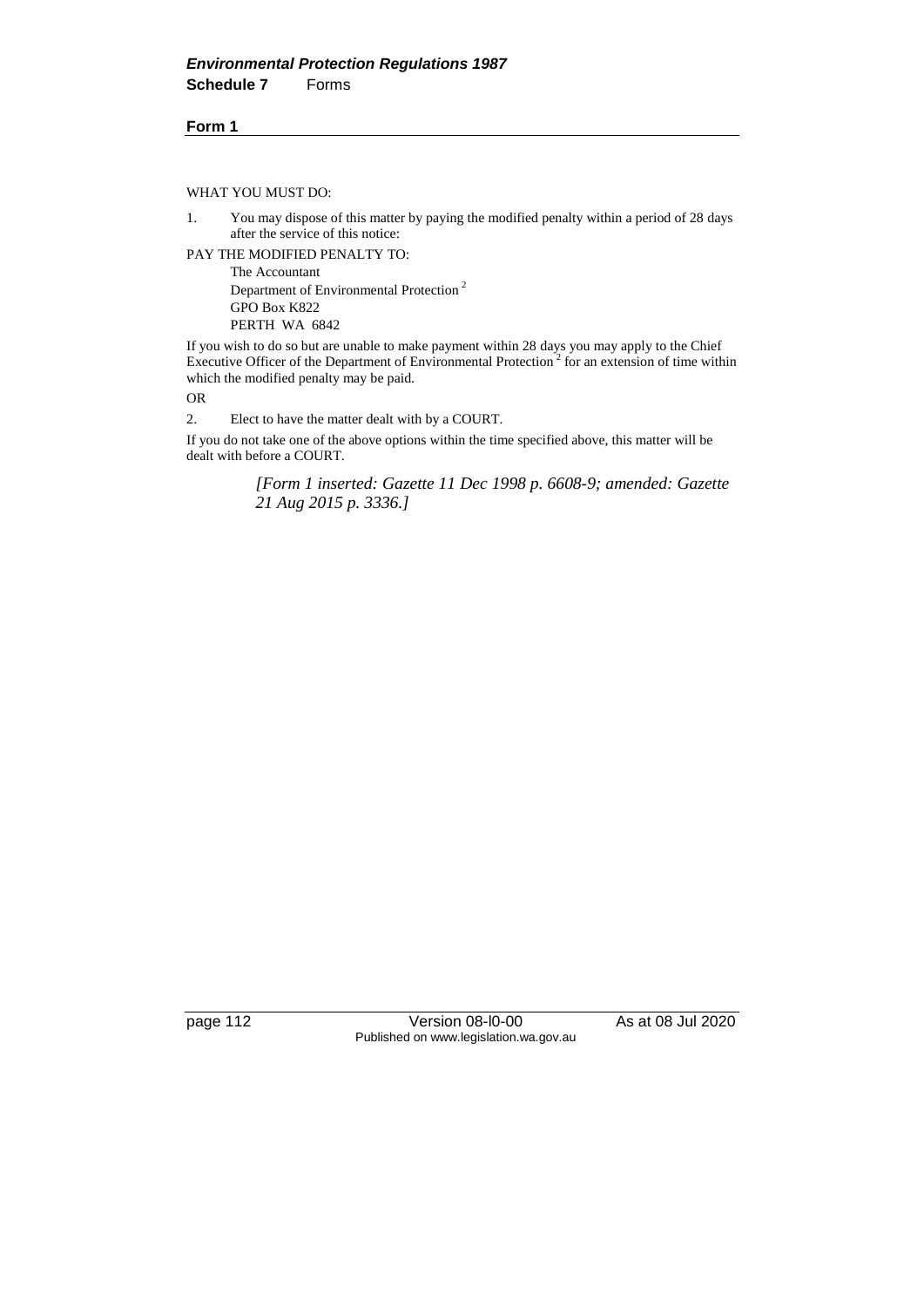**Form 1**

WHAT YOU MUST DO:

1. You may dispose of this matter by paying the modified penalty within a period of 28 days after the service of this notice:

PAY THE MODIFIED PENALTY TO:

The Accountant
Department of Environmental Protection [2]
GPO Box K822
PERTH WA 6842

If you wish to do so but are unable to make payment within 28 days you may apply to the Chief Executive Officer of the Department of Environmental Protection [2] for an extension of time within which the modified penalty may be paid.

OR

2. Elect to have the matter dealt with by a COURT.

If you do not take one of the above options within the time specified above, this matter will be dealt with before a COURT.

*[Form 1 inserted: Gazette 11 Dec 1998 p. 6608-9; amended: Gazette 21 Aug 2015 p. 3336.]*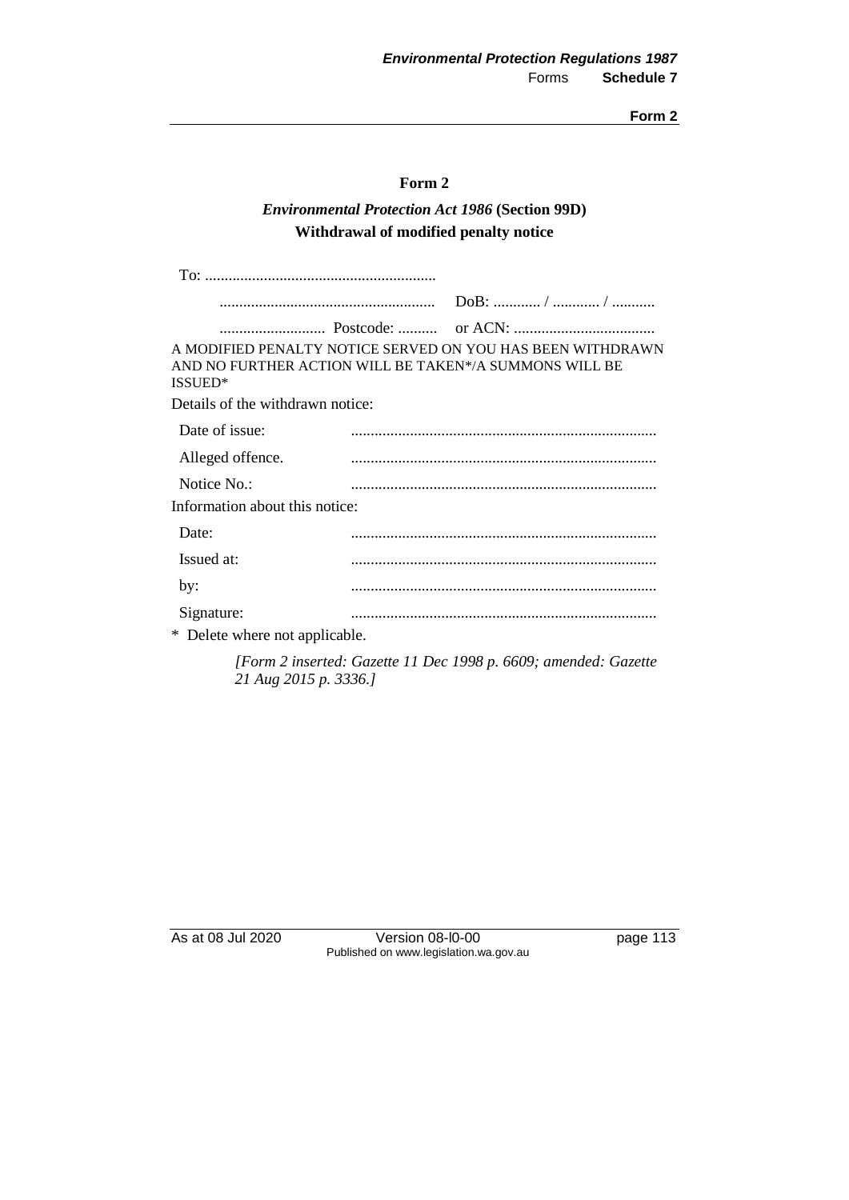## Form 2

***Environmental Protection Act 1986* (Section 99D)**

**Withdrawal of modified penalty notice**

To: ...........................................................

....................................................... DoB: ............ / ............ / ...........

........................... Postcode: .......... or ACN: ....................................

A MODIFIED PENALTY NOTICE SERVED ON YOU HAS BEEN WITHDRAWN AND NO FURTHER ACTION WILL BE TAKEN*/A SUMMONS WILL BE ISSUED*

Details of the withdrawn notice:

| | |
|---|---|
| Date of issue: | ............................................................................. |
| Alleged offence. | ............................................................................. |
| Notice No.: | ............................................................................. |

Information about this notice:

| | |
|---|---|
| Date: | ............................................................................. |
| Issued at: | ............................................................................. |
| by: | ............................................................................. |
| Signature: | ............................................................................. |

\* Delete where not applicable.

*[Form 2 inserted: Gazette 11 Dec 1998 p. 6609; amended: Gazette 21 Aug 2015 p. 3336.]*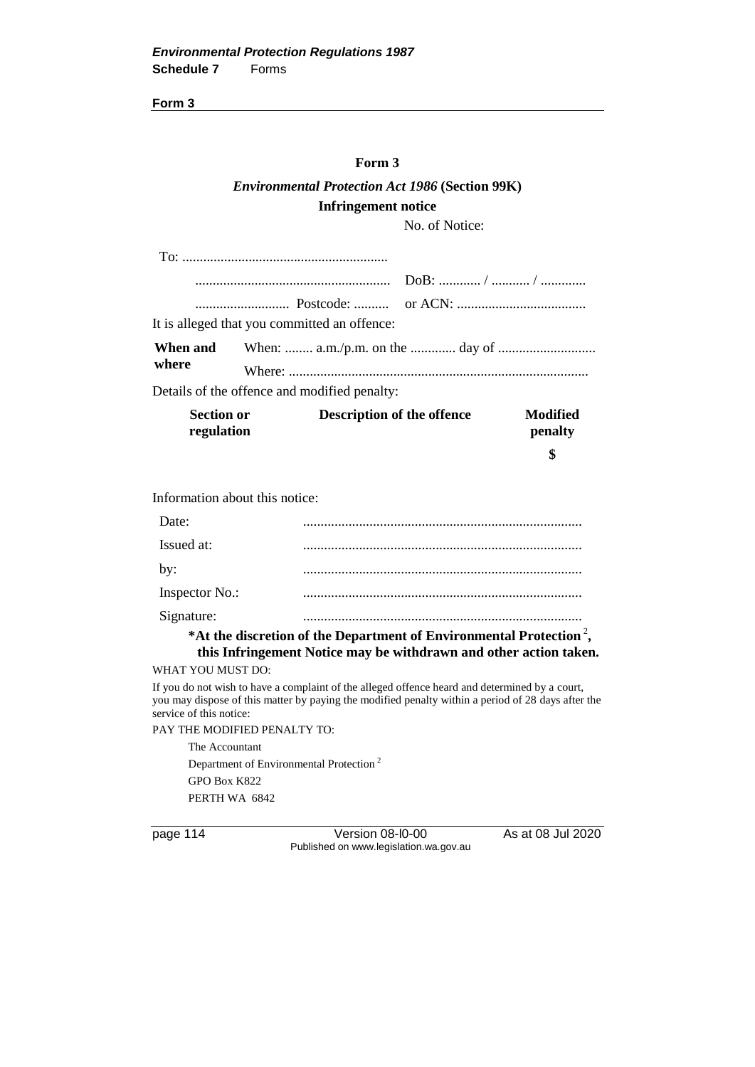**Form 3**

## Form 3

*Environmental Protection Act 1986* **(Section 99K)**

**Infringement notice**

No. of Notice:

To: ..........................................................

....................................................... DoB: ........... / .......... / ............

.......................... Postcode: .......... or ACN: ....................................

It is alleged that you committed an offence:

| | |
|---|---|
| **When and where** | When: ........ a.m./p.m. on the ............ day of ........................... |
| | Where: ..................................................................................... |

Details of the offence and modified penalty:

| **Section or regulation** | **Description of the offence** | **Modified penalty** |
|---|---|---|
| | | **$** |

Information about this notice:

| | |
|---|---|
| Date: | .............................................................................. |
| Issued at: | .............................................................................. |
| by: | .............................................................................. |
| Inspector No.: | .............................................................................. |
| Signature: | .............................................................................. |

**\*At the discretion of the Department of Environmental Protection [2], this Infringement Notice may be withdrawn and other action taken.**

WHAT YOU MUST DO:

If you do not wish to have a complaint of the alleged offence heard and determined by a court, you may dispose of this matter by paying the modified penalty within a period of 28 days after the service of this notice:

PAY THE MODIFIED PENALTY TO:

The Accountant
Department of Environmental Protection [2]
GPO Box K822
PERTH WA 6842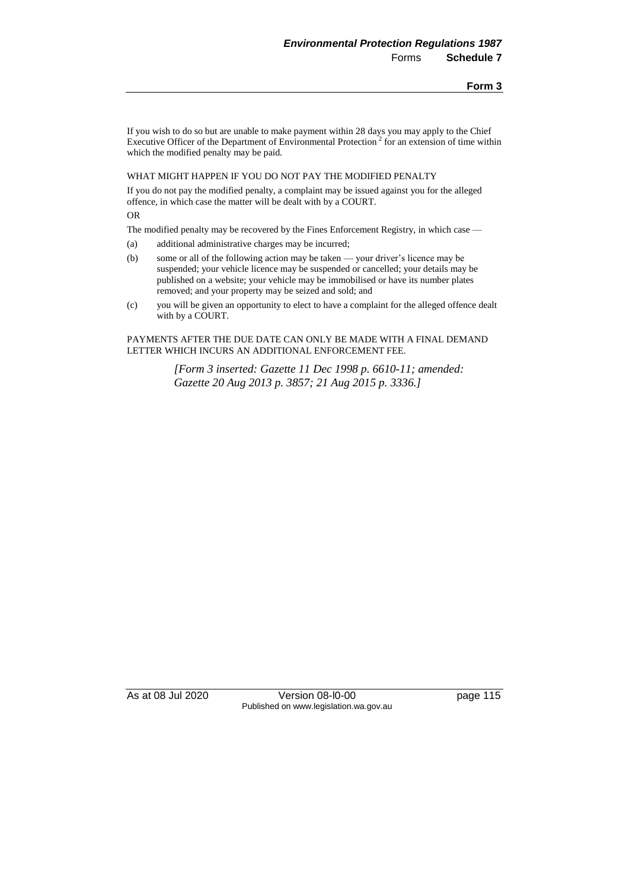If you wish to do so but are unable to make payment within 28 days you may apply to the Chief Executive Officer of the Department of Environmental Protection [2] for an extension of time within which the modified penalty may be paid.

WHAT MIGHT HAPPEN IF YOU DO NOT PAY THE MODIFIED PENALTY

If you do not pay the modified penalty, a complaint may be issued against you for the alleged offence, in which case the matter will be dealt with by a COURT.

OR

The modified penalty may be recovered by the Fines Enforcement Registry, in which case —

(a) additional administrative charges may be incurred;

(b) some or all of the following action may be taken — your driver's licence may be suspended; your vehicle licence may be suspended or cancelled; your details may be published on a website; your vehicle may be immobilised or have its number plates removed; and your property may be seized and sold; and

(c) you will be given an opportunity to elect to have a complaint for the alleged offence dealt with by a COURT.

PAYMENTS AFTER THE DUE DATE CAN ONLY BE MADE WITH A FINAL DEMAND LETTER WHICH INCURS AN ADDITIONAL ENFORCEMENT FEE.

*[Form 3 inserted: Gazette 11 Dec 1998 p. 6610-11; amended: Gazette 20 Aug 2013 p. 3857; 21 Aug 2015 p. 3336.]*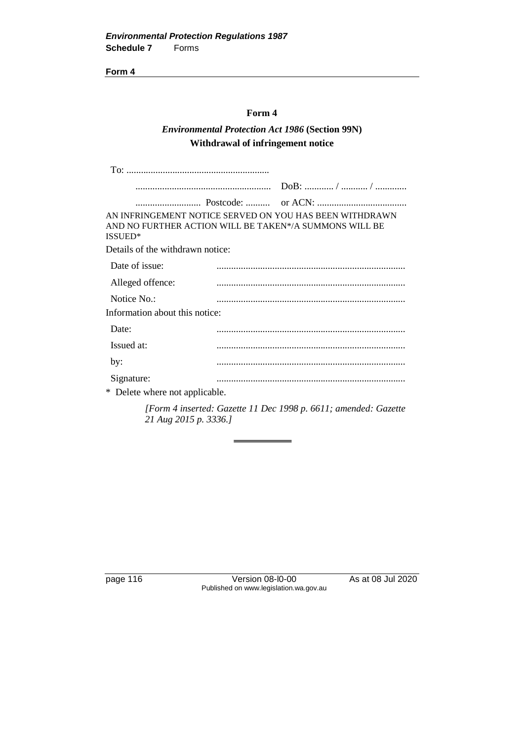**Form 4**

# Form 4

## *Environmental Protection Act 1986* (Section 99N)

## Withdrawal of infringement notice

To: ..........................................................

........................................................ DoB: ............ / ........... / .............

........................... Postcode: .......... or ACN: .....................................

AN INFRINGEMENT NOTICE SERVED ON YOU HAS BEEN WITHDRAWN AND NO FURTHER ACTION WILL BE TAKEN*/A SUMMONS WILL BE ISSUED*

Details of the withdrawn notice:

| | |
|---|---|
| Date of issue: | ............................................................................. |
| Alleged offence: | ............................................................................. |
| Notice No.: | ............................................................................. |

Information about this notice:

| | |
|---|---|
| Date: | ............................................................................. |
| Issued at: | ............................................................................. |
| by: | ............................................................................. |
| Signature: | ............................................................................. |

* Delete where not applicable.

*[Form 4 inserted: Gazette 11 Dec 1998 p. 6611; amended: Gazette 21 Aug 2015 p. 3336.]*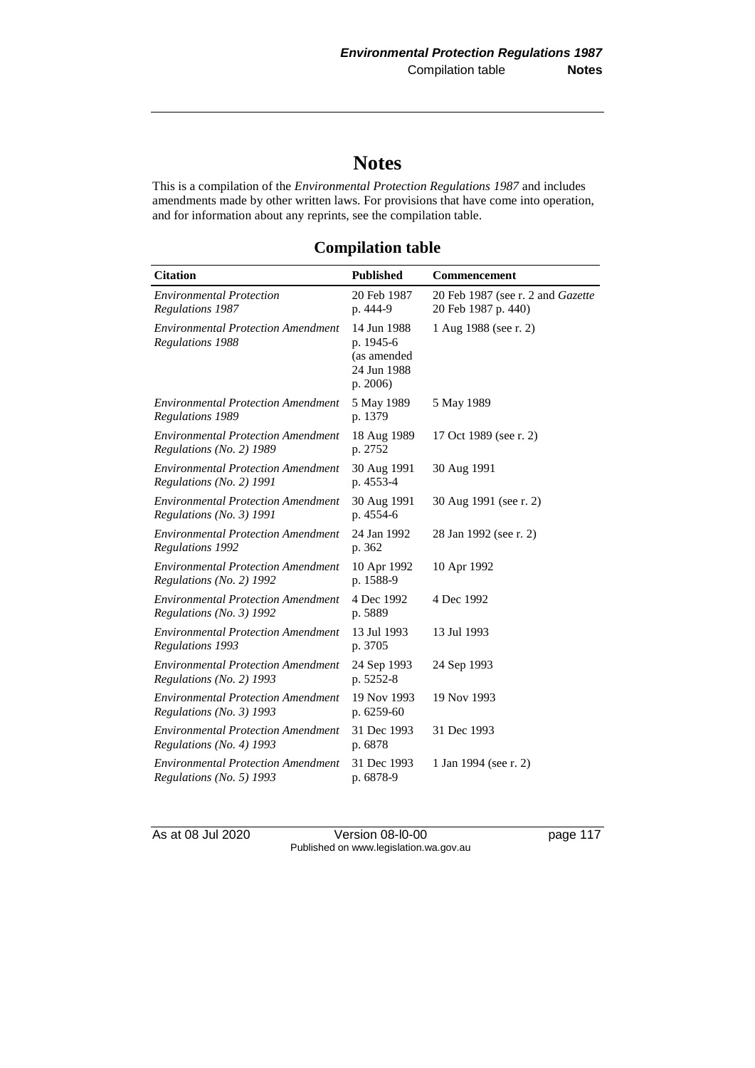# Notes

This is a compilation of the *Environmental Protection Regulations 1987* and includes amendments made by other written laws. For provisions that have come into operation, and for information about any reprints, see the compilation table.

## Compilation table

| Citation | Published | Commencement |
|---|---|---|
| *Environmental Protection Regulations 1987* | 20 Feb 1987 p. 444-9 | 20 Feb 1987 (see r. 2 and *Gazette* 20 Feb 1987 p. 440) |
| *Environmental Protection Amendment Regulations 1988* | 14 Jun 1988 p. 1945-6 (as amended 24 Jun 1988 p. 2006) | 1 Aug 1988 (see r. 2) |
| *Environmental Protection Amendment Regulations 1989* | 5 May 1989 p. 1379 | 5 May 1989 |
| *Environmental Protection Amendment Regulations (No. 2) 1989* | 18 Aug 1989 p. 2752 | 17 Oct 1989 (see r. 2) |
| *Environmental Protection Amendment Regulations (No. 2) 1991* | 30 Aug 1991 p. 4553-4 | 30 Aug 1991 |
| *Environmental Protection Amendment Regulations (No. 3) 1991* | 30 Aug 1991 p. 4554-6 | 30 Aug 1991 (see r. 2) |
| *Environmental Protection Amendment Regulations 1992* | 24 Jan 1992 p. 362 | 28 Jan 1992 (see r. 2) |
| *Environmental Protection Amendment Regulations (No. 2) 1992* | 10 Apr 1992 p. 1588-9 | 10 Apr 1992 |
| *Environmental Protection Amendment Regulations (No. 3) 1992* | 4 Dec 1992 p. 5889 | 4 Dec 1992 |
| *Environmental Protection Amendment Regulations 1993* | 13 Jul 1993 p. 3705 | 13 Jul 1993 |
| *Environmental Protection Amendment Regulations (No. 2) 1993* | 24 Sep 1993 p. 5252-8 | 24 Sep 1993 |
| *Environmental Protection Amendment Regulations (No. 3) 1993* | 19 Nov 1993 p. 6259-60 | 19 Nov 1993 |
| *Environmental Protection Amendment Regulations (No. 4) 1993* | 31 Dec 1993 p. 6878 | 31 Dec 1993 |
| *Environmental Protection Amendment Regulations (No. 5) 1993* | 31 Dec 1993 p. 6878-9 | 1 Jan 1994 (see r. 2) |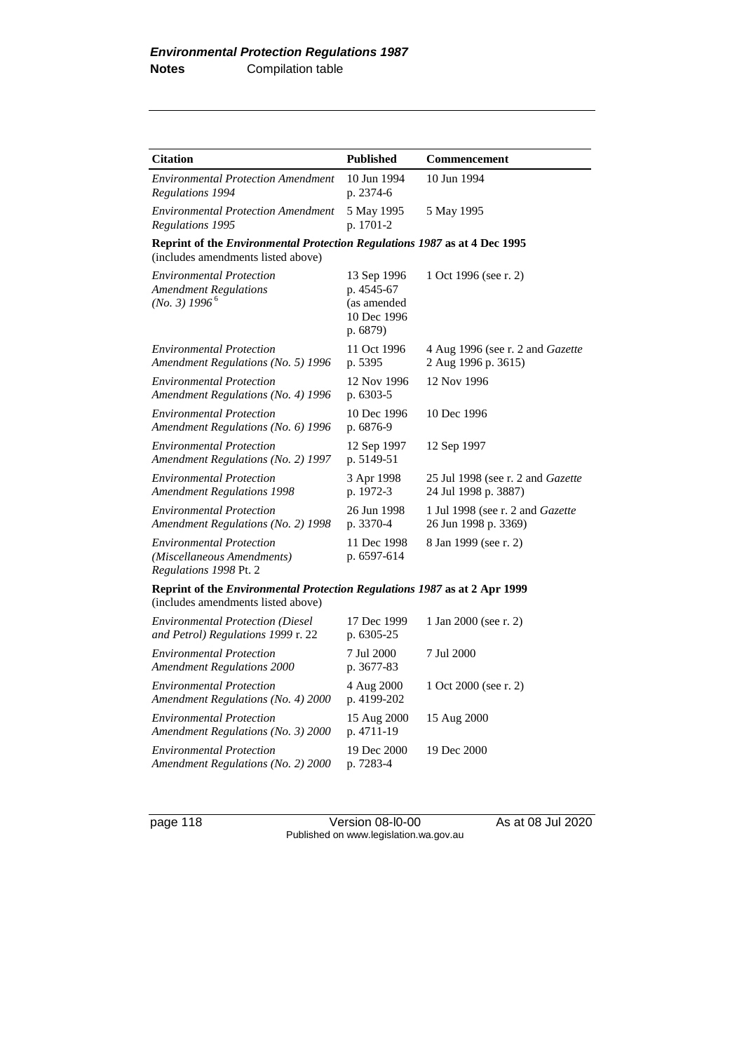| Citation | Published | Commencement |
|---|---|---|
| *Environmental Protection Amendment Regulations 1994* | 10 Jun 1994 p. 2374-6 | 10 Jun 1994 |
| *Environmental Protection Amendment Regulations 1995* | 5 May 1995 p. 1701-2 | 5 May 1995 |
| **Reprint of the *Environmental Protection Regulations 1987* as at 4 Dec 1995** (includes amendments listed above) | | |
| *Environmental Protection Amendment Regulations (No. 3) 1996* [6] | 13 Sep 1996 p. 4545-67 (as amended 10 Dec 1996 p. 6879) | 1 Oct 1996 (see r. 2) |
| *Environmental Protection Amendment Regulations (No. 5) 1996* | 11 Oct 1996 p. 5395 | 4 Aug 1996 (see r. 2 and *Gazette* 2 Aug 1996 p. 3615) |
| *Environmental Protection Amendment Regulations (No. 4) 1996* | 12 Nov 1996 p. 6303-5 | 12 Nov 1996 |
| *Environmental Protection Amendment Regulations (No. 6) 1996* | 10 Dec 1996 p. 6876-9 | 10 Dec 1996 |
| *Environmental Protection Amendment Regulations (No. 2) 1997* | 12 Sep 1997 p. 5149-51 | 12 Sep 1997 |
| *Environmental Protection Amendment Regulations 1998* | 3 Apr 1998 p. 1972-3 | 25 Jul 1998 (see r. 2 and *Gazette* 24 Jul 1998 p. 3887) |
| *Environmental Protection Amendment Regulations (No. 2) 1998* | 26 Jun 1998 p. 3370-4 | 1 Jul 1998 (see r. 2 and *Gazette* 26 Jun 1998 p. 3369) |
| *Environmental Protection (Miscellaneous Amendments) Regulations 1998* Pt. 2 | 11 Dec 1998 p. 6597-614 | 8 Jan 1999 (see r. 2) |
| **Reprint of the *Environmental Protection Regulations 1987* as at 2 Apr 1999** (includes amendments listed above) | | |
| *Environmental Protection (Diesel and Petrol) Regulations 1999* r. 22 | 17 Dec 1999 p. 6305-25 | 1 Jan 2000 (see r. 2) |
| *Environmental Protection Amendment Regulations 2000* | 7 Jul 2000 p. 3677-83 | 7 Jul 2000 |
| *Environmental Protection Amendment Regulations (No. 4) 2000* | 4 Aug 2000 p. 4199-202 | 1 Oct 2000 (see r. 2) |
| *Environmental Protection Amendment Regulations (No. 3) 2000* | 15 Aug 2000 p. 4711-19 | 15 Aug 2000 |
| *Environmental Protection Amendment Regulations (No. 2) 2000* | 19 Dec 2000 p. 7283-4 | 19 Dec 2000 |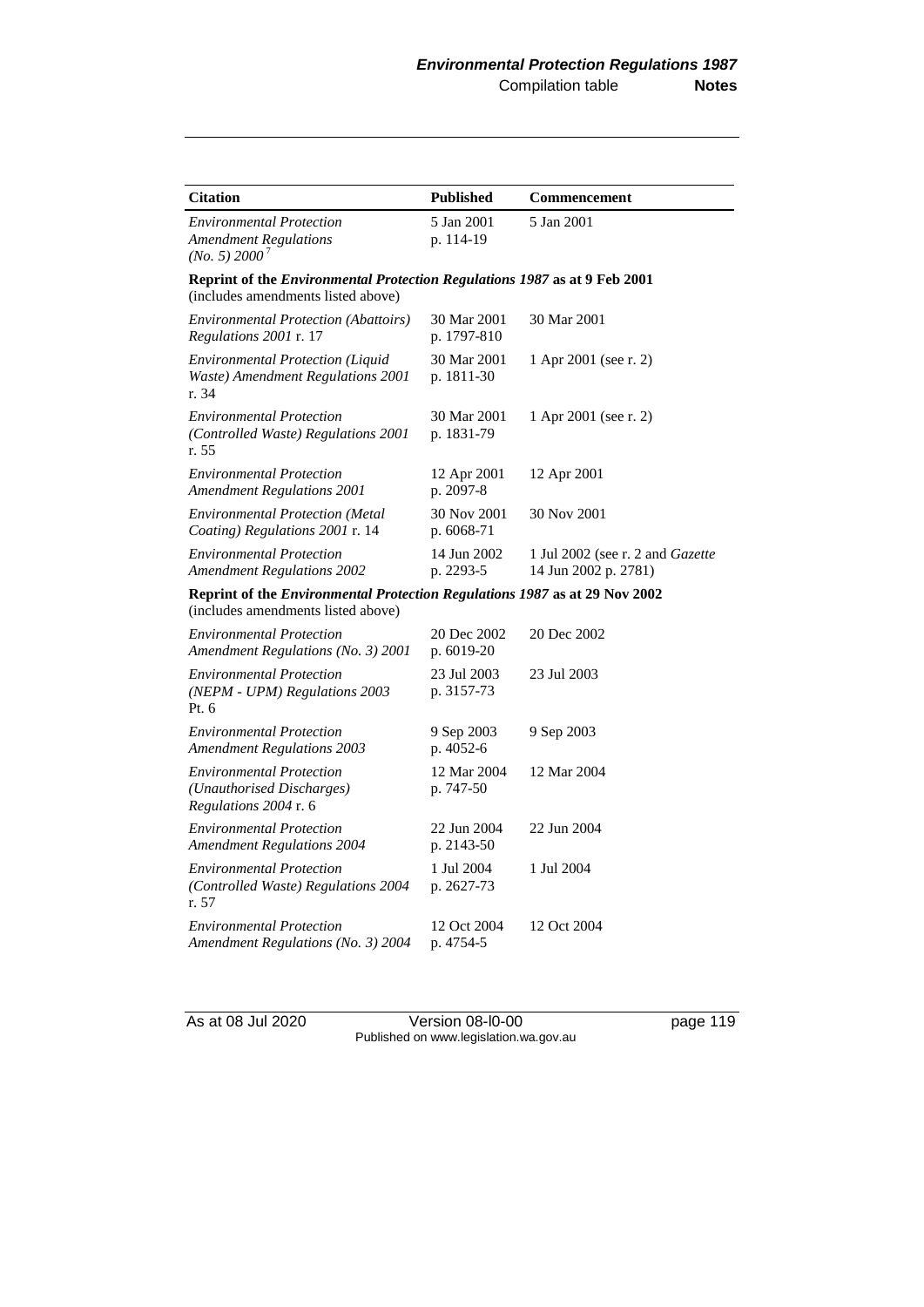| Citation | Published | Commencement |
|---|---|---|
| *Environmental Protection Amendment Regulations (No. 5) 2000* [7] | 5 Jan 2001 p. 114-19 | 5 Jan 2001 |
| **Reprint of the *Environmental Protection Regulations 1987* as at 9 Feb 2001** (includes amendments listed above) | | |
| *Environmental Protection (Abattoirs) Regulations 2001* r. 17 | 30 Mar 2001 p. 1797-810 | 30 Mar 2001 |
| *Environmental Protection (Liquid Waste) Amendment Regulations 2001* r. 34 | 30 Mar 2001 p. 1811-30 | 1 Apr 2001 (see r. 2) |
| *Environmental Protection (Controlled Waste) Regulations 2001* r. 55 | 30 Mar 2001 p. 1831-79 | 1 Apr 2001 (see r. 2) |
| *Environmental Protection Amendment Regulations 2001* | 12 Apr 2001 p. 2097-8 | 12 Apr 2001 |
| *Environmental Protection (Metal Coating) Regulations 2001* r. 14 | 30 Nov 2001 p. 6068-71 | 30 Nov 2001 |
| *Environmental Protection Amendment Regulations 2002* | 14 Jun 2002 p. 2293-5 | 1 Jul 2002 (see r. 2 and *Gazette* 14 Jun 2002 p. 2781) |
| **Reprint of the *Environmental Protection Regulations 1987* as at 29 Nov 2002** (includes amendments listed above) | | |
| *Environmental Protection Amendment Regulations (No. 3) 2001* | 20 Dec 2002 p. 6019-20 | 20 Dec 2002 |
| *Environmental Protection (NEPM - UPM) Regulations 2003* Pt. 6 | 23 Jul 2003 p. 3157-73 | 23 Jul 2003 |
| *Environmental Protection Amendment Regulations 2003* | 9 Sep 2003 p. 4052-6 | 9 Sep 2003 |
| *Environmental Protection (Unauthorised Discharges) Regulations 2004* r. 6 | 12 Mar 2004 p. 747-50 | 12 Mar 2004 |
| *Environmental Protection Amendment Regulations 2004* | 22 Jun 2004 p. 2143-50 | 22 Jun 2004 |
| *Environmental Protection (Controlled Waste) Regulations 2004* r. 57 | 1 Jul 2004 p. 2627-73 | 1 Jul 2004 |
| *Environmental Protection Amendment Regulations (No. 3) 2004* | 12 Oct 2004 p. 4754-5 | 12 Oct 2004 |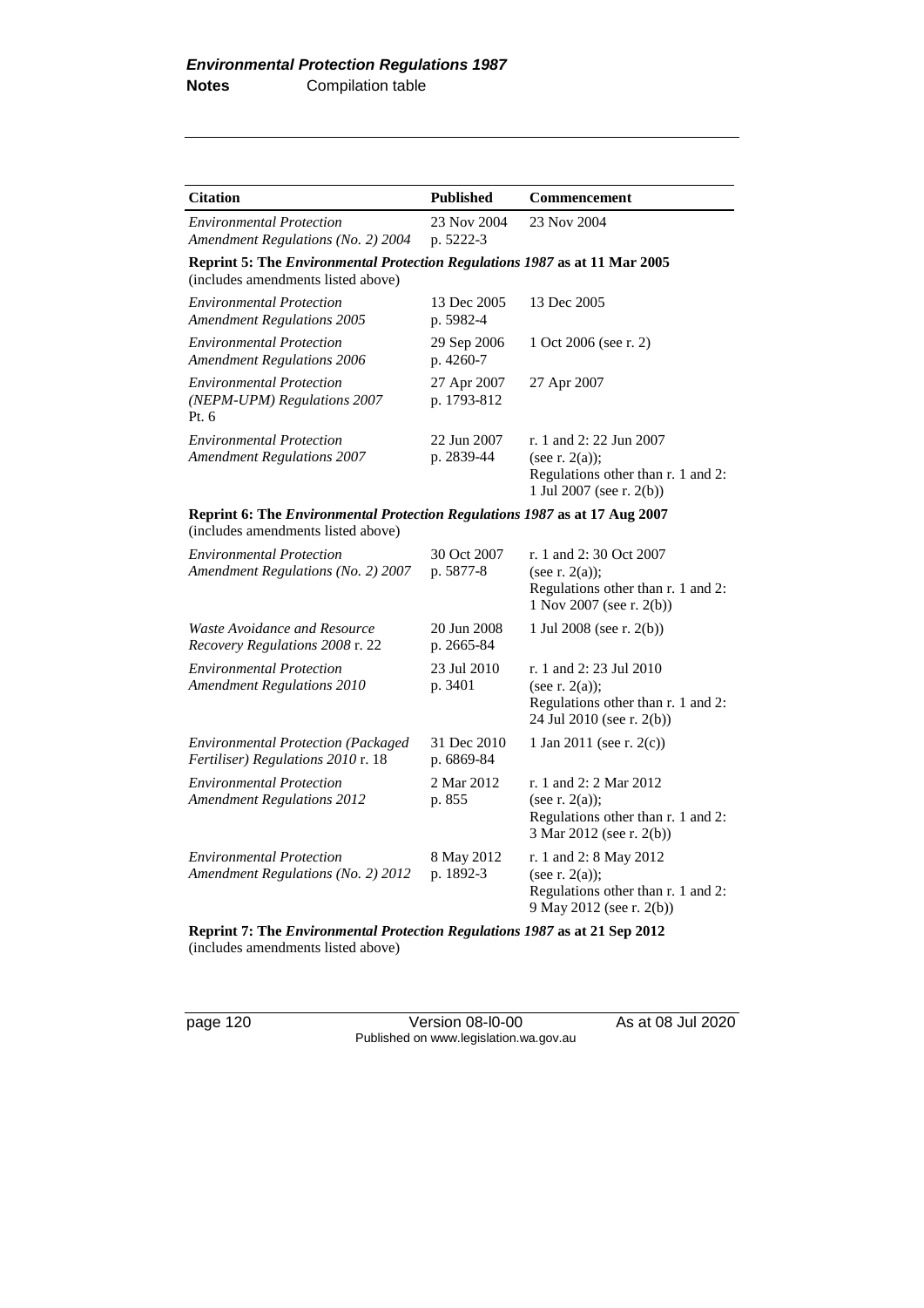| Citation | Published | Commencement |
|---|---|---|
| *Environmental Protection Amendment Regulations (No. 2) 2004* | 23 Nov 2004 p. 5222-3 | 23 Nov 2004 |
| **Reprint 5: The *Environmental Protection Regulations 1987* as at 11 Mar 2005** (includes amendments listed above) | | |
| *Environmental Protection Amendment Regulations 2005* | 13 Dec 2005 p. 5982-4 | 13 Dec 2005 |
| *Environmental Protection Amendment Regulations 2006* | 29 Sep 2006 p. 4260-7 | 1 Oct 2006 (see r. 2) |
| *Environmental Protection (NEPM-UPM) Regulations 2007* Pt. 6 | 27 Apr 2007 p. 1793-812 | 27 Apr 2007 |
| *Environmental Protection Amendment Regulations 2007* | 22 Jun 2007 p. 2839-44 | r. 1 and 2: 22 Jun 2007 (see r. 2(a)); Regulations other than r. 1 and 2: 1 Jul 2007 (see r. 2(b)) |
| **Reprint 6: The *Environmental Protection Regulations 1987* as at 17 Aug 2007** (includes amendments listed above) | | |
| *Environmental Protection Amendment Regulations (No. 2) 2007* | 30 Oct 2007 p. 5877-8 | r. 1 and 2: 30 Oct 2007 (see r. 2(a)); Regulations other than r. 1 and 2: 1 Nov 2007 (see r. 2(b)) |
| *Waste Avoidance and Resource Recovery Regulations 2008* r. 22 | 20 Jun 2008 p. 2665-84 | 1 Jul 2008 (see r. 2(b)) |
| *Environmental Protection Amendment Regulations 2010* | 23 Jul 2010 p. 3401 | r. 1 and 2: 23 Jul 2010 (see r. 2(a)); Regulations other than r. 1 and 2: 24 Jul 2010 (see r. 2(b)) |
| *Environmental Protection (Packaged Fertiliser) Regulations 2010* r. 18 | 31 Dec 2010 p. 6869-84 | 1 Jan 2011 (see r. 2(c)) |
| *Environmental Protection Amendment Regulations 2012* | 2 Mar 2012 p. 855 | r. 1 and 2: 2 Mar 2012 (see r. 2(a)); Regulations other than r. 1 and 2: 3 Mar 2012 (see r. 2(b)) |
| *Environmental Protection Amendment Regulations (No. 2) 2012* | 8 May 2012 p. 1892-3 | r. 1 and 2: 8 May 2012 (see r. 2(a)); Regulations other than r. 1 and 2: 9 May 2012 (see r. 2(b)) |
| **Reprint 7: The *Environmental Protection Regulations 1987* as at 21 Sep 2012** (includes amendments listed above) | | |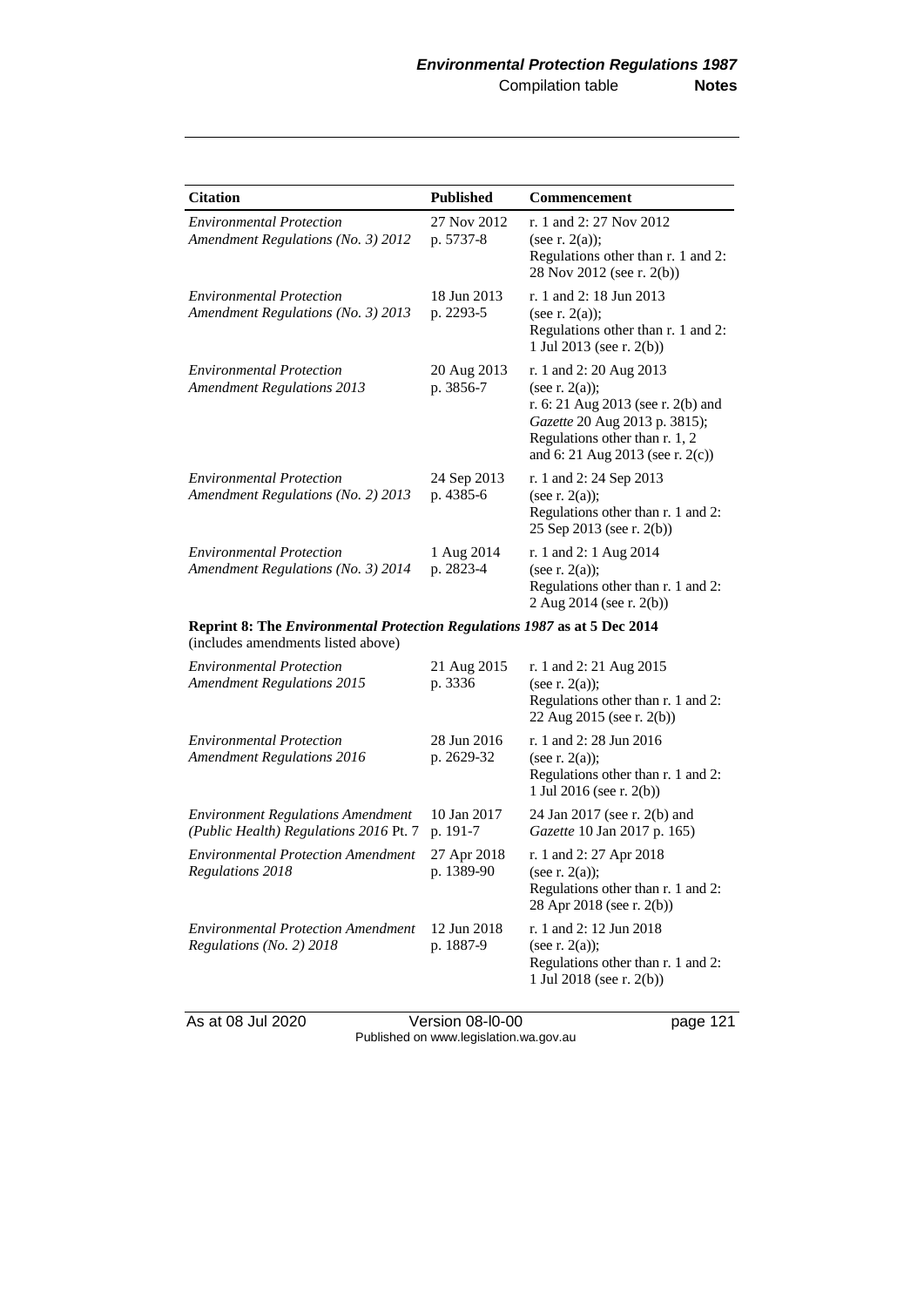| Citation | Published | Commencement |
|---|---|---|
| *Environmental Protection Amendment Regulations (No. 3) 2012* | 27 Nov 2012 p. 5737-8 | r. 1 and 2: 27 Nov 2012 (see r. 2(a)); Regulations other than r. 1 and 2: 28 Nov 2012 (see r. 2(b)) |
| *Environmental Protection Amendment Regulations (No. 3) 2013* | 18 Jun 2013 p. 2293-5 | r. 1 and 2: 18 Jun 2013 (see r. 2(a)); Regulations other than r. 1 and 2: 1 Jul 2013 (see r. 2(b)) |
| *Environmental Protection Amendment Regulations 2013* | 20 Aug 2013 p. 3856-7 | r. 1 and 2: 20 Aug 2013 (see r. 2(a)); r. 6: 21 Aug 2013 (see r. 2(b) and *Gazette* 20 Aug 2013 p. 3815); Regulations other than r. 1, 2 and 6: 21 Aug 2013 (see r. 2(c)) |
| *Environmental Protection Amendment Regulations (No. 2) 2013* | 24 Sep 2013 p. 4385-6 | r. 1 and 2: 24 Sep 2013 (see r. 2(a)); Regulations other than r. 1 and 2: 25 Sep 2013 (see r. 2(b)) |
| *Environmental Protection Amendment Regulations (No. 3) 2014* | 1 Aug 2014 p. 2823-4 | r. 1 and 2: 1 Aug 2014 (see r. 2(a)); Regulations other than r. 1 and 2: 2 Aug 2014 (see r. 2(b)) |
| **Reprint 8: The *Environmental Protection Regulations 1987* as at 5 Dec 2014** (includes amendments listed above) | | |
| *Environmental Protection Amendment Regulations 2015* | 21 Aug 2015 p. 3336 | r. 1 and 2: 21 Aug 2015 (see r. 2(a)); Regulations other than r. 1 and 2: 22 Aug 2015 (see r. 2(b)) |
| *Environmental Protection Amendment Regulations 2016* | 28 Jun 2016 p. 2629-32 | r. 1 and 2: 28 Jun 2016 (see r. 2(a)); Regulations other than r. 1 and 2: 1 Jul 2016 (see r. 2(b)) |
| *Environment Regulations Amendment (Public Health) Regulations 2016* Pt. 7 | 10 Jan 2017 p. 191-7 | 24 Jan 2017 (see r. 2(b) and *Gazette* 10 Jan 2017 p. 165) |
| *Environmental Protection Amendment Regulations 2018* | 27 Apr 2018 p. 1389-90 | r. 1 and 2: 27 Apr 2018 (see r. 2(a)); Regulations other than r. 1 and 2: 28 Apr 2018 (see r. 2(b)) |
| *Environmental Protection Amendment Regulations (No. 2) 2018* | 12 Jun 2018 p. 1887-9 | r. 1 and 2: 12 Jun 2018 (see r. 2(a)); Regulations other than r. 1 and 2: 1 Jul 2018 (see r. 2(b)) |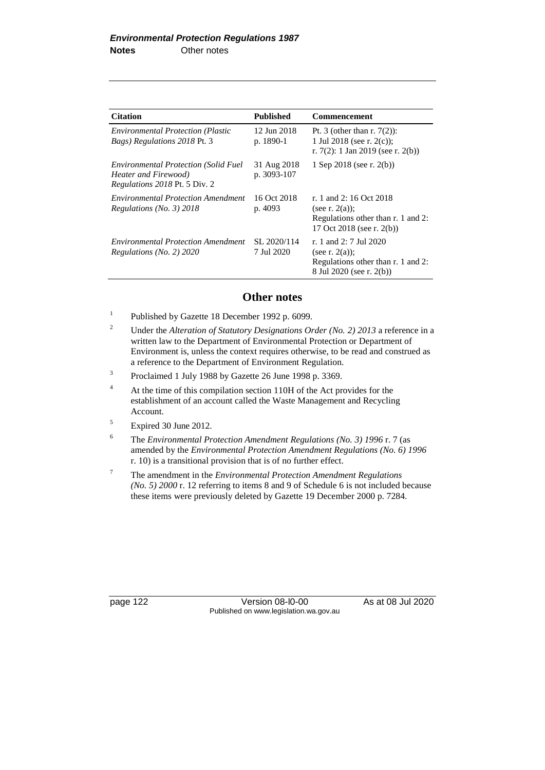| Citation | Published | Commencement |
|---|---|---|
| *Environmental Protection (Plastic Bags) Regulations 2018* Pt. 3 | 12 Jun 2018 p. 1890-1 | Pt. 3 (other than r. 7(2)): 1 Jul 2018 (see r. 2(c)); r. 7(2): 1 Jan 2019 (see r. 2(b)) |
| *Environmental Protection (Solid Fuel Heater and Firewood) Regulations 2018* Pt. 5 Div. 2 | 31 Aug 2018 p. 3093-107 | 1 Sep 2018 (see r. 2(b)) |
| *Environmental Protection Amendment Regulations (No. 3) 2018* | 16 Oct 2018 p. 4093 | r. 1 and 2: 16 Oct 2018 (see r. 2(a)); Regulations other than r. 1 and 2: 17 Oct 2018 (see r. 2(b)) |
| *Environmental Protection Amendment Regulations (No. 2) 2020* | SL 2020/114 7 Jul 2020 | r. 1 and 2: 7 Jul 2020 (see r. 2(a)); Regulations other than r. 1 and 2: 8 Jul 2020 (see r. 2(b)) |

## Other notes

[1] Published by Gazette 18 December 1992 p. 6099.

[2] Under the *Alteration of Statutory Designations Order (No. 2) 2013* a reference in a written law to the Department of Environmental Protection or Department of Environment is, unless the context requires otherwise, to be read and construed as a reference to the Department of Environment Regulation.

[3] Proclaimed 1 July 1988 by Gazette 26 June 1998 p. 3369.

[4] At the time of this compilation section 110H of the Act provides for the establishment of an account called the Waste Management and Recycling Account.

[5] Expired 30 June 2012.

[6] The *Environmental Protection Amendment Regulations (No. 3) 1996* r. 7 (as amended by the *Environmental Protection Amendment Regulations (No. 6) 1996* r. 10) is a transitional provision that is of no further effect.

[7] The amendment in the *Environmental Protection Amendment Regulations (No. 5) 2000* r. 12 referring to items 8 and 9 of Schedule 6 is not included because these items were previously deleted by Gazette 19 December 2000 p. 7284.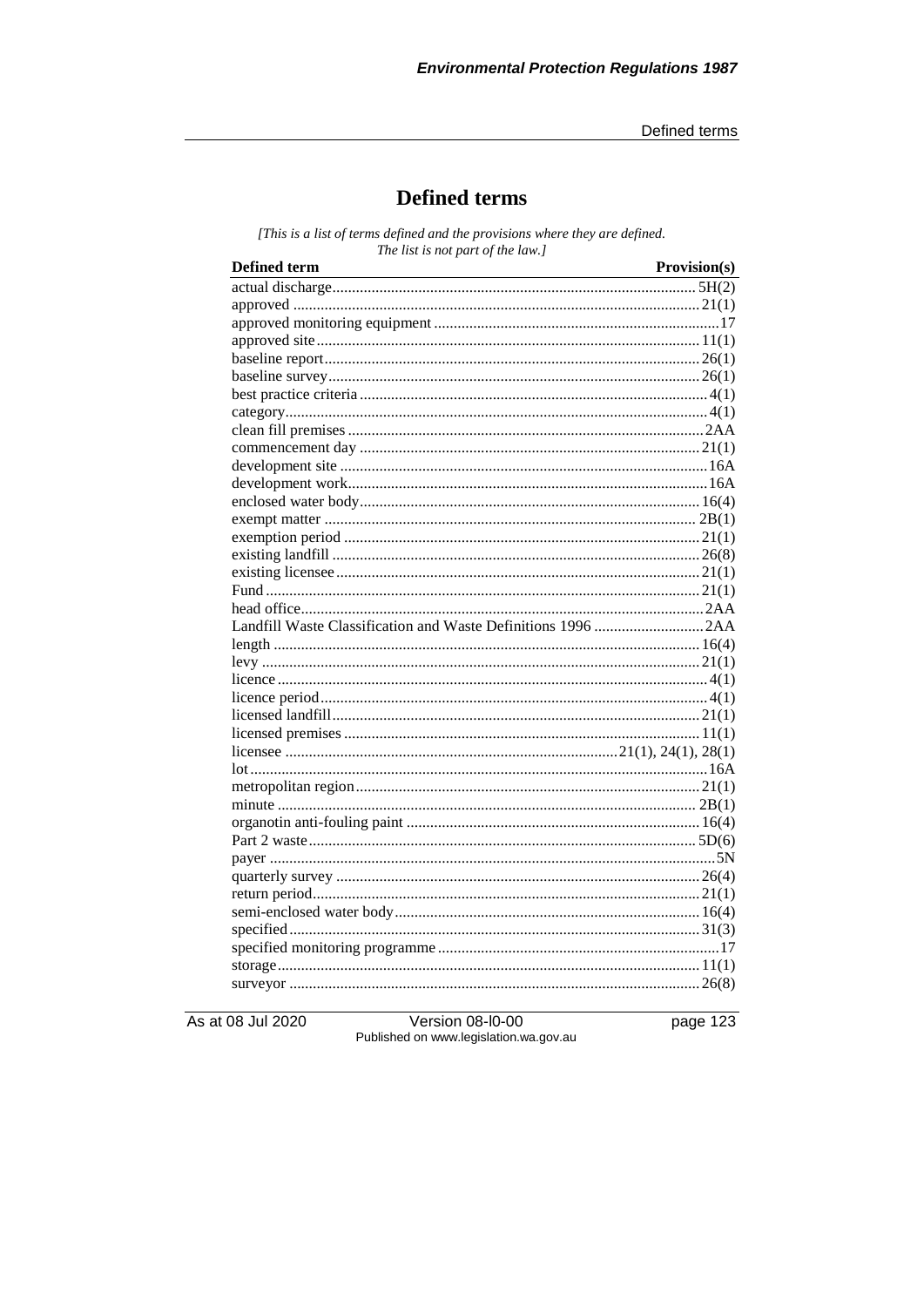# Defined terms

*[This is a list of terms defined and the provisions where they are defined. The list is not part of the law.]*

| Defined term | Provision(s) |
|---|---|
| actual discharge | 5H(2) |
| approved | 21(1) |
| approved monitoring equipment | 17 |
| approved site | 11(1) |
| baseline report | 26(1) |
| baseline survey | 26(1) |
| best practice criteria | 4(1) |
| category | 4(1) |
| clean fill premises | 2AA |
| commencement day | 21(1) |
| development site | 16A |
| development work | 16A |
| enclosed water body | 16(4) |
| exempt matter | 2B(1) |
| exemption period | 21(1) |
| existing landfill | 26(8) |
| existing licensee | 21(1) |
| Fund | 21(1) |
| head office | 2AA |
| Landfill Waste Classification and Waste Definitions 1996 | 2AA |
| length | 16(4) |
| levy | 21(1) |
| licence | 4(1) |
| licence period | 4(1) |
| licensed landfill | 21(1) |
| licensed premises | 11(1) |
| licensee | 21(1), 24(1), 28(1) |
| lot | 16A |
| metropolitan region | 21(1) |
| minute | 2B(1) |
| organotin anti-fouling paint | 16(4) |
| Part 2 waste | 5D(6) |
| payer | 5N |
| quarterly survey | 26(4) |
| return period | 21(1) |
| semi-enclosed water body | 16(4) |
| specified | 31(3) |
| specified monitoring programme | 17 |
| storage | 11(1) |
| surveyor | 26(8) |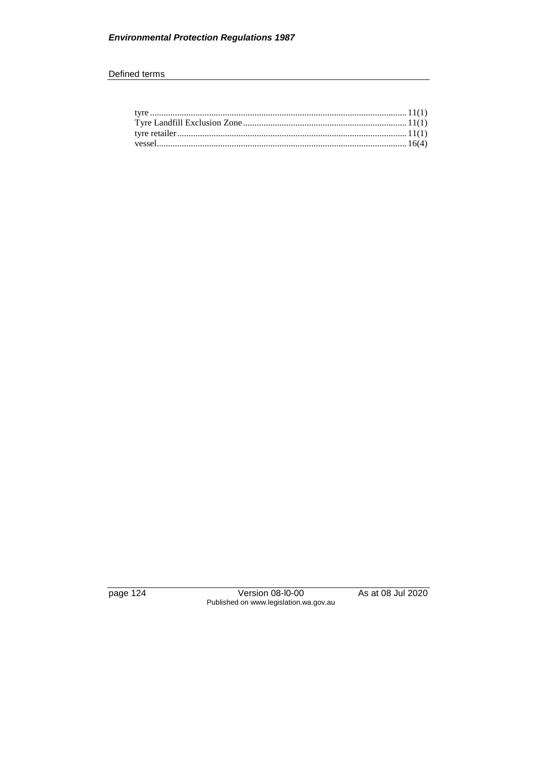Defined terms

tyre................................................................................................................ 11(1)
Tyre Landfill Exclusion Zone........................................................................ 11(1)
tyre retailer..................................................................................................... 11(1)
vessel............................................................................................................. 16(4)